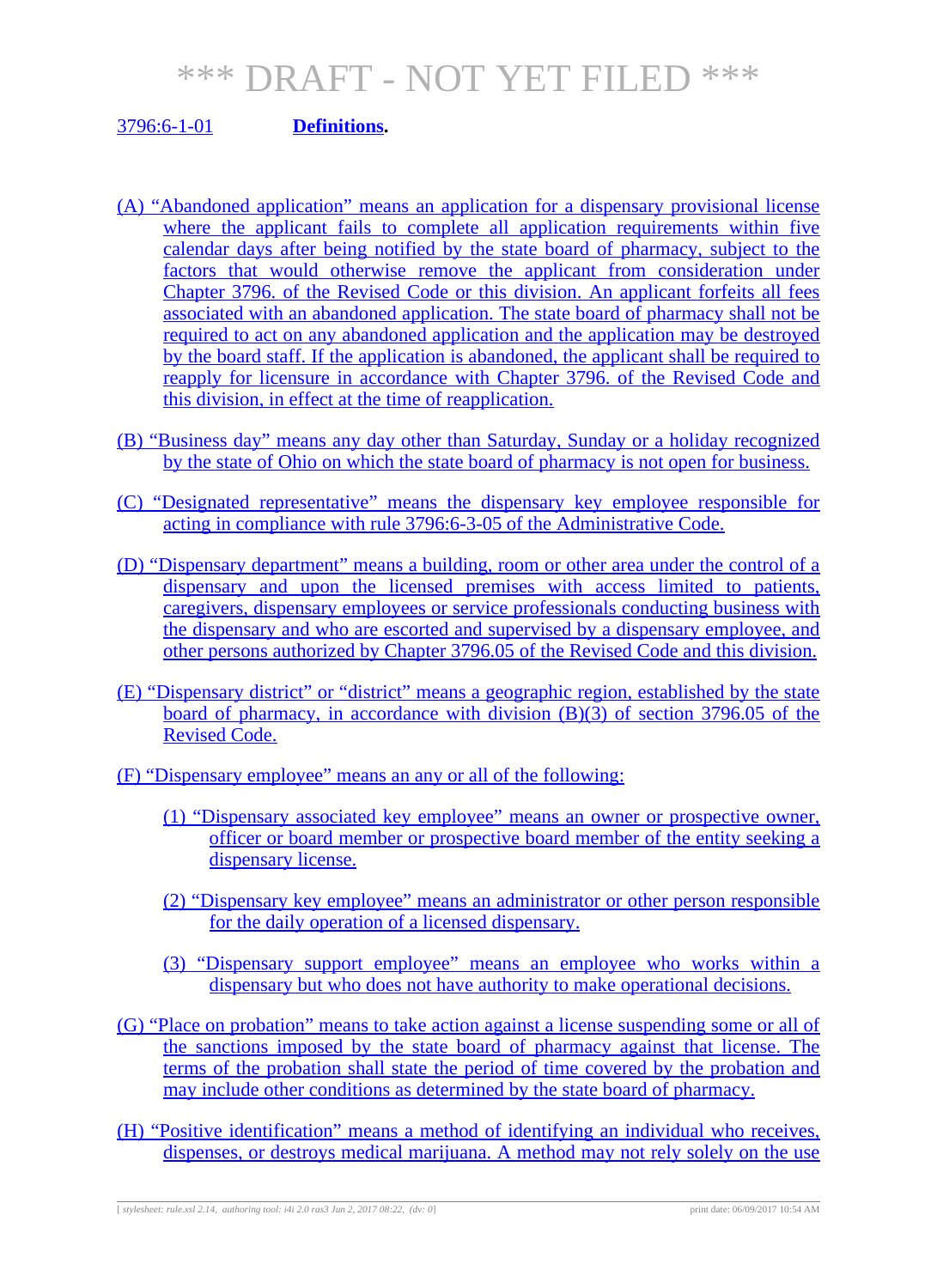*** DRAFT - NOT YET FILED ***

3796:6-1-01 **Definitions.**

(A) "Abandoned application" means an application for a dispensary provisional license where the applicant fails to complete all application requirements within five calendar days after being notified by the state board of pharmacy, subject to the factors that would otherwise remove the applicant from consideration under Chapter 3796. of the Revised Code or this division. An applicant forfeits all fees associated with an abandoned application. The state board of pharmacy shall not be required to act on any abandoned application and the application may be destroyed by the board staff. If the application is abandoned, the applicant shall be required to reapply for licensure in accordance with Chapter 3796. of the Revised Code and this division, in effect at the time of reapplication.

(B) "Business day" means any day other than Saturday, Sunday or a holiday recognized by the state of Ohio on which the state board of pharmacy is not open for business.

(C) "Designated representative" means the dispensary key employee responsible for acting in compliance with rule 3796:6-3-05 of the Administrative Code.

(D) "Dispensary department" means a building, room or other area under the control of a dispensary and upon the licensed premises with access limited to patients, caregivers, dispensary employees or service professionals conducting business with the dispensary and who are escorted and supervised by a dispensary employee, and other persons authorized by Chapter 3796.05 of the Revised Code and this division.

(E) "Dispensary district" or "district" means a geographic region, established by the state board of pharmacy, in accordance with division (B)(3) of section 3796.05 of the Revised Code.

(F) "Dispensary employee" means an any or all of the following:

(1) "Dispensary associated key employee" means an owner or prospective owner, officer or board member or prospective board member of the entity seeking a dispensary license.

(2) "Dispensary key employee" means an administrator or other person responsible for the daily operation of a licensed dispensary.

(3) "Dispensary support employee" means an employee who works within a dispensary but who does not have authority to make operational decisions.

(G) "Place on probation" means to take action against a license suspending some or all of the sanctions imposed by the state board of pharmacy against that license. The terms of the probation shall state the period of time covered by the probation and may include other conditions as determined by the state board of pharmacy.

(H) "Positive identification" means a method of identifying an individual who receives, dispenses, or destroys medical marijuana. A method may not rely solely on the use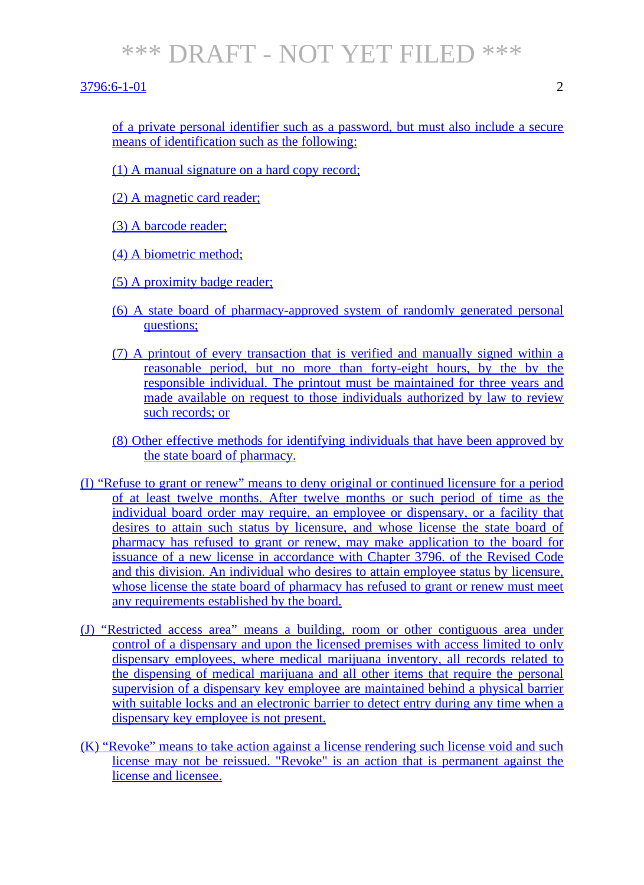of a private personal identifier such as a password, but must also include a secure means of identification such as the following:

(1) A manual signature on a hard copy record;

(2) A magnetic card reader;

(3) A barcode reader;

(4) A biometric method;

(5) A proximity badge reader;

(6) A state board of pharmacy-approved system of randomly generated personal questions;

(7) A printout of every transaction that is verified and manually signed within a reasonable period, but no more than forty-eight hours, by the by the responsible individual. The printout must be maintained for three years and made available on request to those individuals authorized by law to review such records; or

(8) Other effective methods for identifying individuals that have been approved by the state board of pharmacy.

(I) "Refuse to grant or renew" means to deny original or continued licensure for a period of at least twelve months. After twelve months or such period of time as the individual board order may require, an employee or dispensary, or a facility that desires to attain such status by licensure, and whose license the state board of pharmacy has refused to grant or renew, may make application to the board for issuance of a new license in accordance with Chapter 3796. of the Revised Code and this division. An individual who desires to attain employee status by licensure, whose license the state board of pharmacy has refused to grant or renew must meet any requirements established by the board.

(J) "Restricted access area" means a building, room or other contiguous area under control of a dispensary and upon the licensed premises with access limited to only dispensary employees, where medical marijuana inventory, all records related to the dispensing of medical marijuana and all other items that require the personal supervision of a dispensary key employee are maintained behind a physical barrier with suitable locks and an electronic barrier to detect entry during any time when a dispensary key employee is not present.

(K) "Revoke" means to take action against a license rendering such license void and such license may not be reissued. "Revoke" is an action that is permanent against the license and licensee.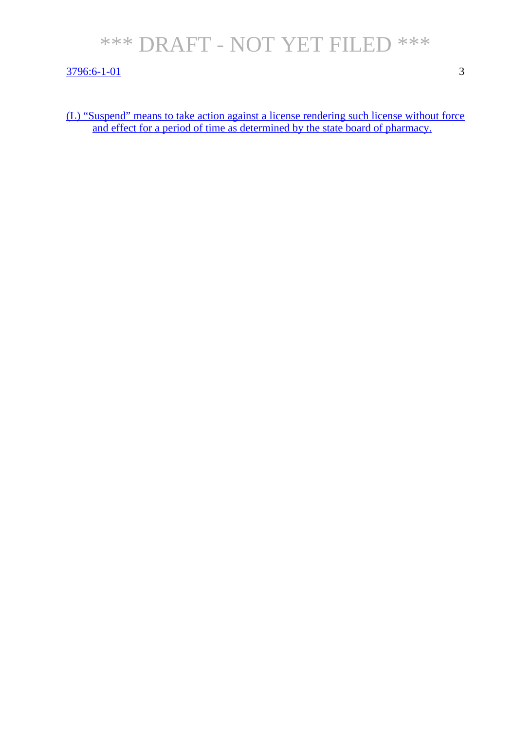(L) "Suspend" means to take action against a license rendering such license without force and effect for a period of time as determined by the state board of pharmacy.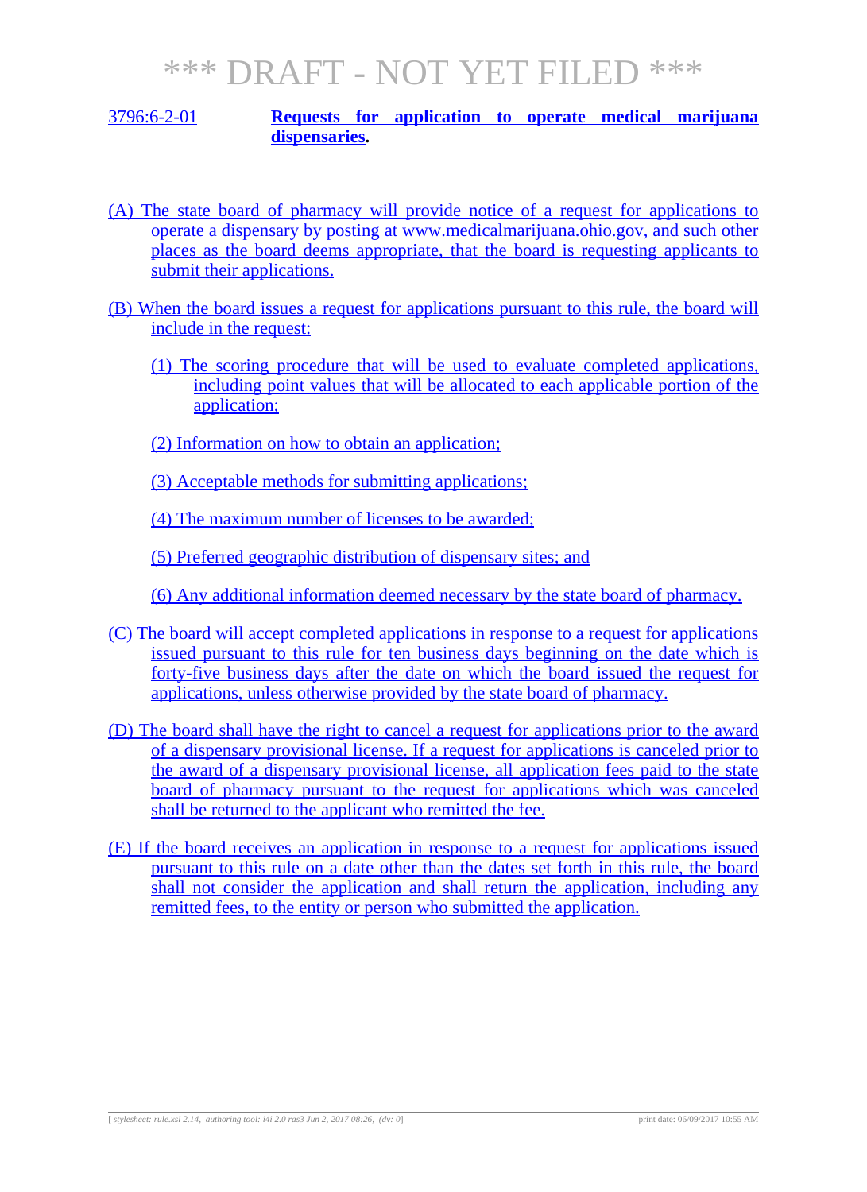# *** DRAFT - NOT YET FILED ***

3796:6-2-01 **Requests for application to operate medical marijuana dispensaries.**

(A) The state board of pharmacy will provide notice of a request for applications to operate a dispensary by posting at www.medicalmarijuana.ohio.gov, and such other places as the board deems appropriate, that the board is requesting applicants to submit their applications.

(B) When the board issues a request for applications pursuant to this rule, the board will include in the request:

(1) The scoring procedure that will be used to evaluate completed applications, including point values that will be allocated to each applicable portion of the application;

(2) Information on how to obtain an application;

(3) Acceptable methods for submitting applications;

(4) The maximum number of licenses to be awarded;

(5) Preferred geographic distribution of dispensary sites; and

(6) Any additional information deemed necessary by the state board of pharmacy.

(C) The board will accept completed applications in response to a request for applications issued pursuant to this rule for ten business days beginning on the date which is forty-five business days after the date on which the board issued the request for applications, unless otherwise provided by the state board of pharmacy.

(D) The board shall have the right to cancel a request for applications prior to the award of a dispensary provisional license. If a request for applications is canceled prior to the award of a dispensary provisional license, all application fees paid to the state board of pharmacy pursuant to the request for applications which was canceled shall be returned to the applicant who remitted the fee.

(E) If the board receives an application in response to a request for applications issued pursuant to this rule on a date other than the dates set forth in this rule, the board shall not consider the application and shall return the application, including any remitted fees, to the entity or person who submitted the application.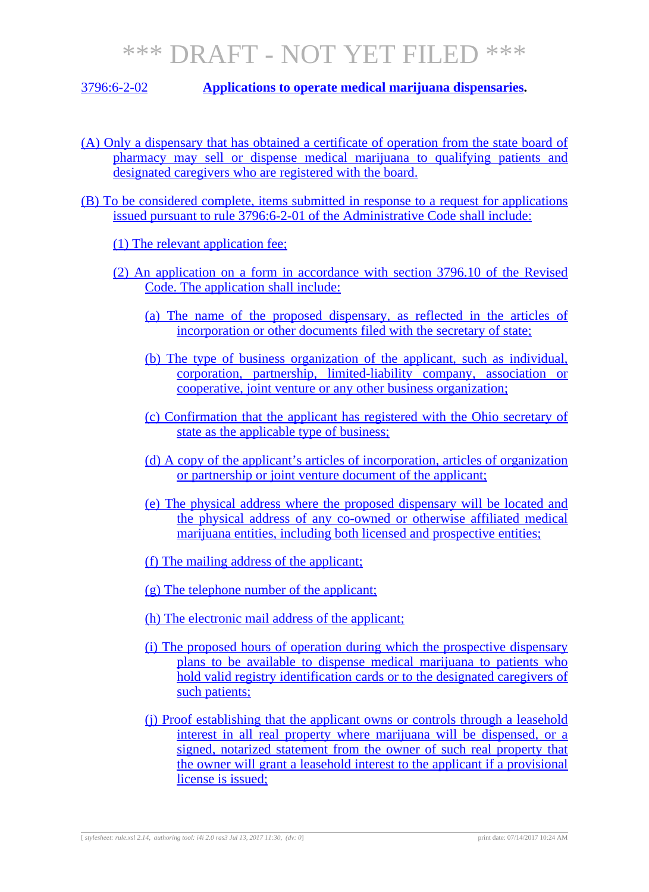*** DRAFT - NOT YET FILED ***

## 3796:6-2-02 **Applications to operate medical marijuana dispensaries.**

(A) Only a dispensary that has obtained a certificate of operation from the state board of pharmacy may sell or dispense medical marijuana to qualifying patients and designated caregivers who are registered with the board.

(B) To be considered complete, items submitted in response to a request for applications issued pursuant to rule 3796:6-2-01 of the Administrative Code shall include:

(1) The relevant application fee;

(2) An application on a form in accordance with section 3796.10 of the Revised Code. The application shall include:

(a) The name of the proposed dispensary, as reflected in the articles of incorporation or other documents filed with the secretary of state;

(b) The type of business organization of the applicant, such as individual, corporation, partnership, limited-liability company, association or cooperative, joint venture or any other business organization;

(c) Confirmation that the applicant has registered with the Ohio secretary of state as the applicable type of business;

(d) A copy of the applicant's articles of incorporation, articles of organization or partnership or joint venture document of the applicant;

(e) The physical address where the proposed dispensary will be located and the physical address of any co-owned or otherwise affiliated medical marijuana entities, including both licensed and prospective entities;

(f) The mailing address of the applicant;

(g) The telephone number of the applicant;

(h) The electronic mail address of the applicant;

(i) The proposed hours of operation during which the prospective dispensary plans to be available to dispense medical marijuana to patients who hold valid registry identification cards or to the designated caregivers of such patients;

(j) Proof establishing that the applicant owns or controls through a leasehold interest in all real property where marijuana will be dispensed, or a signed, notarized statement from the owner of such real property that the owner will grant a leasehold interest to the applicant if a provisional license is issued;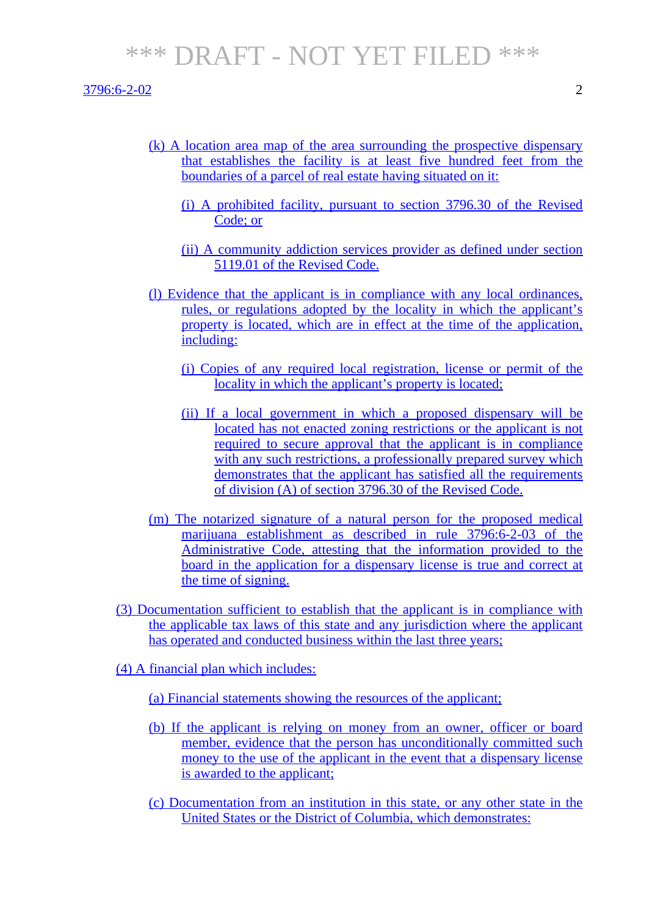(k) A location area map of the area surrounding the prospective dispensary that establishes the facility is at least five hundred feet from the boundaries of a parcel of real estate having situated on it:

(i) A prohibited facility, pursuant to section 3796.30 of the Revised Code; or

(ii) A community addiction services provider as defined under section 5119.01 of the Revised Code.

(l) Evidence that the applicant is in compliance with any local ordinances, rules, or regulations adopted by the locality in which the applicant's property is located, which are in effect at the time of the application, including:

(i) Copies of any required local registration, license or permit of the locality in which the applicant's property is located;

(ii) If a local government in which a proposed dispensary will be located has not enacted zoning restrictions or the applicant is not required to secure approval that the applicant is in compliance with any such restrictions, a professionally prepared survey which demonstrates that the applicant has satisfied all the requirements of division (A) of section 3796.30 of the Revised Code.

(m) The notarized signature of a natural person for the proposed medical marijuana establishment as described in rule 3796:6-2-03 of the Administrative Code, attesting that the information provided to the board in the application for a dispensary license is true and correct at the time of signing.

(3) Documentation sufficient to establish that the applicant is in compliance with the applicable tax laws of this state and any jurisdiction where the applicant has operated and conducted business within the last three years;

(4) A financial plan which includes:

(a) Financial statements showing the resources of the applicant;

(b) If the applicant is relying on money from an owner, officer or board member, evidence that the person has unconditionally committed such money to the use of the applicant in the event that a dispensary license is awarded to the applicant;

(c) Documentation from an institution in this state, or any other state in the United States or the District of Columbia, which demonstrates: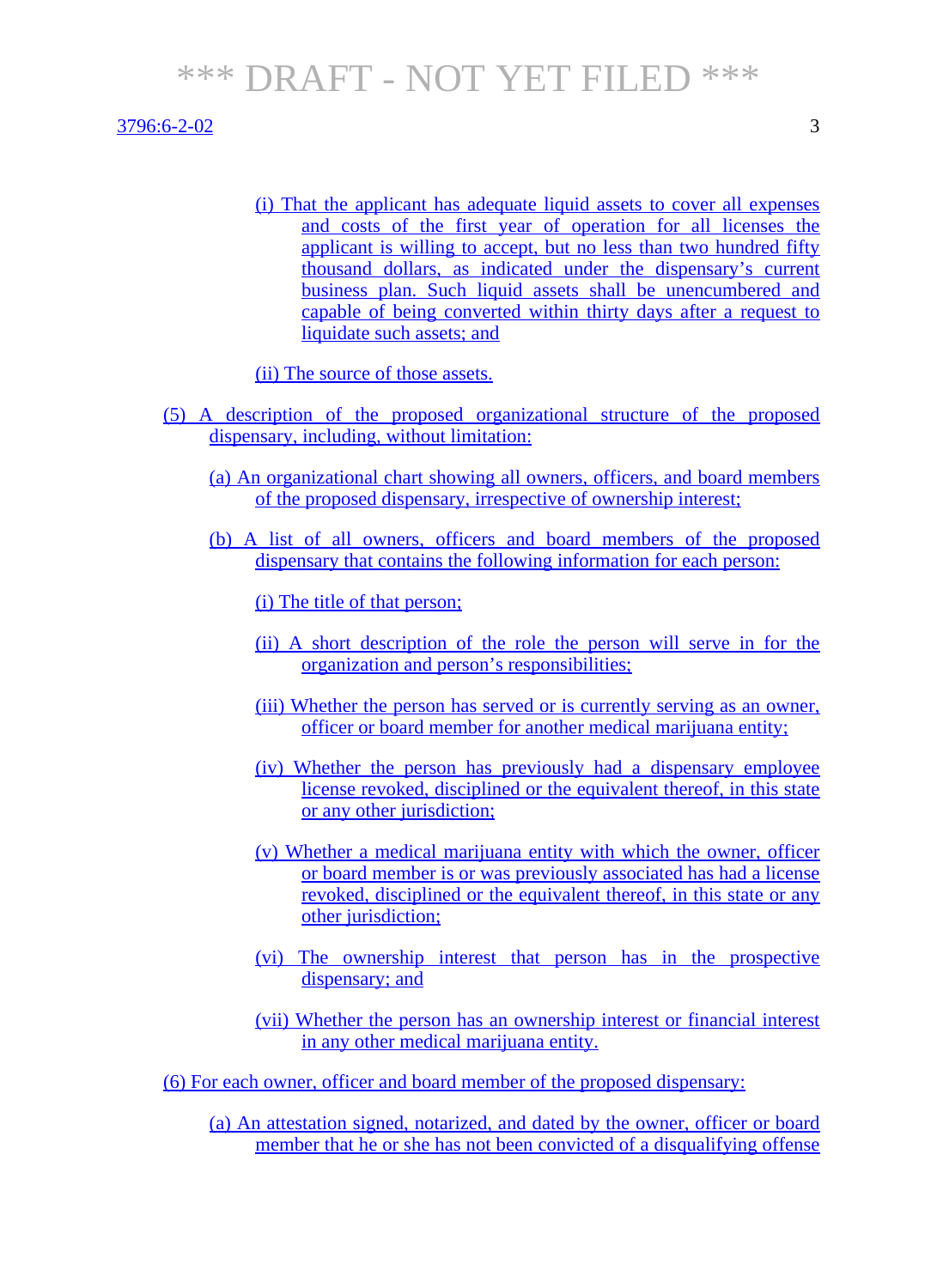(i) That the applicant has adequate liquid assets to cover all expenses and costs of the first year of operation for all licenses the applicant is willing to accept, but no less than two hundred fifty thousand dollars, as indicated under the dispensary's current business plan. Such liquid assets shall be unencumbered and capable of being converted within thirty days after a request to liquidate such assets; and

(ii) The source of those assets.

(5) A description of the proposed organizational structure of the proposed dispensary, including, without limitation:

(a) An organizational chart showing all owners, officers, and board members of the proposed dispensary, irrespective of ownership interest;

(b) A list of all owners, officers and board members of the proposed dispensary that contains the following information for each person:

(i) The title of that person;

(ii) A short description of the role the person will serve in for the organization and person's responsibilities;

(iii) Whether the person has served or is currently serving as an owner, officer or board member for another medical marijuana entity;

(iv) Whether the person has previously had a dispensary employee license revoked, disciplined or the equivalent thereof, in this state or any other jurisdiction;

(v) Whether a medical marijuana entity with which the owner, officer or board member is or was previously associated has had a license revoked, disciplined or the equivalent thereof, in this state or any other jurisdiction;

(vi) The ownership interest that person has in the prospective dispensary; and

(vii) Whether the person has an ownership interest or financial interest in any other medical marijuana entity.

(6) For each owner, officer and board member of the proposed dispensary:

(a) An attestation signed, notarized, and dated by the owner, officer or board member that he or she has not been convicted of a disqualifying offense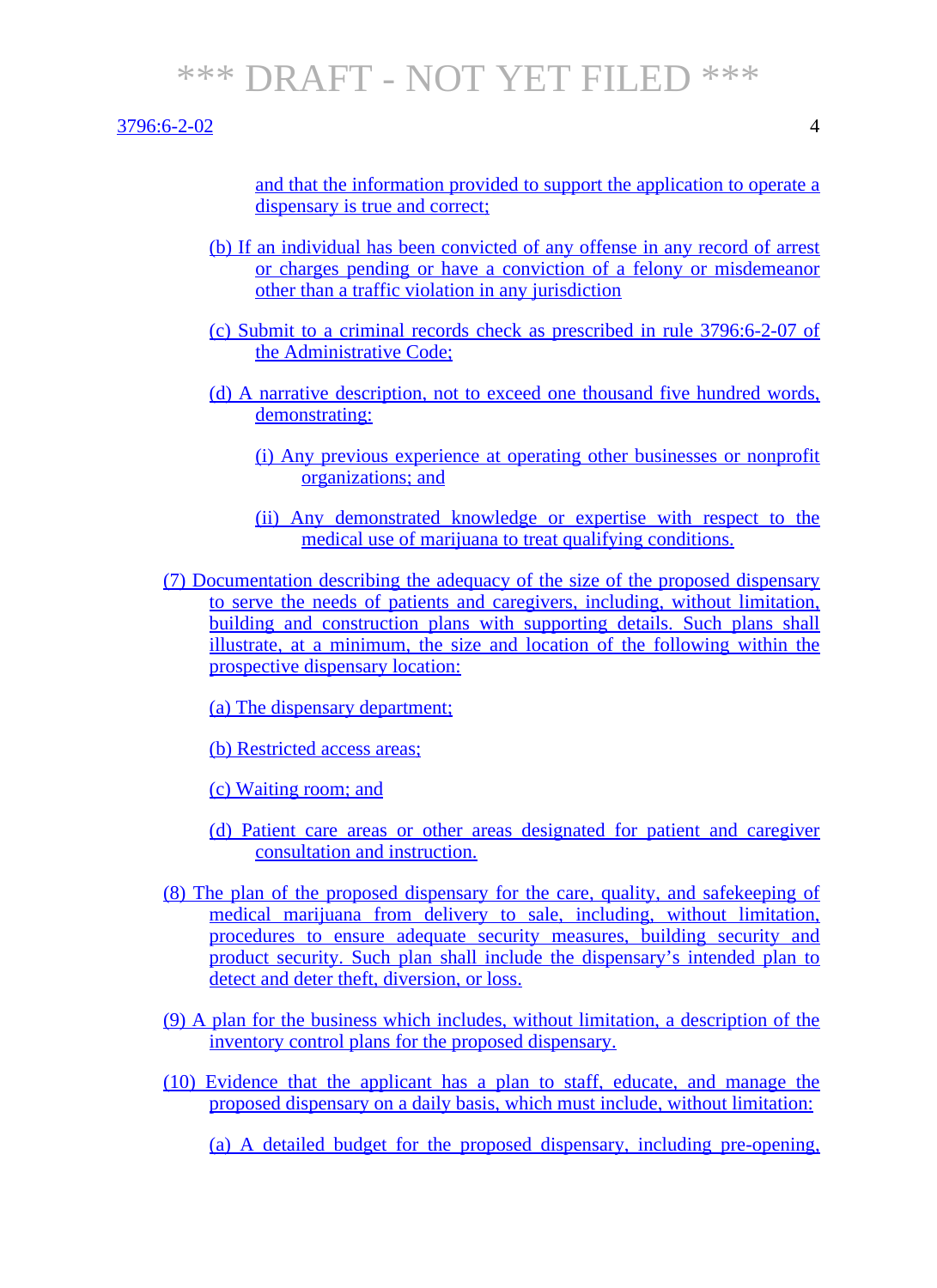and that the information provided to support the application to operate a dispensary is true and correct;

(b) If an individual has been convicted of any offense in any record of arrest or charges pending or have a conviction of a felony or misdemeanor other than a traffic violation in any jurisdiction

(c) Submit to a criminal records check as prescribed in rule 3796:6-2-07 of the Administrative Code;

(d) A narrative description, not to exceed one thousand five hundred words, demonstrating:

(i) Any previous experience at operating other businesses or nonprofit organizations; and

(ii) Any demonstrated knowledge or expertise with respect to the medical use of marijuana to treat qualifying conditions.

(7) Documentation describing the adequacy of the size of the proposed dispensary to serve the needs of patients and caregivers, including, without limitation, building and construction plans with supporting details. Such plans shall illustrate, at a minimum, the size and location of the following within the prospective dispensary location:

(a) The dispensary department;

(b) Restricted access areas;

(c) Waiting room; and

(d) Patient care areas or other areas designated for patient and caregiver consultation and instruction.

(8) The plan of the proposed dispensary for the care, quality, and safekeeping of medical marijuana from delivery to sale, including, without limitation, procedures to ensure adequate security measures, building security and product security. Such plan shall include the dispensary's intended plan to detect and deter theft, diversion, or loss.

(9) A plan for the business which includes, without limitation, a description of the inventory control plans for the proposed dispensary.

(10) Evidence that the applicant has a plan to staff, educate, and manage the proposed dispensary on a daily basis, which must include, without limitation:

(a) A detailed budget for the proposed dispensary, including pre-opening,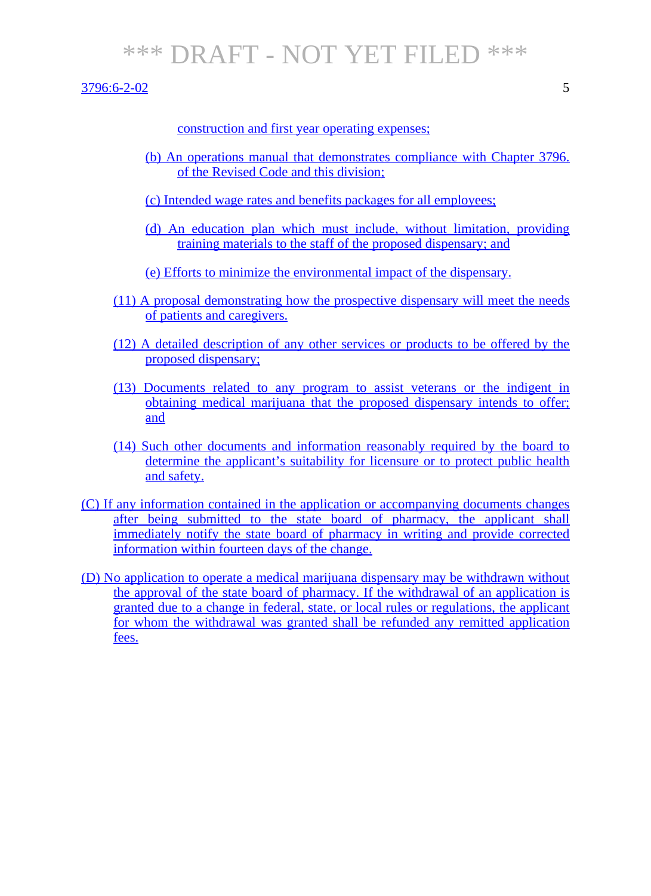construction and first year operating expenses;

(b) An operations manual that demonstrates compliance with Chapter 3796. of the Revised Code and this division;

(c) Intended wage rates and benefits packages for all employees;

(d) An education plan which must include, without limitation, providing training materials to the staff of the proposed dispensary; and

(e) Efforts to minimize the environmental impact of the dispensary.

(11) A proposal demonstrating how the prospective dispensary will meet the needs of patients and caregivers.

(12) A detailed description of any other services or products to be offered by the proposed dispensary;

(13) Documents related to any program to assist veterans or the indigent in obtaining medical marijuana that the proposed dispensary intends to offer; and

(14) Such other documents and information reasonably required by the board to determine the applicant's suitability for licensure or to protect public health and safety.

(C) If any information contained in the application or accompanying documents changes after being submitted to the state board of pharmacy, the applicant shall immediately notify the state board of pharmacy in writing and provide corrected information within fourteen days of the change.

(D) No application to operate a medical marijuana dispensary may be withdrawn without the approval of the state board of pharmacy. If the withdrawal of an application is granted due to a change in federal, state, or local rules or regulations, the applicant for whom the withdrawal was granted shall be refunded any remitted application fees.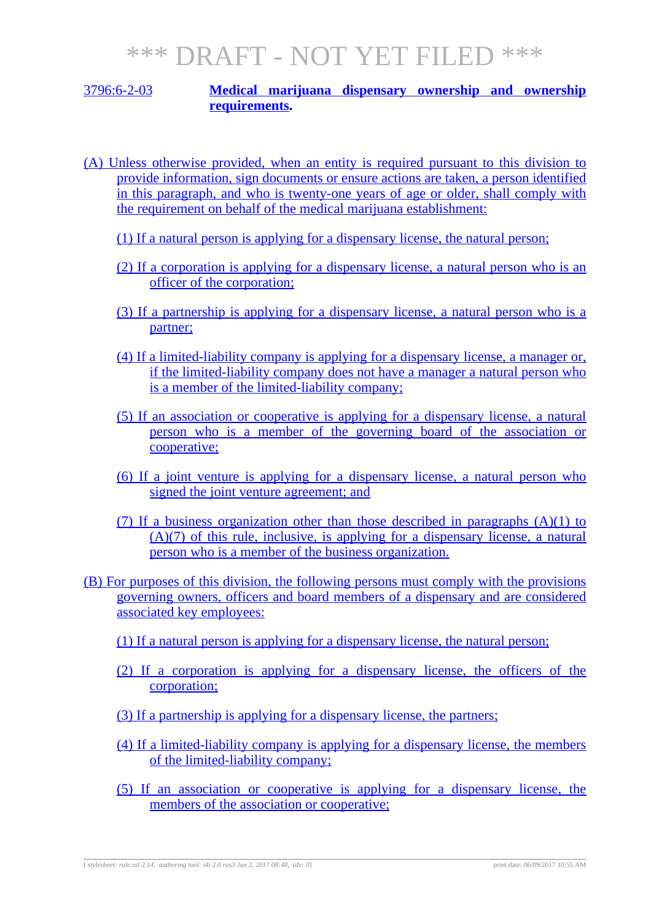# *** DRAFT - NOT YET FILED ***

3796:6-2-03 **Medical marijuana dispensary ownership and ownership requirements.**

(A) Unless otherwise provided, when an entity is required pursuant to this division to provide information, sign documents or ensure actions are taken, a person identified in this paragraph, and who is twenty-one years of age or older, shall comply with the requirement on behalf of the medical marijuana establishment:

(1) If a natural person is applying for a dispensary license, the natural person;

(2) If a corporation is applying for a dispensary license, a natural person who is an officer of the corporation;

(3) If a partnership is applying for a dispensary license, a natural person who is a partner;

(4) If a limited-liability company is applying for a dispensary license, a manager or, if the limited-liability company does not have a manager a natural person who is a member of the limited-liability company;

(5) If an association or cooperative is applying for a dispensary license, a natural person who is a member of the governing board of the association or cooperative;

(6) If a joint venture is applying for a dispensary license, a natural person who signed the joint venture agreement; and

(7) If a business organization other than those described in paragraphs (A)(1) to (A)(7) of this rule, inclusive, is applying for a dispensary license, a natural person who is a member of the business organization.

(B) For purposes of this division, the following persons must comply with the provisions governing owners, officers and board members of a dispensary and are considered associated key employees:

(1) If a natural person is applying for a dispensary license, the natural person;

(2) If a corporation is applying for a dispensary license, the officers of the corporation;

(3) If a partnership is applying for a dispensary license, the partners;

(4) If a limited-liability company is applying for a dispensary license, the members of the limited-liability company;

(5) If an association or cooperative is applying for a dispensary license, the members of the association or cooperative;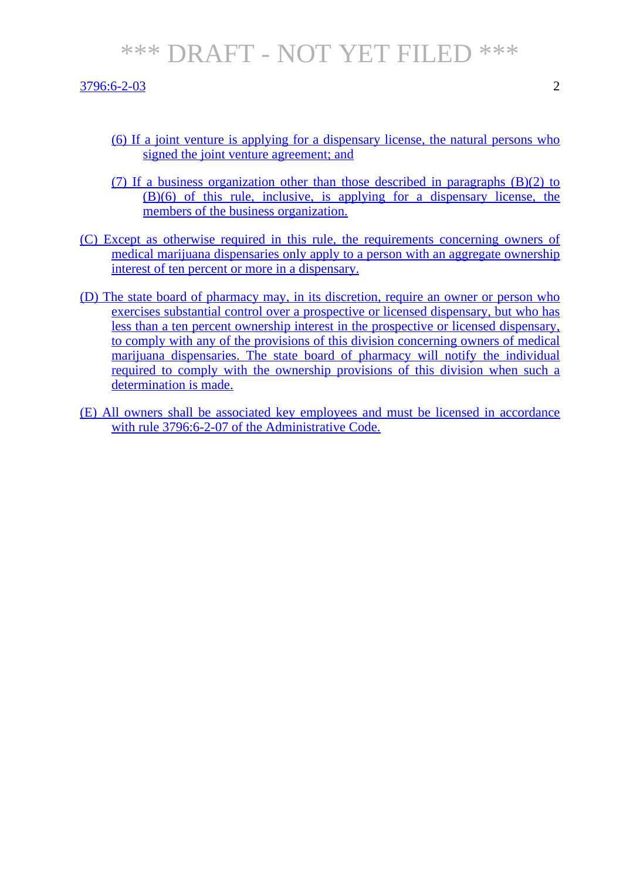(6) If a joint venture is applying for a dispensary license, the natural persons who signed the joint venture agreement; and

(7) If a business organization other than those described in paragraphs (B)(2) to (B)(6) of this rule, inclusive, is applying for a dispensary license, the members of the business organization.

(C) Except as otherwise required in this rule, the requirements concerning owners of medical marijuana dispensaries only apply to a person with an aggregate ownership interest of ten percent or more in a dispensary.

(D) The state board of pharmacy may, in its discretion, require an owner or person who exercises substantial control over a prospective or licensed dispensary, but who has less than a ten percent ownership interest in the prospective or licensed dispensary, to comply with any of the provisions of this division concerning owners of medical marijuana dispensaries. The state board of pharmacy will notify the individual required to comply with the ownership provisions of this division when such a determination is made.

(E) All owners shall be associated key employees and must be licensed in accordance with rule 3796:6-2-07 of the Administrative Code.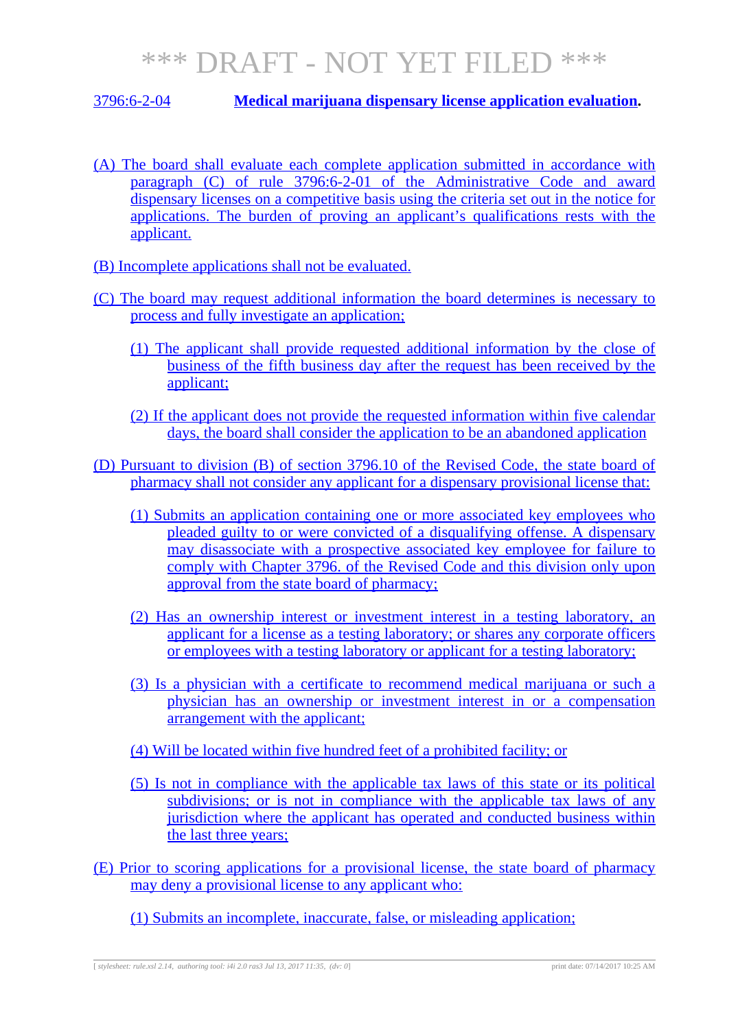# *** DRAFT - NOT YET FILED ***

## 3796:6-2-04 Medical marijuana dispensary license application evaluation.

(A) The board shall evaluate each complete application submitted in accordance with paragraph (C) of rule 3796:6-2-01 of the Administrative Code and award dispensary licenses on a competitive basis using the criteria set out in the notice for applications. The burden of proving an applicant's qualifications rests with the applicant.

(B) Incomplete applications shall not be evaluated.

(C) The board may request additional information the board determines is necessary to process and fully investigate an application;

(1) The applicant shall provide requested additional information by the close of business of the fifth business day after the request has been received by the applicant;

(2) If the applicant does not provide the requested information within five calendar days, the board shall consider the application to be an abandoned application

(D) Pursuant to division (B) of section 3796.10 of the Revised Code, the state board of pharmacy shall not consider any applicant for a dispensary provisional license that:

(1) Submits an application containing one or more associated key employees who pleaded guilty to or were convicted of a disqualifying offense. A dispensary may disassociate with a prospective associated key employee for failure to comply with Chapter 3796. of the Revised Code and this division only upon approval from the state board of pharmacy;

(2) Has an ownership interest or investment interest in a testing laboratory, an applicant for a license as a testing laboratory; or shares any corporate officers or employees with a testing laboratory or applicant for a testing laboratory;

(3) Is a physician with a certificate to recommend medical marijuana or such a physician has an ownership or investment interest in or a compensation arrangement with the applicant;

(4) Will be located within five hundred feet of a prohibited facility; or

(5) Is not in compliance with the applicable tax laws of this state or its political subdivisions; or is not in compliance with the applicable tax laws of any jurisdiction where the applicant has operated and conducted business within the last three years;

(E) Prior to scoring applications for a provisional license, the state board of pharmacy may deny a provisional license to any applicant who:

(1) Submits an incomplete, inaccurate, false, or misleading application;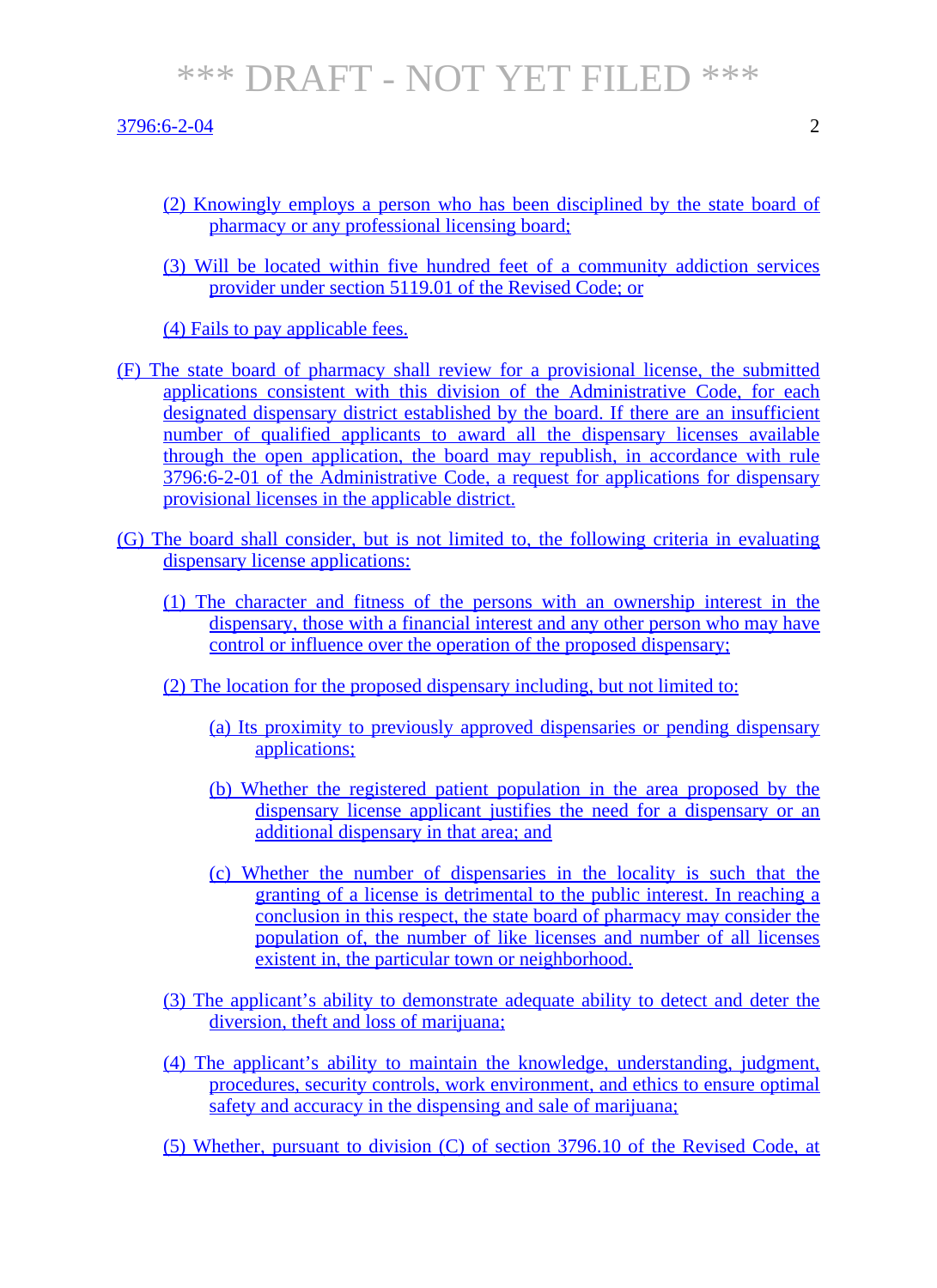(2) Knowingly employs a person who has been disciplined by the state board of pharmacy or any professional licensing board;

(3) Will be located within five hundred feet of a community addiction services provider under section 5119.01 of the Revised Code; or

(4) Fails to pay applicable fees.

(F) The state board of pharmacy shall review for a provisional license, the submitted applications consistent with this division of the Administrative Code, for each designated dispensary district established by the board. If there are an insufficient number of qualified applicants to award all the dispensary licenses available through the open application, the board may republish, in accordance with rule 3796:6-2-01 of the Administrative Code, a request for applications for dispensary provisional licenses in the applicable district.

(G) The board shall consider, but is not limited to, the following criteria in evaluating dispensary license applications:

(1) The character and fitness of the persons with an ownership interest in the dispensary, those with a financial interest and any other person who may have control or influence over the operation of the proposed dispensary;

(2) The location for the proposed dispensary including, but not limited to:

(a) Its proximity to previously approved dispensaries or pending dispensary applications;

(b) Whether the registered patient population in the area proposed by the dispensary license applicant justifies the need for a dispensary or an additional dispensary in that area; and

(c) Whether the number of dispensaries in the locality is such that the granting of a license is detrimental to the public interest. In reaching a conclusion in this respect, the state board of pharmacy may consider the population of, the number of like licenses and number of all licenses existent in, the particular town or neighborhood.

(3) The applicant's ability to demonstrate adequate ability to detect and deter the diversion, theft and loss of marijuana;

(4) The applicant's ability to maintain the knowledge, understanding, judgment, procedures, security controls, work environment, and ethics to ensure optimal safety and accuracy in the dispensing and sale of marijuana;

(5) Whether, pursuant to division (C) of section 3796.10 of the Revised Code, at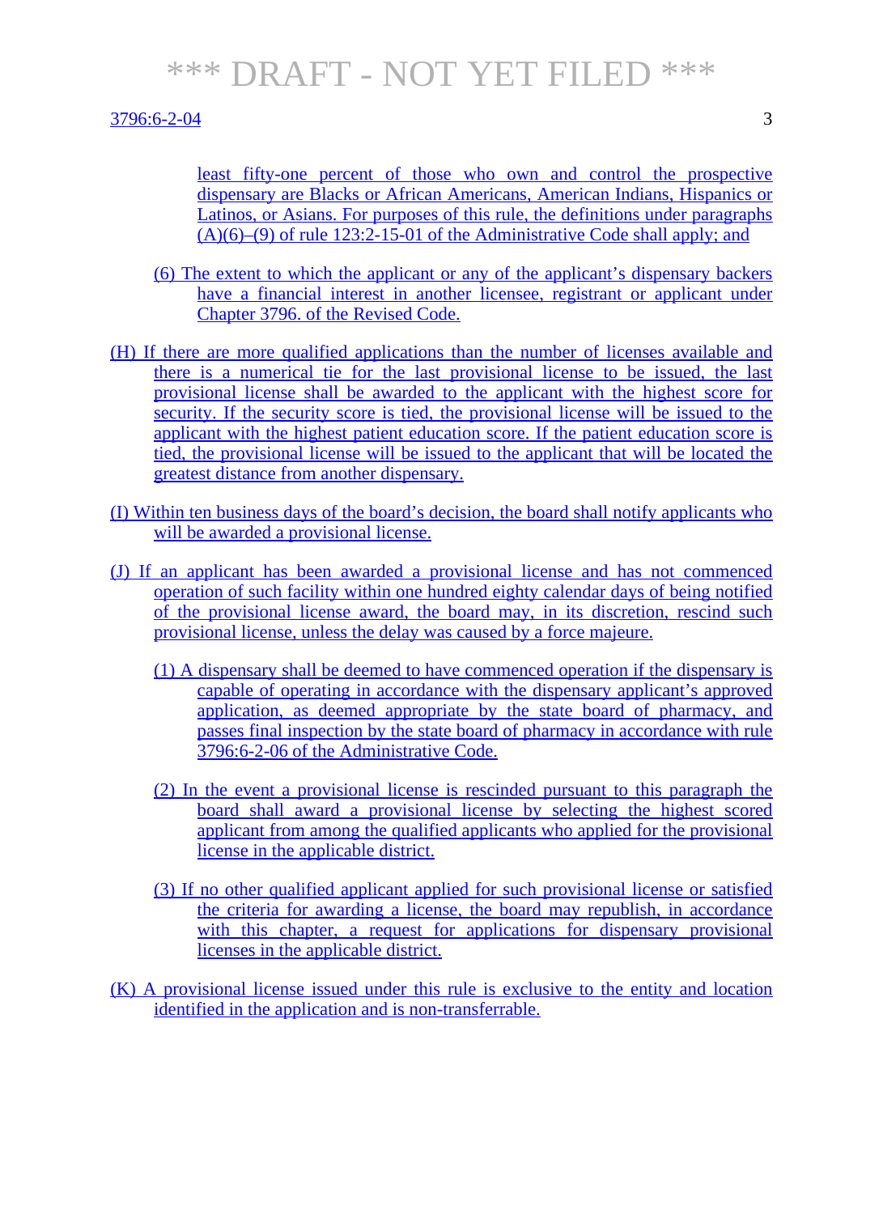least fifty-one percent of those who own and control the prospective dispensary are Blacks or African Americans, American Indians, Hispanics or Latinos, or Asians. For purposes of this rule, the definitions under paragraphs (A)(6)–(9) of rule 123:2-15-01 of the Administrative Code shall apply; and

(6) The extent to which the applicant or any of the applicant's dispensary backers have a financial interest in another licensee, registrant or applicant under Chapter 3796. of the Revised Code.

(H) If there are more qualified applications than the number of licenses available and there is a numerical tie for the last provisional license to be issued, the last provisional license shall be awarded to the applicant with the highest score for security. If the security score is tied, the provisional license will be issued to the applicant with the highest patient education score. If the patient education score is tied, the provisional license will be issued to the applicant that will be located the greatest distance from another dispensary.

(I) Within ten business days of the board's decision, the board shall notify applicants who will be awarded a provisional license.

(J) If an applicant has been awarded a provisional license and has not commenced operation of such facility within one hundred eighty calendar days of being notified of the provisional license award, the board may, in its discretion, rescind such provisional license, unless the delay was caused by a force majeure.

(1) A dispensary shall be deemed to have commenced operation if the dispensary is capable of operating in accordance with the dispensary applicant's approved application, as deemed appropriate by the state board of pharmacy, and passes final inspection by the state board of pharmacy in accordance with rule 3796:6-2-06 of the Administrative Code.

(2) In the event a provisional license is rescinded pursuant to this paragraph the board shall award a provisional license by selecting the highest scored applicant from among the qualified applicants who applied for the provisional license in the applicable district.

(3) If no other qualified applicant applied for such provisional license or satisfied the criteria for awarding a license, the board may republish, in accordance with this chapter, a request for applications for dispensary provisional licenses in the applicable district.

(K) A provisional license issued under this rule is exclusive to the entity and location identified in the application and is non-transferrable.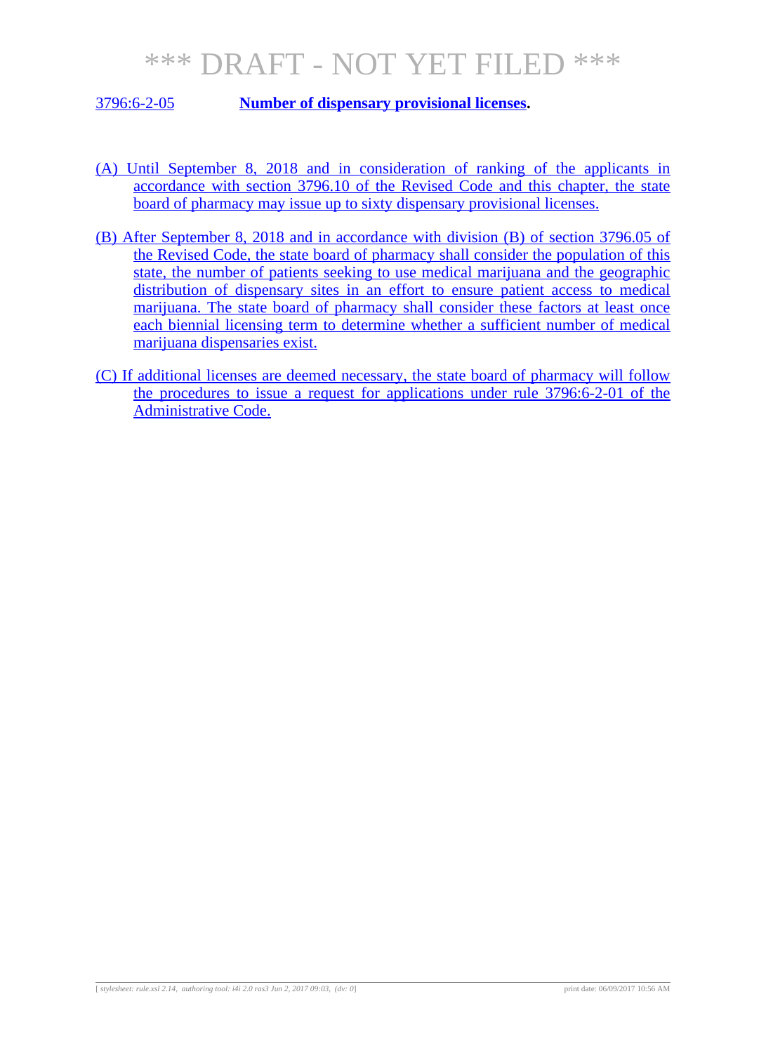# *** DRAFT - NOT YET FILED ***

3796:6-2-05 **Number of dispensary provisional licenses.**

(A) Until September 8, 2018 and in consideration of ranking of the applicants in accordance with section 3796.10 of the Revised Code and this chapter, the state board of pharmacy may issue up to sixty dispensary provisional licenses.

(B) After September 8, 2018 and in accordance with division (B) of section 3796.05 of the Revised Code, the state board of pharmacy shall consider the population of this state, the number of patients seeking to use medical marijuana and the geographic distribution of dispensary sites in an effort to ensure patient access to medical marijuana. The state board of pharmacy shall consider these factors at least once each biennial licensing term to determine whether a sufficient number of medical marijuana dispensaries exist.

(C) If additional licenses are deemed necessary, the state board of pharmacy will follow the procedures to issue a request for applications under rule 3796:6-2-01 of the Administrative Code.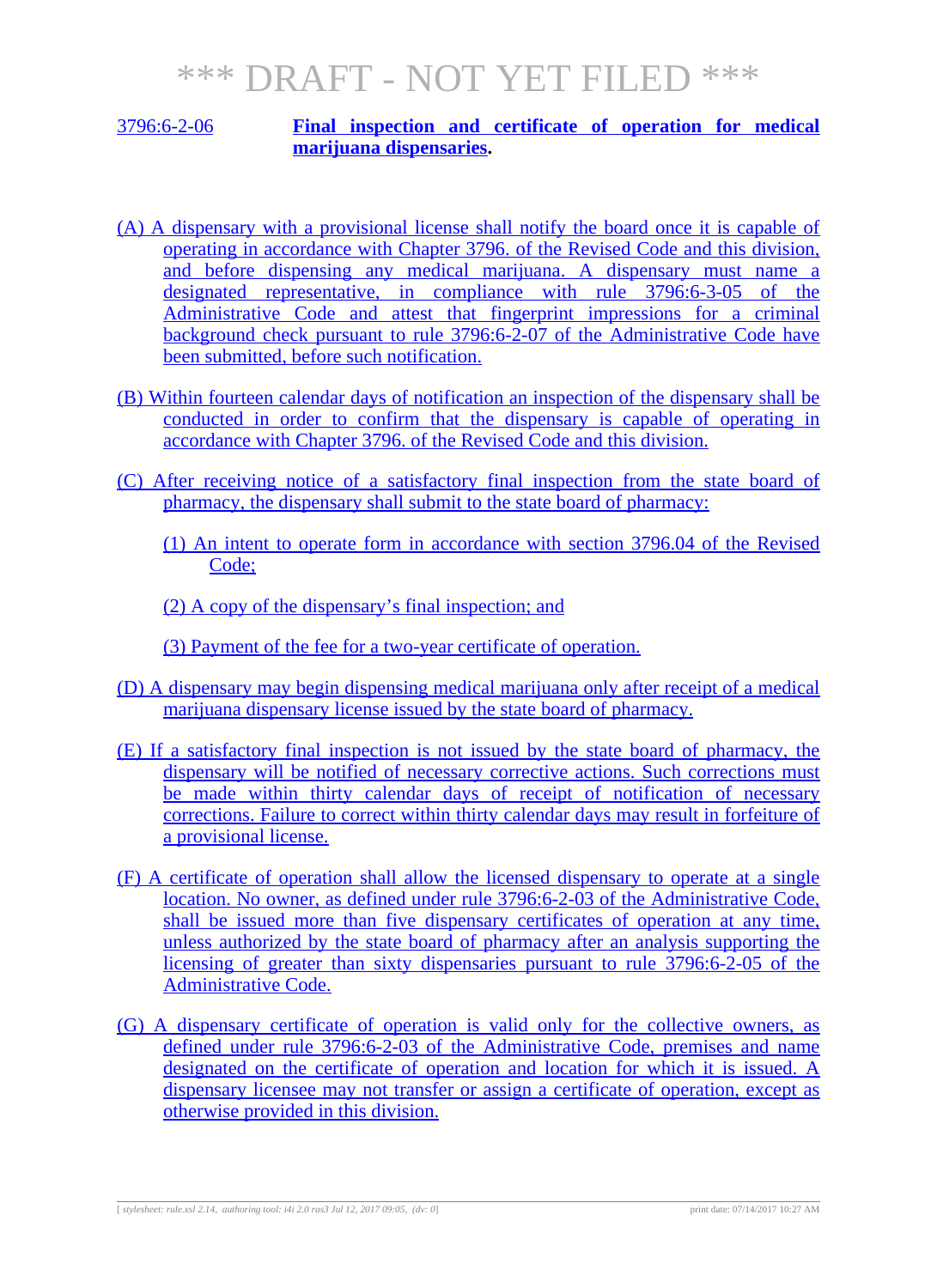# *** DRAFT - NOT YET FILED ***

3796:6-2-06 **Final inspection and certificate of operation for medical marijuana dispensaries.**

(A) A dispensary with a provisional license shall notify the board once it is capable of operating in accordance with Chapter 3796. of the Revised Code and this division, and before dispensing any medical marijuana. A dispensary must name a designated representative, in compliance with rule 3796:6-3-05 of the Administrative Code and attest that fingerprint impressions for a criminal background check pursuant to rule 3796:6-2-07 of the Administrative Code have been submitted, before such notification.

(B) Within fourteen calendar days of notification an inspection of the dispensary shall be conducted in order to confirm that the dispensary is capable of operating in accordance with Chapter 3796. of the Revised Code and this division.

(C) After receiving notice of a satisfactory final inspection from the state board of pharmacy, the dispensary shall submit to the state board of pharmacy:

(1) An intent to operate form in accordance with section 3796.04 of the Revised Code;

(2) A copy of the dispensary's final inspection; and

(3) Payment of the fee for a two-year certificate of operation.

(D) A dispensary may begin dispensing medical marijuana only after receipt of a medical marijuana dispensary license issued by the state board of pharmacy.

(E) If a satisfactory final inspection is not issued by the state board of pharmacy, the dispensary will be notified of necessary corrective actions. Such corrections must be made within thirty calendar days of receipt of notification of necessary corrections. Failure to correct within thirty calendar days may result in forfeiture of a provisional license.

(F) A certificate of operation shall allow the licensed dispensary to operate at a single location. No owner, as defined under rule 3796:6-2-03 of the Administrative Code, shall be issued more than five dispensary certificates of operation at any time, unless authorized by the state board of pharmacy after an analysis supporting the licensing of greater than sixty dispensaries pursuant to rule 3796:6-2-05 of the Administrative Code.

(G) A dispensary certificate of operation is valid only for the collective owners, as defined under rule 3796:6-2-03 of the Administrative Code, premises and name designated on the certificate of operation and location for which it is issued. A dispensary licensee may not transfer or assign a certificate of operation, except as otherwise provided in this division.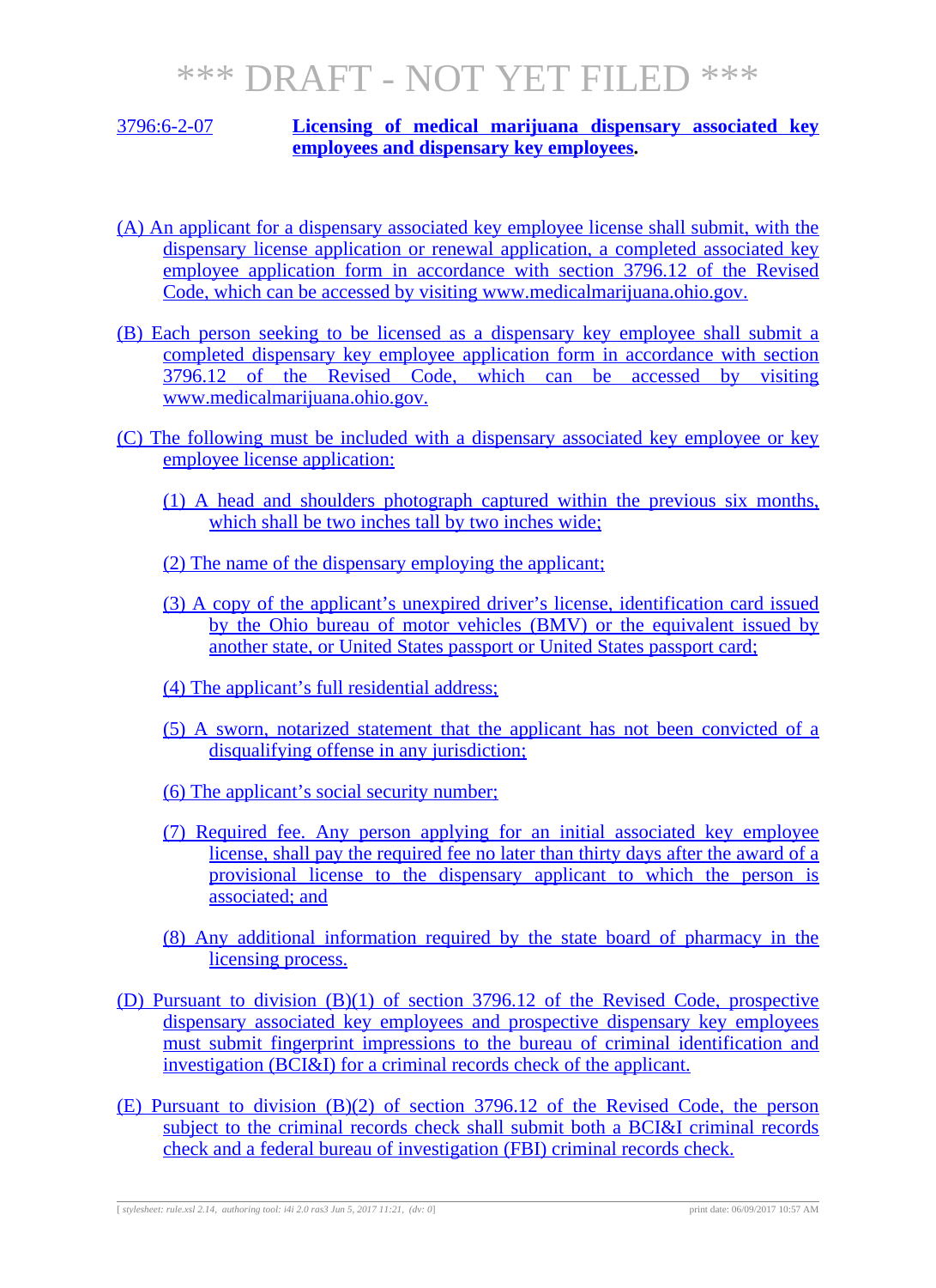# *** DRAFT - NOT YET FILED ***

3796:6-2-07 **Licensing of medical marijuana dispensary associated key employees and dispensary key employees.**

(A) An applicant for a dispensary associated key employee license shall submit, with the dispensary license application or renewal application, a completed associated key employee application form in accordance with section 3796.12 of the Revised Code, which can be accessed by visiting www.medicalmarijuana.ohio.gov.

(B) Each person seeking to be licensed as a dispensary key employee shall submit a completed dispensary key employee application form in accordance with section 3796.12 of the Revised Code, which can be accessed by visiting www.medicalmarijuana.ohio.gov.

(C) The following must be included with a dispensary associated key employee or key employee license application:

(1) A head and shoulders photograph captured within the previous six months, which shall be two inches tall by two inches wide;

(2) The name of the dispensary employing the applicant;

(3) A copy of the applicant's unexpired driver's license, identification card issued by the Ohio bureau of motor vehicles (BMV) or the equivalent issued by another state, or United States passport or United States passport card;

(4) The applicant's full residential address;

(5) A sworn, notarized statement that the applicant has not been convicted of a disqualifying offense in any jurisdiction;

(6) The applicant's social security number;

(7) Required fee. Any person applying for an initial associated key employee license, shall pay the required fee no later than thirty days after the award of a provisional license to the dispensary applicant to which the person is associated; and

(8) Any additional information required by the state board of pharmacy in the licensing process.

(D) Pursuant to division (B)(1) of section 3796.12 of the Revised Code, prospective dispensary associated key employees and prospective dispensary key employees must submit fingerprint impressions to the bureau of criminal identification and investigation (BCI&I) for a criminal records check of the applicant.

(E) Pursuant to division (B)(2) of section 3796.12 of the Revised Code, the person subject to the criminal records check shall submit both a BCI&I criminal records check and a federal bureau of investigation (FBI) criminal records check.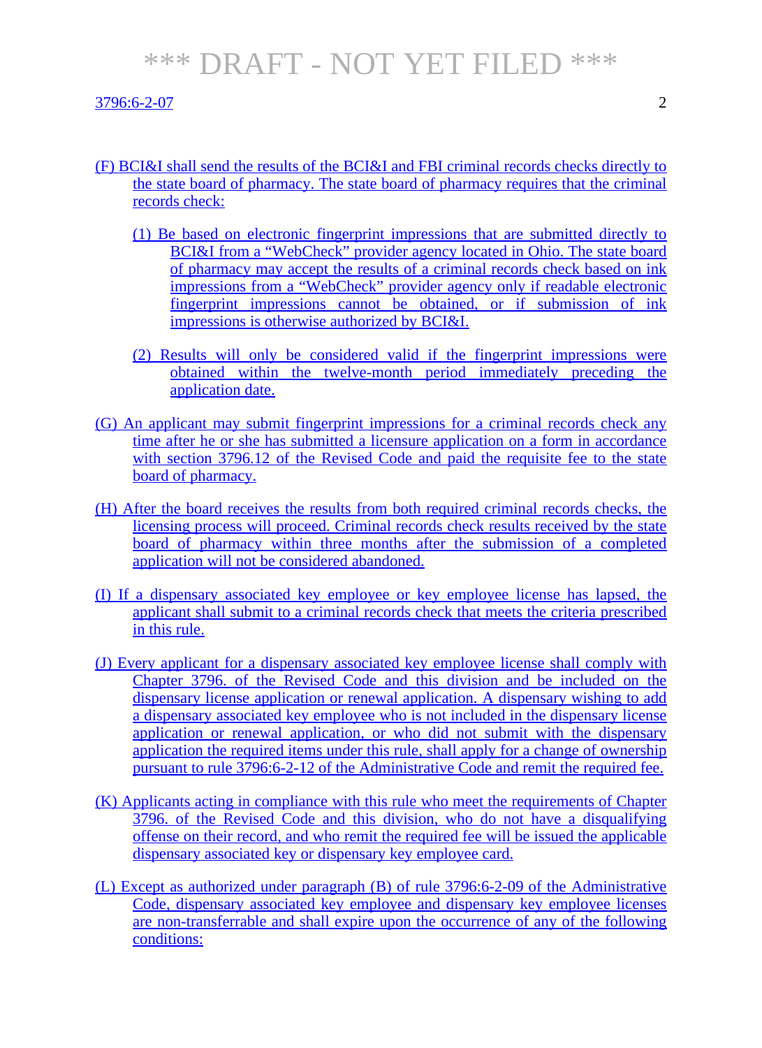(F) BCI&I shall send the results of the BCI&I and FBI criminal records checks directly to the state board of pharmacy. The state board of pharmacy requires that the criminal records check:

(1) Be based on electronic fingerprint impressions that are submitted directly to BCI&I from a "WebCheck" provider agency located in Ohio. The state board of pharmacy may accept the results of a criminal records check based on ink impressions from a "WebCheck" provider agency only if readable electronic fingerprint impressions cannot be obtained, or if submission of ink impressions is otherwise authorized by BCI&I.

(2) Results will only be considered valid if the fingerprint impressions were obtained within the twelve-month period immediately preceding the application date.

(G) An applicant may submit fingerprint impressions for a criminal records check any time after he or she has submitted a licensure application on a form in accordance with section 3796.12 of the Revised Code and paid the requisite fee to the state board of pharmacy.

(H) After the board receives the results from both required criminal records checks, the licensing process will proceed. Criminal records check results received by the state board of pharmacy within three months after the submission of a completed application will not be considered abandoned.

(I) If a dispensary associated key employee or key employee license has lapsed, the applicant shall submit to a criminal records check that meets the criteria prescribed in this rule.

(J) Every applicant for a dispensary associated key employee license shall comply with Chapter 3796. of the Revised Code and this division and be included on the dispensary license application or renewal application. A dispensary wishing to add a dispensary associated key employee who is not included in the dispensary license application or renewal application, or who did not submit with the dispensary application the required items under this rule, shall apply for a change of ownership pursuant to rule 3796:6-2-12 of the Administrative Code and remit the required fee.

(K) Applicants acting in compliance with this rule who meet the requirements of Chapter 3796. of the Revised Code and this division, who do not have a disqualifying offense on their record, and who remit the required fee will be issued the applicable dispensary associated key or dispensary key employee card.

(L) Except as authorized under paragraph (B) of rule 3796:6-2-09 of the Administrative Code, dispensary associated key employee and dispensary key employee licenses are non-transferrable and shall expire upon the occurrence of any of the following conditions: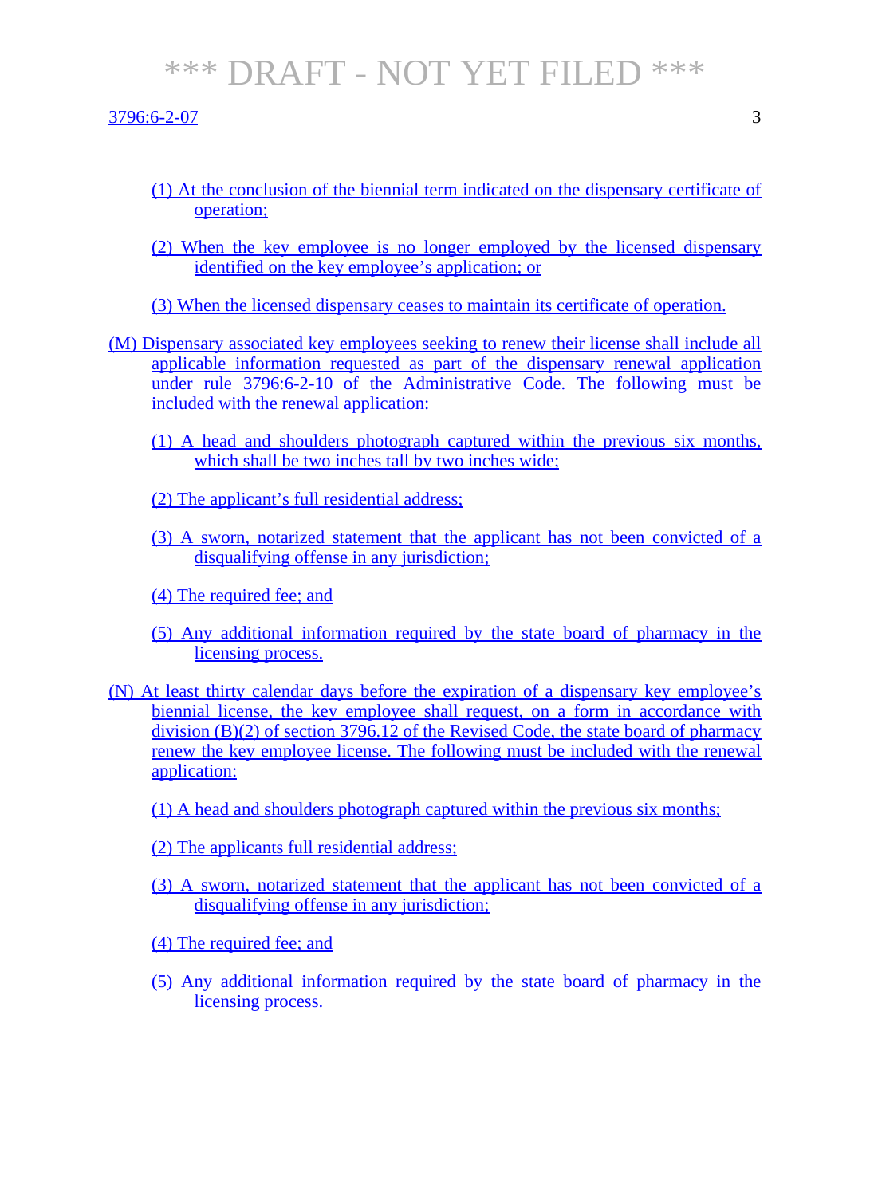(1) At the conclusion of the biennial term indicated on the dispensary certificate of operation;

(2) When the key employee is no longer employed by the licensed dispensary identified on the key employee's application; or

(3) When the licensed dispensary ceases to maintain its certificate of operation.

(M) Dispensary associated key employees seeking to renew their license shall include all applicable information requested as part of the dispensary renewal application under rule 3796:6-2-10 of the Administrative Code. The following must be included with the renewal application:

(1) A head and shoulders photograph captured within the previous six months, which shall be two inches tall by two inches wide;

(2) The applicant's full residential address;

(3) A sworn, notarized statement that the applicant has not been convicted of a disqualifying offense in any jurisdiction;

(4) The required fee; and

(5) Any additional information required by the state board of pharmacy in the licensing process.

(N) At least thirty calendar days before the expiration of a dispensary key employee's biennial license, the key employee shall request, on a form in accordance with division (B)(2) of section 3796.12 of the Revised Code, the state board of pharmacy renew the key employee license. The following must be included with the renewal application:

(1) A head and shoulders photograph captured within the previous six months;

(2) The applicants full residential address;

(3) A sworn, notarized statement that the applicant has not been convicted of a disqualifying offense in any jurisdiction;

(4) The required fee; and

(5) Any additional information required by the state board of pharmacy in the licensing process.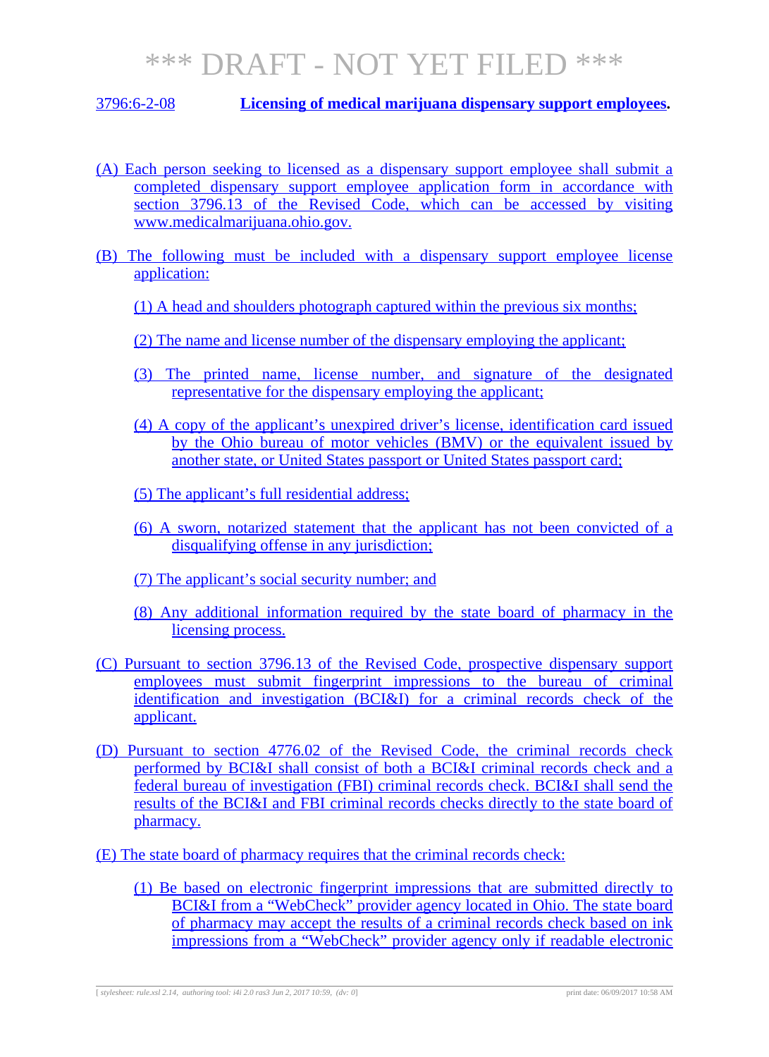*** DRAFT - NOT YET FILED ***

3796:6-2-08 **Licensing of medical marijuana dispensary support employees.**

(A) Each person seeking to licensed as a dispensary support employee shall submit a completed dispensary support employee application form in accordance with section 3796.13 of the Revised Code, which can be accessed by visiting www.medicalmarijuana.ohio.gov.

(B) The following must be included with a dispensary support employee license application:

(1) A head and shoulders photograph captured within the previous six months;

(2) The name and license number of the dispensary employing the applicant;

(3) The printed name, license number, and signature of the designated representative for the dispensary employing the applicant;

(4) A copy of the applicant's unexpired driver's license, identification card issued by the Ohio bureau of motor vehicles (BMV) or the equivalent issued by another state, or United States passport or United States passport card;

(5) The applicant's full residential address;

(6) A sworn, notarized statement that the applicant has not been convicted of a disqualifying offense in any jurisdiction;

(7) The applicant's social security number; and

(8) Any additional information required by the state board of pharmacy in the licensing process.

(C) Pursuant to section 3796.13 of the Revised Code, prospective dispensary support employees must submit fingerprint impressions to the bureau of criminal identification and investigation (BCI&I) for a criminal records check of the applicant.

(D) Pursuant to section 4776.02 of the Revised Code, the criminal records check performed by BCI&I shall consist of both a BCI&I criminal records check and a federal bureau of investigation (FBI) criminal records check. BCI&I shall send the results of the BCI&I and FBI criminal records checks directly to the state board of pharmacy.

(E) The state board of pharmacy requires that the criminal records check:

(1) Be based on electronic fingerprint impressions that are submitted directly to BCI&I from a "WebCheck" provider agency located in Ohio. The state board of pharmacy may accept the results of a criminal records check based on ink impressions from a "WebCheck" provider agency only if readable electronic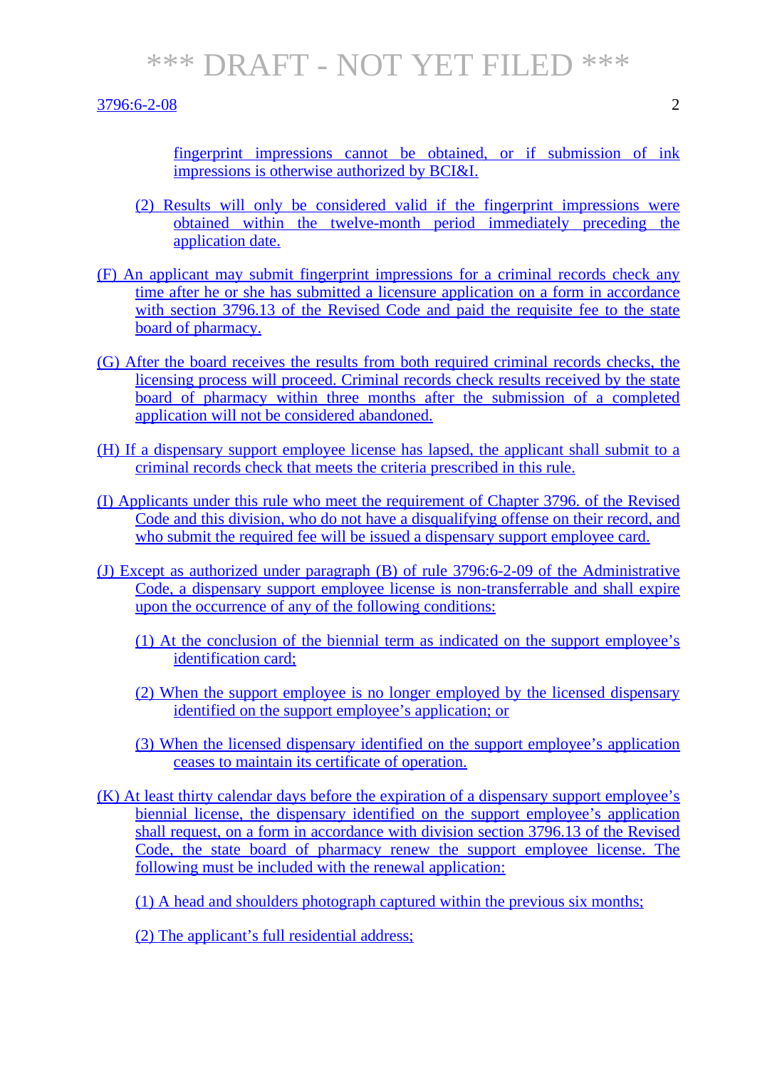fingerprint impressions cannot be obtained, or if submission of ink impressions is otherwise authorized by BCI&I.

(2) Results will only be considered valid if the fingerprint impressions were obtained within the twelve-month period immediately preceding the application date.

(F) An applicant may submit fingerprint impressions for a criminal records check any time after he or she has submitted a licensure application on a form in accordance with section 3796.13 of the Revised Code and paid the requisite fee to the state board of pharmacy.

(G) After the board receives the results from both required criminal records checks, the licensing process will proceed. Criminal records check results received by the state board of pharmacy within three months after the submission of a completed application will not be considered abandoned.

(H) If a dispensary support employee license has lapsed, the applicant shall submit to a criminal records check that meets the criteria prescribed in this rule.

(I) Applicants under this rule who meet the requirement of Chapter 3796. of the Revised Code and this division, who do not have a disqualifying offense on their record, and who submit the required fee will be issued a dispensary support employee card.

(J) Except as authorized under paragraph (B) of rule 3796:6-2-09 of the Administrative Code, a dispensary support employee license is non-transferrable and shall expire upon the occurrence of any of the following conditions:

(1) At the conclusion of the biennial term as indicated on the support employee's identification card;

(2) When the support employee is no longer employed by the licensed dispensary identified on the support employee's application; or

(3) When the licensed dispensary identified on the support employee's application ceases to maintain its certificate of operation.

(K) At least thirty calendar days before the expiration of a dispensary support employee's biennial license, the dispensary identified on the support employee's application shall request, on a form in accordance with division section 3796.13 of the Revised Code, the state board of pharmacy renew the support employee license. The following must be included with the renewal application:

(1) A head and shoulders photograph captured within the previous six months;

(2) The applicant's full residential address;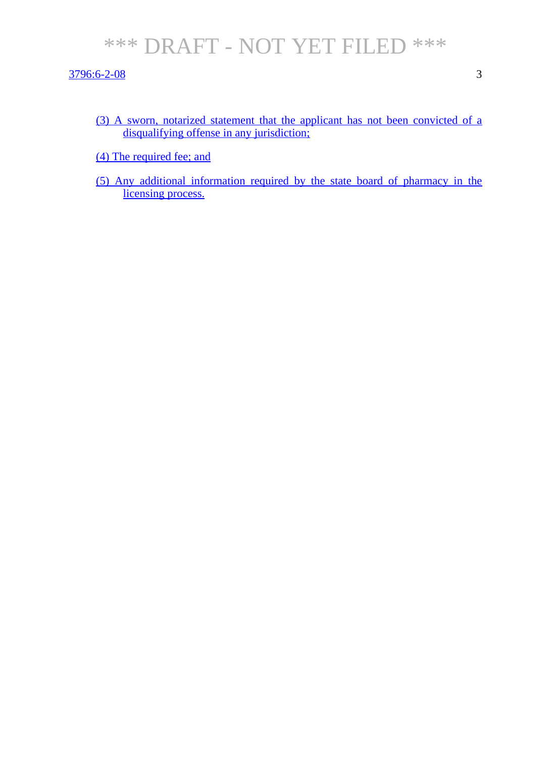(3) A sworn, notarized statement that the applicant has not been convicted of a disqualifying offense in any jurisdiction;

(4) The required fee; and

(5) Any additional information required by the state board of pharmacy in the licensing process.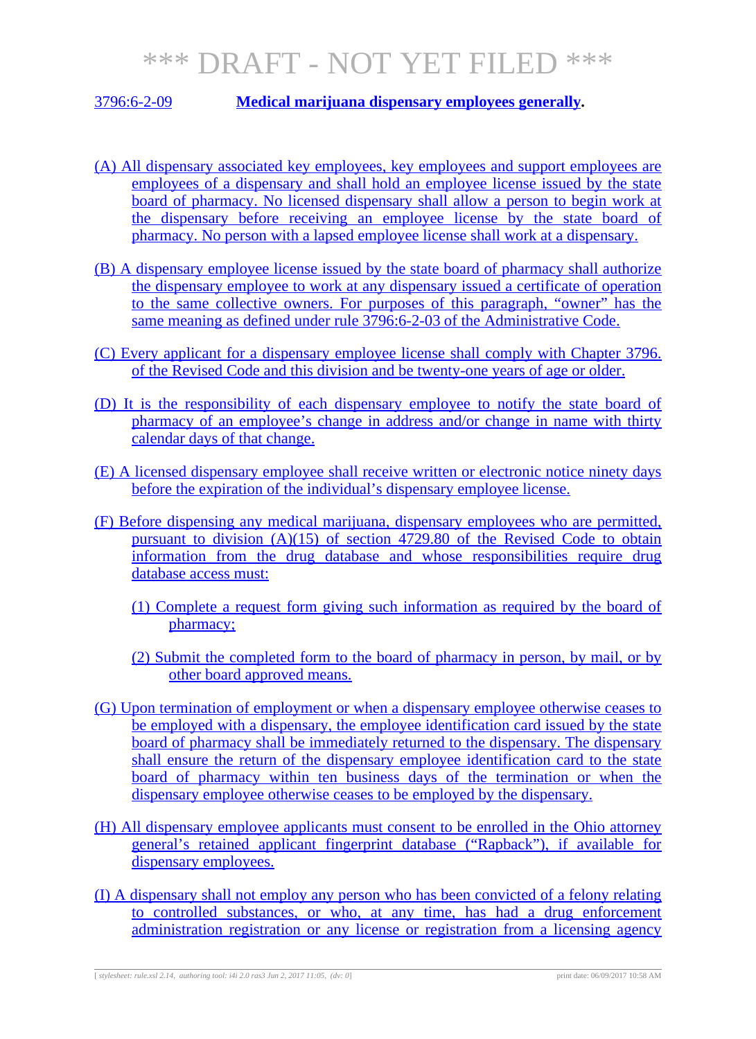*** DRAFT - NOT YET FILED ***

## 3796:6-2-09 **Medical marijuana dispensary employees generally.**

(A) All dispensary associated key employees, key employees and support employees are employees of a dispensary and shall hold an employee license issued by the state board of pharmacy. No licensed dispensary shall allow a person to begin work at the dispensary before receiving an employee license by the state board of pharmacy. No person with a lapsed employee license shall work at a dispensary.

(B) A dispensary employee license issued by the state board of pharmacy shall authorize the dispensary employee to work at any dispensary issued a certificate of operation to the same collective owners. For purposes of this paragraph, "owner" has the same meaning as defined under rule 3796:6-2-03 of the Administrative Code.

(C) Every applicant for a dispensary employee license shall comply with Chapter 3796. of the Revised Code and this division and be twenty-one years of age or older.

(D) It is the responsibility of each dispensary employee to notify the state board of pharmacy of an employee's change in address and/or change in name with thirty calendar days of that change.

(E) A licensed dispensary employee shall receive written or electronic notice ninety days before the expiration of the individual's dispensary employee license.

(F) Before dispensing any medical marijuana, dispensary employees who are permitted, pursuant to division (A)(15) of section 4729.80 of the Revised Code to obtain information from the drug database and whose responsibilities require drug database access must:

(1) Complete a request form giving such information as required by the board of pharmacy;

(2) Submit the completed form to the board of pharmacy in person, by mail, or by other board approved means.

(G) Upon termination of employment or when a dispensary employee otherwise ceases to be employed with a dispensary, the employee identification card issued by the state board of pharmacy shall be immediately returned to the dispensary. The dispensary shall ensure the return of the dispensary employee identification card to the state board of pharmacy within ten business days of the termination or when the dispensary employee otherwise ceases to be employed by the dispensary.

(H) All dispensary employee applicants must consent to be enrolled in the Ohio attorney general's retained applicant fingerprint database ("Rapback"), if available for dispensary employees.

(I) A dispensary shall not employ any person who has been convicted of a felony relating to controlled substances, or who, at any time, has had a drug enforcement administration registration or any license or registration from a licensing agency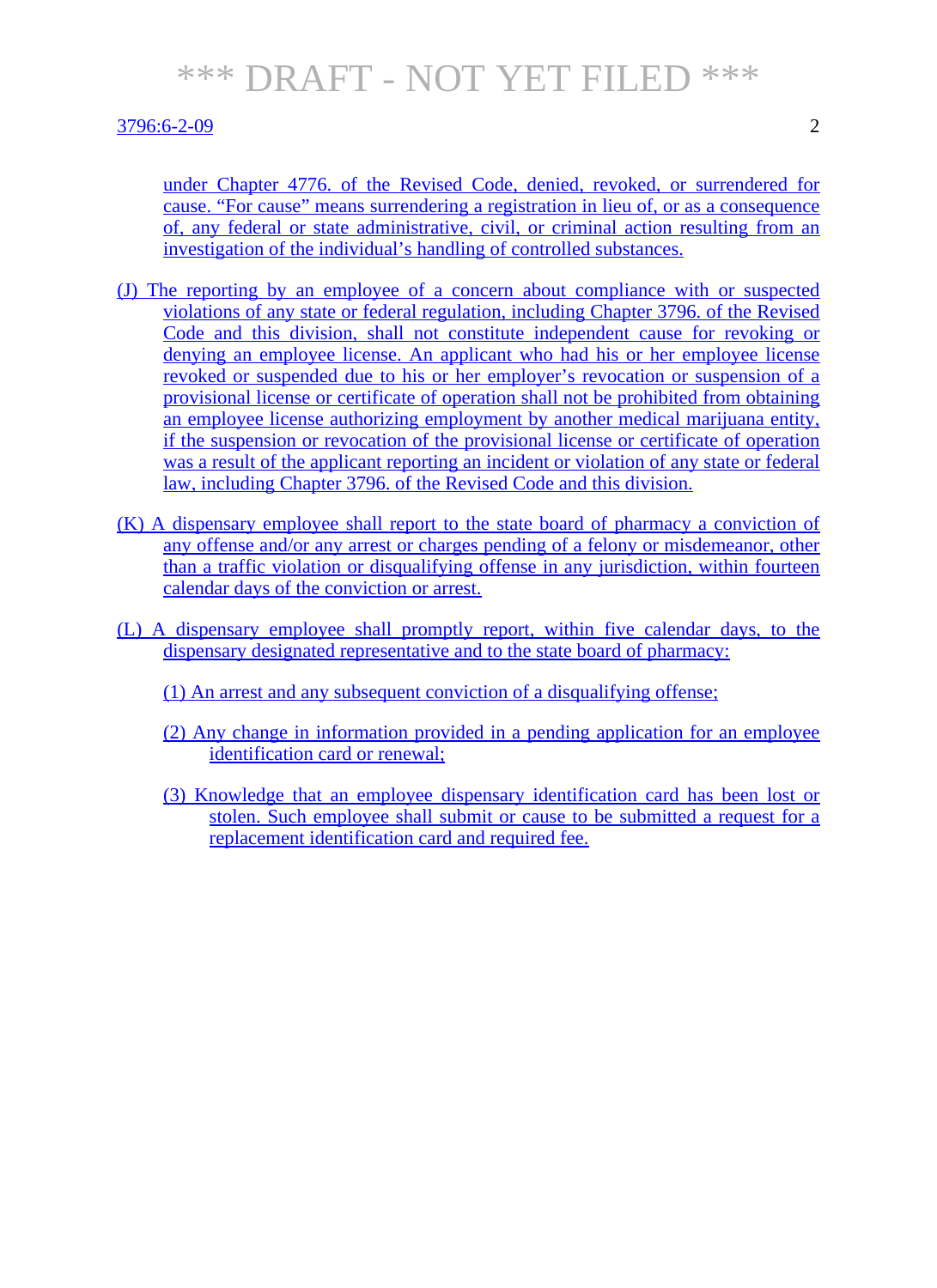under Chapter 4776. of the Revised Code, denied, revoked, or surrendered for cause. "For cause" means surrendering a registration in lieu of, or as a consequence of, any federal or state administrative, civil, or criminal action resulting from an investigation of the individual's handling of controlled substances.

(J) The reporting by an employee of a concern about compliance with or suspected violations of any state or federal regulation, including Chapter 3796. of the Revised Code and this division, shall not constitute independent cause for revoking or denying an employee license. An applicant who had his or her employee license revoked or suspended due to his or her employer's revocation or suspension of a provisional license or certificate of operation shall not be prohibited from obtaining an employee license authorizing employment by another medical marijuana entity, if the suspension or revocation of the provisional license or certificate of operation was a result of the applicant reporting an incident or violation of any state or federal law, including Chapter 3796. of the Revised Code and this division.

(K) A dispensary employee shall report to the state board of pharmacy a conviction of any offense and/or any arrest or charges pending of a felony or misdemeanor, other than a traffic violation or disqualifying offense in any jurisdiction, within fourteen calendar days of the conviction or arrest.

(L) A dispensary employee shall promptly report, within five calendar days, to the dispensary designated representative and to the state board of pharmacy:

(1) An arrest and any subsequent conviction of a disqualifying offense;

(2) Any change in information provided in a pending application for an employee identification card or renewal;

(3) Knowledge that an employee dispensary identification card has been lost or stolen. Such employee shall submit or cause to be submitted a request for a replacement identification card and required fee.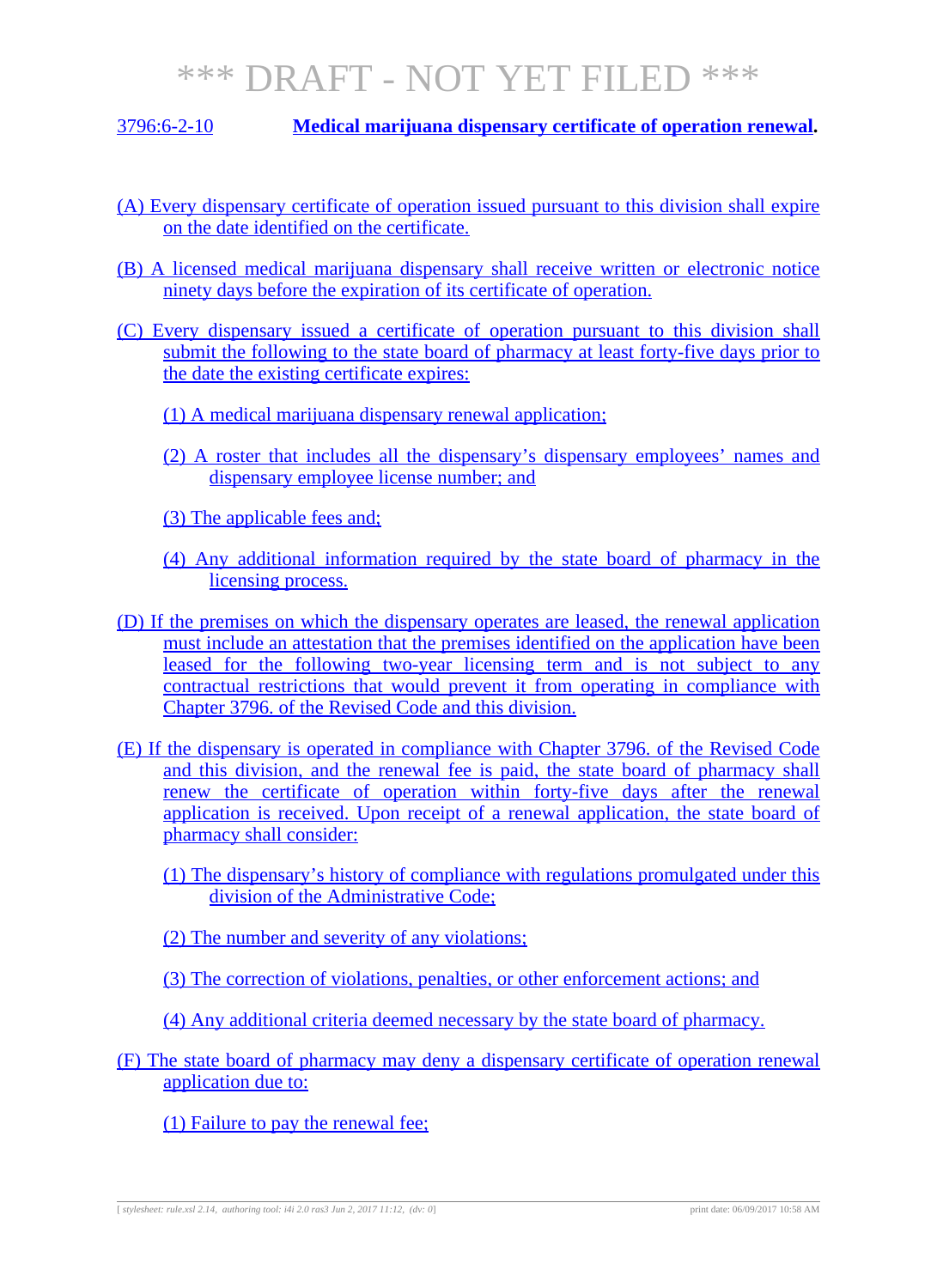# *** DRAFT - NOT YET FILED ***

**3796:6-2-10 Medical marijuana dispensary certificate of operation renewal.**

(A) Every dispensary certificate of operation issued pursuant to this division shall expire on the date identified on the certificate.

(B) A licensed medical marijuana dispensary shall receive written or electronic notice ninety days before the expiration of its certificate of operation.

(C) Every dispensary issued a certificate of operation pursuant to this division shall submit the following to the state board of pharmacy at least forty-five days prior to the date the existing certificate expires:

(1) A medical marijuana dispensary renewal application;

(2) A roster that includes all the dispensary's dispensary employees' names and dispensary employee license number; and

(3) The applicable fees and;

(4) Any additional information required by the state board of pharmacy in the licensing process.

(D) If the premises on which the dispensary operates are leased, the renewal application must include an attestation that the premises identified on the application have been leased for the following two-year licensing term and is not subject to any contractual restrictions that would prevent it from operating in compliance with Chapter 3796. of the Revised Code and this division.

(E) If the dispensary is operated in compliance with Chapter 3796. of the Revised Code and this division, and the renewal fee is paid, the state board of pharmacy shall renew the certificate of operation within forty-five days after the renewal application is received. Upon receipt of a renewal application, the state board of pharmacy shall consider:

(1) The dispensary's history of compliance with regulations promulgated under this division of the Administrative Code;

(2) The number and severity of any violations;

(3) The correction of violations, penalties, or other enforcement actions; and

(4) Any additional criteria deemed necessary by the state board of pharmacy.

(F) The state board of pharmacy may deny a dispensary certificate of operation renewal application due to:

(1) Failure to pay the renewal fee;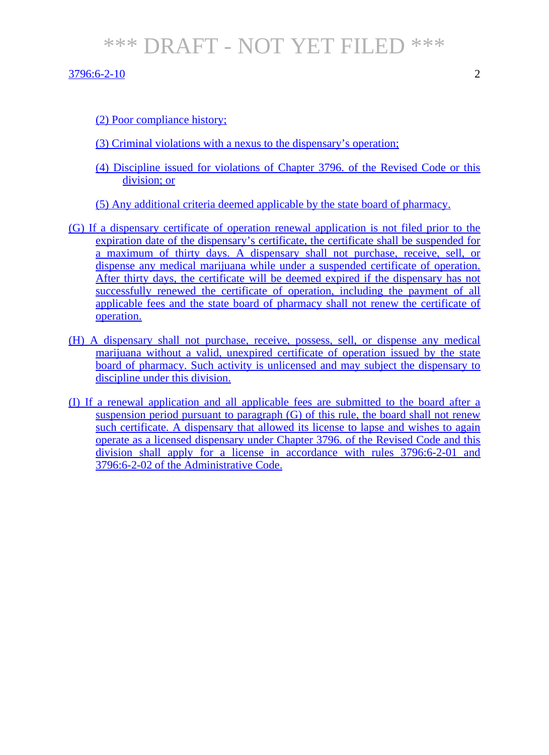(2) Poor compliance history;

(3) Criminal violations with a nexus to the dispensary's operation;

(4) Discipline issued for violations of Chapter 3796. of the Revised Code or this division; or

(5) Any additional criteria deemed applicable by the state board of pharmacy.

(G) If a dispensary certificate of operation renewal application is not filed prior to the expiration date of the dispensary's certificate, the certificate shall be suspended for a maximum of thirty days. A dispensary shall not purchase, receive, sell, or dispense any medical marijuana while under a suspended certificate of operation. After thirty days, the certificate will be deemed expired if the dispensary has not successfully renewed the certificate of operation, including the payment of all applicable fees and the state board of pharmacy shall not renew the certificate of operation.

(H) A dispensary shall not purchase, receive, possess, sell, or dispense any medical marijuana without a valid, unexpired certificate of operation issued by the state board of pharmacy. Such activity is unlicensed and may subject the dispensary to discipline under this division.

(I) If a renewal application and all applicable fees are submitted to the board after a suspension period pursuant to paragraph (G) of this rule, the board shall not renew such certificate. A dispensary that allowed its license to lapse and wishes to again operate as a licensed dispensary under Chapter 3796. of the Revised Code and this division shall apply for a license in accordance with rules 3796:6-2-01 and 3796:6-2-02 of the Administrative Code.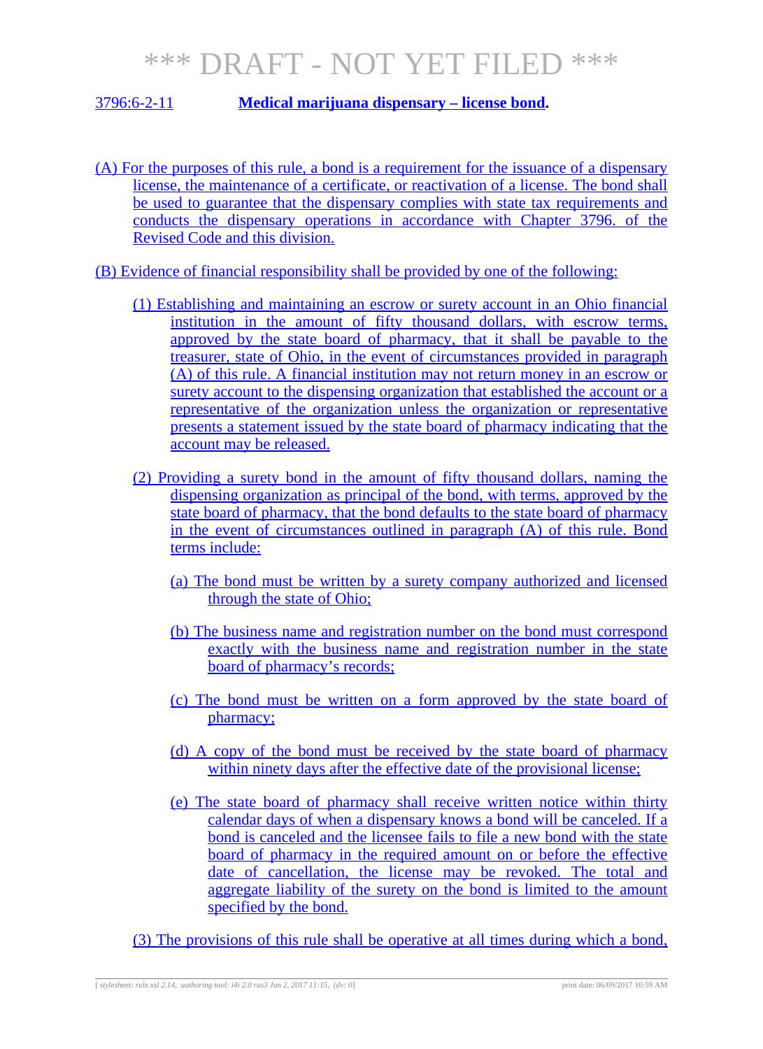# *** DRAFT - NOT YET FILED ***

**3796:6-2-11 Medical marijuana dispensary – license bond.**

(A) For the purposes of this rule, a bond is a requirement for the issuance of a dispensary license, the maintenance of a certificate, or reactivation of a license. The bond shall be used to guarantee that the dispensary complies with state tax requirements and conducts the dispensary operations in accordance with Chapter 3796. of the Revised Code and this division.

(B) Evidence of financial responsibility shall be provided by one of the following:

(1) Establishing and maintaining an escrow or surety account in an Ohio financial institution in the amount of fifty thousand dollars, with escrow terms, approved by the state board of pharmacy, that it shall be payable to the treasurer, state of Ohio, in the event of circumstances provided in paragraph (A) of this rule. A financial institution may not return money in an escrow or surety account to the dispensing organization that established the account or a representative of the organization unless the organization or representative presents a statement issued by the state board of pharmacy indicating that the account may be released.

(2) Providing a surety bond in the amount of fifty thousand dollars, naming the dispensing organization as principal of the bond, with terms, approved by the state board of pharmacy, that the bond defaults to the state board of pharmacy in the event of circumstances outlined in paragraph (A) of this rule. Bond terms include:

(a) The bond must be written by a surety company authorized and licensed through the state of Ohio;

(b) The business name and registration number on the bond must correspond exactly with the business name and registration number in the state board of pharmacy's records;

(c) The bond must be written on a form approved by the state board of pharmacy;

(d) A copy of the bond must be received by the state board of pharmacy within ninety days after the effective date of the provisional license;

(e) The state board of pharmacy shall receive written notice within thirty calendar days of when a dispensary knows a bond will be canceled. If a bond is canceled and the licensee fails to file a new bond with the state board of pharmacy in the required amount on or before the effective date of cancellation, the license may be revoked. The total and aggregate liability of the surety on the bond is limited to the amount specified by the bond.

(3) The provisions of this rule shall be operative at all times during which a bond,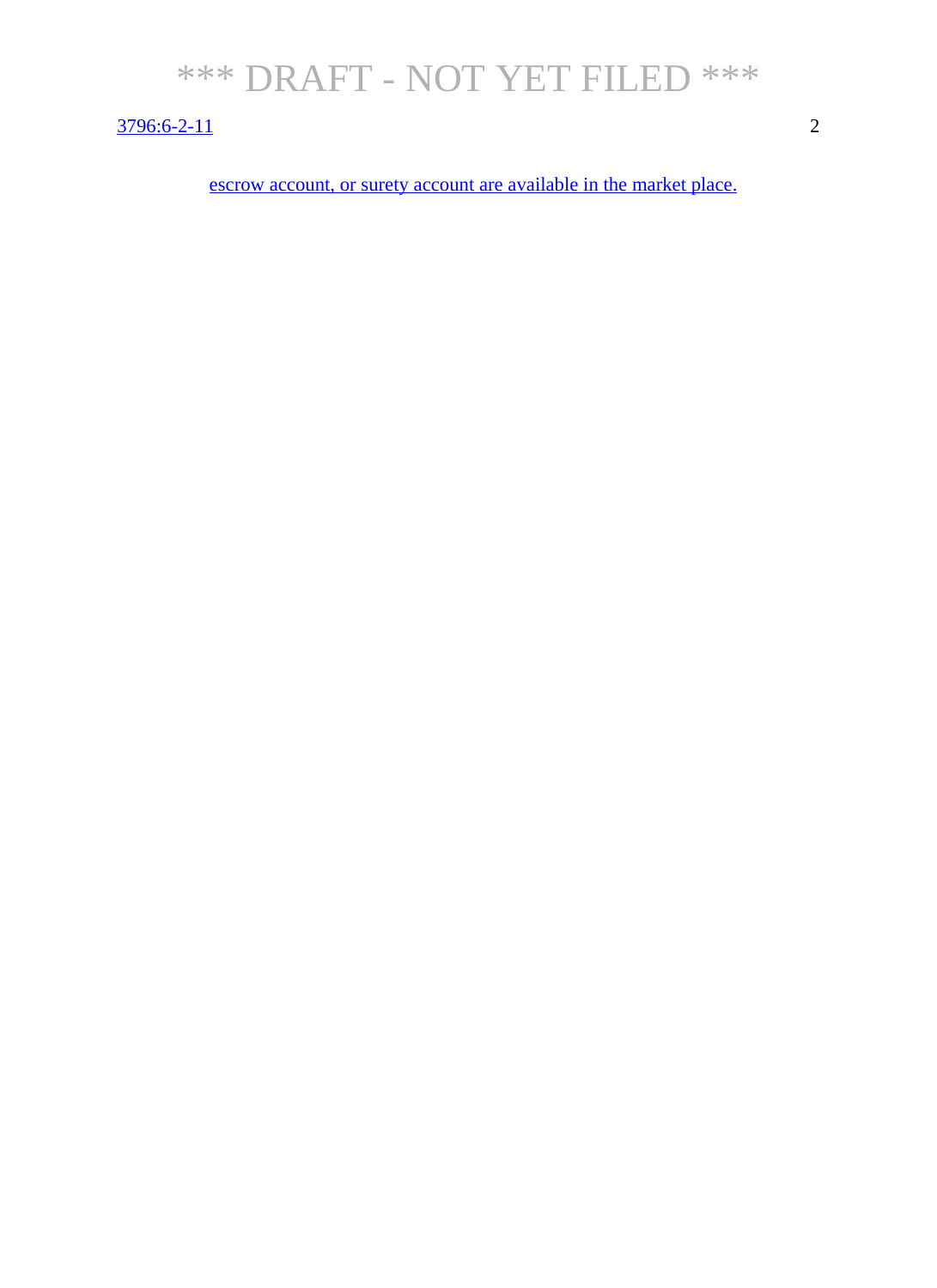escrow account, or surety account are available in the market place.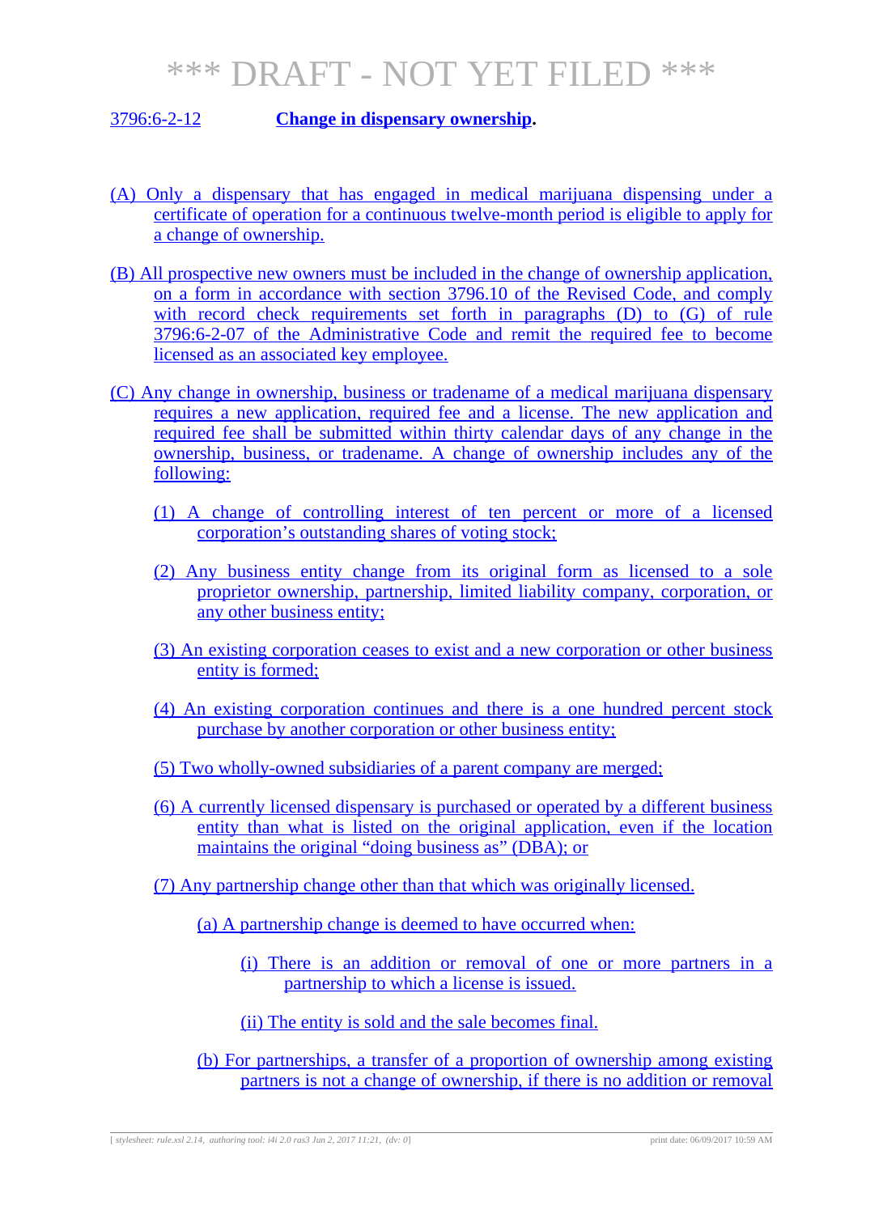*** DRAFT - NOT YET FILED ***

3796:6-2-12 **Change in dispensary ownership.**

(A) Only a dispensary that has engaged in medical marijuana dispensing under a certificate of operation for a continuous twelve-month period is eligible to apply for a change of ownership.

(B) All prospective new owners must be included in the change of ownership application, on a form in accordance with section 3796.10 of the Revised Code, and comply with record check requirements set forth in paragraphs (D) to (G) of rule 3796:6-2-07 of the Administrative Code and remit the required fee to become licensed as an associated key employee.

(C) Any change in ownership, business or tradename of a medical marijuana dispensary requires a new application, required fee and a license. The new application and required fee shall be submitted within thirty calendar days of any change in the ownership, business, or tradename. A change of ownership includes any of the following:

- (1) A change of controlling interest of ten percent or more of a licensed corporation's outstanding shares of voting stock;
- (2) Any business entity change from its original form as licensed to a sole proprietor ownership, partnership, limited liability company, corporation, or any other business entity;
- (3) An existing corporation ceases to exist and a new corporation or other business entity is formed;
- (4) An existing corporation continues and there is a one hundred percent stock purchase by another corporation or other business entity;
- (5) Two wholly-owned subsidiaries of a parent company are merged;
- (6) A currently licensed dispensary is purchased or operated by a different business entity than what is listed on the original application, even if the location maintains the original "doing business as" (DBA); or
- (7) Any partnership change other than that which was originally licensed.
  - (a) A partnership change is deemed to have occurred when:
    - (i) There is an addition or removal of one or more partners in a partnership to which a license is issued.
    - (ii) The entity is sold and the sale becomes final.
  - (b) For partnerships, a transfer of a proportion of ownership among existing partners is not a change of ownership, if there is no addition or removal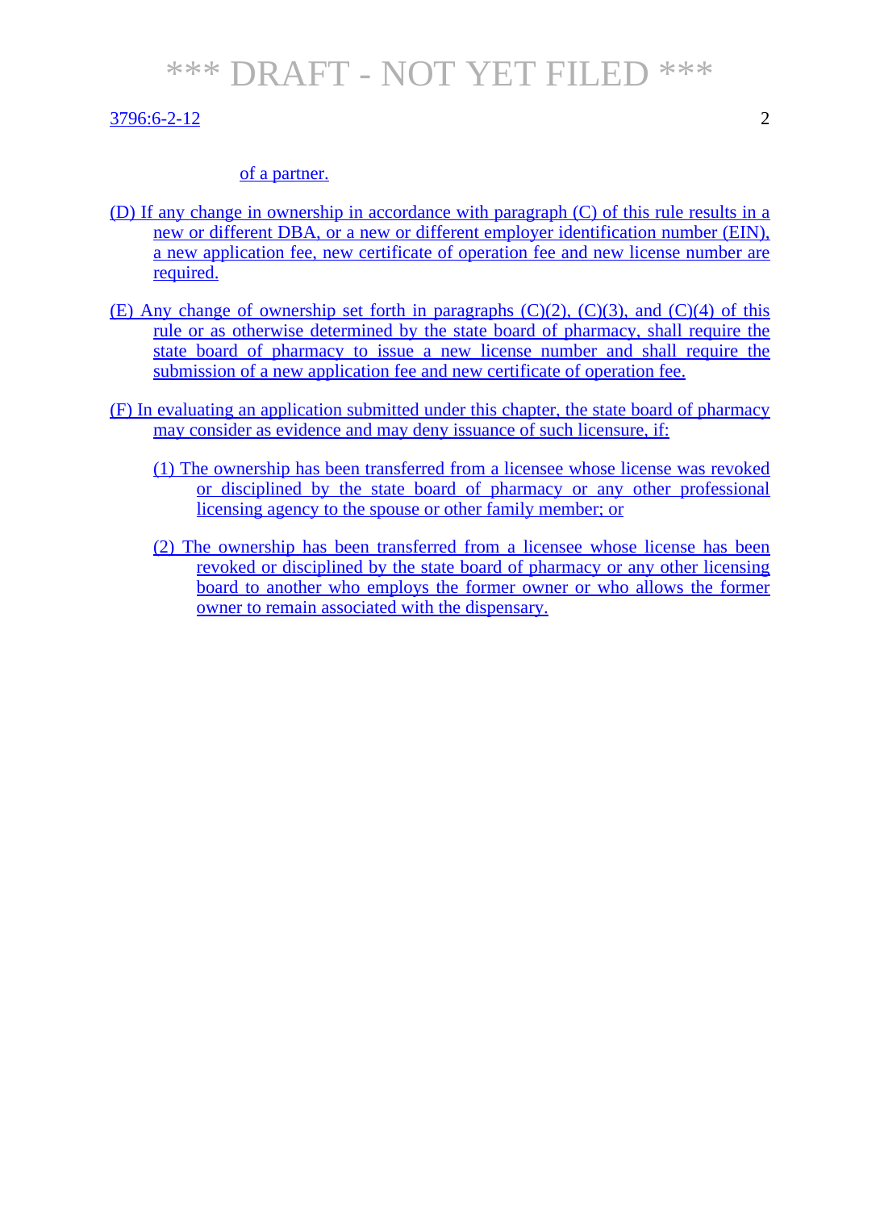of a partner.

(D) If any change in ownership in accordance with paragraph (C) of this rule results in a new or different DBA, or a new or different employer identification number (EIN), a new application fee, new certificate of operation fee and new license number are required.

(E) Any change of ownership set forth in paragraphs (C)(2), (C)(3), and (C)(4) of this rule or as otherwise determined by the state board of pharmacy, shall require the state board of pharmacy to issue a new license number and shall require the submission of a new application fee and new certificate of operation fee.

(F) In evaluating an application submitted under this chapter, the state board of pharmacy may consider as evidence and may deny issuance of such licensure, if:

(1) The ownership has been transferred from a licensee whose license was revoked or disciplined by the state board of pharmacy or any other professional licensing agency to the spouse or other family member; or

(2) The ownership has been transferred from a licensee whose license has been revoked or disciplined by the state board of pharmacy or any other licensing board to another who employs the former owner or who allows the former owner to remain associated with the dispensary.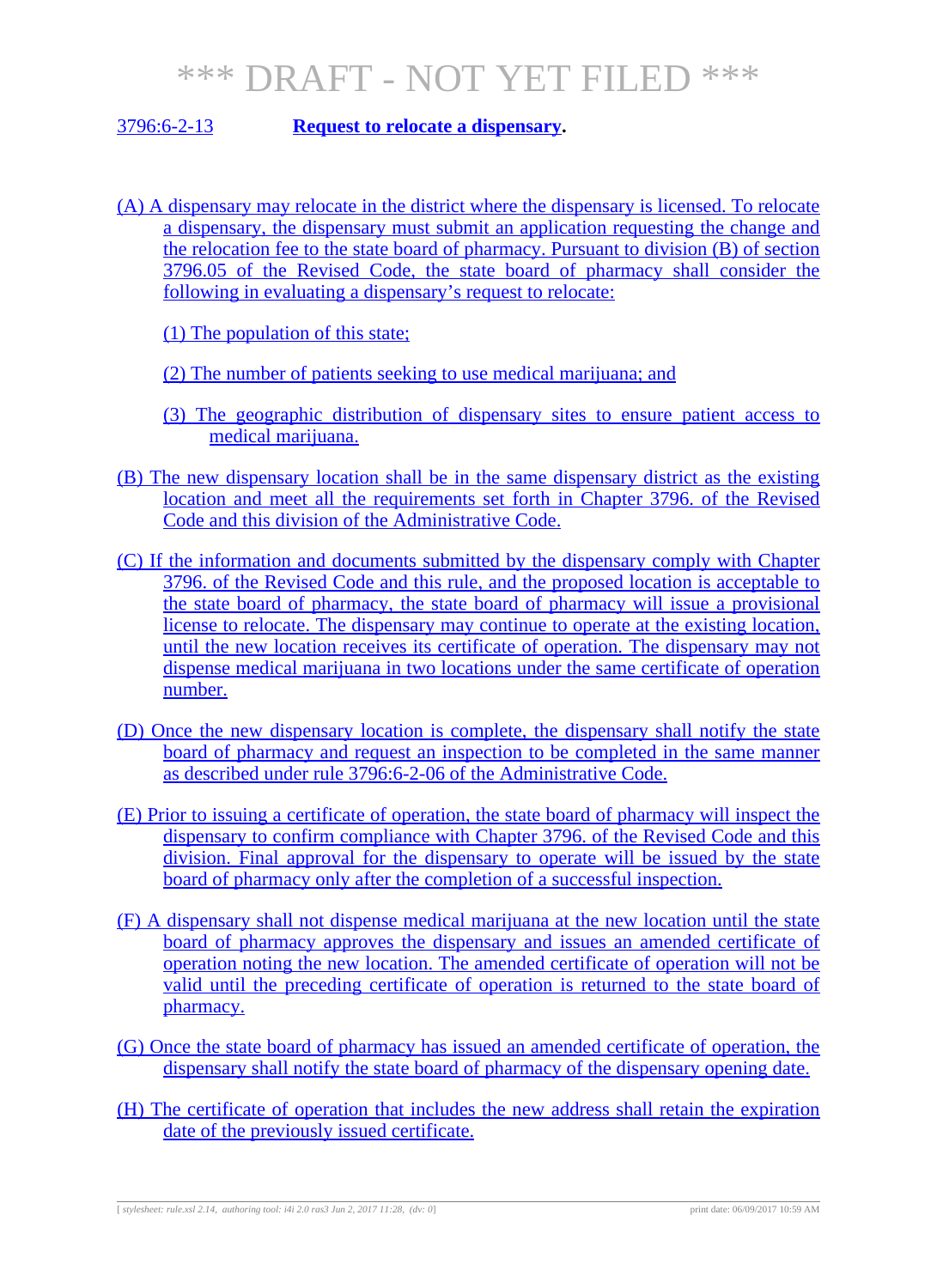*** DRAFT - NOT YET FILED ***

## 3796:6-2-13 **Request to relocate a dispensary.**

(A) A dispensary may relocate in the district where the dispensary is licensed. To relocate a dispensary, the dispensary must submit an application requesting the change and the relocation fee to the state board of pharmacy. Pursuant to division (B) of section 3796.05 of the Revised Code, the state board of pharmacy shall consider the following in evaluating a dispensary's request to relocate:

(1) The population of this state;

(2) The number of patients seeking to use medical marijuana; and

(3) The geographic distribution of dispensary sites to ensure patient access to medical marijuana.

(B) The new dispensary location shall be in the same dispensary district as the existing location and meet all the requirements set forth in Chapter 3796. of the Revised Code and this division of the Administrative Code.

(C) If the information and documents submitted by the dispensary comply with Chapter 3796. of the Revised Code and this rule, and the proposed location is acceptable to the state board of pharmacy, the state board of pharmacy will issue a provisional license to relocate. The dispensary may continue to operate at the existing location, until the new location receives its certificate of operation. The dispensary may not dispense medical marijuana in two locations under the same certificate of operation number.

(D) Once the new dispensary location is complete, the dispensary shall notify the state board of pharmacy and request an inspection to be completed in the same manner as described under rule 3796:6-2-06 of the Administrative Code.

(E) Prior to issuing a certificate of operation, the state board of pharmacy will inspect the dispensary to confirm compliance with Chapter 3796. of the Revised Code and this division. Final approval for the dispensary to operate will be issued by the state board of pharmacy only after the completion of a successful inspection.

(F) A dispensary shall not dispense medical marijuana at the new location until the state board of pharmacy approves the dispensary and issues an amended certificate of operation noting the new location. The amended certificate of operation will not be valid until the preceding certificate of operation is returned to the state board of pharmacy.

(G) Once the state board of pharmacy has issued an amended certificate of operation, the dispensary shall notify the state board of pharmacy of the dispensary opening date.

(H) The certificate of operation that includes the new address shall retain the expiration date of the previously issued certificate.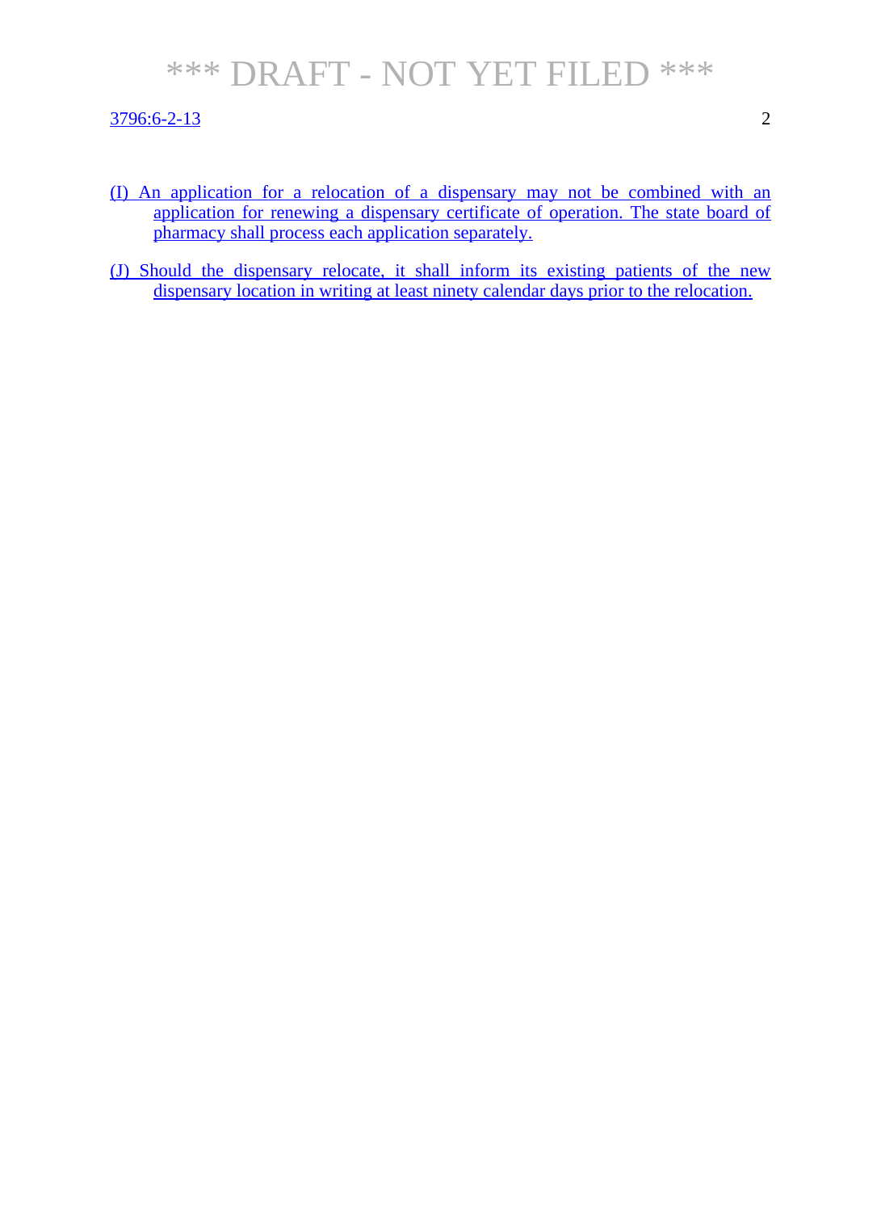(I) An application for a relocation of a dispensary may not be combined with an application for renewing a dispensary certificate of operation. The state board of pharmacy shall process each application separately.

(J) Should the dispensary relocate, it shall inform its existing patients of the new dispensary location in writing at least ninety calendar days prior to the relocation.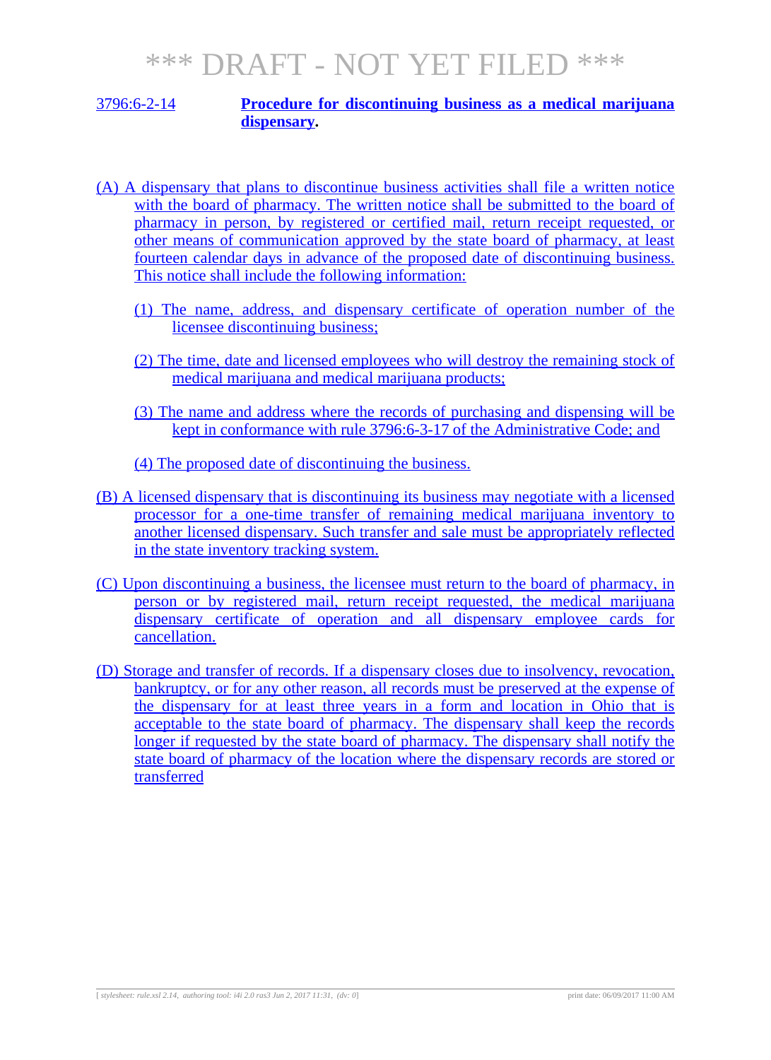*** DRAFT - NOT YET FILED ***

## 3796:6-2-14 **Procedure for discontinuing business as a medical marijuana dispensary.**

(A) A dispensary that plans to discontinue business activities shall file a written notice with the board of pharmacy. The written notice shall be submitted to the board of pharmacy in person, by registered or certified mail, return receipt requested, or other means of communication approved by the state board of pharmacy, at least fourteen calendar days in advance of the proposed date of discontinuing business. This notice shall include the following information:

(1) The name, address, and dispensary certificate of operation number of the licensee discontinuing business;

(2) The time, date and licensed employees who will destroy the remaining stock of medical marijuana and medical marijuana products;

(3) The name and address where the records of purchasing and dispensing will be kept in conformance with rule 3796:6-3-17 of the Administrative Code; and

(4) The proposed date of discontinuing the business.

(B) A licensed dispensary that is discontinuing its business may negotiate with a licensed processor for a one-time transfer of remaining medical marijuana inventory to another licensed dispensary. Such transfer and sale must be appropriately reflected in the state inventory tracking system.

(C) Upon discontinuing a business, the licensee must return to the board of pharmacy, in person or by registered mail, return receipt requested, the medical marijuana dispensary certificate of operation and all dispensary employee cards for cancellation.

(D) Storage and transfer of records. If a dispensary closes due to insolvency, revocation, bankruptcy, or for any other reason, all records must be preserved at the expense of the dispensary for at least three years in a form and location in Ohio that is acceptable to the state board of pharmacy. The dispensary shall keep the records longer if requested by the state board of pharmacy. The dispensary shall notify the state board of pharmacy of the location where the dispensary records are stored or transferred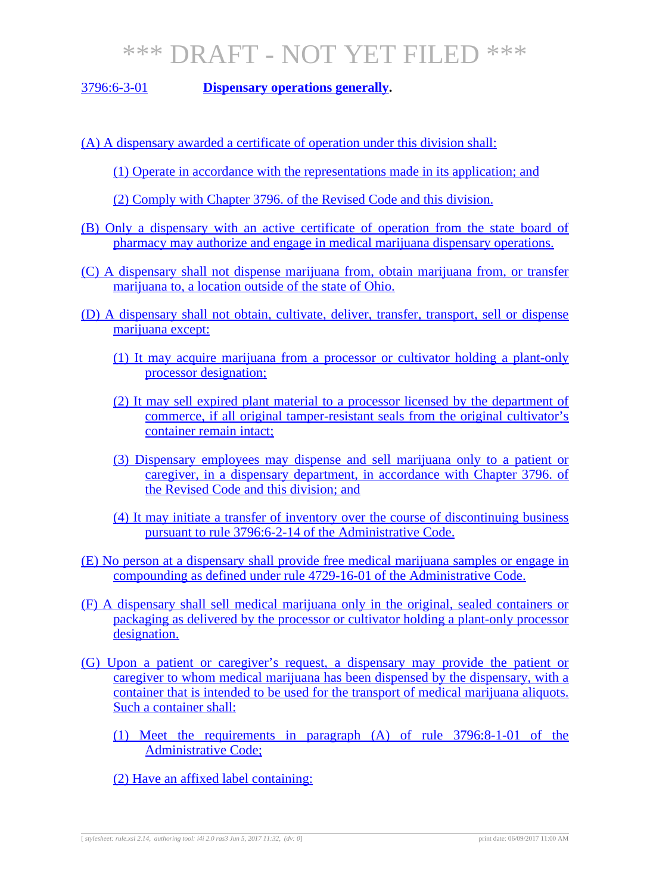*** DRAFT - NOT YET FILED ***

3796:6-3-01 **Dispensary operations generally.**

(A) A dispensary awarded a certificate of operation under this division shall:

(1) Operate in accordance with the representations made in its application; and

(2) Comply with Chapter 3796. of the Revised Code and this division.

(B) Only a dispensary with an active certificate of operation from the state board of pharmacy may authorize and engage in medical marijuana dispensary operations.

(C) A dispensary shall not dispense marijuana from, obtain marijuana from, or transfer marijuana to, a location outside of the state of Ohio.

(D) A dispensary shall not obtain, cultivate, deliver, transfer, transport, sell or dispense marijuana except:

(1) It may acquire marijuana from a processor or cultivator holding a plant-only processor designation;

(2) It may sell expired plant material to a processor licensed by the department of commerce, if all original tamper-resistant seals from the original cultivator's container remain intact;

(3) Dispensary employees may dispense and sell marijuana only to a patient or caregiver, in a dispensary department, in accordance with Chapter 3796. of the Revised Code and this division; and

(4) It may initiate a transfer of inventory over the course of discontinuing business pursuant to rule 3796:6-2-14 of the Administrative Code.

(E) No person at a dispensary shall provide free medical marijuana samples or engage in compounding as defined under rule 4729-16-01 of the Administrative Code.

(F) A dispensary shall sell medical marijuana only in the original, sealed containers or packaging as delivered by the processor or cultivator holding a plant-only processor designation.

(G) Upon a patient or caregiver's request, a dispensary may provide the patient or caregiver to whom medical marijuana has been dispensed by the dispensary, with a container that is intended to be used for the transport of medical marijuana aliquots. Such a container shall:

(1) Meet the requirements in paragraph (A) of rule 3796:8-1-01 of the Administrative Code;

(2) Have an affixed label containing: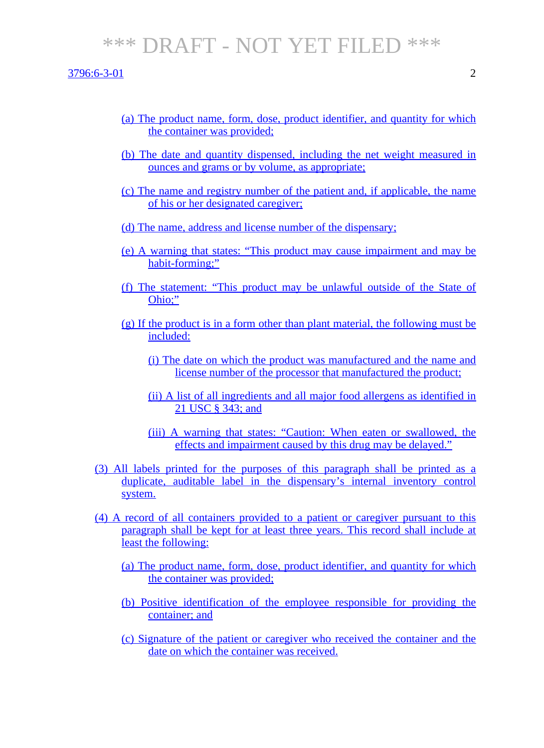(a) The product name, form, dose, product identifier, and quantity for which the container was provided;

(b) The date and quantity dispensed, including the net weight measured in ounces and grams or by volume, as appropriate;

(c) The name and registry number of the patient and, if applicable, the name of his or her designated caregiver;

(d) The name, address and license number of the dispensary;

(e) A warning that states: "This product may cause impairment and may be habit-forming;"

(f) The statement: "This product may be unlawful outside of the State of Ohio;"

(g) If the product is in a form other than plant material, the following must be included:

(i) The date on which the product was manufactured and the name and license number of the processor that manufactured the product;

(ii) A list of all ingredients and all major food allergens as identified in 21 USC § 343; and

(iii) A warning that states: "Caution: When eaten or swallowed, the effects and impairment caused by this drug may be delayed."

(3) All labels printed for the purposes of this paragraph shall be printed as a duplicate, auditable label in the dispensary's internal inventory control system.

(4) A record of all containers provided to a patient or caregiver pursuant to this paragraph shall be kept for at least three years. This record shall include at least the following:

(a) The product name, form, dose, product identifier, and quantity for which the container was provided;

(b) Positive identification of the employee responsible for providing the container; and

(c) Signature of the patient or caregiver who received the container and the date on which the container was received.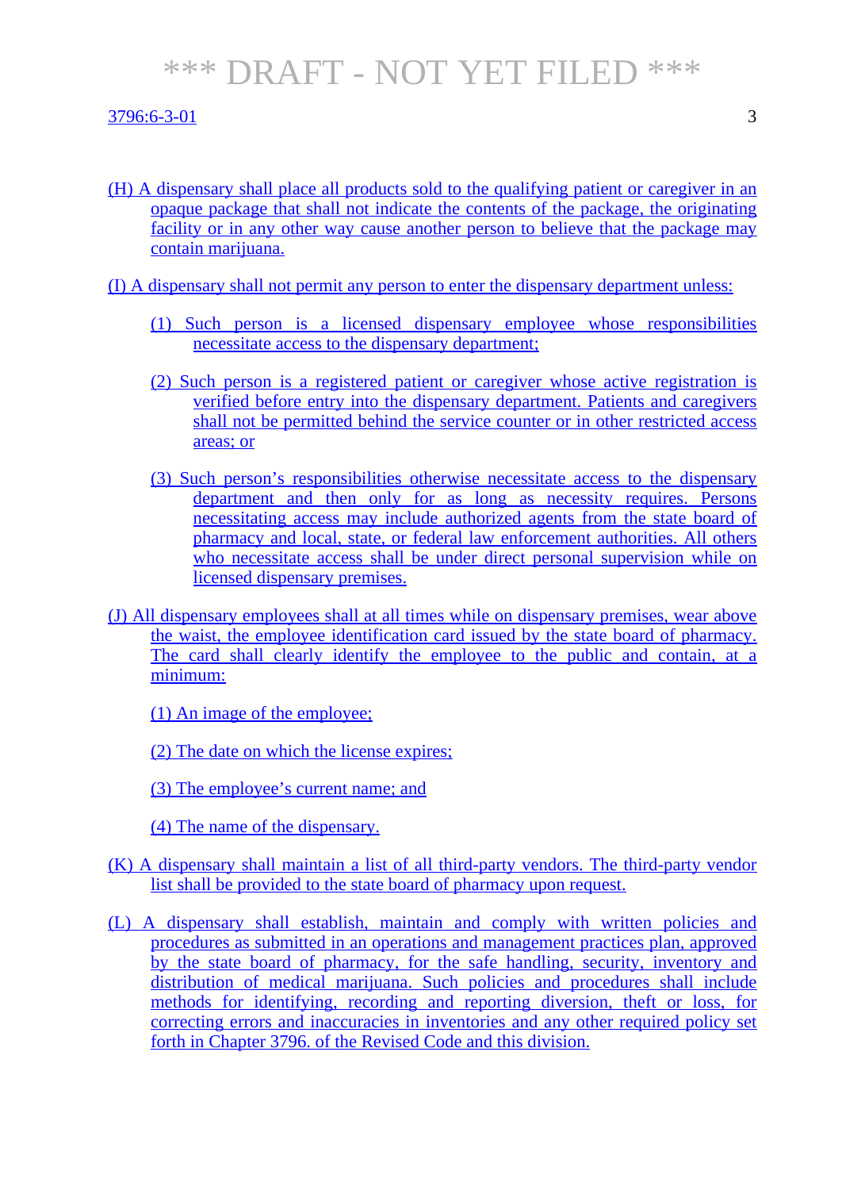(H) A dispensary shall place all products sold to the qualifying patient or caregiver in an opaque package that shall not indicate the contents of the package, the originating facility or in any other way cause another person to believe that the package may contain marijuana.

(I) A dispensary shall not permit any person to enter the dispensary department unless:

(1) Such person is a licensed dispensary employee whose responsibilities necessitate access to the dispensary department;

(2) Such person is a registered patient or caregiver whose active registration is verified before entry into the dispensary department. Patients and caregivers shall not be permitted behind the service counter or in other restricted access areas; or

(3) Such person's responsibilities otherwise necessitate access to the dispensary department and then only for as long as necessity requires. Persons necessitating access may include authorized agents from the state board of pharmacy and local, state, or federal law enforcement authorities. All others who necessitate access shall be under direct personal supervision while on licensed dispensary premises.

(J) All dispensary employees shall at all times while on dispensary premises, wear above the waist, the employee identification card issued by the state board of pharmacy. The card shall clearly identify the employee to the public and contain, at a minimum:

(1) An image of the employee;

(2) The date on which the license expires;

(3) The employee's current name; and

(4) The name of the dispensary.

(K) A dispensary shall maintain a list of all third-party vendors. The third-party vendor list shall be provided to the state board of pharmacy upon request.

(L) A dispensary shall establish, maintain and comply with written policies and procedures as submitted in an operations and management practices plan, approved by the state board of pharmacy, for the safe handling, security, inventory and distribution of medical marijuana. Such policies and procedures shall include methods for identifying, recording and reporting diversion, theft or loss, for correcting errors and inaccuracies in inventories and any other required policy set forth in Chapter 3796. of the Revised Code and this division.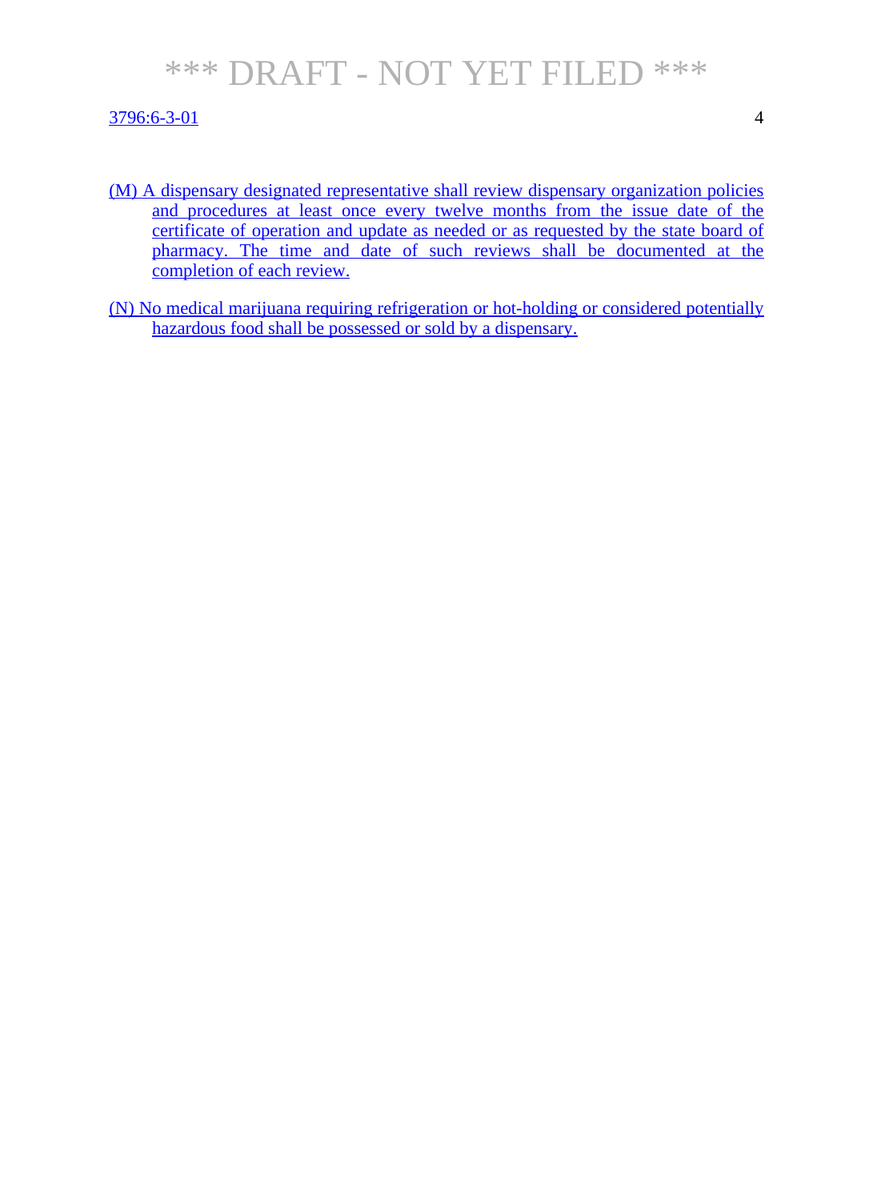(M) A dispensary designated representative shall review dispensary organization policies and procedures at least once every twelve months from the issue date of the certificate of operation and update as needed or as requested by the state board of pharmacy. The time and date of such reviews shall be documented at the completion of each review.

(N) No medical marijuana requiring refrigeration or hot-holding or considered potentially hazardous food shall be possessed or sold by a dispensary.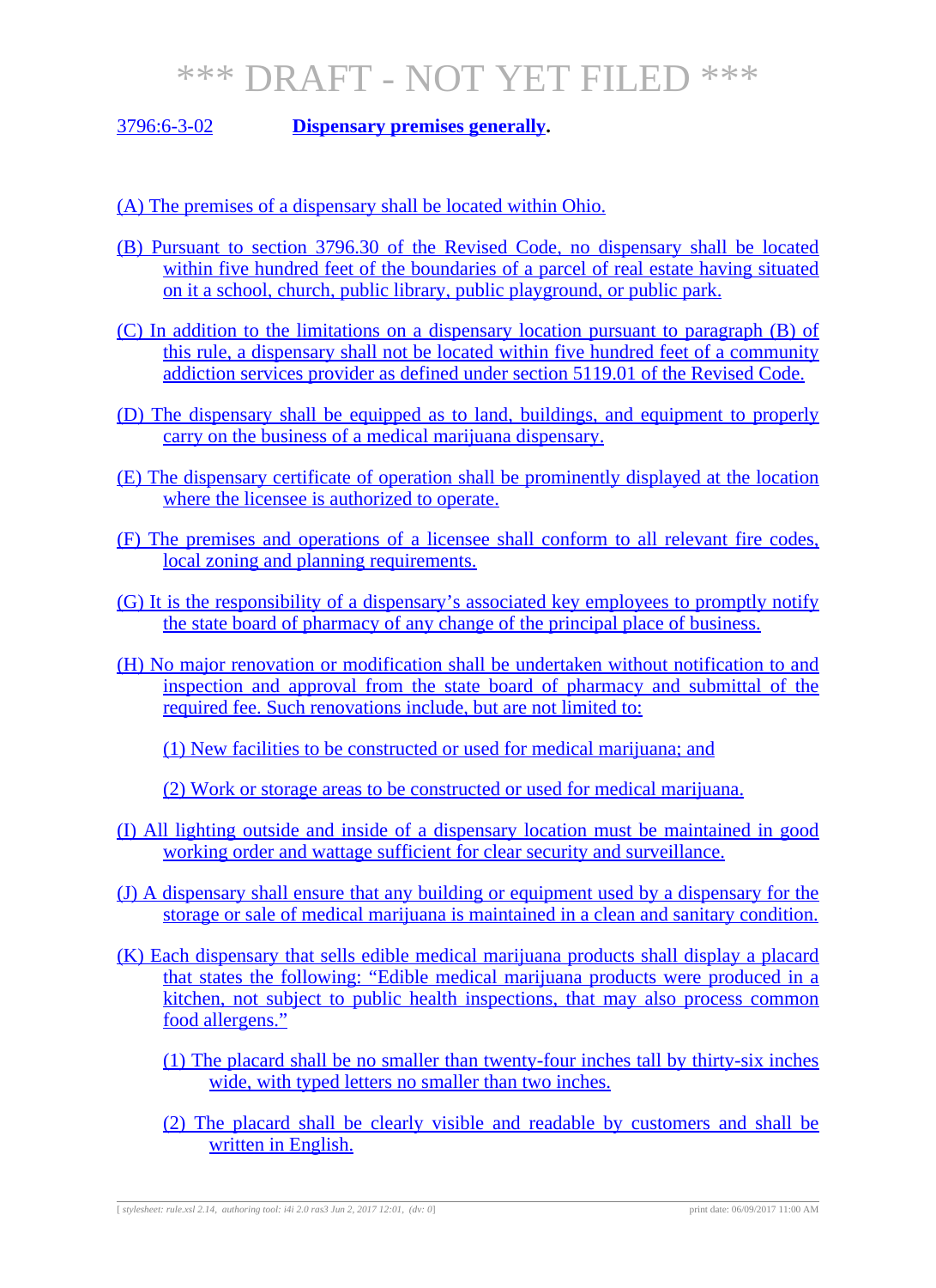*** DRAFT - NOT YET FILED ***

3796:6-3-02 **Dispensary premises generally.**

(A) The premises of a dispensary shall be located within Ohio.

(B) Pursuant to section 3796.30 of the Revised Code, no dispensary shall be located within five hundred feet of the boundaries of a parcel of real estate having situated on it a school, church, public library, public playground, or public park.

(C) In addition to the limitations on a dispensary location pursuant to paragraph (B) of this rule, a dispensary shall not be located within five hundred feet of a community addiction services provider as defined under section 5119.01 of the Revised Code.

(D) The dispensary shall be equipped as to land, buildings, and equipment to properly carry on the business of a medical marijuana dispensary.

(E) The dispensary certificate of operation shall be prominently displayed at the location where the licensee is authorized to operate.

(F) The premises and operations of a licensee shall conform to all relevant fire codes, local zoning and planning requirements.

(G) It is the responsibility of a dispensary's associated key employees to promptly notify the state board of pharmacy of any change of the principal place of business.

(H) No major renovation or modification shall be undertaken without notification to and inspection and approval from the state board of pharmacy and submittal of the required fee. Such renovations include, but are not limited to:

(1) New facilities to be constructed or used for medical marijuana; and

(2) Work or storage areas to be constructed or used for medical marijuana.

(I) All lighting outside and inside of a dispensary location must be maintained in good working order and wattage sufficient for clear security and surveillance.

(J) A dispensary shall ensure that any building or equipment used by a dispensary for the storage or sale of medical marijuana is maintained in a clean and sanitary condition.

(K) Each dispensary that sells edible medical marijuana products shall display a placard that states the following: "Edible medical marijuana products were produced in a kitchen, not subject to public health inspections, that may also process common food allergens."

(1) The placard shall be no smaller than twenty-four inches tall by thirty-six inches wide, with typed letters no smaller than two inches.

(2) The placard shall be clearly visible and readable by customers and shall be written in English.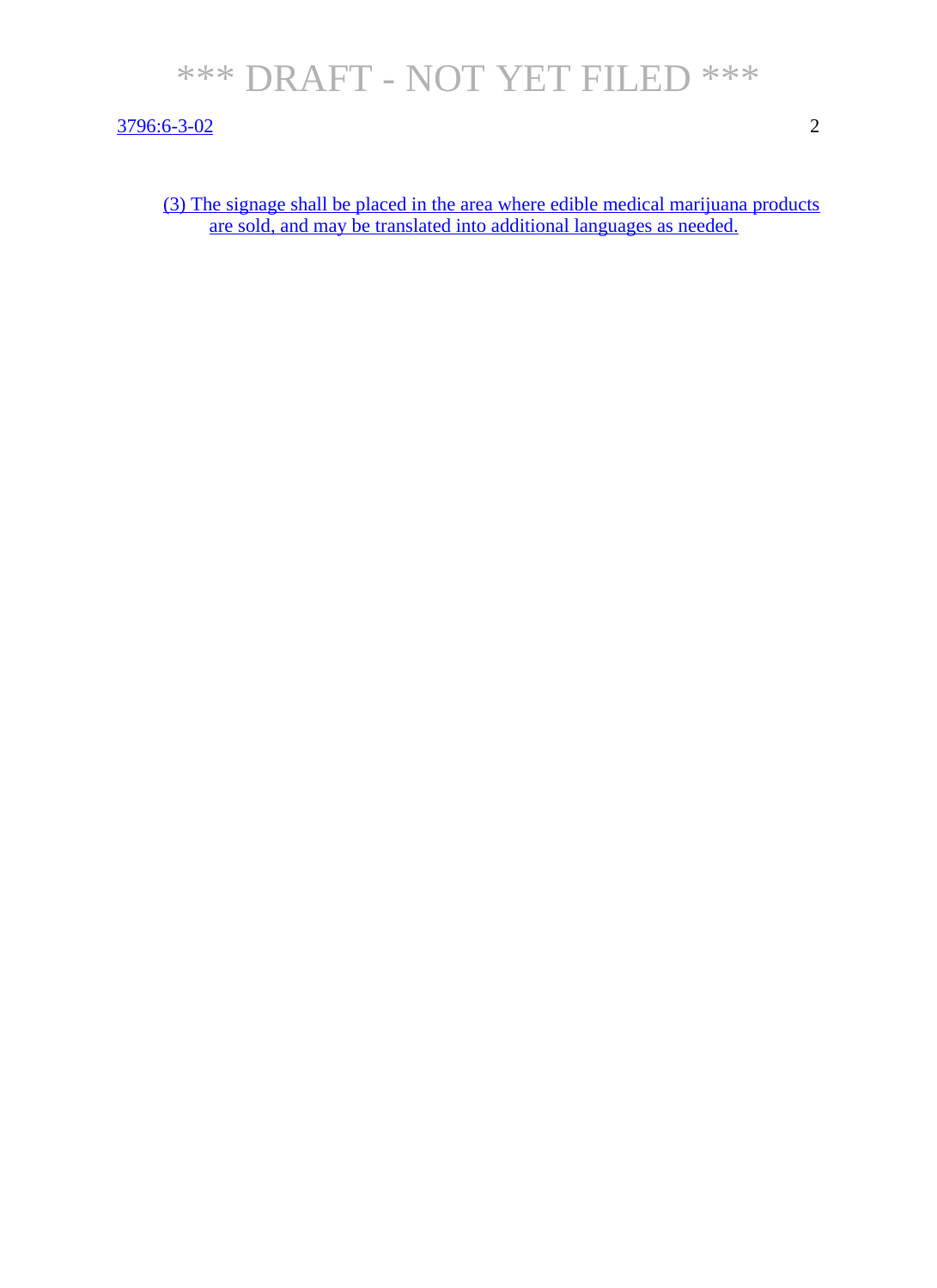(3) The signage shall be placed in the area where edible medical marijuana products are sold, and may be translated into additional languages as needed.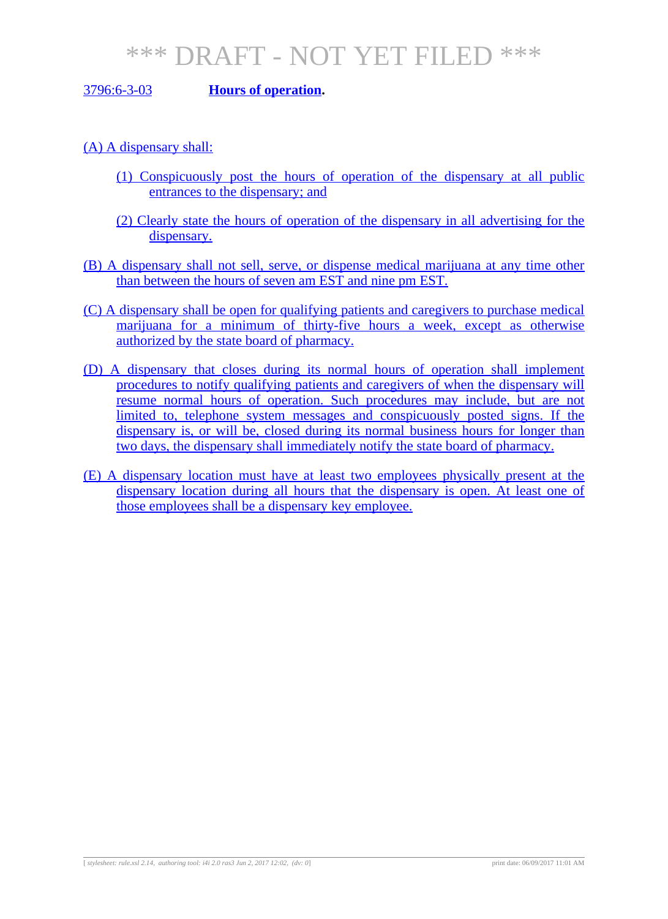# *** DRAFT - NOT YET FILED ***

3796:6-3-03 **Hours of operation.**

(A) A dispensary shall:

(1) Conspicuously post the hours of operation of the dispensary at all public entrances to the dispensary; and

(2) Clearly state the hours of operation of the dispensary in all advertising for the dispensary.

(B) A dispensary shall not sell, serve, or dispense medical marijuana at any time other than between the hours of seven am EST and nine pm EST.

(C) A dispensary shall be open for qualifying patients and caregivers to purchase medical marijuana for a minimum of thirty-five hours a week, except as otherwise authorized by the state board of pharmacy.

(D) A dispensary that closes during its normal hours of operation shall implement procedures to notify qualifying patients and caregivers of when the dispensary will resume normal hours of operation. Such procedures may include, but are not limited to, telephone system messages and conspicuously posted signs. If the dispensary is, or will be, closed during its normal business hours for longer than two days, the dispensary shall immediately notify the state board of pharmacy.

(E) A dispensary location must have at least two employees physically present at the dispensary location during all hours that the dispensary is open. At least one of those employees shall be a dispensary key employee.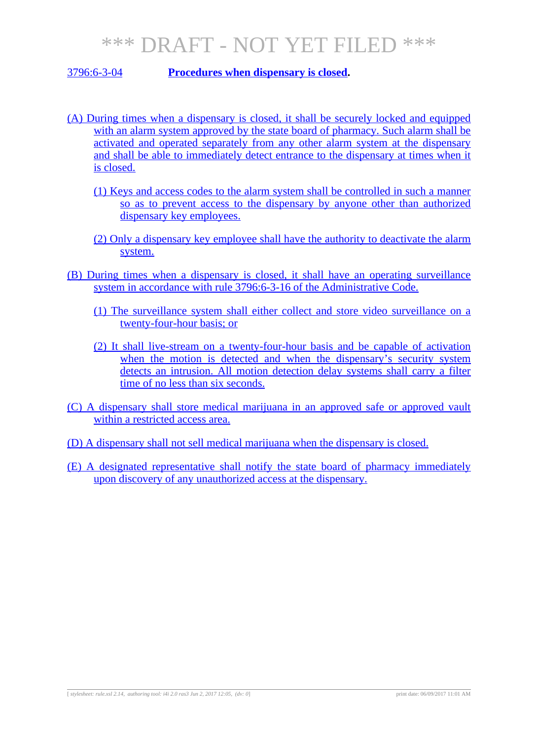# *** DRAFT - NOT YET FILED ***

3796:6-3-04 **Procedures when dispensary is closed.**

(A) During times when a dispensary is closed, it shall be securely locked and equipped with an alarm system approved by the state board of pharmacy. Such alarm shall be activated and operated separately from any other alarm system at the dispensary and shall be able to immediately detect entrance to the dispensary at times when it is closed.

(1) Keys and access codes to the alarm system shall be controlled in such a manner so as to prevent access to the dispensary by anyone other than authorized dispensary key employees.

(2) Only a dispensary key employee shall have the authority to deactivate the alarm system.

(B) During times when a dispensary is closed, it shall have an operating surveillance system in accordance with rule 3796:6-3-16 of the Administrative Code.

(1) The surveillance system shall either collect and store video surveillance on a twenty-four-hour basis; or

(2) It shall live-stream on a twenty-four-hour basis and be capable of activation when the motion is detected and when the dispensary's security system detects an intrusion. All motion detection delay systems shall carry a filter time of no less than six seconds.

(C) A dispensary shall store medical marijuana in an approved safe or approved vault within a restricted access area.

(D) A dispensary shall not sell medical marijuana when the dispensary is closed.

(E) A designated representative shall notify the state board of pharmacy immediately upon discovery of any unauthorized access at the dispensary.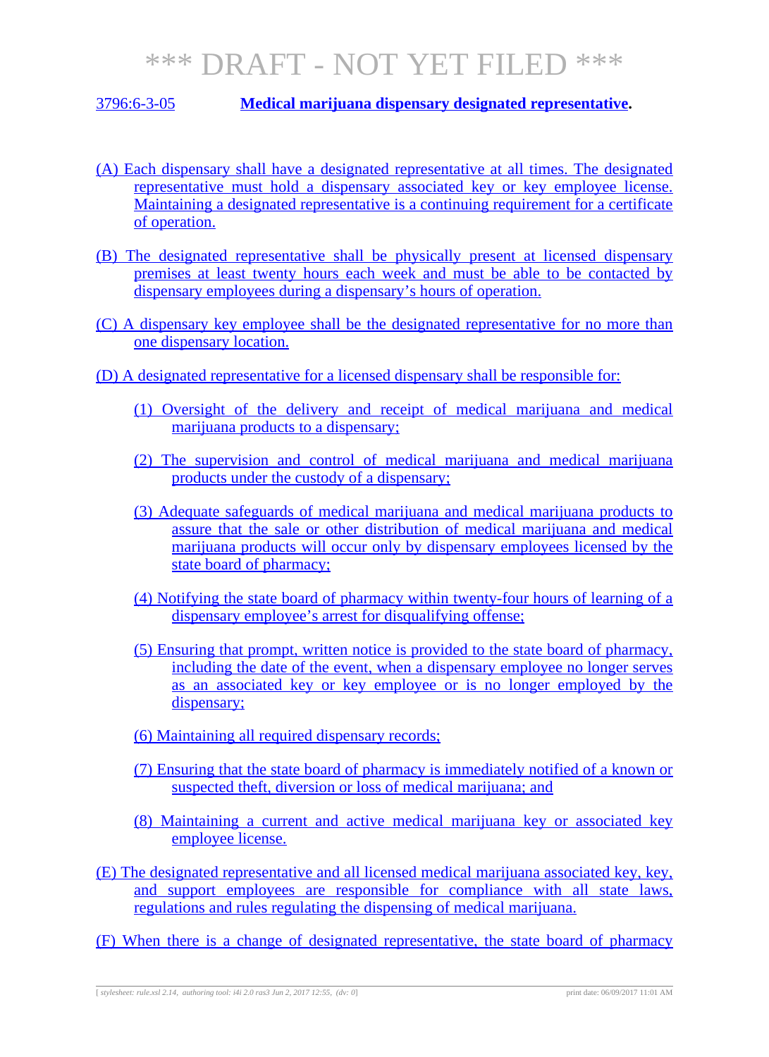*** DRAFT - NOT YET FILED ***

3796:6-3-05 **Medical marijuana dispensary designated representative.**

(A) Each dispensary shall have a designated representative at all times. The designated representative must hold a dispensary associated key or key employee license. Maintaining a designated representative is a continuing requirement for a certificate of operation.

(B) The designated representative shall be physically present at licensed dispensary premises at least twenty hours each week and must be able to be contacted by dispensary employees during a dispensary's hours of operation.

(C) A dispensary key employee shall be the designated representative for no more than one dispensary location.

(D) A designated representative for a licensed dispensary shall be responsible for:

(1) Oversight of the delivery and receipt of medical marijuana and medical marijuana products to a dispensary;

(2) The supervision and control of medical marijuana and medical marijuana products under the custody of a dispensary;

(3) Adequate safeguards of medical marijuana and medical marijuana products to assure that the sale or other distribution of medical marijuana and medical marijuana products will occur only by dispensary employees licensed by the state board of pharmacy;

(4) Notifying the state board of pharmacy within twenty-four hours of learning of a dispensary employee's arrest for disqualifying offense;

(5) Ensuring that prompt, written notice is provided to the state board of pharmacy, including the date of the event, when a dispensary employee no longer serves as an associated key or key employee or is no longer employed by the dispensary;

(6) Maintaining all required dispensary records;

(7) Ensuring that the state board of pharmacy is immediately notified of a known or suspected theft, diversion or loss of medical marijuana; and

(8) Maintaining a current and active medical marijuana key or associated key employee license.

(E) The designated representative and all licensed medical marijuana associated key, key, and support employees are responsible for compliance with all state laws, regulations and rules regulating the dispensing of medical marijuana.

(F) When there is a change of designated representative, the state board of pharmacy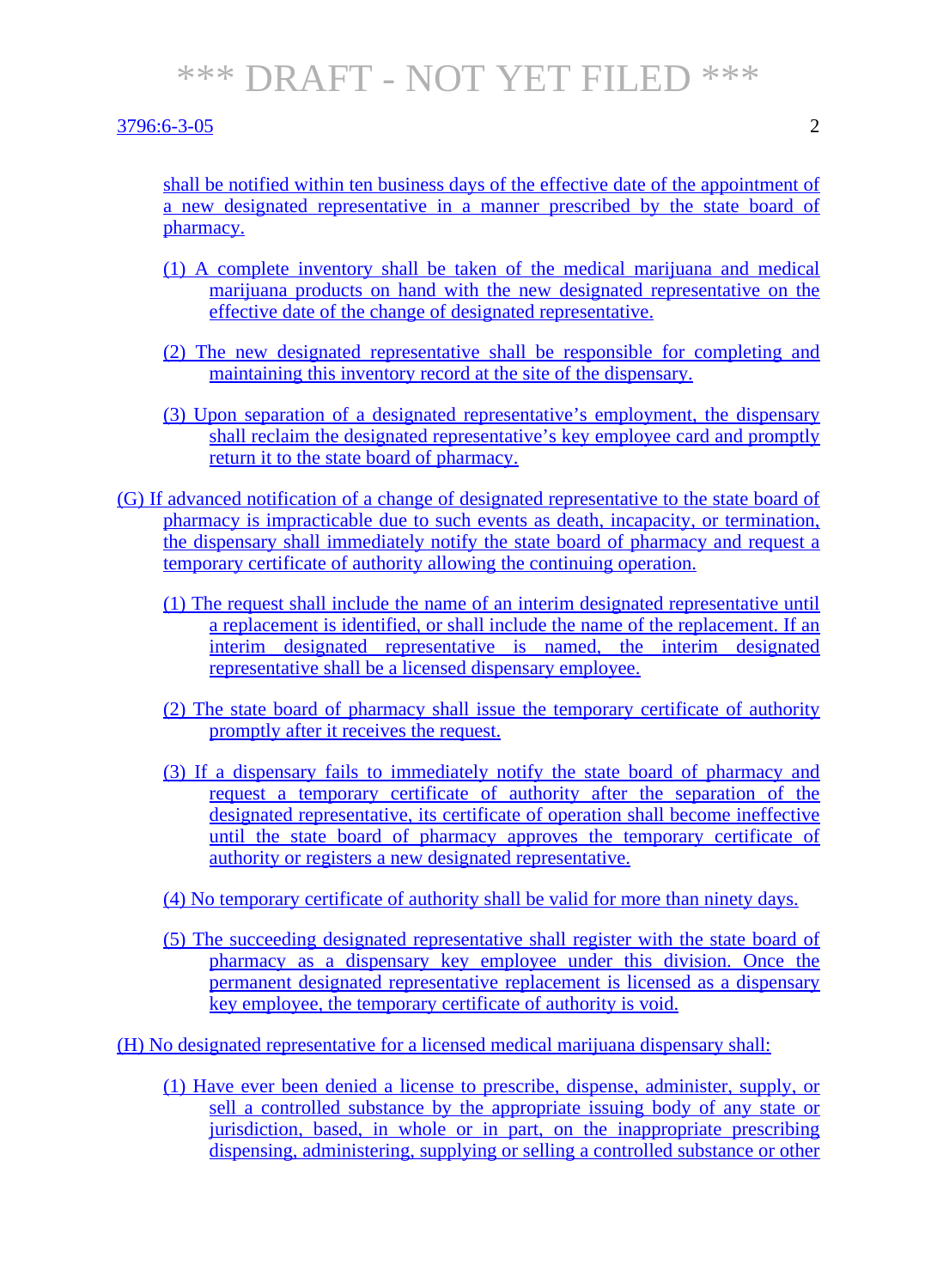shall be notified within ten business days of the effective date of the appointment of a new designated representative in a manner prescribed by the state board of pharmacy.

(1) A complete inventory shall be taken of the medical marijuana and medical marijuana products on hand with the new designated representative on the effective date of the change of designated representative.

(2) The new designated representative shall be responsible for completing and maintaining this inventory record at the site of the dispensary.

(3) Upon separation of a designated representative's employment, the dispensary shall reclaim the designated representative's key employee card and promptly return it to the state board of pharmacy.

(G) If advanced notification of a change of designated representative to the state board of pharmacy is impracticable due to such events as death, incapacity, or termination, the dispensary shall immediately notify the state board of pharmacy and request a temporary certificate of authority allowing the continuing operation.

(1) The request shall include the name of an interim designated representative until a replacement is identified, or shall include the name of the replacement. If an interim designated representative is named, the interim designated representative shall be a licensed dispensary employee.

(2) The state board of pharmacy shall issue the temporary certificate of authority promptly after it receives the request.

(3) If a dispensary fails to immediately notify the state board of pharmacy and request a temporary certificate of authority after the separation of the designated representative, its certificate of operation shall become ineffective until the state board of pharmacy approves the temporary certificate of authority or registers a new designated representative.

(4) No temporary certificate of authority shall be valid for more than ninety days.

(5) The succeeding designated representative shall register with the state board of pharmacy as a dispensary key employee under this division. Once the permanent designated representative replacement is licensed as a dispensary key employee, the temporary certificate of authority is void.

(H) No designated representative for a licensed medical marijuana dispensary shall:

(1) Have ever been denied a license to prescribe, dispense, administer, supply, or sell a controlled substance by the appropriate issuing body of any state or jurisdiction, based, in whole or in part, on the inappropriate prescribing dispensing, administering, supplying or selling a controlled substance or other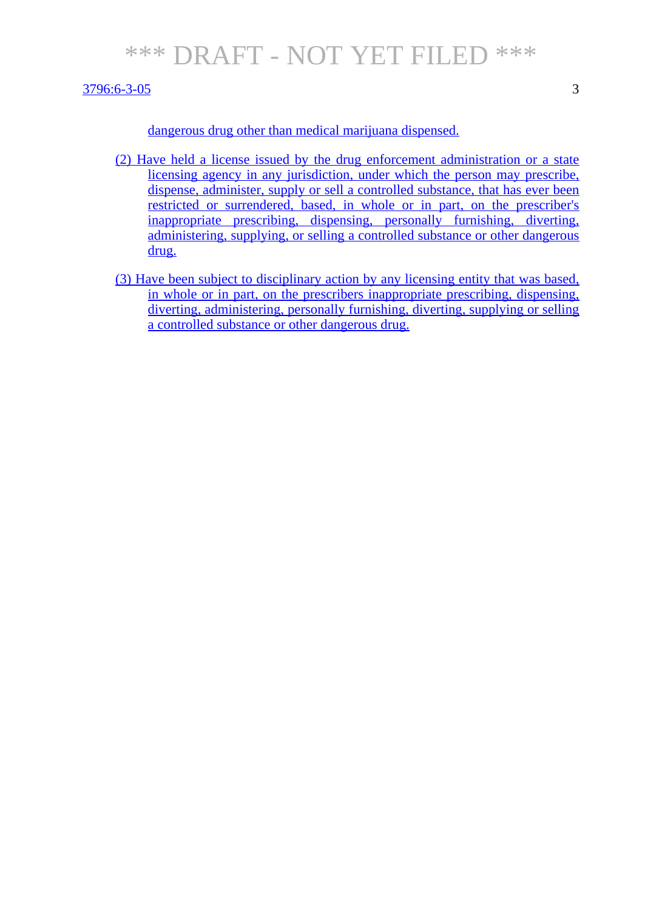dangerous drug other than medical marijuana dispensed.

(2) Have held a license issued by the drug enforcement administration or a state licensing agency in any jurisdiction, under which the person may prescribe, dispense, administer, supply or sell a controlled substance, that has ever been restricted or surrendered, based, in whole or in part, on the prescriber's inappropriate prescribing, dispensing, personally furnishing, diverting, administering, supplying, or selling a controlled substance or other dangerous drug.

(3) Have been subject to disciplinary action by any licensing entity that was based, in whole or in part, on the prescribers inappropriate prescribing, dispensing, diverting, administering, personally furnishing, diverting, supplying or selling a controlled substance or other dangerous drug.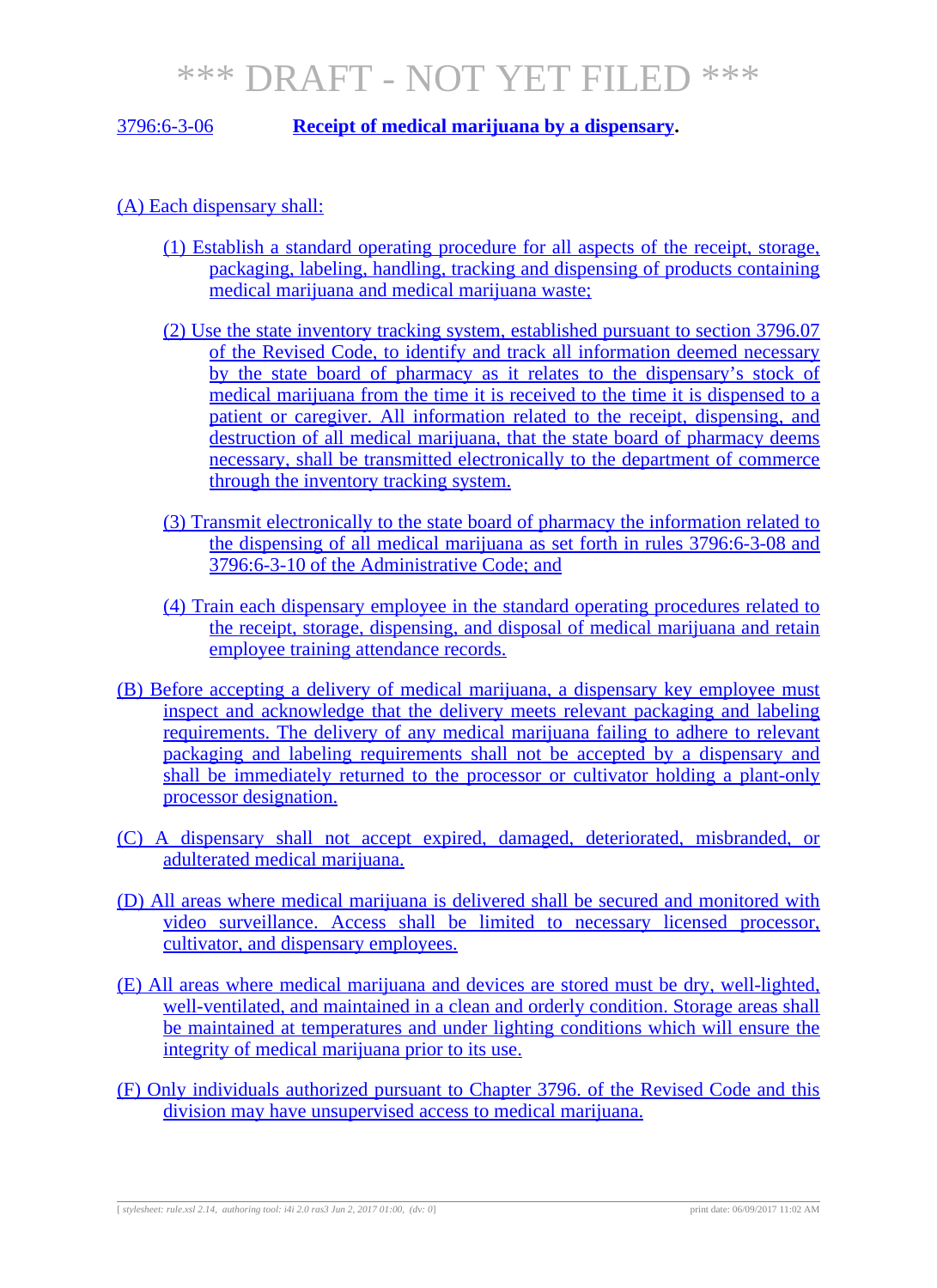# \*\*\* DRAFT - NOT YET FILED \*\*\*

3796:6-3-06 **Receipt of medical marijuana by a dispensary.**

(A) Each dispensary shall:

(1) Establish a standard operating procedure for all aspects of the receipt, storage, packaging, labeling, handling, tracking and dispensing of products containing medical marijuana and medical marijuana waste;

(2) Use the state inventory tracking system, established pursuant to section 3796.07 of the Revised Code, to identify and track all information deemed necessary by the state board of pharmacy as it relates to the dispensary's stock of medical marijuana from the time it is received to the time it is dispensed to a patient or caregiver. All information related to the receipt, dispensing, and destruction of all medical marijuana, that the state board of pharmacy deems necessary, shall be transmitted electronically to the department of commerce through the inventory tracking system.

(3) Transmit electronically to the state board of pharmacy the information related to the dispensing of all medical marijuana as set forth in rules 3796:6-3-08 and 3796:6-3-10 of the Administrative Code; and

(4) Train each dispensary employee in the standard operating procedures related to the receipt, storage, dispensing, and disposal of medical marijuana and retain employee training attendance records.

(B) Before accepting a delivery of medical marijuana, a dispensary key employee must inspect and acknowledge that the delivery meets relevant packaging and labeling requirements. The delivery of any medical marijuana failing to adhere to relevant packaging and labeling requirements shall not be accepted by a dispensary and shall be immediately returned to the processor or cultivator holding a plant-only processor designation.

(C) A dispensary shall not accept expired, damaged, deteriorated, misbranded, or adulterated medical marijuana.

(D) All areas where medical marijuana is delivered shall be secured and monitored with video surveillance. Access shall be limited to necessary licensed processor, cultivator, and dispensary employees.

(E) All areas where medical marijuana and devices are stored must be dry, well-lighted, well-ventilated, and maintained in a clean and orderly condition. Storage areas shall be maintained at temperatures and under lighting conditions which will ensure the integrity of medical marijuana prior to its use.

(F) Only individuals authorized pursuant to Chapter 3796. of the Revised Code and this division may have unsupervised access to medical marijuana.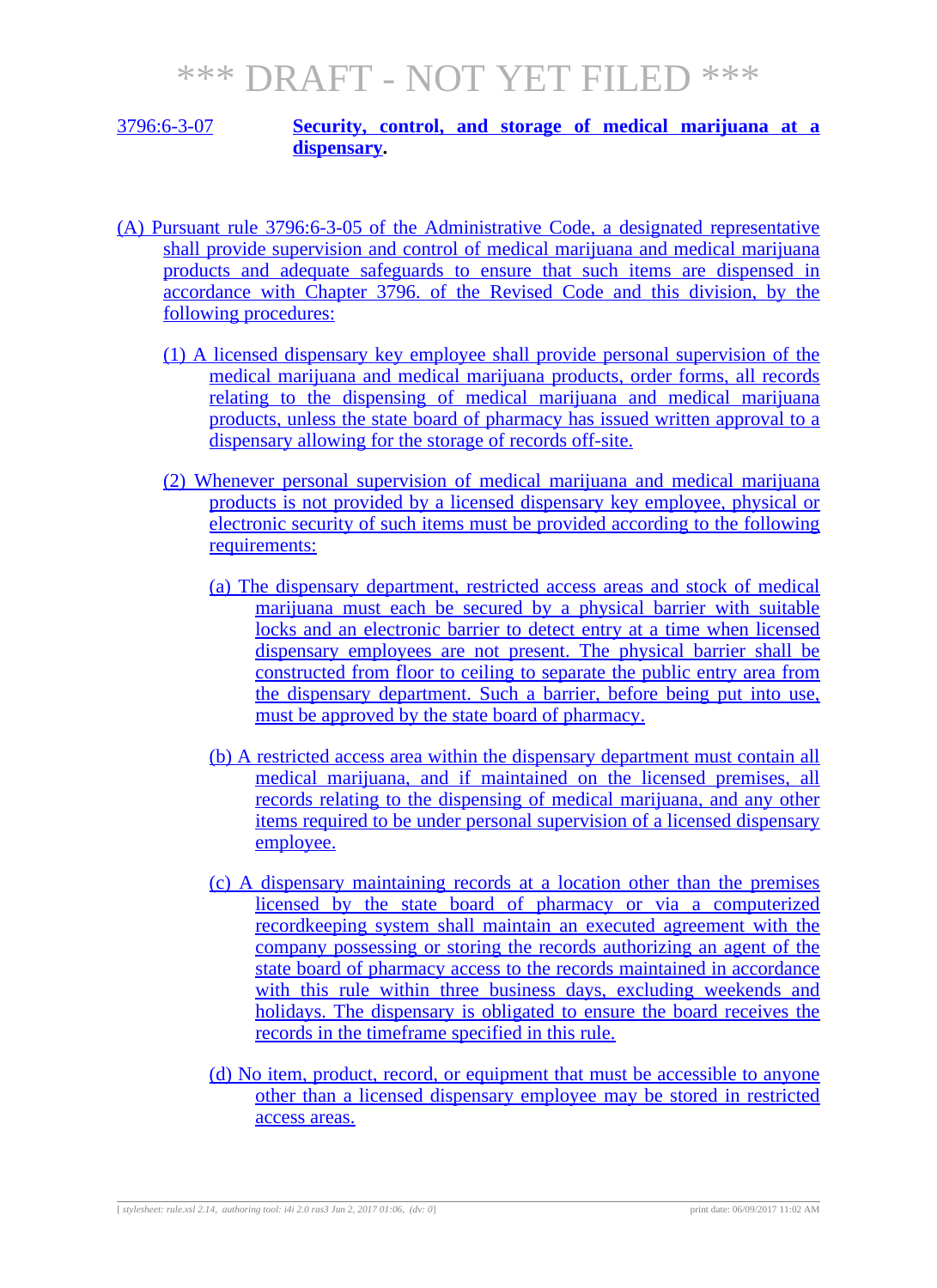*** DRAFT - NOT YET FILED ***

3796:6-3-07 **Security, control, and storage of medical marijuana at a dispensary.**

(A) Pursuant rule 3796:6-3-05 of the Administrative Code, a designated representative shall provide supervision and control of medical marijuana and medical marijuana products and adequate safeguards to ensure that such items are dispensed in accordance with Chapter 3796. of the Revised Code and this division, by the following procedures:

(1) A licensed dispensary key employee shall provide personal supervision of the medical marijuana and medical marijuana products, order forms, all records relating to the dispensing of medical marijuana and medical marijuana products, unless the state board of pharmacy has issued written approval to a dispensary allowing for the storage of records off-site.

(2) Whenever personal supervision of medical marijuana and medical marijuana products is not provided by a licensed dispensary key employee, physical or electronic security of such items must be provided according to the following requirements:

(a) The dispensary department, restricted access areas and stock of medical marijuana must each be secured by a physical barrier with suitable locks and an electronic barrier to detect entry at a time when licensed dispensary employees are not present. The physical barrier shall be constructed from floor to ceiling to separate the public entry area from the dispensary department. Such a barrier, before being put into use, must be approved by the state board of pharmacy.

(b) A restricted access area within the dispensary department must contain all medical marijuana, and if maintained on the licensed premises, all records relating to the dispensing of medical marijuana, and any other items required to be under personal supervision of a licensed dispensary employee.

(c) A dispensary maintaining records at a location other than the premises licensed by the state board of pharmacy or via a computerized recordkeeping system shall maintain an executed agreement with the company possessing or storing the records authorizing an agent of the state board of pharmacy access to the records maintained in accordance with this rule within three business days, excluding weekends and holidays. The dispensary is obligated to ensure the board receives the records in the timeframe specified in this rule.

(d) No item, product, record, or equipment that must be accessible to anyone other than a licensed dispensary employee may be stored in restricted access areas.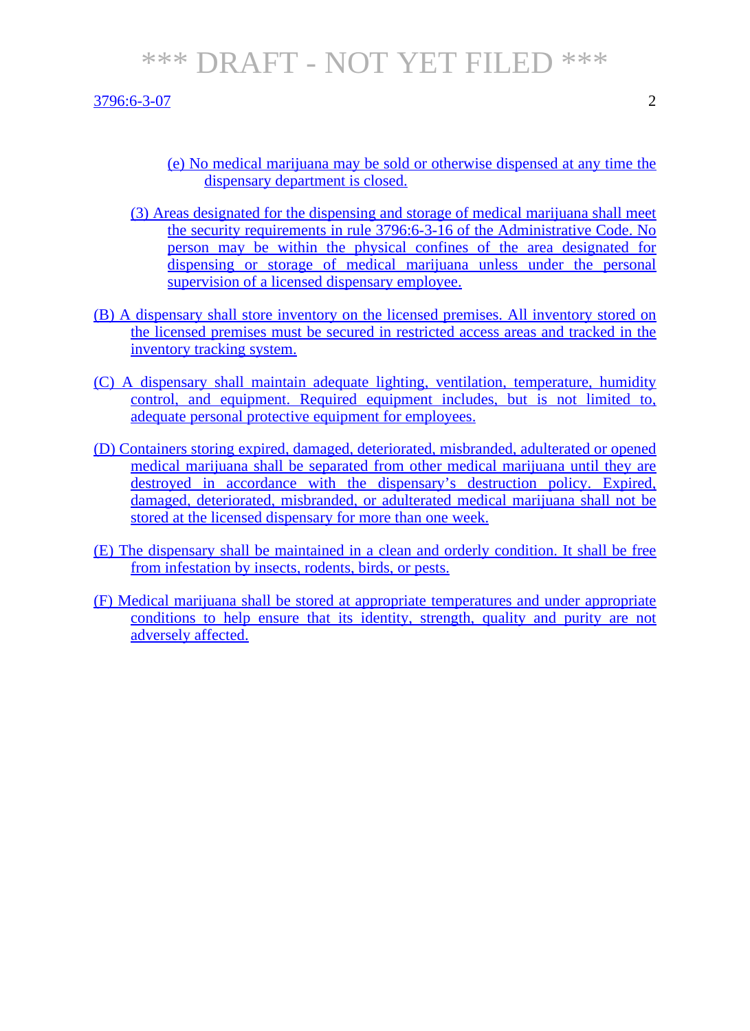(e) No medical marijuana may be sold or otherwise dispensed at any time the dispensary department is closed.

(3) Areas designated for the dispensing and storage of medical marijuana shall meet the security requirements in rule 3796:6-3-16 of the Administrative Code. No person may be within the physical confines of the area designated for dispensing or storage of medical marijuana unless under the personal supervision of a licensed dispensary employee.

(B) A dispensary shall store inventory on the licensed premises. All inventory stored on the licensed premises must be secured in restricted access areas and tracked in the inventory tracking system.

(C) A dispensary shall maintain adequate lighting, ventilation, temperature, humidity control, and equipment. Required equipment includes, but is not limited to, adequate personal protective equipment for employees.

(D) Containers storing expired, damaged, deteriorated, misbranded, adulterated or opened medical marijuana shall be separated from other medical marijuana until they are destroyed in accordance with the dispensary's destruction policy. Expired, damaged, deteriorated, misbranded, or adulterated medical marijuana shall not be stored at the licensed dispensary for more than one week.

(E) The dispensary shall be maintained in a clean and orderly condition. It shall be free from infestation by insects, rodents, birds, or pests.

(F) Medical marijuana shall be stored at appropriate temperatures and under appropriate conditions to help ensure that its identity, strength, quality and purity are not adversely affected.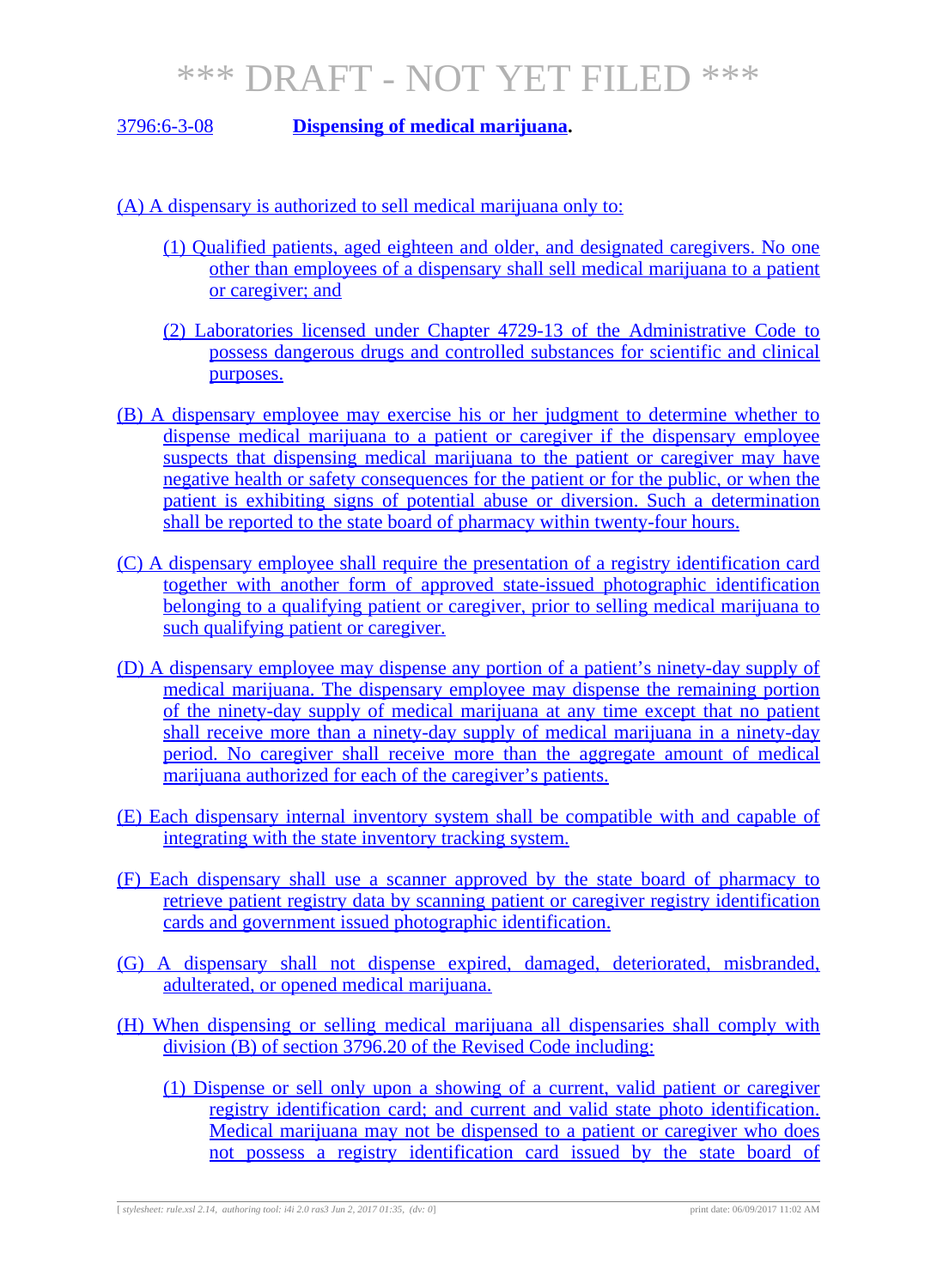# *** DRAFT - NOT YET FILED ***

3796:6-3-08 **Dispensing of medical marijuana.**

(A) A dispensary is authorized to sell medical marijuana only to:

(1) Qualified patients, aged eighteen and older, and designated caregivers. No one other than employees of a dispensary shall sell medical marijuana to a patient or caregiver; and

(2) Laboratories licensed under Chapter 4729-13 of the Administrative Code to possess dangerous drugs and controlled substances for scientific and clinical purposes.

(B) A dispensary employee may exercise his or her judgment to determine whether to dispense medical marijuana to a patient or caregiver if the dispensary employee suspects that dispensing medical marijuana to the patient or caregiver may have negative health or safety consequences for the patient or for the public, or when the patient is exhibiting signs of potential abuse or diversion. Such a determination shall be reported to the state board of pharmacy within twenty-four hours.

(C) A dispensary employee shall require the presentation of a registry identification card together with another form of approved state-issued photographic identification belonging to a qualifying patient or caregiver, prior to selling medical marijuana to such qualifying patient or caregiver.

(D) A dispensary employee may dispense any portion of a patient's ninety-day supply of medical marijuana. The dispensary employee may dispense the remaining portion of the ninety-day supply of medical marijuana at any time except that no patient shall receive more than a ninety-day supply of medical marijuana in a ninety-day period. No caregiver shall receive more than the aggregate amount of medical marijuana authorized for each of the caregiver's patients.

(E) Each dispensary internal inventory system shall be compatible with and capable of integrating with the state inventory tracking system.

(F) Each dispensary shall use a scanner approved by the state board of pharmacy to retrieve patient registry data by scanning patient or caregiver registry identification cards and government issued photographic identification.

(G) A dispensary shall not dispense expired, damaged, deteriorated, misbranded, adulterated, or opened medical marijuana.

(H) When dispensing or selling medical marijuana all dispensaries shall comply with division (B) of section 3796.20 of the Revised Code including:

(1) Dispense or sell only upon a showing of a current, valid patient or caregiver registry identification card; and current and valid state photo identification. Medical marijuana may not be dispensed to a patient or caregiver who does not possess a registry identification card issued by the state board of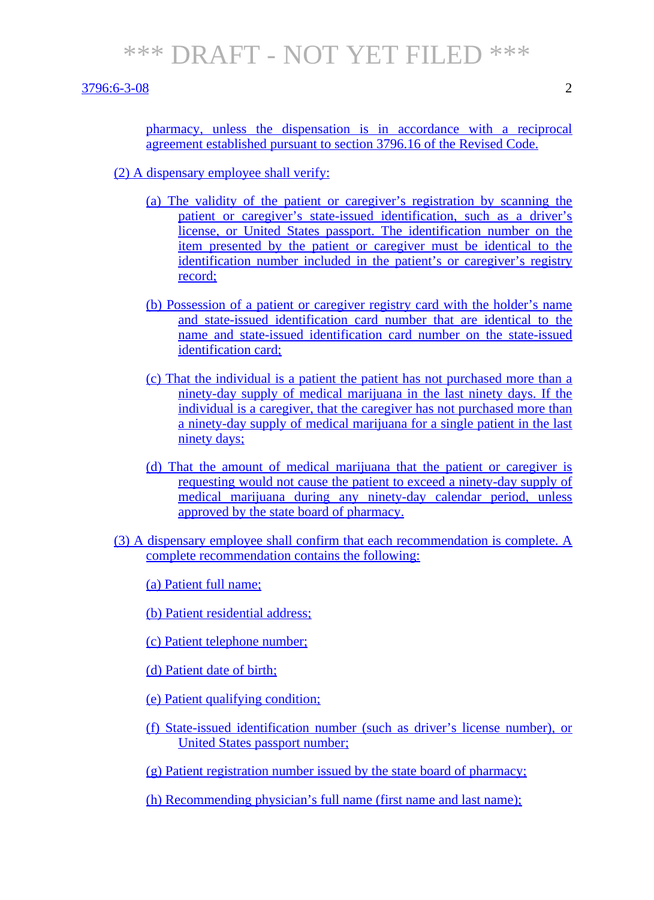pharmacy, unless the dispensation is in accordance with a reciprocal agreement established pursuant to section 3796.16 of the Revised Code.

(2) A dispensary employee shall verify:

(a) The validity of the patient or caregiver's registration by scanning the patient or caregiver's state-issued identification, such as a driver's license, or United States passport. The identification number on the item presented by the patient or caregiver must be identical to the identification number included in the patient's or caregiver's registry record;

(b) Possession of a patient or caregiver registry card with the holder's name and state-issued identification card number that are identical to the name and state-issued identification card number on the state-issued identification card;

(c) That the individual is a patient the patient has not purchased more than a ninety-day supply of medical marijuana in the last ninety days. If the individual is a caregiver, that the caregiver has not purchased more than a ninety-day supply of medical marijuana for a single patient in the last ninety days;

(d) That the amount of medical marijuana that the patient or caregiver is requesting would not cause the patient to exceed a ninety-day supply of medical marijuana during any ninety-day calendar period, unless approved by the state board of pharmacy.

(3) A dispensary employee shall confirm that each recommendation is complete. A complete recommendation contains the following:

(a) Patient full name;

(b) Patient residential address;

(c) Patient telephone number;

(d) Patient date of birth;

(e) Patient qualifying condition;

(f) State-issued identification number (such as driver's license number), or United States passport number;

(g) Patient registration number issued by the state board of pharmacy;

(h) Recommending physician's full name (first name and last name);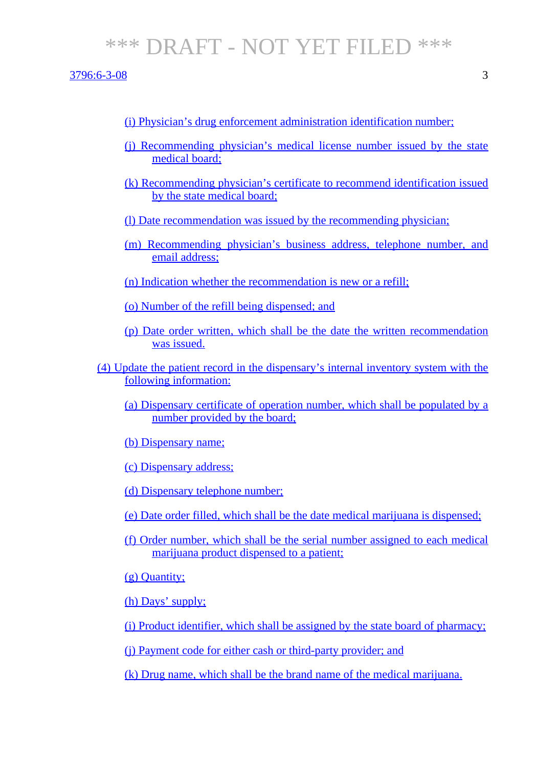(i) Physician's drug enforcement administration identification number;

(j) Recommending physician's medical license number issued by the state medical board;

(k) Recommending physician's certificate to recommend identification issued by the state medical board;

(l) Date recommendation was issued by the recommending physician;

(m) Recommending physician's business address, telephone number, and email address;

(n) Indication whether the recommendation is new or a refill;

(o) Number of the refill being dispensed; and

(p) Date order written, which shall be the date the written recommendation was issued.

(4) Update the patient record in the dispensary's internal inventory system with the following information:

(a) Dispensary certificate of operation number, which shall be populated by a number provided by the board;

(b) Dispensary name;

(c) Dispensary address;

(d) Dispensary telephone number;

(e) Date order filled, which shall be the date medical marijuana is dispensed;

(f) Order number, which shall be the serial number assigned to each medical marijuana product dispensed to a patient;

(g) Quantity;

(h) Days' supply;

(i) Product identifier, which shall be assigned by the state board of pharmacy;

(j) Payment code for either cash or third-party provider; and

(k) Drug name, which shall be the brand name of the medical marijuana.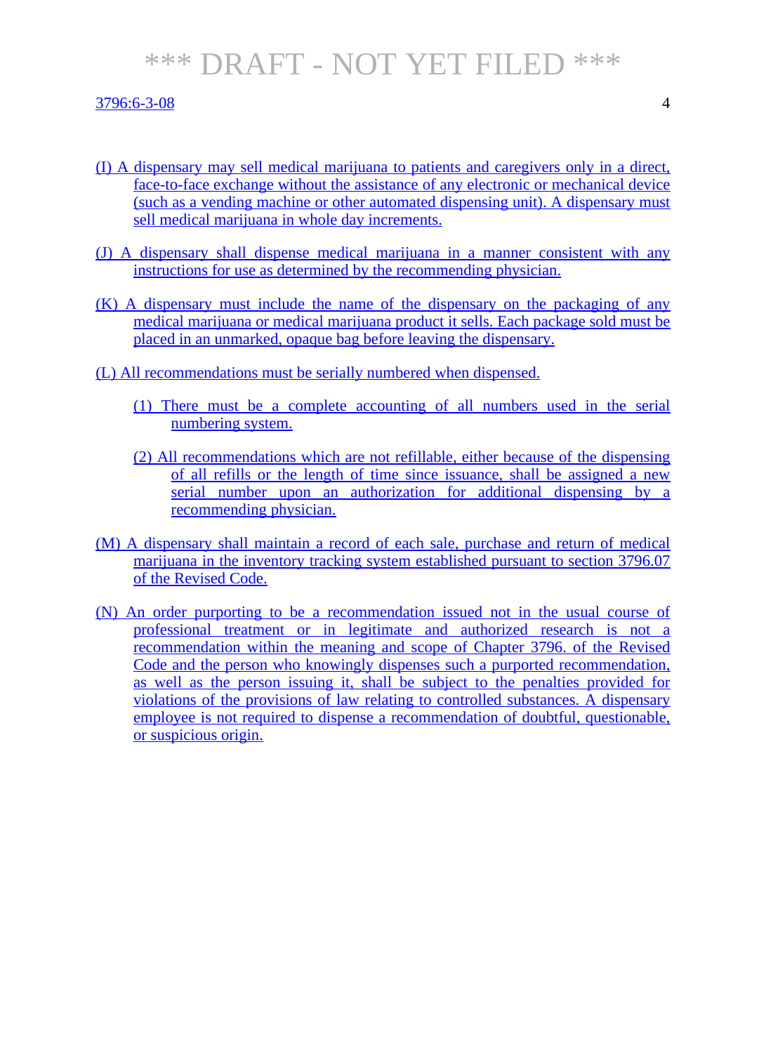(I) A dispensary may sell medical marijuana to patients and caregivers only in a direct, face-to-face exchange without the assistance of any electronic or mechanical device (such as a vending machine or other automated dispensing unit). A dispensary must sell medical marijuana in whole day increments.

(J) A dispensary shall dispense medical marijuana in a manner consistent with any instructions for use as determined by the recommending physician.

(K) A dispensary must include the name of the dispensary on the packaging of any medical marijuana or medical marijuana product it sells. Each package sold must be placed in an unmarked, opaque bag before leaving the dispensary.

(L) All recommendations must be serially numbered when dispensed.

(1) There must be a complete accounting of all numbers used in the serial numbering system.

(2) All recommendations which are not refillable, either because of the dispensing of all refills or the length of time since issuance, shall be assigned a new serial number upon an authorization for additional dispensing by a recommending physician.

(M) A dispensary shall maintain a record of each sale, purchase and return of medical marijuana in the inventory tracking system established pursuant to section 3796.07 of the Revised Code.

(N) An order purporting to be a recommendation issued not in the usual course of professional treatment or in legitimate and authorized research is not a recommendation within the meaning and scope of Chapter 3796. of the Revised Code and the person who knowingly dispenses such a purported recommendation, as well as the person issuing it, shall be subject to the penalties provided for violations of the provisions of law relating to controlled substances. A dispensary employee is not required to dispense a recommendation of doubtful, questionable, or suspicious origin.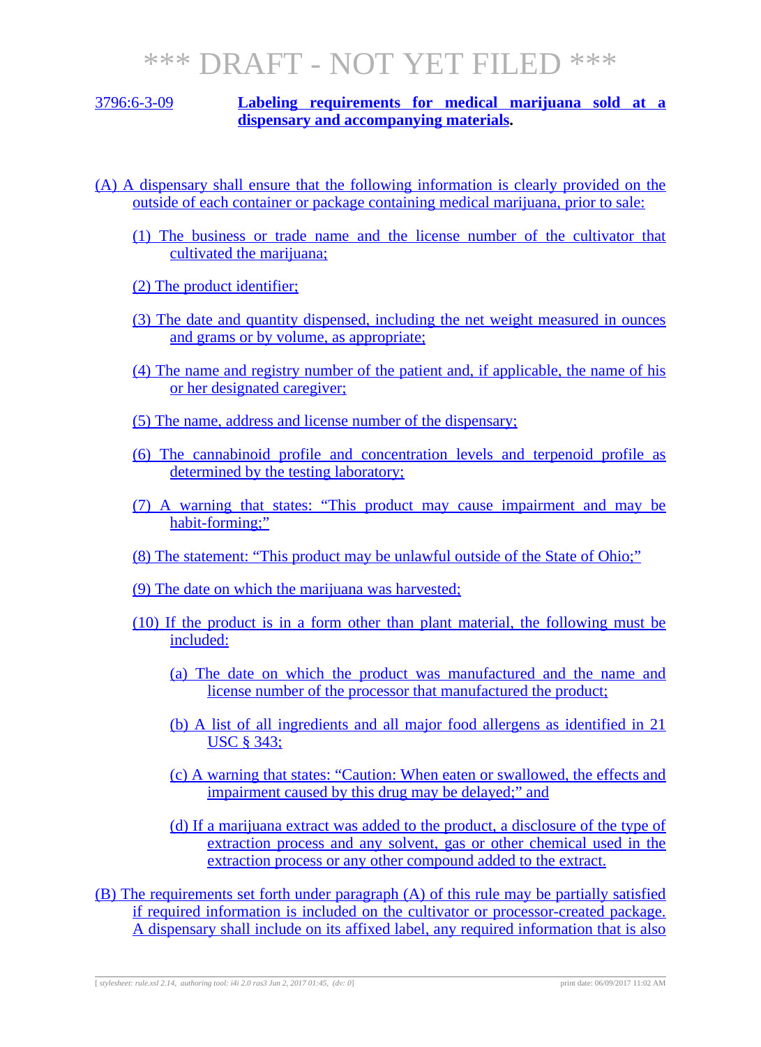*** DRAFT - NOT YET FILED ***

3796:6-3-09 **Labeling requirements for medical marijuana sold at a dispensary and accompanying materials.**

(A) A dispensary shall ensure that the following information is clearly provided on the outside of each container or package containing medical marijuana, prior to sale:

(1) The business or trade name and the license number of the cultivator that cultivated the marijuana;

(2) The product identifier;

(3) The date and quantity dispensed, including the net weight measured in ounces and grams or by volume, as appropriate;

(4) The name and registry number of the patient and, if applicable, the name of his or her designated caregiver;

(5) The name, address and license number of the dispensary;

(6) The cannabinoid profile and concentration levels and terpenoid profile as determined by the testing laboratory;

(7) A warning that states: "This product may cause impairment and may be habit-forming;"

(8) The statement: "This product may be unlawful outside of the State of Ohio;"

(9) The date on which the marijuana was harvested;

(10) If the product is in a form other than plant material, the following must be included:

(a) The date on which the product was manufactured and the name and license number of the processor that manufactured the product;

(b) A list of all ingredients and all major food allergens as identified in 21 USC § 343;

(c) A warning that states: "Caution: When eaten or swallowed, the effects and impairment caused by this drug may be delayed;" and

(d) If a marijuana extract was added to the product, a disclosure of the type of extraction process and any solvent, gas or other chemical used in the extraction process or any other compound added to the extract.

(B) The requirements set forth under paragraph (A) of this rule may be partially satisfied if required information is included on the cultivator or processor-created package. A dispensary shall include on its affixed label, any required information that is also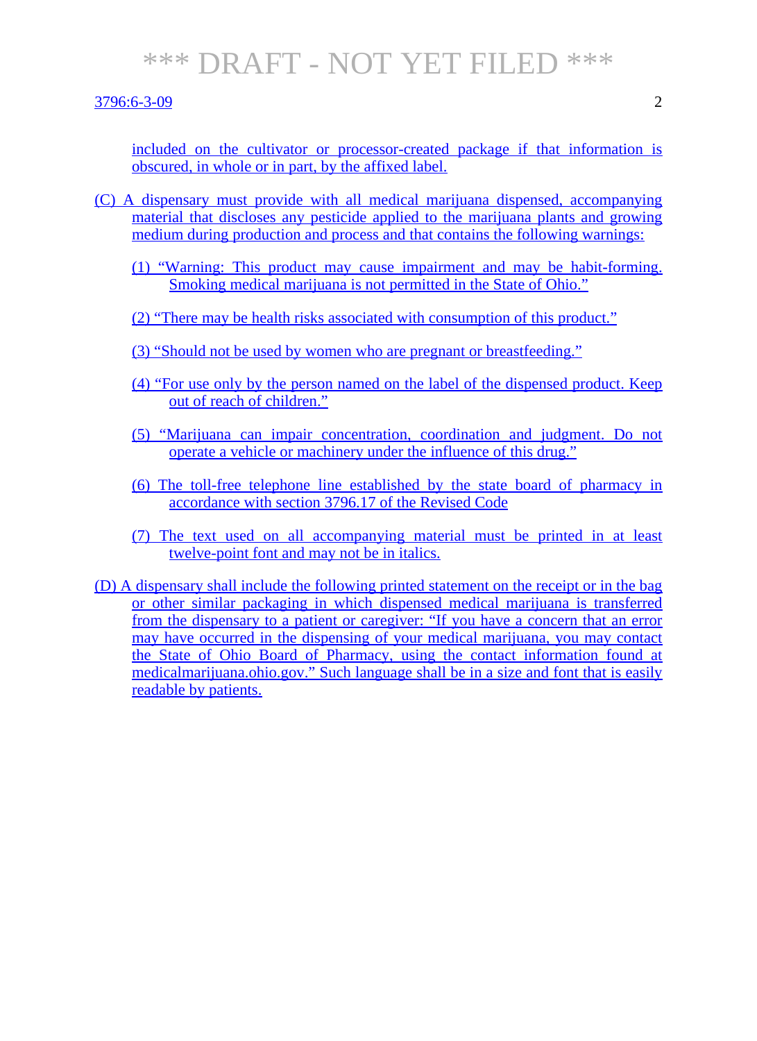included on the cultivator or processor-created package if that information is obscured, in whole or in part, by the affixed label.

(C) A dispensary must provide with all medical marijuana dispensed, accompanying material that discloses any pesticide applied to the marijuana plants and growing medium during production and process and that contains the following warnings:

(1) "Warning: This product may cause impairment and may be habit-forming. Smoking medical marijuana is not permitted in the State of Ohio."

(2) "There may be health risks associated with consumption of this product."

(3) "Should not be used by women who are pregnant or breastfeeding."

(4) "For use only by the person named on the label of the dispensed product. Keep out of reach of children."

(5) "Marijuana can impair concentration, coordination and judgment. Do not operate a vehicle or machinery under the influence of this drug."

(6) The toll-free telephone line established by the state board of pharmacy in accordance with section 3796.17 of the Revised Code

(7) The text used on all accompanying material must be printed in at least twelve-point font and may not be in italics.

(D) A dispensary shall include the following printed statement on the receipt or in the bag or other similar packaging in which dispensed medical marijuana is transferred from the dispensary to a patient or caregiver: "If you have a concern that an error may have occurred in the dispensing of your medical marijuana, you may contact the State of Ohio Board of Pharmacy, using the contact information found at medicalmarijuana.ohio.gov." Such language shall be in a size and font that is easily readable by patients.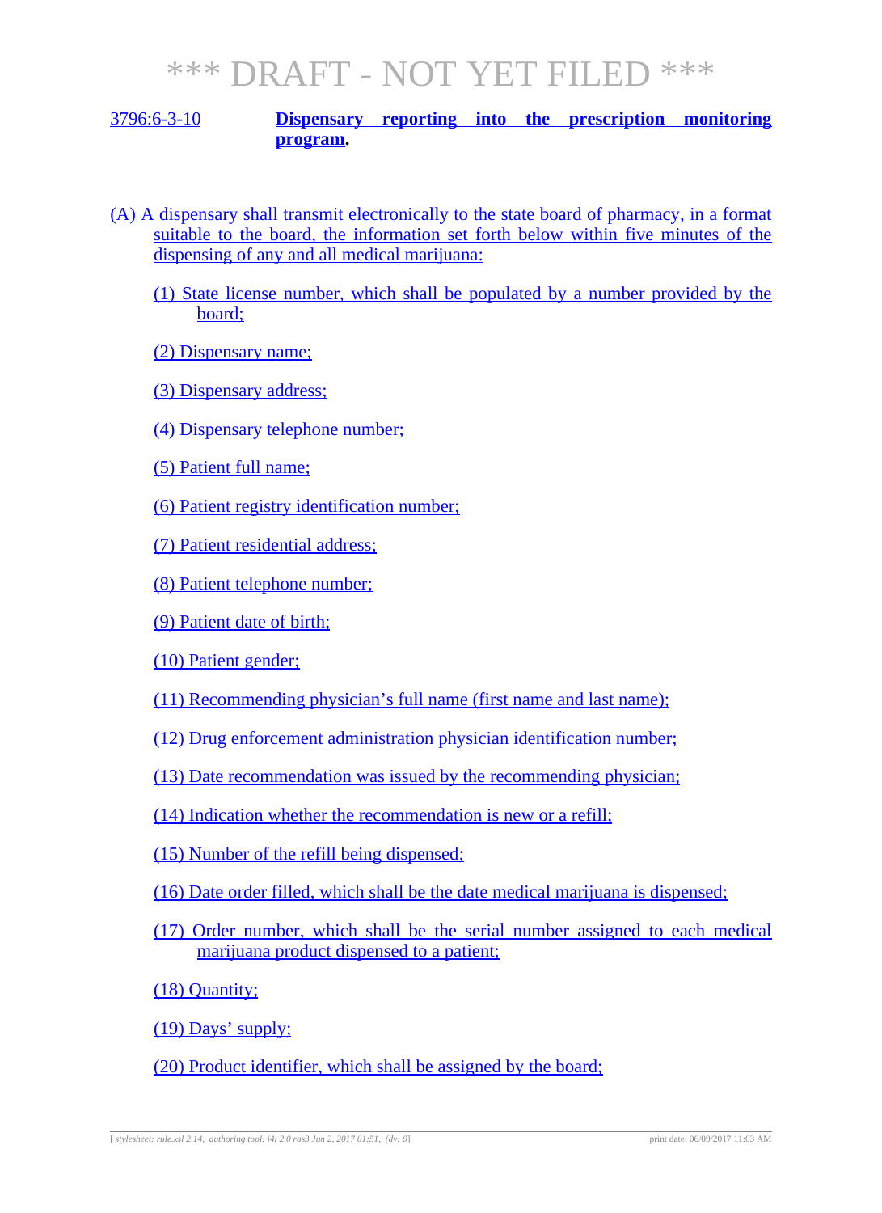*** DRAFT - NOT YET FILED ***

3796:6-3-10 **Dispensary reporting into the prescription monitoring program.**

(A) A dispensary shall transmit electronically to the state board of pharmacy, in a format suitable to the board, the information set forth below within five minutes of the dispensing of any and all medical marijuana:

(1) State license number, which shall be populated by a number provided by the board;

(2) Dispensary name;

(3) Dispensary address;

(4) Dispensary telephone number;

(5) Patient full name;

(6) Patient registry identification number;

(7) Patient residential address;

(8) Patient telephone number;

(9) Patient date of birth;

(10) Patient gender;

(11) Recommending physician's full name (first name and last name);

(12) Drug enforcement administration physician identification number;

(13) Date recommendation was issued by the recommending physician;

(14) Indication whether the recommendation is new or a refill;

(15) Number of the refill being dispensed;

(16) Date order filled, which shall be the date medical marijuana is dispensed;

(17) Order number, which shall be the serial number assigned to each medical marijuana product dispensed to a patient;

(18) Quantity;

(19) Days' supply;

(20) Product identifier, which shall be assigned by the board;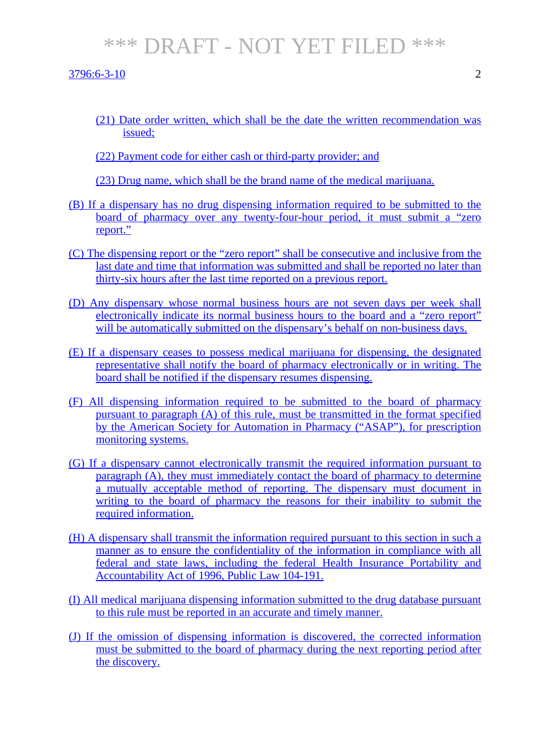(21) Date order written, which shall be the date the written recommendation was issued;

(22) Payment code for either cash or third-party provider; and

(23) Drug name, which shall be the brand name of the medical marijuana.

(B) If a dispensary has no drug dispensing information required to be submitted to the board of pharmacy over any twenty-four-hour period, it must submit a "zero report."

(C) The dispensing report or the "zero report" shall be consecutive and inclusive from the last date and time that information was submitted and shall be reported no later than thirty-six hours after the last time reported on a previous report.

(D) Any dispensary whose normal business hours are not seven days per week shall electronically indicate its normal business hours to the board and a "zero report" will be automatically submitted on the dispensary's behalf on non-business days.

(E) If a dispensary ceases to possess medical marijuana for dispensing, the designated representative shall notify the board of pharmacy electronically or in writing. The board shall be notified if the dispensary resumes dispensing.

(F) All dispensing information required to be submitted to the board of pharmacy pursuant to paragraph (A) of this rule, must be transmitted in the format specified by the American Society for Automation in Pharmacy ("ASAP"), for prescription monitoring systems.

(G) If a dispensary cannot electronically transmit the required information pursuant to paragraph (A), they must immediately contact the board of pharmacy to determine a mutually acceptable method of reporting. The dispensary must document in writing to the board of pharmacy the reasons for their inability to submit the required information.

(H) A dispensary shall transmit the information required pursuant to this section in such a manner as to ensure the confidentiality of the information in compliance with all federal and state laws, including the federal Health Insurance Portability and Accountability Act of 1996, Public Law 104-191.

(I) All medical marijuana dispensing information submitted to the drug database pursuant to this rule must be reported in an accurate and timely manner.

(J) If the omission of dispensing information is discovered, the corrected information must be submitted to the board of pharmacy during the next reporting period after the discovery.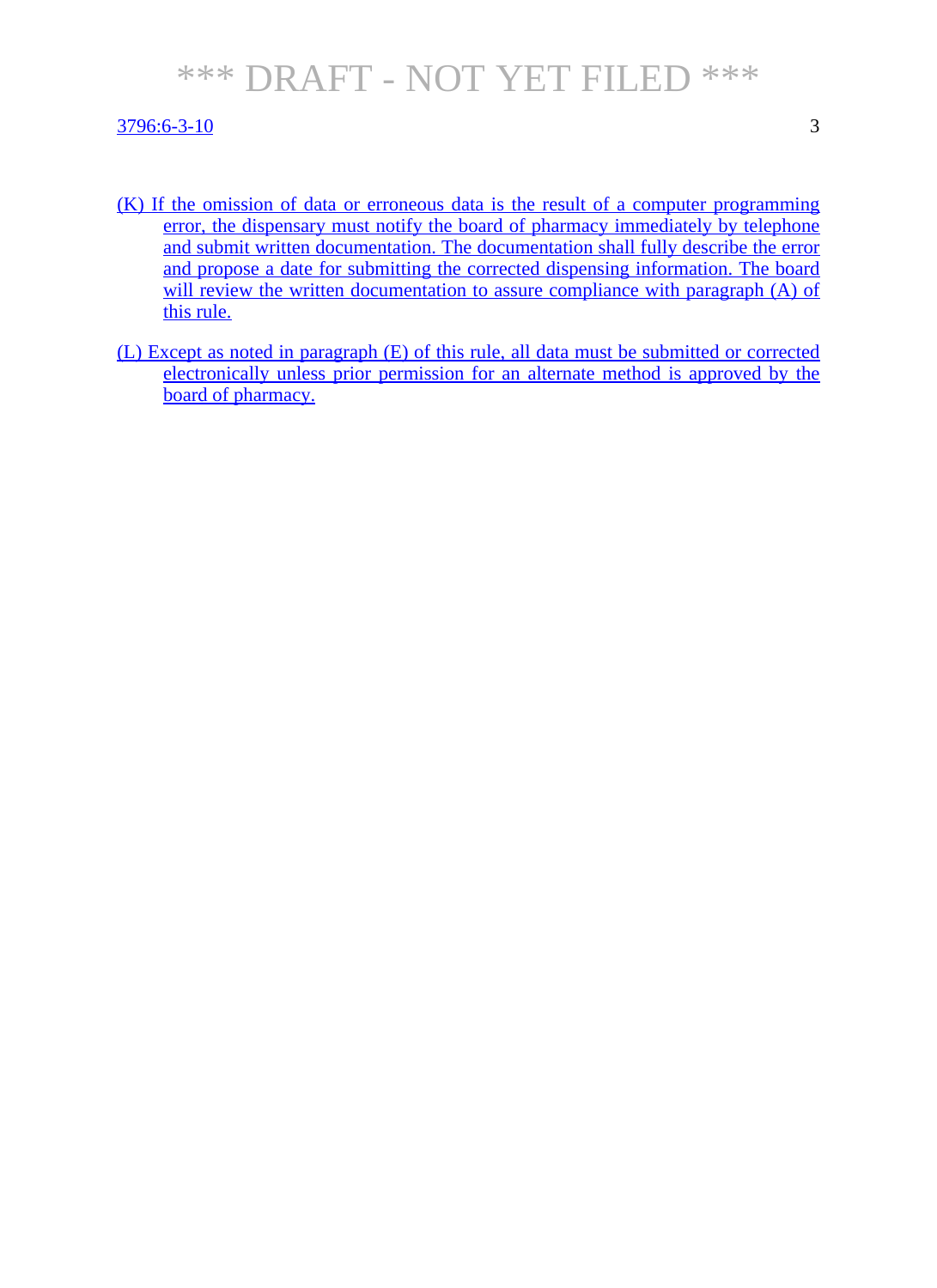(K) If the omission of data or erroneous data is the result of a computer programming error, the dispensary must notify the board of pharmacy immediately by telephone and submit written documentation. The documentation shall fully describe the error and propose a date for submitting the corrected dispensing information. The board will review the written documentation to assure compliance with paragraph (A) of this rule.

(L) Except as noted in paragraph (E) of this rule, all data must be submitted or corrected electronically unless prior permission for an alternate method is approved by the board of pharmacy.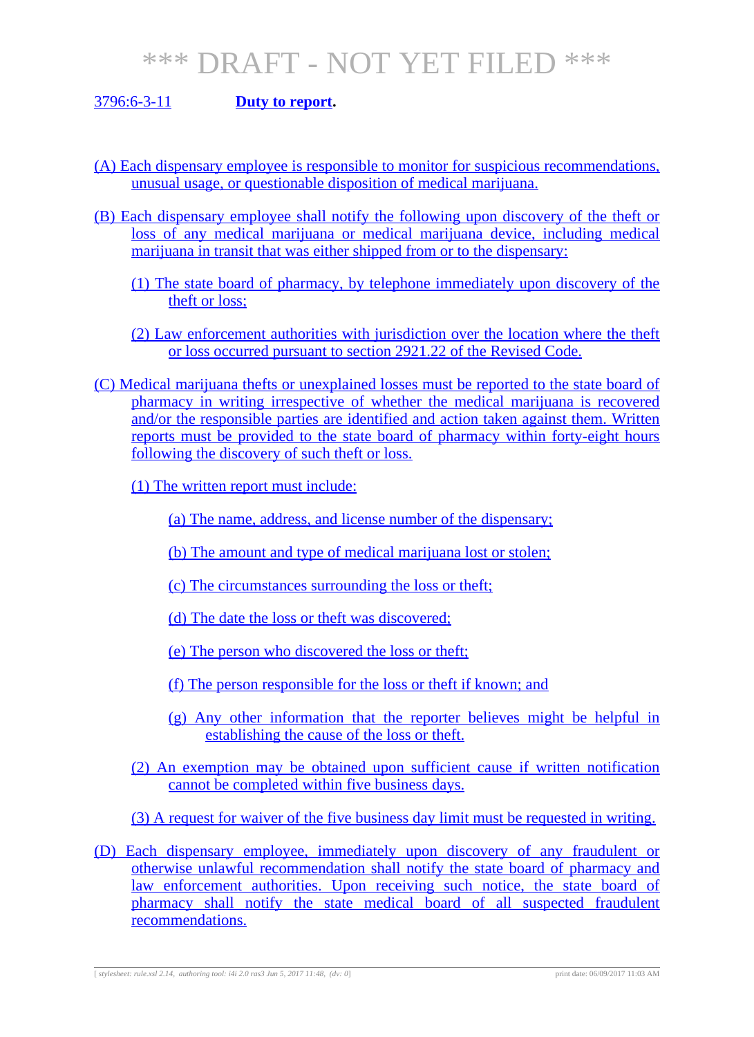# *** DRAFT - NOT YET FILED ***

3796:6-3-11 **Duty to report.**

(A) Each dispensary employee is responsible to monitor for suspicious recommendations, unusual usage, or questionable disposition of medical marijuana.

(B) Each dispensary employee shall notify the following upon discovery of the theft or loss of any medical marijuana or medical marijuana device, including medical marijuana in transit that was either shipped from or to the dispensary:

(1) The state board of pharmacy, by telephone immediately upon discovery of the theft or loss;

(2) Law enforcement authorities with jurisdiction over the location where the theft or loss occurred pursuant to section 2921.22 of the Revised Code.

(C) Medical marijuana thefts or unexplained losses must be reported to the state board of pharmacy in writing irrespective of whether the medical marijuana is recovered and/or the responsible parties are identified and action taken against them. Written reports must be provided to the state board of pharmacy within forty-eight hours following the discovery of such theft or loss.

(1) The written report must include:

(a) The name, address, and license number of the dispensary;

(b) The amount and type of medical marijuana lost or stolen;

(c) The circumstances surrounding the loss or theft;

(d) The date the loss or theft was discovered;

(e) The person who discovered the loss or theft;

(f) The person responsible for the loss or theft if known; and

(g) Any other information that the reporter believes might be helpful in establishing the cause of the loss or theft.

(2) An exemption may be obtained upon sufficient cause if written notification cannot be completed within five business days.

(3) A request for waiver of the five business day limit must be requested in writing.

(D) Each dispensary employee, immediately upon discovery of any fraudulent or otherwise unlawful recommendation shall notify the state board of pharmacy and law enforcement authorities. Upon receiving such notice, the state board of pharmacy shall notify the state medical board of all suspected fraudulent recommendations.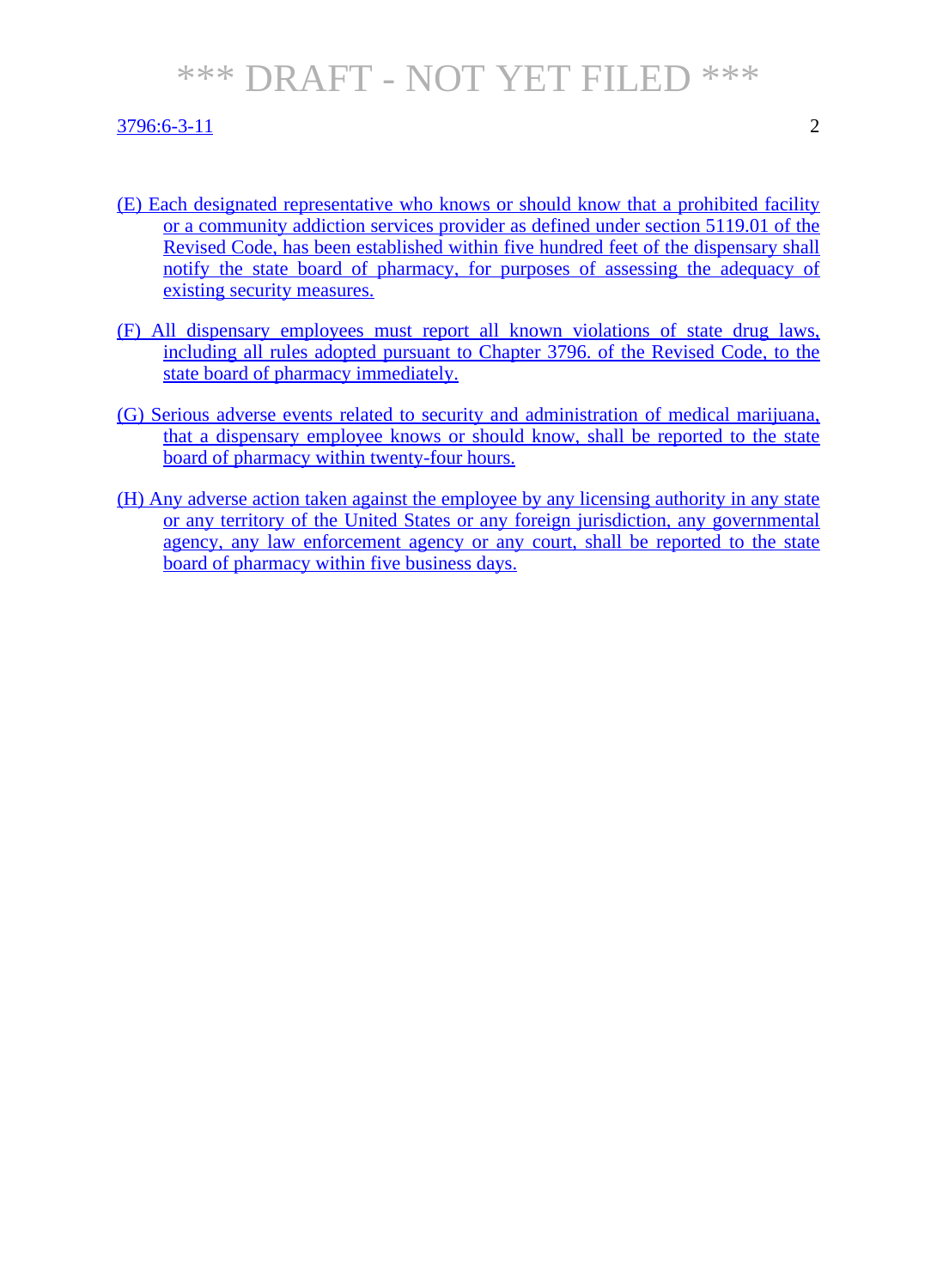(E) Each designated representative who knows or should know that a prohibited facility or a community addiction services provider as defined under section 5119.01 of the Revised Code, has been established within five hundred feet of the dispensary shall notify the state board of pharmacy, for purposes of assessing the adequacy of existing security measures.

(F) All dispensary employees must report all known violations of state drug laws, including all rules adopted pursuant to Chapter 3796. of the Revised Code, to the state board of pharmacy immediately.

(G) Serious adverse events related to security and administration of medical marijuana, that a dispensary employee knows or should know, shall be reported to the state board of pharmacy within twenty-four hours.

(H) Any adverse action taken against the employee by any licensing authority in any state or any territory of the United States or any foreign jurisdiction, any governmental agency, any law enforcement agency or any court, shall be reported to the state board of pharmacy within five business days.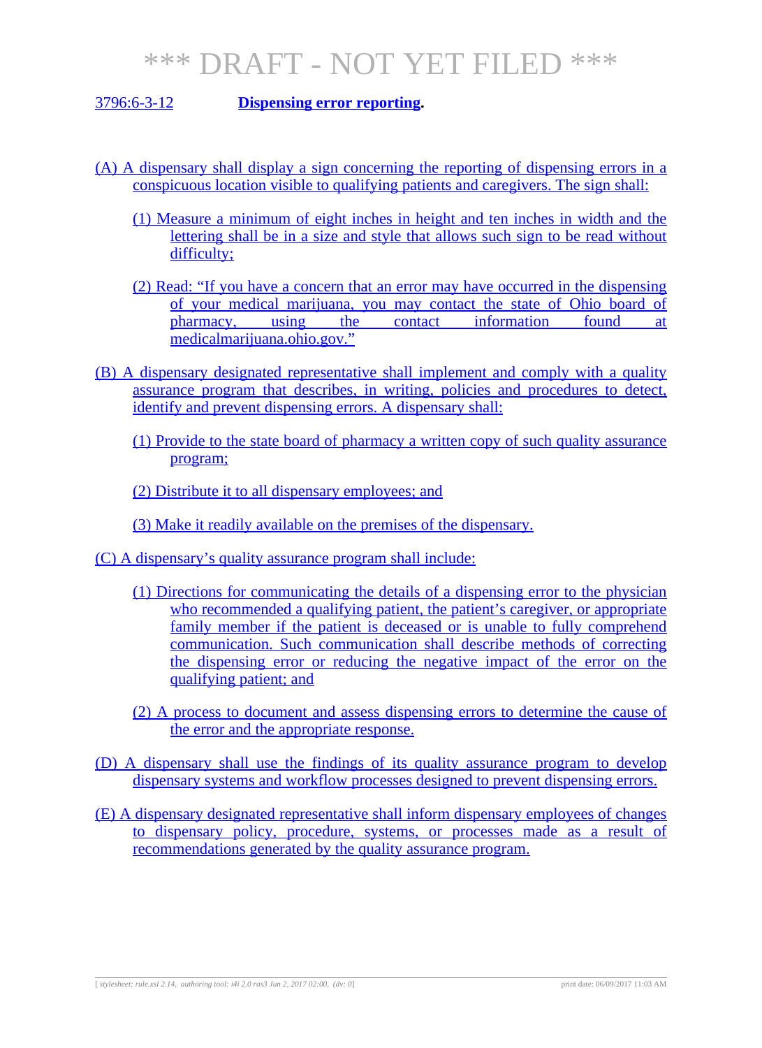# *** DRAFT - NOT YET FILED ***

**3796:6-3-12 Dispensing error reporting.**

(A) A dispensary shall display a sign concerning the reporting of dispensing errors in a conspicuous location visible to qualifying patients and caregivers. The sign shall:

(1) Measure a minimum of eight inches in height and ten inches in width and the lettering shall be in a size and style that allows such sign to be read without difficulty;

(2) Read: "If you have a concern that an error may have occurred in the dispensing of your medical marijuana, you may contact the state of Ohio board of pharmacy, using the contact information found at medicalmarijuana.ohio.gov."

(B) A dispensary designated representative shall implement and comply with a quality assurance program that describes, in writing, policies and procedures to detect, identify and prevent dispensing errors. A dispensary shall:

(1) Provide to the state board of pharmacy a written copy of such quality assurance program;

(2) Distribute it to all dispensary employees; and

(3) Make it readily available on the premises of the dispensary.

(C) A dispensary's quality assurance program shall include:

(1) Directions for communicating the details of a dispensing error to the physician who recommended a qualifying patient, the patient's caregiver, or appropriate family member if the patient is deceased or is unable to fully comprehend communication. Such communication shall describe methods of correcting the dispensing error or reducing the negative impact of the error on the qualifying patient; and

(2) A process to document and assess dispensing errors to determine the cause of the error and the appropriate response.

(D) A dispensary shall use the findings of its quality assurance program to develop dispensary systems and workflow processes designed to prevent dispensing errors.

(E) A dispensary designated representative shall inform dispensary employees of changes to dispensary policy, procedure, systems, or processes made as a result of recommendations generated by the quality assurance program.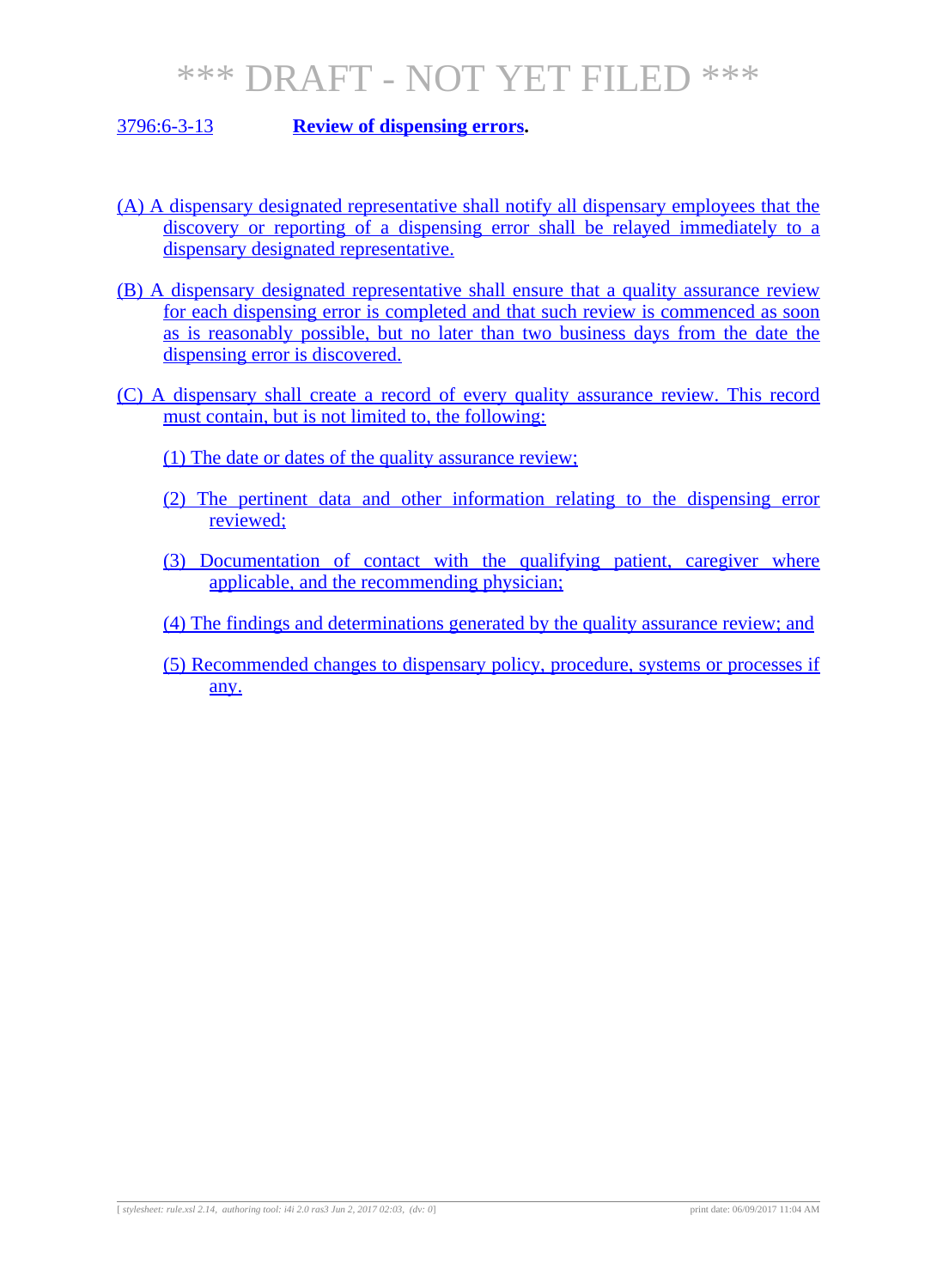*** DRAFT - NOT YET FILED ***

3796:6-3-13 **Review of dispensing errors.**

(A) A dispensary designated representative shall notify all dispensary employees that the discovery or reporting of a dispensing error shall be relayed immediately to a dispensary designated representative.

(B) A dispensary designated representative shall ensure that a quality assurance review for each dispensing error is completed and that such review is commenced as soon as is reasonably possible, but no later than two business days from the date the dispensing error is discovered.

(C) A dispensary shall create a record of every quality assurance review. This record must contain, but is not limited to, the following:

(1) The date or dates of the quality assurance review;

(2) The pertinent data and other information relating to the dispensing error reviewed;

(3) Documentation of contact with the qualifying patient, caregiver where applicable, and the recommending physician;

(4) The findings and determinations generated by the quality assurance review; and

(5) Recommended changes to dispensary policy, procedure, systems or processes if any.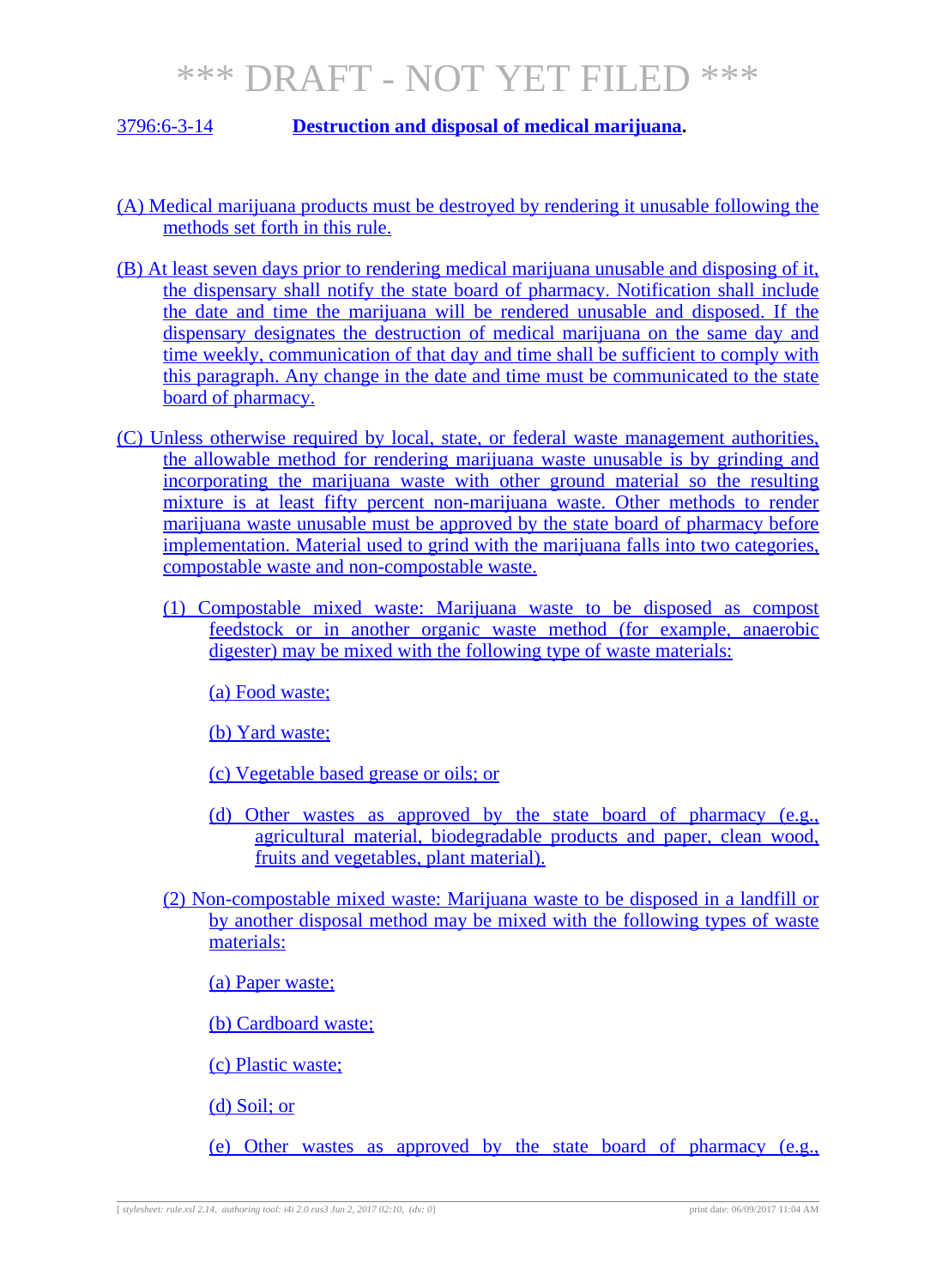# *** DRAFT - NOT YET FILED ***

**3796:6-3-14 Destruction and disposal of medical marijuana.**

(A) Medical marijuana products must be destroyed by rendering it unusable following the methods set forth in this rule.

(B) At least seven days prior to rendering medical marijuana unusable and disposing of it, the dispensary shall notify the state board of pharmacy. Notification shall include the date and time the marijuana will be rendered unusable and disposed. If the dispensary designates the destruction of medical marijuana on the same day and time weekly, communication of that day and time shall be sufficient to comply with this paragraph. Any change in the date and time must be communicated to the state board of pharmacy.

(C) Unless otherwise required by local, state, or federal waste management authorities, the allowable method for rendering marijuana waste unusable is by grinding and incorporating the marijuana waste with other ground material so the resulting mixture is at least fifty percent non-marijuana waste. Other methods to render marijuana waste unusable must be approved by the state board of pharmacy before implementation. Material used to grind with the marijuana falls into two categories, compostable waste and non-compostable waste.

- (1) Compostable mixed waste: Marijuana waste to be disposed as compost feedstock or in another organic waste method (for example, anaerobic digester) may be mixed with the following type of waste materials:
  - (a) Food waste;
  - (b) Yard waste;
  - (c) Vegetable based grease or oils; or
  - (d) Other wastes as approved by the state board of pharmacy (e.g., agricultural material, biodegradable products and paper, clean wood, fruits and vegetables, plant material).
- (2) Non-compostable mixed waste: Marijuana waste to be disposed in a landfill or by another disposal method may be mixed with the following types of waste materials:
  - (a) Paper waste;
  - (b) Cardboard waste;
  - (c) Plastic waste;
  - (d) Soil; or
  - (e) Other wastes as approved by the state board of pharmacy (e.g.,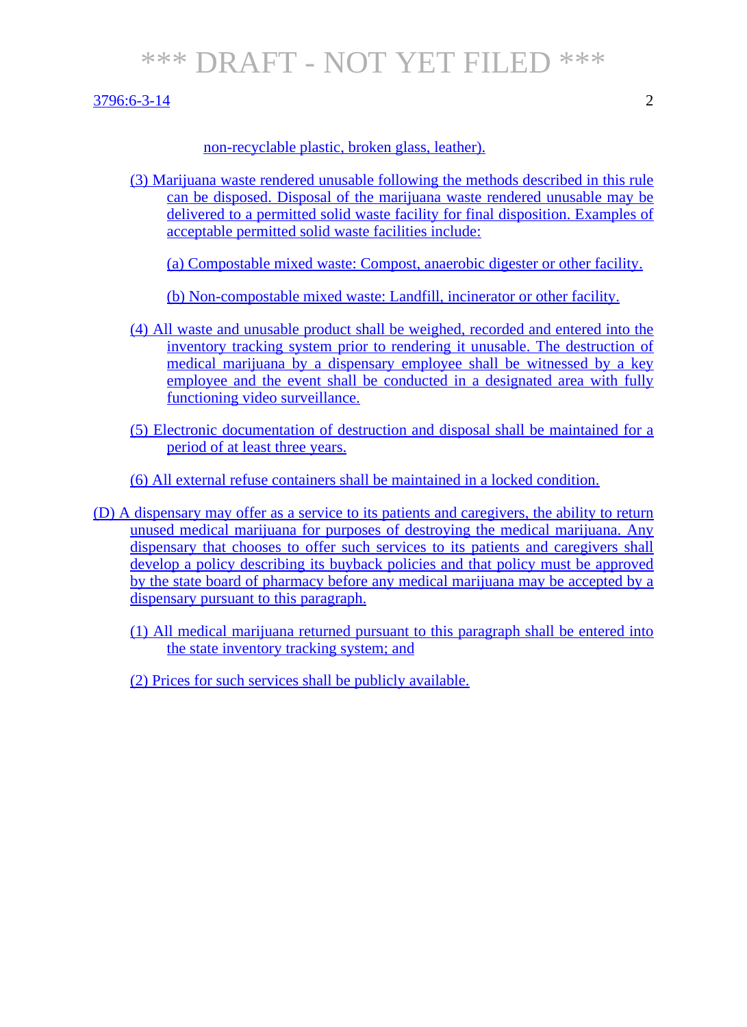non-recyclable plastic, broken glass, leather).

(3) Marijuana waste rendered unusable following the methods described in this rule can be disposed. Disposal of the marijuana waste rendered unusable may be delivered to a permitted solid waste facility for final disposition. Examples of acceptable permitted solid waste facilities include:

(a) Compostable mixed waste: Compost, anaerobic digester or other facility.

(b) Non-compostable mixed waste: Landfill, incinerator or other facility.

(4) All waste and unusable product shall be weighed, recorded and entered into the inventory tracking system prior to rendering it unusable. The destruction of medical marijuana by a dispensary employee shall be witnessed by a key employee and the event shall be conducted in a designated area with fully functioning video surveillance.

(5) Electronic documentation of destruction and disposal shall be maintained for a period of at least three years.

(6) All external refuse containers shall be maintained in a locked condition.

(D) A dispensary may offer as a service to its patients and caregivers, the ability to return unused medical marijuana for purposes of destroying the medical marijuana. Any dispensary that chooses to offer such services to its patients and caregivers shall develop a policy describing its buyback policies and that policy must be approved by the state board of pharmacy before any medical marijuana may be accepted by a dispensary pursuant to this paragraph.

(1) All medical marijuana returned pursuant to this paragraph shall be entered into the state inventory tracking system; and

(2) Prices for such services shall be publicly available.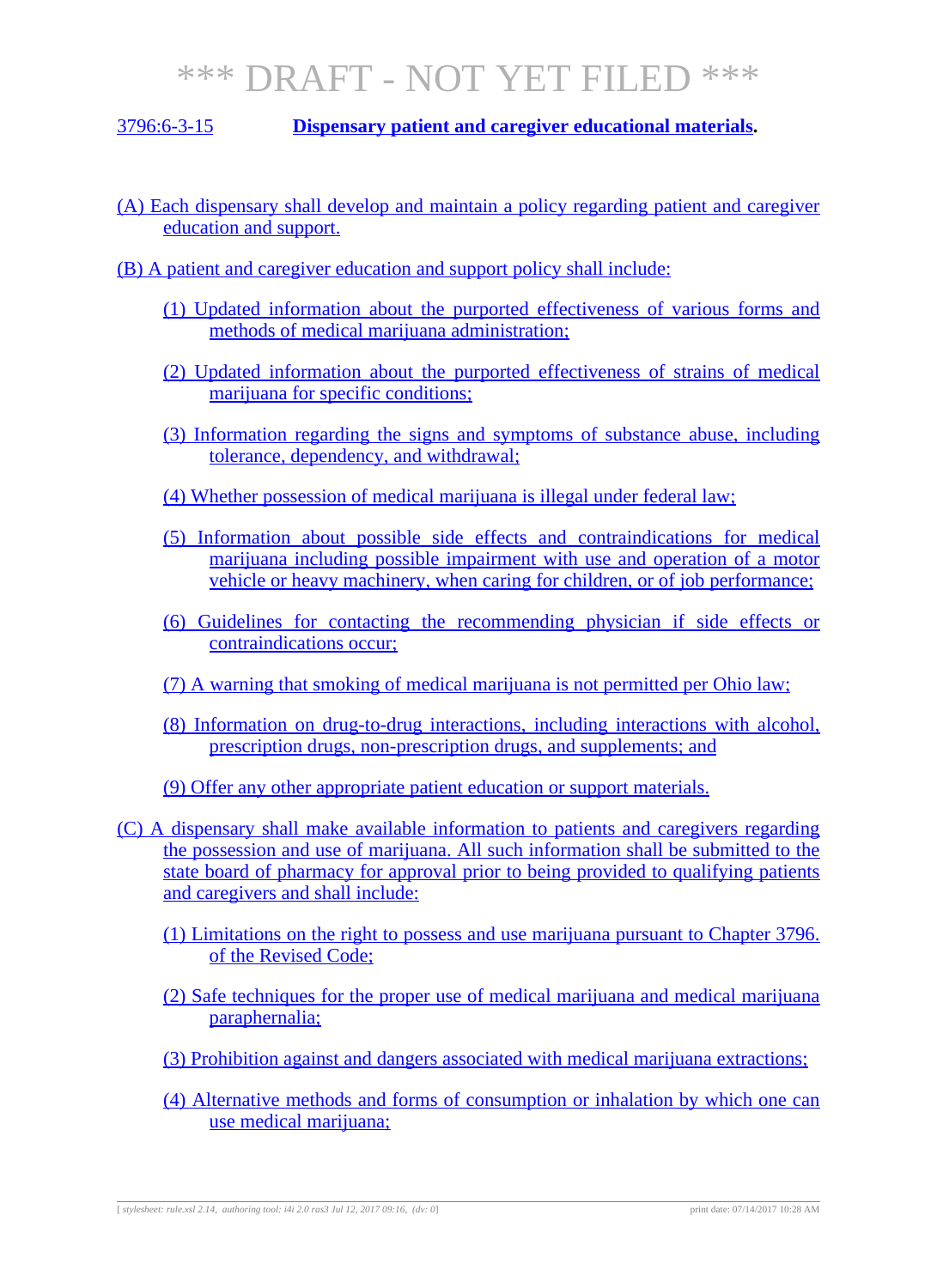# *** DRAFT - NOT YET FILED ***

## 3796:6-3-15 **Dispensary patient and caregiver educational materials.**

(A) Each dispensary shall develop and maintain a policy regarding patient and caregiver education and support.

(B) A patient and caregiver education and support policy shall include:

(1) Updated information about the purported effectiveness of various forms and methods of medical marijuana administration;

(2) Updated information about the purported effectiveness of strains of medical marijuana for specific conditions;

(3) Information regarding the signs and symptoms of substance abuse, including tolerance, dependency, and withdrawal;

(4) Whether possession of medical marijuana is illegal under federal law;

(5) Information about possible side effects and contraindications for medical marijuana including possible impairment with use and operation of a motor vehicle or heavy machinery, when caring for children, or of job performance;

(6) Guidelines for contacting the recommending physician if side effects or contraindications occur;

(7) A warning that smoking of medical marijuana is not permitted per Ohio law;

(8) Information on drug-to-drug interactions, including interactions with alcohol, prescription drugs, non-prescription drugs, and supplements; and

(9) Offer any other appropriate patient education or support materials.

(C) A dispensary shall make available information to patients and caregivers regarding the possession and use of marijuana. All such information shall be submitted to the state board of pharmacy for approval prior to being provided to qualifying patients and caregivers and shall include:

(1) Limitations on the right to possess and use marijuana pursuant to Chapter 3796. of the Revised Code;

(2) Safe techniques for the proper use of medical marijuana and medical marijuana paraphernalia;

(3) Prohibition against and dangers associated with medical marijuana extractions;

(4) Alternative methods and forms of consumption or inhalation by which one can use medical marijuana;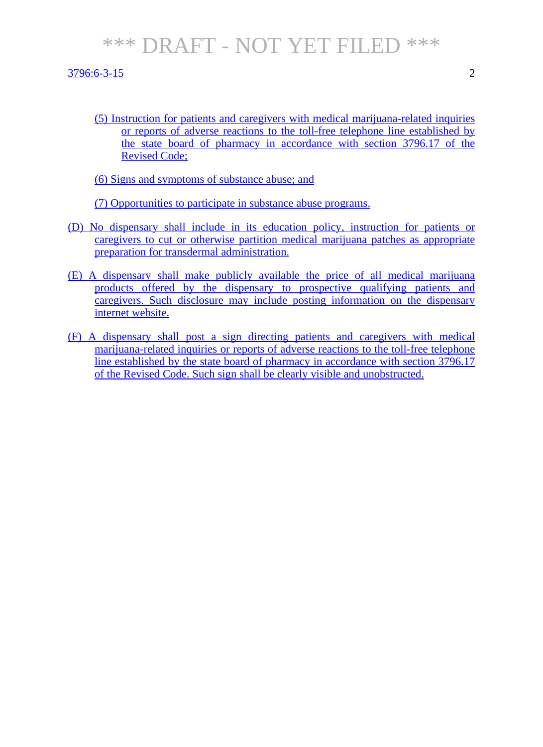(5) Instruction for patients and caregivers with medical marijuana-related inquiries or reports of adverse reactions to the toll-free telephone line established by the state board of pharmacy in accordance with section 3796.17 of the Revised Code;

(6) Signs and symptoms of substance abuse; and

(7) Opportunities to participate in substance abuse programs.

(D) No dispensary shall include in its education policy, instruction for patients or caregivers to cut or otherwise partition medical marijuana patches as appropriate preparation for transdermal administration.

(E) A dispensary shall make publicly available the price of all medical marijuana products offered by the dispensary to prospective qualifying patients and caregivers. Such disclosure may include posting information on the dispensary internet website.

(F) A dispensary shall post a sign directing patients and caregivers with medical marijuana-related inquiries or reports of adverse reactions to the toll-free telephone line established by the state board of pharmacy in accordance with section 3796.17 of the Revised Code. Such sign shall be clearly visible and unobstructed.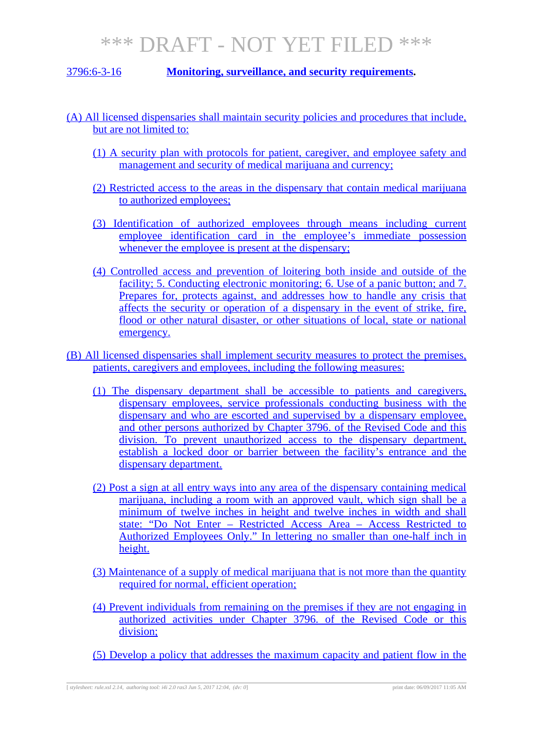*** DRAFT - NOT YET FILED ***

3796:6-3-16 **Monitoring, surveillance, and security requirements.**

(A) All licensed dispensaries shall maintain security policies and procedures that include, but are not limited to:

(1) A security plan with protocols for patient, caregiver, and employee safety and management and security of medical marijuana and currency;

(2) Restricted access to the areas in the dispensary that contain medical marijuana to authorized employees;

(3) Identification of authorized employees through means including current employee identification card in the employee's immediate possession whenever the employee is present at the dispensary;

(4) Controlled access and prevention of loitering both inside and outside of the facility; 5. Conducting electronic monitoring; 6. Use of a panic button; and 7. Prepares for, protects against, and addresses how to handle any crisis that affects the security or operation of a dispensary in the event of strike, fire, flood or other natural disaster, or other situations of local, state or national emergency.

(B) All licensed dispensaries shall implement security measures to protect the premises, patients, caregivers and employees, including the following measures:

(1) The dispensary department shall be accessible to patients and caregivers, dispensary employees, service professionals conducting business with the dispensary and who are escorted and supervised by a dispensary employee, and other persons authorized by Chapter 3796. of the Revised Code and this division. To prevent unauthorized access to the dispensary department, establish a locked door or barrier between the facility's entrance and the dispensary department.

(2) Post a sign at all entry ways into any area of the dispensary containing medical marijuana, including a room with an approved vault, which sign shall be a minimum of twelve inches in height and twelve inches in width and shall state: "Do Not Enter – Restricted Access Area – Access Restricted to Authorized Employees Only." In lettering no smaller than one-half inch in height.

(3) Maintenance of a supply of medical marijuana that is not more than the quantity required for normal, efficient operation;

(4) Prevent individuals from remaining on the premises if they are not engaging in authorized activities under Chapter 3796. of the Revised Code or this division;

(5) Develop a policy that addresses the maximum capacity and patient flow in the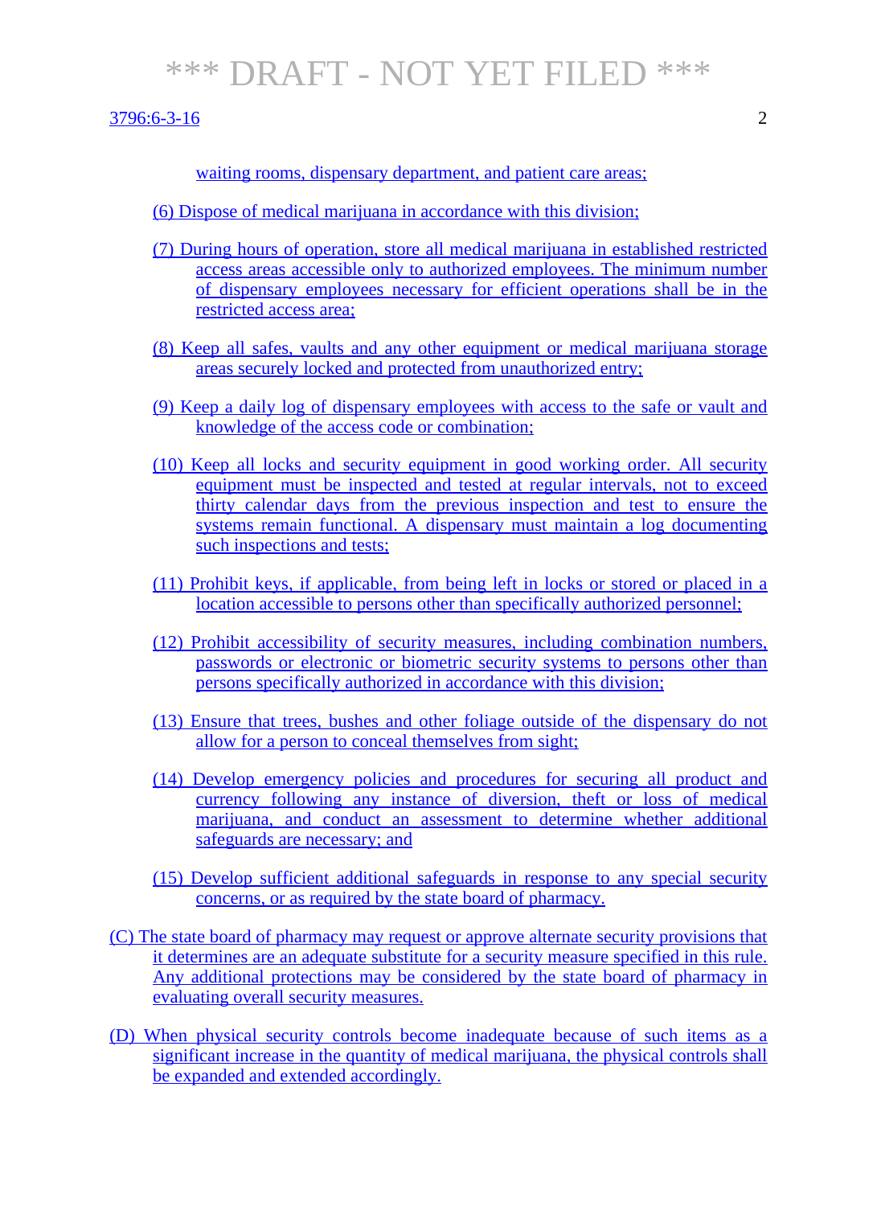waiting rooms, dispensary department, and patient care areas;

(6) Dispose of medical marijuana in accordance with this division;

(7) During hours of operation, store all medical marijuana in established restricted access areas accessible only to authorized employees. The minimum number of dispensary employees necessary for efficient operations shall be in the restricted access area;

(8) Keep all safes, vaults and any other equipment or medical marijuana storage areas securely locked and protected from unauthorized entry;

(9) Keep a daily log of dispensary employees with access to the safe or vault and knowledge of the access code or combination;

(10) Keep all locks and security equipment in good working order. All security equipment must be inspected and tested at regular intervals, not to exceed thirty calendar days from the previous inspection and test to ensure the systems remain functional. A dispensary must maintain a log documenting such inspections and tests;

(11) Prohibit keys, if applicable, from being left in locks or stored or placed in a location accessible to persons other than specifically authorized personnel;

(12) Prohibit accessibility of security measures, including combination numbers, passwords or electronic or biometric security systems to persons other than persons specifically authorized in accordance with this division;

(13) Ensure that trees, bushes and other foliage outside of the dispensary do not allow for a person to conceal themselves from sight;

(14) Develop emergency policies and procedures for securing all product and currency following any instance of diversion, theft or loss of medical marijuana, and conduct an assessment to determine whether additional safeguards are necessary; and

(15) Develop sufficient additional safeguards in response to any special security concerns, or as required by the state board of pharmacy.

(C) The state board of pharmacy may request or approve alternate security provisions that it determines are an adequate substitute for a security measure specified in this rule. Any additional protections may be considered by the state board of pharmacy in evaluating overall security measures.

(D) When physical security controls become inadequate because of such items as a significant increase in the quantity of medical marijuana, the physical controls shall be expanded and extended accordingly.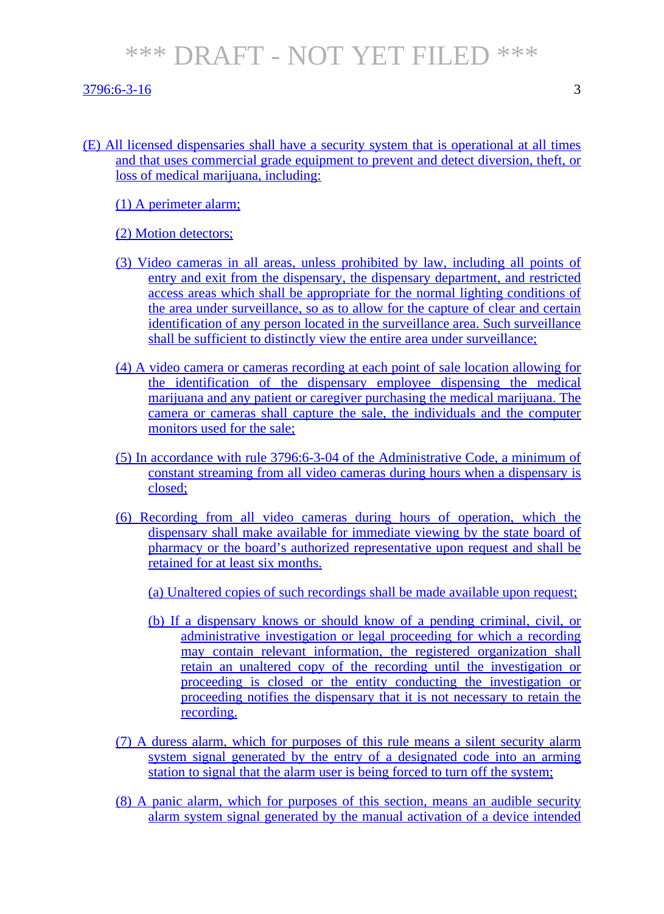(E) All licensed dispensaries shall have a security system that is operational at all times and that uses commercial grade equipment to prevent and detect diversion, theft, or loss of medical marijuana, including:

(1) A perimeter alarm;

(2) Motion detectors;

(3) Video cameras in all areas, unless prohibited by law, including all points of entry and exit from the dispensary, the dispensary department, and restricted access areas which shall be appropriate for the normal lighting conditions of the area under surveillance, so as to allow for the capture of clear and certain identification of any person located in the surveillance area. Such surveillance shall be sufficient to distinctly view the entire area under surveillance;

(4) A video camera or cameras recording at each point of sale location allowing for the identification of the dispensary employee dispensing the medical marijuana and any patient or caregiver purchasing the medical marijuana. The camera or cameras shall capture the sale, the individuals and the computer monitors used for the sale;

(5) In accordance with rule 3796:6-3-04 of the Administrative Code, a minimum of constant streaming from all video cameras during hours when a dispensary is closed;

(6) Recording from all video cameras during hours of operation, which the dispensary shall make available for immediate viewing by the state board of pharmacy or the board's authorized representative upon request and shall be retained for at least six months.

(a) Unaltered copies of such recordings shall be made available upon request;

(b) If a dispensary knows or should know of a pending criminal, civil, or administrative investigation or legal proceeding for which a recording may contain relevant information, the registered organization shall retain an unaltered copy of the recording until the investigation or proceeding is closed or the entity conducting the investigation or proceeding notifies the dispensary that it is not necessary to retain the recording.

(7) A duress alarm, which for purposes of this rule means a silent security alarm system signal generated by the entry of a designated code into an arming station to signal that the alarm user is being forced to turn off the system;

(8) A panic alarm, which for purposes of this section, means an audible security alarm system signal generated by the manual activation of a device intended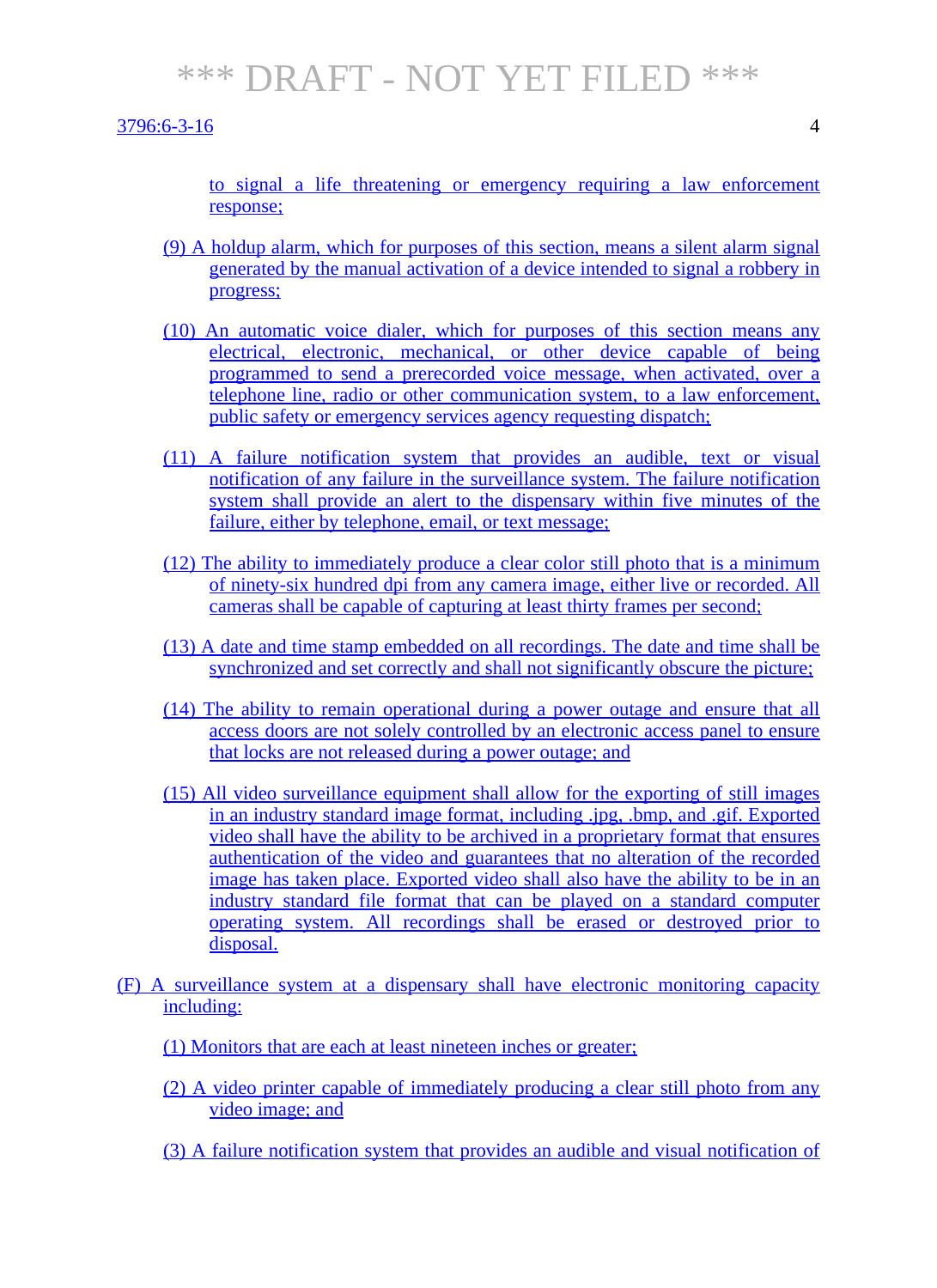to signal a life threatening or emergency requiring a law enforcement response;

(9) A holdup alarm, which for purposes of this section, means a silent alarm signal generated by the manual activation of a device intended to signal a robbery in progress;

(10) An automatic voice dialer, which for purposes of this section means any electrical, electronic, mechanical, or other device capable of being programmed to send a prerecorded voice message, when activated, over a telephone line, radio or other communication system, to a law enforcement, public safety or emergency services agency requesting dispatch;

(11) A failure notification system that provides an audible, text or visual notification of any failure in the surveillance system. The failure notification system shall provide an alert to the dispensary within five minutes of the failure, either by telephone, email, or text message;

(12) The ability to immediately produce a clear color still photo that is a minimum of ninety-six hundred dpi from any camera image, either live or recorded. All cameras shall be capable of capturing at least thirty frames per second;

(13) A date and time stamp embedded on all recordings. The date and time shall be synchronized and set correctly and shall not significantly obscure the picture;

(14) The ability to remain operational during a power outage and ensure that all access doors are not solely controlled by an electronic access panel to ensure that locks are not released during a power outage; and

(15) All video surveillance equipment shall allow for the exporting of still images in an industry standard image format, including .jpg, .bmp, and .gif. Exported video shall have the ability to be archived in a proprietary format that ensures authentication of the video and guarantees that no alteration of the recorded image has taken place. Exported video shall also have the ability to be in an industry standard file format that can be played on a standard computer operating system. All recordings shall be erased or destroyed prior to disposal.

(F) A surveillance system at a dispensary shall have electronic monitoring capacity including:

(1) Monitors that are each at least nineteen inches or greater;

(2) A video printer capable of immediately producing a clear still photo from any video image; and

(3) A failure notification system that provides an audible and visual notification of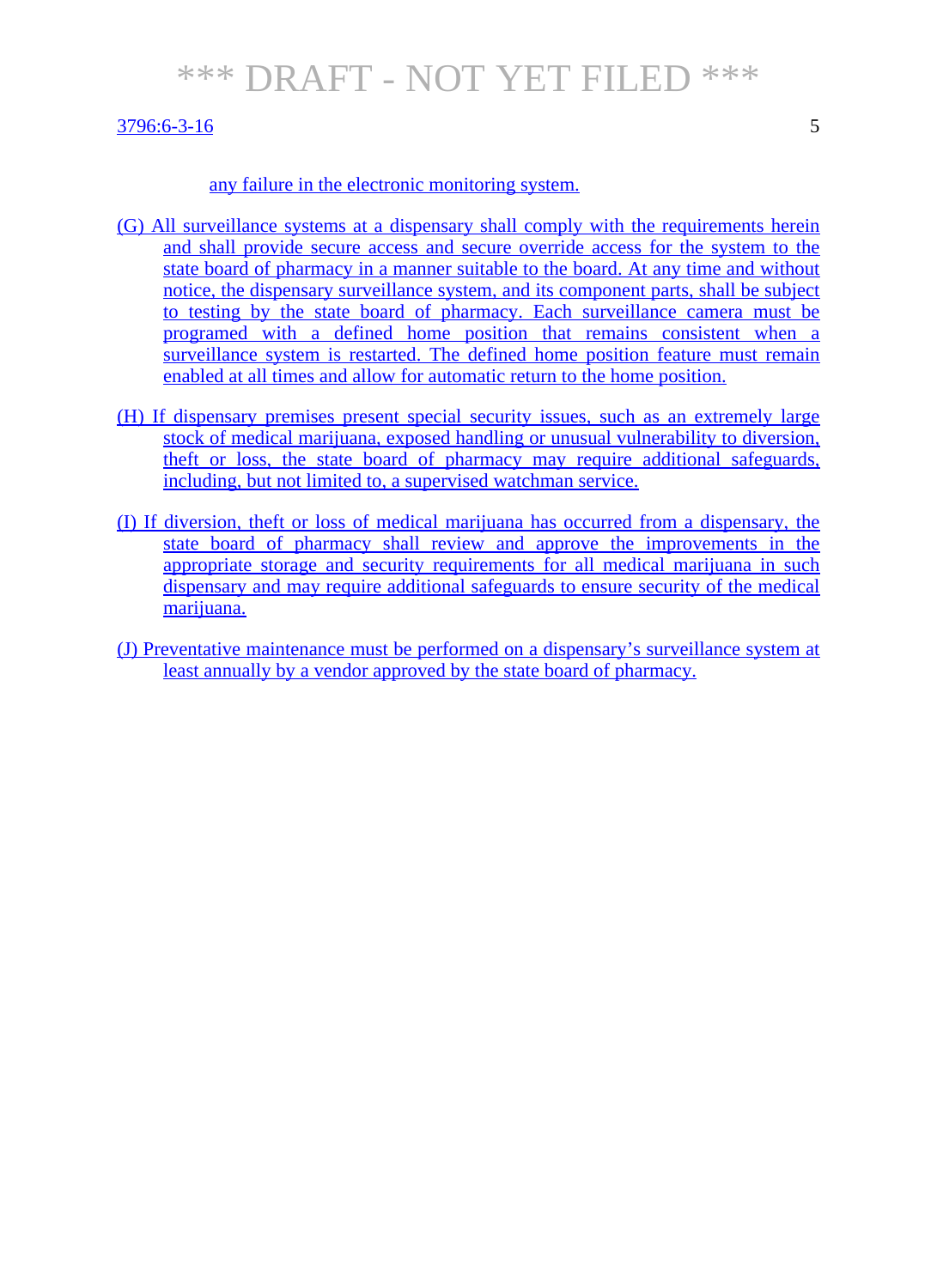any failure in the electronic monitoring system.

(G) All surveillance systems at a dispensary shall comply with the requirements herein and shall provide secure access and secure override access for the system to the state board of pharmacy in a manner suitable to the board. At any time and without notice, the dispensary surveillance system, and its component parts, shall be subject to testing by the state board of pharmacy. Each surveillance camera must be programed with a defined home position that remains consistent when a surveillance system is restarted. The defined home position feature must remain enabled at all times and allow for automatic return to the home position.

(H) If dispensary premises present special security issues, such as an extremely large stock of medical marijuana, exposed handling or unusual vulnerability to diversion, theft or loss, the state board of pharmacy may require additional safeguards, including, but not limited to, a supervised watchman service.

(I) If diversion, theft or loss of medical marijuana has occurred from a dispensary, the state board of pharmacy shall review and approve the improvements in the appropriate storage and security requirements for all medical marijuana in such dispensary and may require additional safeguards to ensure security of the medical marijuana.

(J) Preventative maintenance must be performed on a dispensary's surveillance system at least annually by a vendor approved by the state board of pharmacy.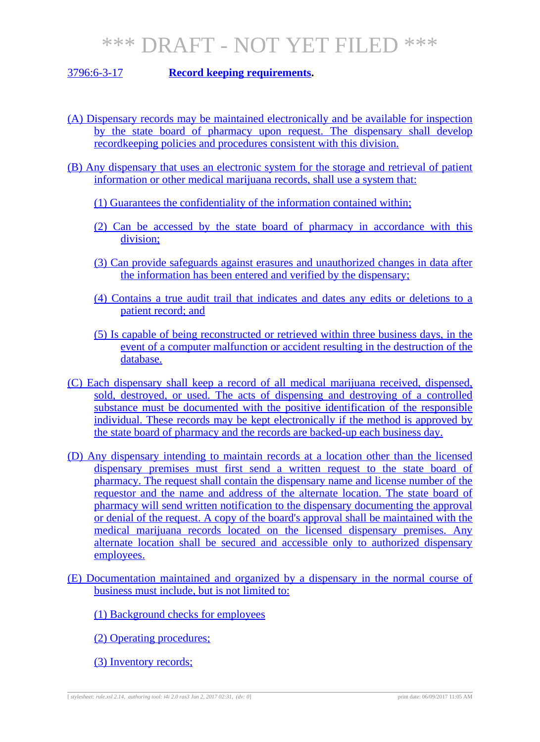# *** DRAFT - NOT YET FILED ***

3796:6-3-17 **Record keeping requirements.**

(A) Dispensary records may be maintained electronically and be available for inspection by the state board of pharmacy upon request. The dispensary shall develop recordkeeping policies and procedures consistent with this division.

(B) Any dispensary that uses an electronic system for the storage and retrieval of patient information or other medical marijuana records, shall use a system that:

(1) Guarantees the confidentiality of the information contained within;

(2) Can be accessed by the state board of pharmacy in accordance with this division;

(3) Can provide safeguards against erasures and unauthorized changes in data after the information has been entered and verified by the dispensary;

(4) Contains a true audit trail that indicates and dates any edits or deletions to a patient record; and

(5) Is capable of being reconstructed or retrieved within three business days, in the event of a computer malfunction or accident resulting in the destruction of the database.

(C) Each dispensary shall keep a record of all medical marijuana received, dispensed, sold, destroyed, or used. The acts of dispensing and destroying of a controlled substance must be documented with the positive identification of the responsible individual. These records may be kept electronically if the method is approved by the state board of pharmacy and the records are backed-up each business day.

(D) Any dispensary intending to maintain records at a location other than the licensed dispensary premises must first send a written request to the state board of pharmacy. The request shall contain the dispensary name and license number of the requestor and the name and address of the alternate location. The state board of pharmacy will send written notification to the dispensary documenting the approval or denial of the request. A copy of the board's approval shall be maintained with the medical marijuana records located on the licensed dispensary premises. Any alternate location shall be secured and accessible only to authorized dispensary employees.

(E) Documentation maintained and organized by a dispensary in the normal course of business must include, but is not limited to:

(1) Background checks for employees

(2) Operating procedures;

(3) Inventory records;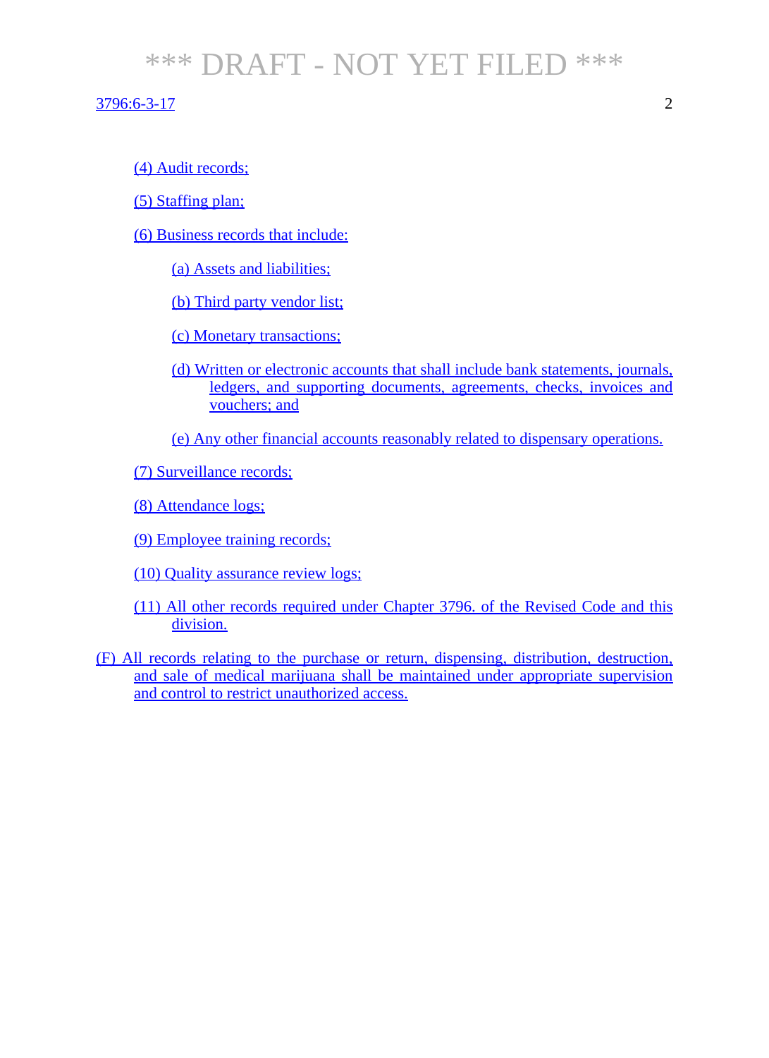(4) Audit records;

(5) Staffing plan;

(6) Business records that include:

(a) Assets and liabilities;

(b) Third party vendor list;

(c) Monetary transactions;

(d) Written or electronic accounts that shall include bank statements, journals, ledgers, and supporting documents, agreements, checks, invoices and vouchers; and

(e) Any other financial accounts reasonably related to dispensary operations.

(7) Surveillance records;

(8) Attendance logs;

(9) Employee training records;

(10) Quality assurance review logs;

(11) All other records required under Chapter 3796. of the Revised Code and this division.

(F) All records relating to the purchase or return, dispensing, distribution, destruction, and sale of medical marijuana shall be maintained under appropriate supervision and control to restrict unauthorized access.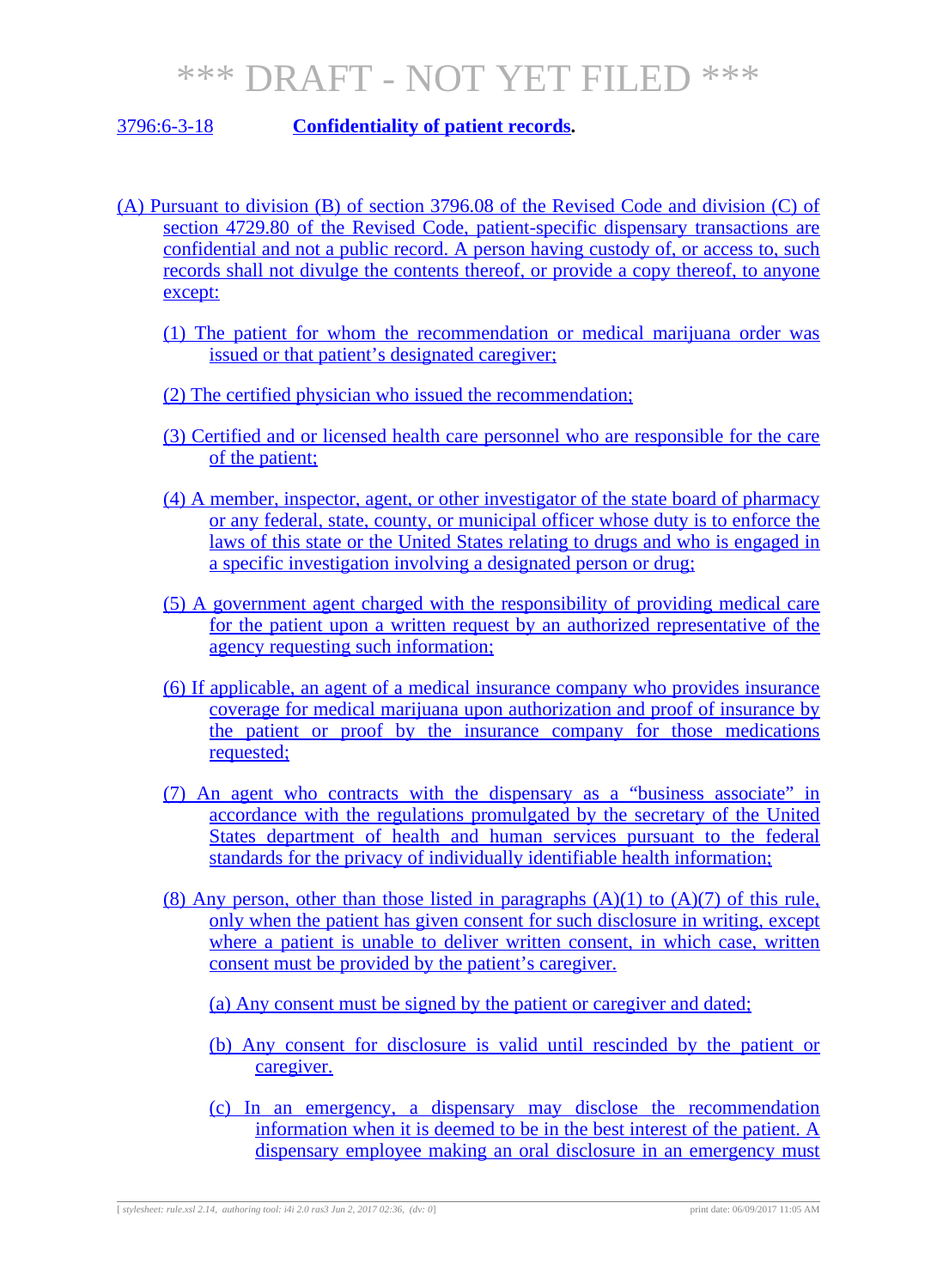*** DRAFT - NOT YET FILED ***

3796:6-3-18 **Confidentiality of patient records.**

(A) Pursuant to division (B) of section 3796.08 of the Revised Code and division (C) of section 4729.80 of the Revised Code, patient-specific dispensary transactions are confidential and not a public record. A person having custody of, or access to, such records shall not divulge the contents thereof, or provide a copy thereof, to anyone except:

(1) The patient for whom the recommendation or medical marijuana order was issued or that patient's designated caregiver;

(2) The certified physician who issued the recommendation;

(3) Certified and or licensed health care personnel who are responsible for the care of the patient;

(4) A member, inspector, agent, or other investigator of the state board of pharmacy or any federal, state, county, or municipal officer whose duty is to enforce the laws of this state or the United States relating to drugs and who is engaged in a specific investigation involving a designated person or drug;

(5) A government agent charged with the responsibility of providing medical care for the patient upon a written request by an authorized representative of the agency requesting such information;

(6) If applicable, an agent of a medical insurance company who provides insurance coverage for medical marijuana upon authorization and proof of insurance by the patient or proof by the insurance company for those medications requested;

(7) An agent who contracts with the dispensary as a "business associate" in accordance with the regulations promulgated by the secretary of the United States department of health and human services pursuant to the federal standards for the privacy of individually identifiable health information;

(8) Any person, other than those listed in paragraphs (A)(1) to (A)(7) of this rule, only when the patient has given consent for such disclosure in writing, except where a patient is unable to deliver written consent, in which case, written consent must be provided by the patient's caregiver.

(a) Any consent must be signed by the patient or caregiver and dated;

(b) Any consent for disclosure is valid until rescinded by the patient or caregiver.

(c) In an emergency, a dispensary may disclose the recommendation information when it is deemed to be in the best interest of the patient. A dispensary employee making an oral disclosure in an emergency must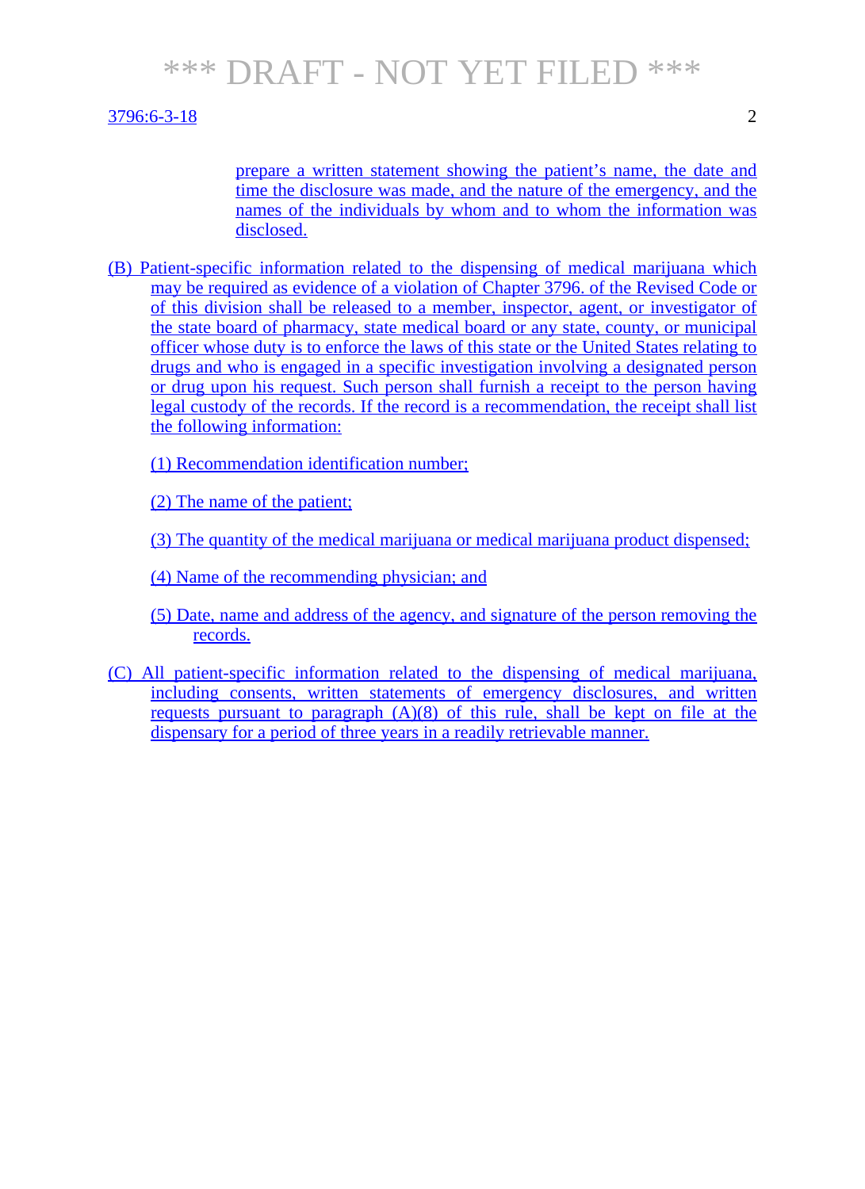prepare a written statement showing the patient's name, the date and time the disclosure was made, and the nature of the emergency, and the names of the individuals by whom and to whom the information was disclosed.

(B) Patient-specific information related to the dispensing of medical marijuana which may be required as evidence of a violation of Chapter 3796. of the Revised Code or of this division shall be released to a member, inspector, agent, or investigator of the state board of pharmacy, state medical board or any state, county, or municipal officer whose duty is to enforce the laws of this state or the United States relating to drugs and who is engaged in a specific investigation involving a designated person or drug upon his request. Such person shall furnish a receipt to the person having legal custody of the records. If the record is a recommendation, the receipt shall list the following information:

(1) Recommendation identification number;

(2) The name of the patient;

(3) The quantity of the medical marijuana or medical marijuana product dispensed;

(4) Name of the recommending physician; and

(5) Date, name and address of the agency, and signature of the person removing the records.

(C) All patient-specific information related to the dispensing of medical marijuana, including consents, written statements of emergency disclosures, and written requests pursuant to paragraph (A)(8) of this rule, shall be kept on file at the dispensary for a period of three years in a readily retrievable manner.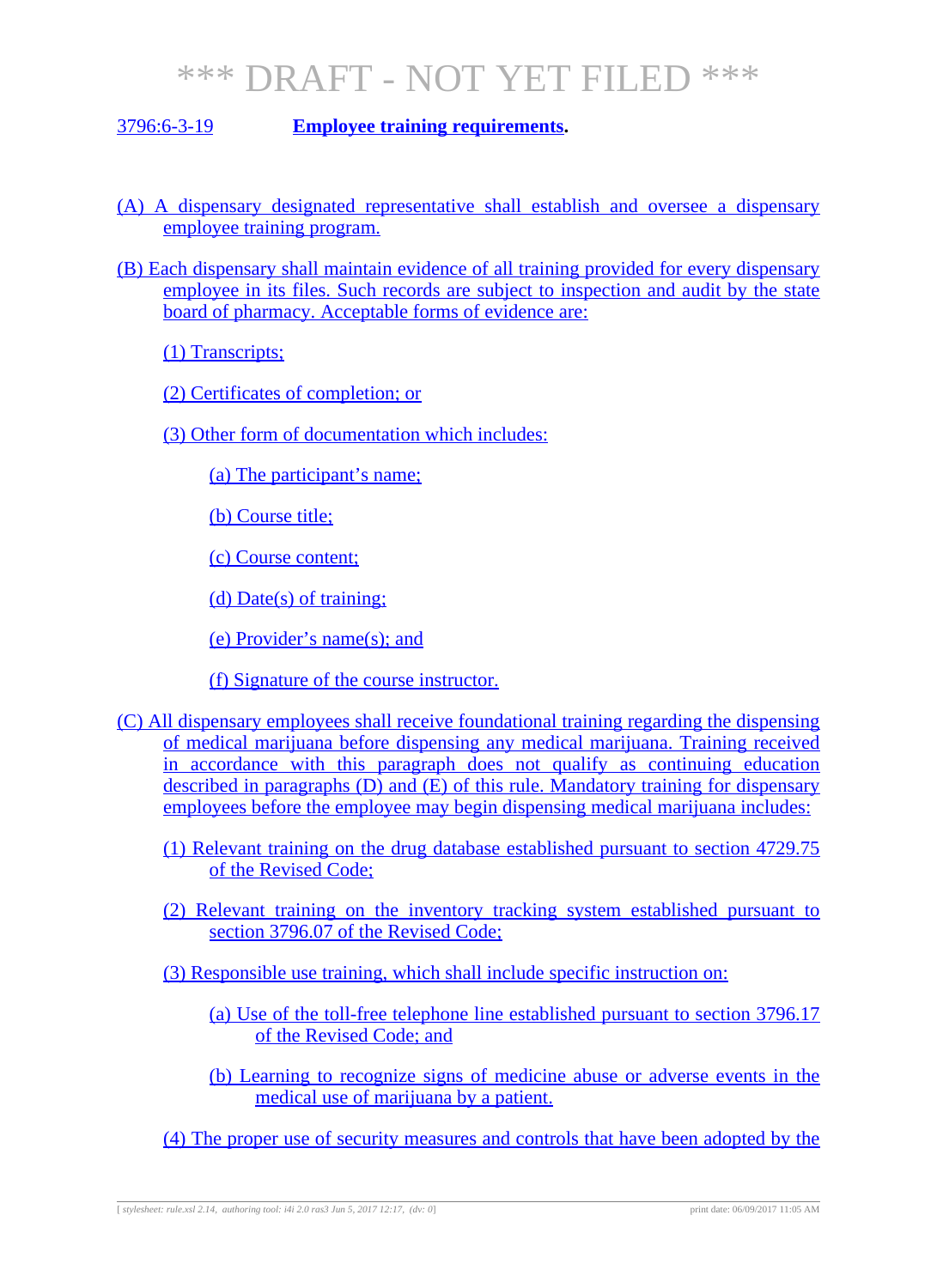*** DRAFT - NOT YET FILED ***

3796:6-3-19 **Employee training requirements.**

(A) A dispensary designated representative shall establish and oversee a dispensary employee training program.

(B) Each dispensary shall maintain evidence of all training provided for every dispensary employee in its files. Such records are subject to inspection and audit by the state board of pharmacy. Acceptable forms of evidence are:

(1) Transcripts;

(2) Certificates of completion; or

(3) Other form of documentation which includes:

(a) The participant's name;

(b) Course title;

(c) Course content;

(d) Date(s) of training;

(e) Provider's name(s); and

(f) Signature of the course instructor.

(C) All dispensary employees shall receive foundational training regarding the dispensing of medical marijuana before dispensing any medical marijuana. Training received in accordance with this paragraph does not qualify as continuing education described in paragraphs (D) and (E) of this rule. Mandatory training for dispensary employees before the employee may begin dispensing medical marijuana includes:

(1) Relevant training on the drug database established pursuant to section 4729.75 of the Revised Code;

(2) Relevant training on the inventory tracking system established pursuant to section 3796.07 of the Revised Code;

(3) Responsible use training, which shall include specific instruction on:

(a) Use of the toll-free telephone line established pursuant to section 3796.17 of the Revised Code; and

(b) Learning to recognize signs of medicine abuse or adverse events in the medical use of marijuana by a patient.

(4) The proper use of security measures and controls that have been adopted by the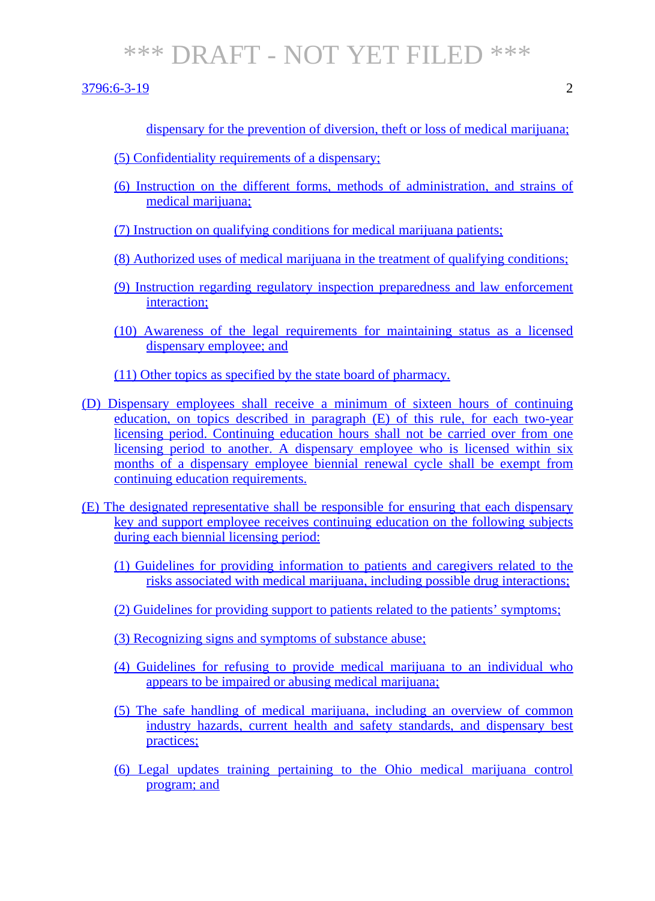dispensary for the prevention of diversion, theft or loss of medical marijuana;

(5) Confidentiality requirements of a dispensary;

(6) Instruction on the different forms, methods of administration, and strains of medical marijuana;

(7) Instruction on qualifying conditions for medical marijuana patients;

(8) Authorized uses of medical marijuana in the treatment of qualifying conditions;

(9) Instruction regarding regulatory inspection preparedness and law enforcement interaction;

(10) Awareness of the legal requirements for maintaining status as a licensed dispensary employee; and

(11) Other topics as specified by the state board of pharmacy.

(D) Dispensary employees shall receive a minimum of sixteen hours of continuing education, on topics described in paragraph (E) of this rule, for each two-year licensing period. Continuing education hours shall not be carried over from one licensing period to another. A dispensary employee who is licensed within six months of a dispensary employee biennial renewal cycle shall be exempt from continuing education requirements.

(E) The designated representative shall be responsible for ensuring that each dispensary key and support employee receives continuing education on the following subjects during each biennial licensing period:

(1) Guidelines for providing information to patients and caregivers related to the risks associated with medical marijuana, including possible drug interactions;

(2) Guidelines for providing support to patients related to the patients' symptoms;

(3) Recognizing signs and symptoms of substance abuse;

(4) Guidelines for refusing to provide medical marijuana to an individual who appears to be impaired or abusing medical marijuana;

(5) The safe handling of medical marijuana, including an overview of common industry hazards, current health and safety standards, and dispensary best practices;

(6) Legal updates training pertaining to the Ohio medical marijuana control program; and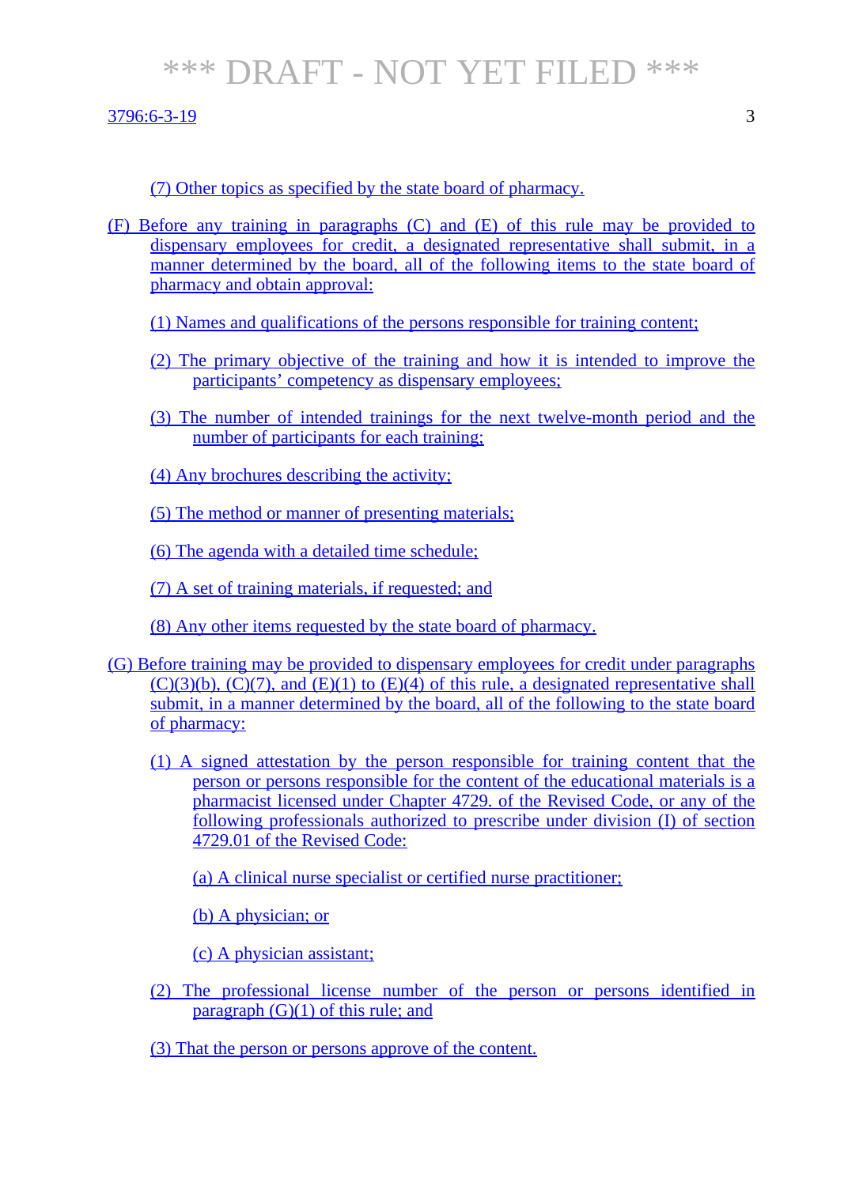(7) Other topics as specified by the state board of pharmacy.

(F) Before any training in paragraphs (C) and (E) of this rule may be provided to dispensary employees for credit, a designated representative shall submit, in a manner determined by the board, all of the following items to the state board of pharmacy and obtain approval:

(1) Names and qualifications of the persons responsible for training content;

(2) The primary objective of the training and how it is intended to improve the participants' competency as dispensary employees;

(3) The number of intended trainings for the next twelve-month period and the number of participants for each training;

(4) Any brochures describing the activity;

(5) The method or manner of presenting materials;

(6) The agenda with a detailed time schedule;

(7) A set of training materials, if requested; and

(8) Any other items requested by the state board of pharmacy.

(G) Before training may be provided to dispensary employees for credit under paragraphs (C)(3)(b), (C)(7), and (E)(1) to (E)(4) of this rule, a designated representative shall submit, in a manner determined by the board, all of the following to the state board of pharmacy:

(1) A signed attestation by the person responsible for training content that the person or persons responsible for the content of the educational materials is a pharmacist licensed under Chapter 4729. of the Revised Code, or any of the following professionals authorized to prescribe under division (I) of section 4729.01 of the Revised Code:

(a) A clinical nurse specialist or certified nurse practitioner;

(b) A physician; or

(c) A physician assistant;

(2) The professional license number of the person or persons identified in paragraph (G)(1) of this rule; and

(3) That the person or persons approve of the content.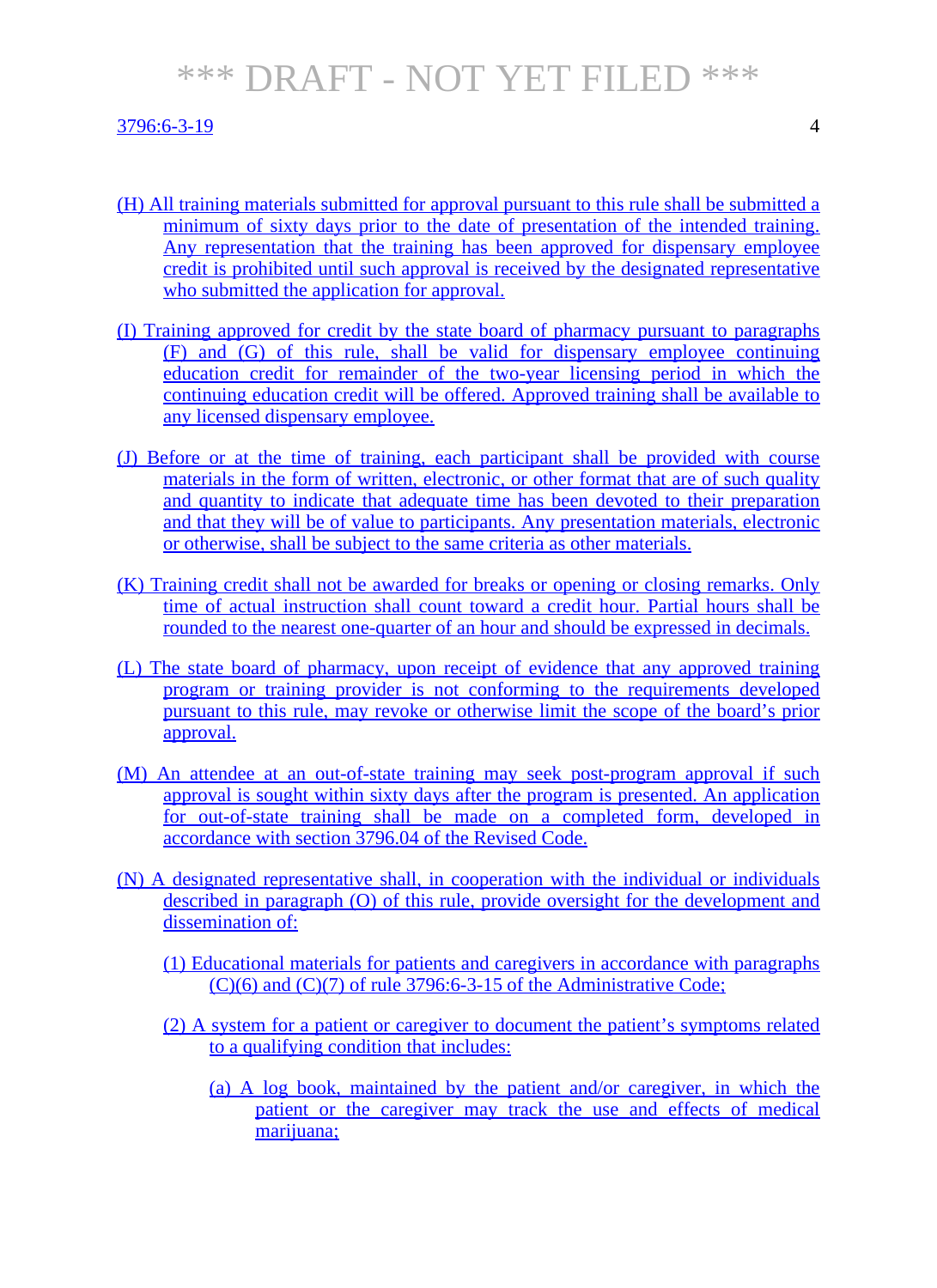(H) All training materials submitted for approval pursuant to this rule shall be submitted a minimum of sixty days prior to the date of presentation of the intended training. Any representation that the training has been approved for dispensary employee credit is prohibited until such approval is received by the designated representative who submitted the application for approval.

(I) Training approved for credit by the state board of pharmacy pursuant to paragraphs (F) and (G) of this rule, shall be valid for dispensary employee continuing education credit for remainder of the two-year licensing period in which the continuing education credit will be offered. Approved training shall be available to any licensed dispensary employee.

(J) Before or at the time of training, each participant shall be provided with course materials in the form of written, electronic, or other format that are of such quality and quantity to indicate that adequate time has been devoted to their preparation and that they will be of value to participants. Any presentation materials, electronic or otherwise, shall be subject to the same criteria as other materials.

(K) Training credit shall not be awarded for breaks or opening or closing remarks. Only time of actual instruction shall count toward a credit hour. Partial hours shall be rounded to the nearest one-quarter of an hour and should be expressed in decimals.

(L) The state board of pharmacy, upon receipt of evidence that any approved training program or training provider is not conforming to the requirements developed pursuant to this rule, may revoke or otherwise limit the scope of the board's prior approval.

(M) An attendee at an out-of-state training may seek post-program approval if such approval is sought within sixty days after the program is presented. An application for out-of-state training shall be made on a completed form, developed in accordance with section 3796.04 of the Revised Code.

(N) A designated representative shall, in cooperation with the individual or individuals described in paragraph (O) of this rule, provide oversight for the development and dissemination of:

(1) Educational materials for patients and caregivers in accordance with paragraphs (C)(6) and (C)(7) of rule 3796:6-3-15 of the Administrative Code;

(2) A system for a patient or caregiver to document the patient's symptoms related to a qualifying condition that includes:

(a) A log book, maintained by the patient and/or caregiver, in which the patient or the caregiver may track the use and effects of medical marijuana;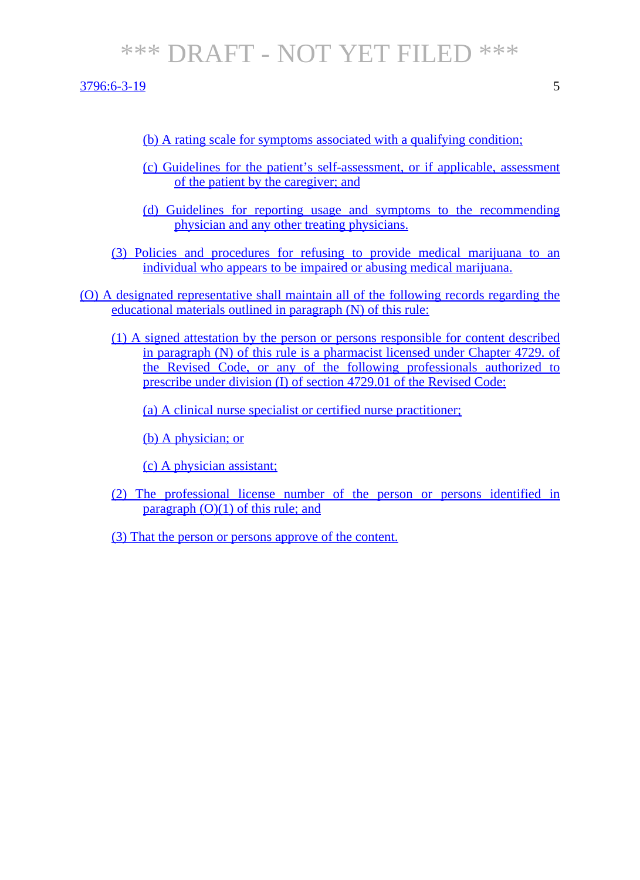(b) A rating scale for symptoms associated with a qualifying condition;

(c) Guidelines for the patient's self-assessment, or if applicable, assessment of the patient by the caregiver; and

(d) Guidelines for reporting usage and symptoms to the recommending physician and any other treating physicians.

(3) Policies and procedures for refusing to provide medical marijuana to an individual who appears to be impaired or abusing medical marijuana.

(O) A designated representative shall maintain all of the following records regarding the educational materials outlined in paragraph (N) of this rule:

(1) A signed attestation by the person or persons responsible for content described in paragraph (N) of this rule is a pharmacist licensed under Chapter 4729. of the Revised Code, or any of the following professionals authorized to prescribe under division (I) of section 4729.01 of the Revised Code:

(a) A clinical nurse specialist or certified nurse practitioner;

(b) A physician; or

(c) A physician assistant;

(2) The professional license number of the person or persons identified in paragraph (O)(1) of this rule; and

(3) That the person or persons approve of the content.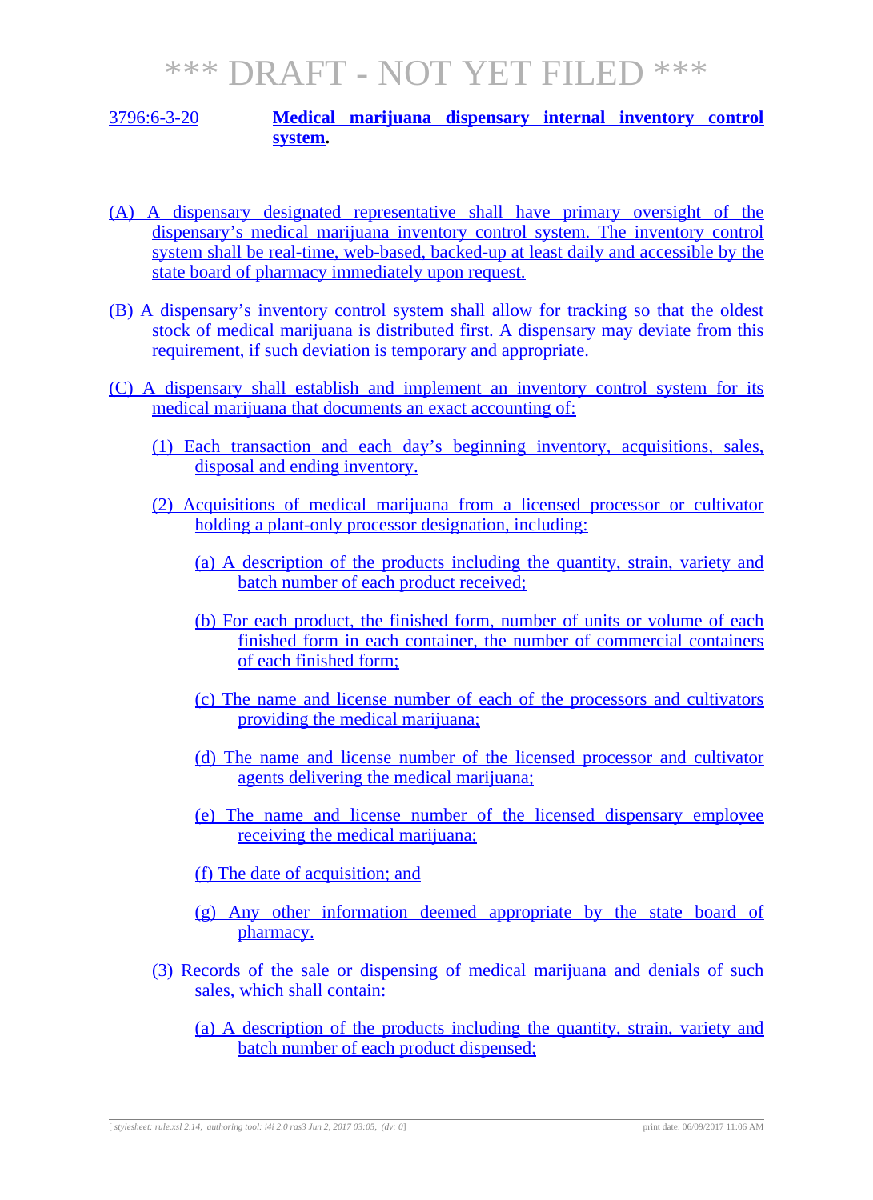*** DRAFT - NOT YET FILED ***

3796:6-3-20 **Medical marijuana dispensary internal inventory control system.**

(A) A dispensary designated representative shall have primary oversight of the dispensary's medical marijuana inventory control system. The inventory control system shall be real-time, web-based, backed-up at least daily and accessible by the state board of pharmacy immediately upon request.

(B) A dispensary's inventory control system shall allow for tracking so that the oldest stock of medical marijuana is distributed first. A dispensary may deviate from this requirement, if such deviation is temporary and appropriate.

(C) A dispensary shall establish and implement an inventory control system for its medical marijuana that documents an exact accounting of:

(1) Each transaction and each day's beginning inventory, acquisitions, sales, disposal and ending inventory.

(2) Acquisitions of medical marijuana from a licensed processor or cultivator holding a plant-only processor designation, including:

(a) A description of the products including the quantity, strain, variety and batch number of each product received;

(b) For each product, the finished form, number of units or volume of each finished form in each container, the number of commercial containers of each finished form;

(c) The name and license number of each of the processors and cultivators providing the medical marijuana;

(d) The name and license number of the licensed processor and cultivator agents delivering the medical marijuana;

(e) The name and license number of the licensed dispensary employee receiving the medical marijuana;

(f) The date of acquisition; and

(g) Any other information deemed appropriate by the state board of pharmacy.

(3) Records of the sale or dispensing of medical marijuana and denials of such sales, which shall contain:

(a) A description of the products including the quantity, strain, variety and batch number of each product dispensed;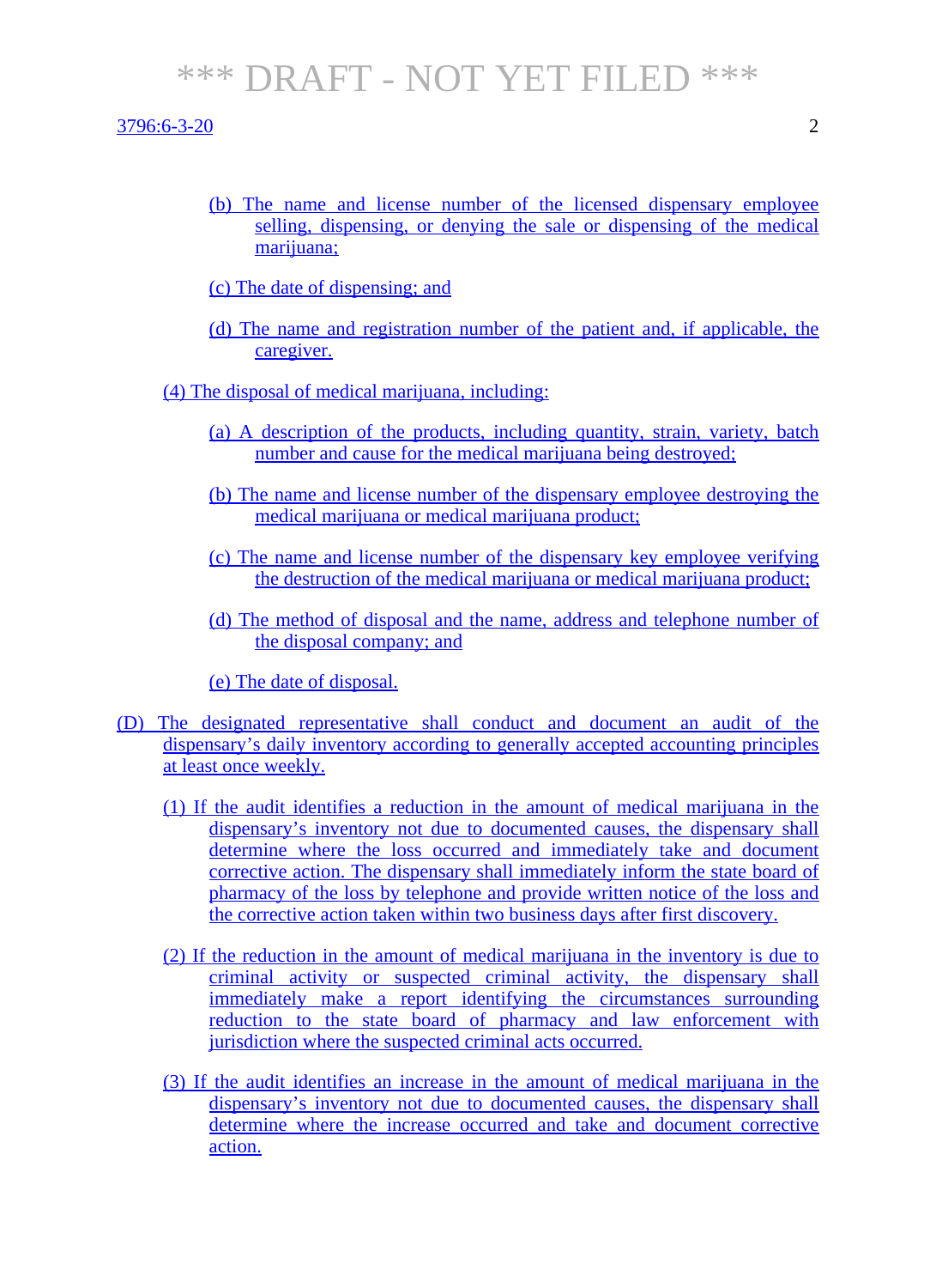(b) The name and license number of the licensed dispensary employee selling, dispensing, or denying the sale or dispensing of the medical marijuana;

(c) The date of dispensing; and

(d) The name and registration number of the patient and, if applicable, the caregiver.

(4) The disposal of medical marijuana, including:

(a) A description of the products, including quantity, strain, variety, batch number and cause for the medical marijuana being destroyed;

(b) The name and license number of the dispensary employee destroying the medical marijuana or medical marijuana product;

(c) The name and license number of the dispensary key employee verifying the destruction of the medical marijuana or medical marijuana product;

(d) The method of disposal and the name, address and telephone number of the disposal company; and

(e) The date of disposal.

(D) The designated representative shall conduct and document an audit of the dispensary's daily inventory according to generally accepted accounting principles at least once weekly.

(1) If the audit identifies a reduction in the amount of medical marijuana in the dispensary's inventory not due to documented causes, the dispensary shall determine where the loss occurred and immediately take and document corrective action. The dispensary shall immediately inform the state board of pharmacy of the loss by telephone and provide written notice of the loss and the corrective action taken within two business days after first discovery.

(2) If the reduction in the amount of medical marijuana in the inventory is due to criminal activity or suspected criminal activity, the dispensary shall immediately make a report identifying the circumstances surrounding reduction to the state board of pharmacy and law enforcement with jurisdiction where the suspected criminal acts occurred.

(3) If the audit identifies an increase in the amount of medical marijuana in the dispensary's inventory not due to documented causes, the dispensary shall determine where the increase occurred and take and document corrective action.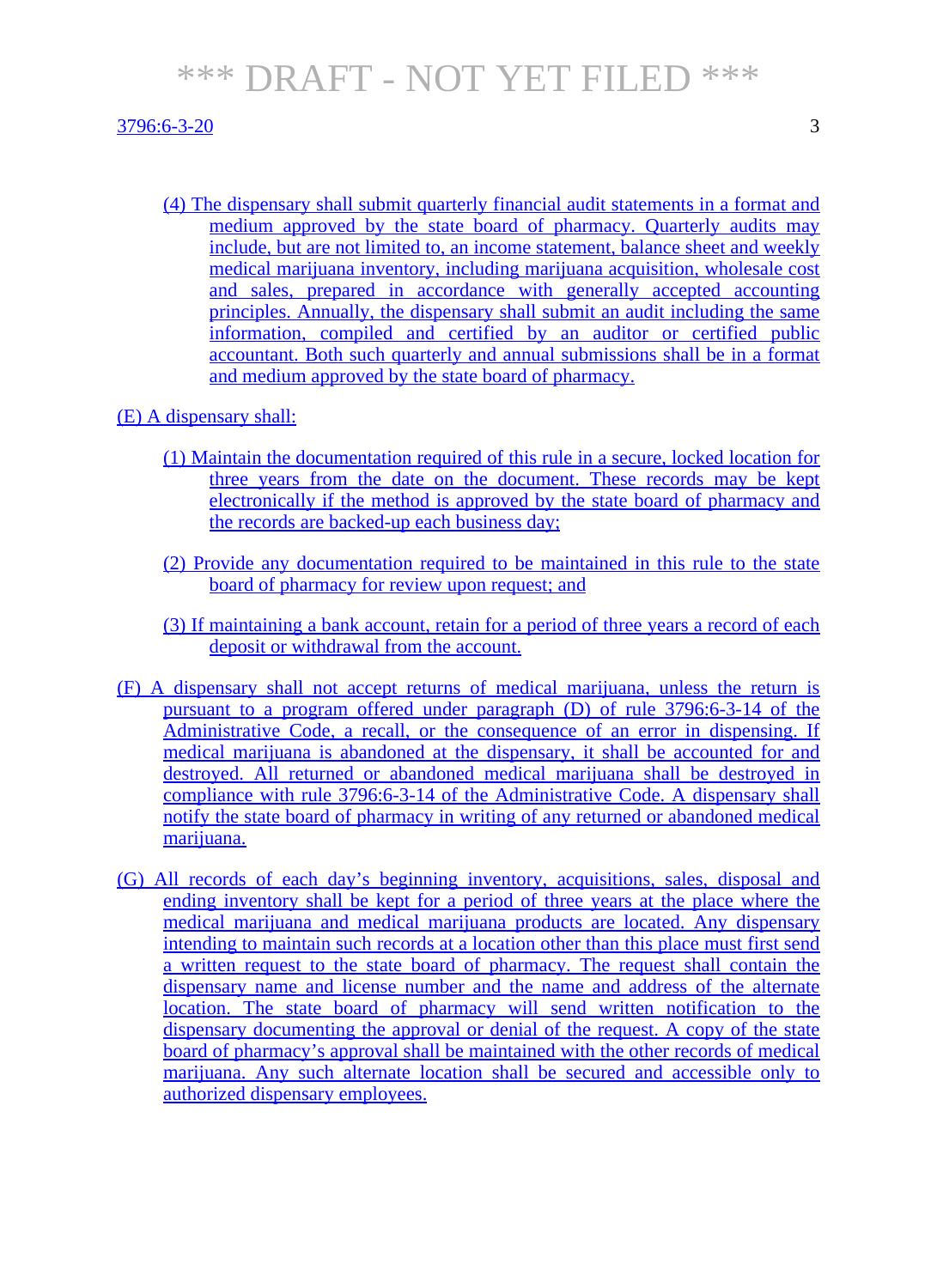(4) The dispensary shall submit quarterly financial audit statements in a format and medium approved by the state board of pharmacy. Quarterly audits may include, but are not limited to, an income statement, balance sheet and weekly medical marijuana inventory, including marijuana acquisition, wholesale cost and sales, prepared in accordance with generally accepted accounting principles. Annually, the dispensary shall submit an audit including the same information, compiled and certified by an auditor or certified public accountant. Both such quarterly and annual submissions shall be in a format and medium approved by the state board of pharmacy.

(E) A dispensary shall:

(1) Maintain the documentation required of this rule in a secure, locked location for three years from the date on the document. These records may be kept electronically if the method is approved by the state board of pharmacy and the records are backed-up each business day;

(2) Provide any documentation required to be maintained in this rule to the state board of pharmacy for review upon request; and

(3) If maintaining a bank account, retain for a period of three years a record of each deposit or withdrawal from the account.

(F) A dispensary shall not accept returns of medical marijuana, unless the return is pursuant to a program offered under paragraph (D) of rule 3796:6-3-14 of the Administrative Code, a recall, or the consequence of an error in dispensing. If medical marijuana is abandoned at the dispensary, it shall be accounted for and destroyed. All returned or abandoned medical marijuana shall be destroyed in compliance with rule 3796:6-3-14 of the Administrative Code. A dispensary shall notify the state board of pharmacy in writing of any returned or abandoned medical marijuana.

(G) All records of each day's beginning inventory, acquisitions, sales, disposal and ending inventory shall be kept for a period of three years at the place where the medical marijuana and medical marijuana products are located. Any dispensary intending to maintain such records at a location other than this place must first send a written request to the state board of pharmacy. The request shall contain the dispensary name and license number and the name and address of the alternate location. The state board of pharmacy will send written notification to the dispensary documenting the approval or denial of the request. A copy of the state board of pharmacy's approval shall be maintained with the other records of medical marijuana. Any such alternate location shall be secured and accessible only to authorized dispensary employees.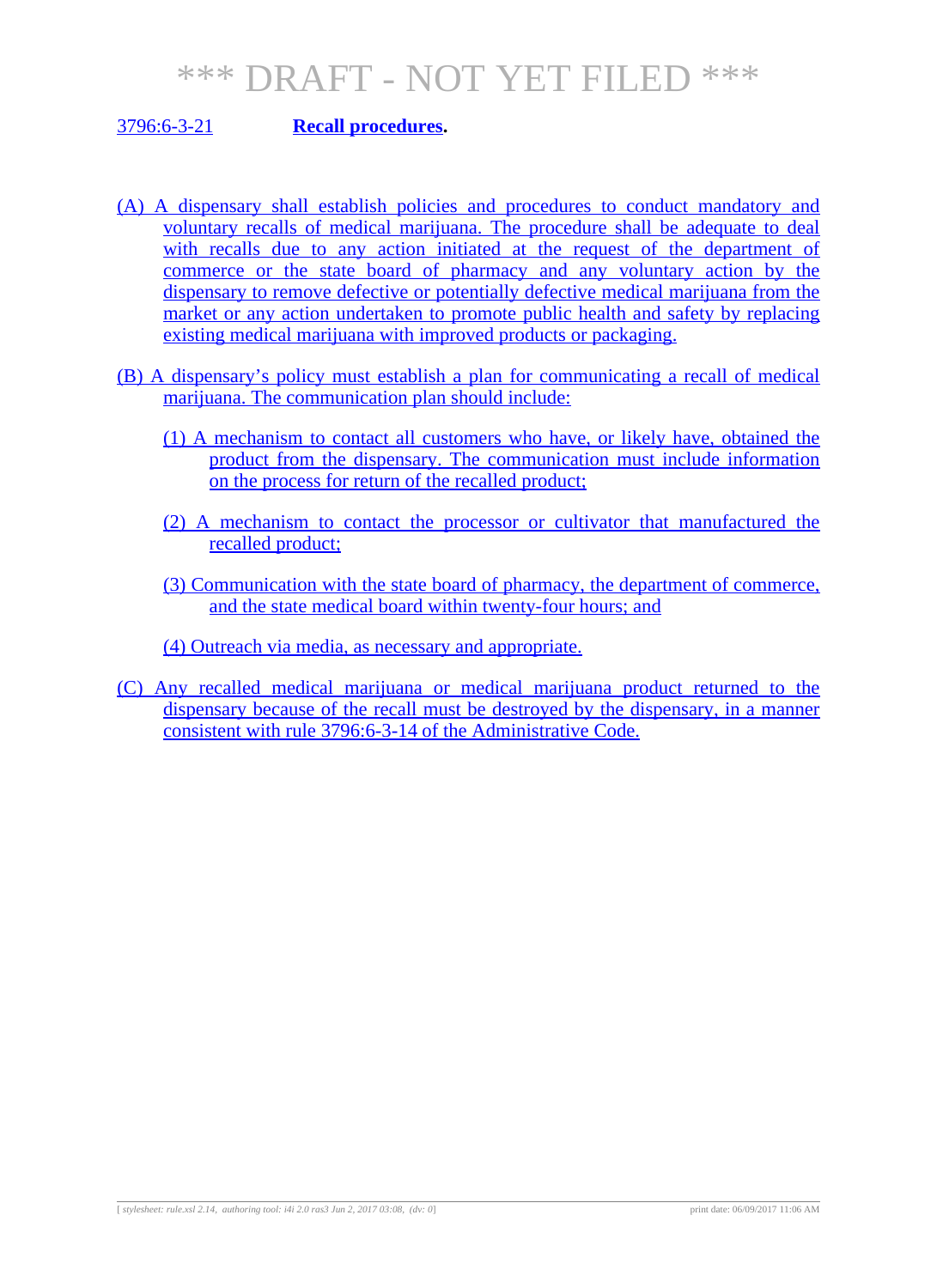*** DRAFT - NOT YET FILED ***

## 3796:6-3-21 **Recall procedures.**

(A) A dispensary shall establish policies and procedures to conduct mandatory and voluntary recalls of medical marijuana. The procedure shall be adequate to deal with recalls due to any action initiated at the request of the department of commerce or the state board of pharmacy and any voluntary action by the dispensary to remove defective or potentially defective medical marijuana from the market or any action undertaken to promote public health and safety by replacing existing medical marijuana with improved products or packaging.

(B) A dispensary's policy must establish a plan for communicating a recall of medical marijuana. The communication plan should include:

(1) A mechanism to contact all customers who have, or likely have, obtained the product from the dispensary. The communication must include information on the process for return of the recalled product;

(2) A mechanism to contact the processor or cultivator that manufactured the recalled product;

(3) Communication with the state board of pharmacy, the department of commerce, and the state medical board within twenty-four hours; and

(4) Outreach via media, as necessary and appropriate.

(C) Any recalled medical marijuana or medical marijuana product returned to the dispensary because of the recall must be destroyed by the dispensary, in a manner consistent with rule 3796:6-3-14 of the Administrative Code.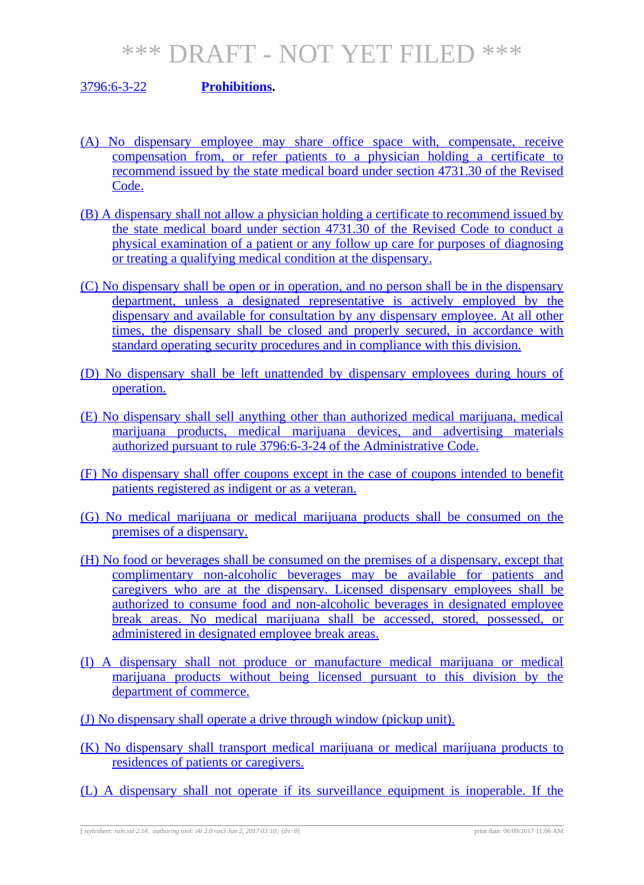*** DRAFT - NOT YET FILED ***

3796:6-3-22 **Prohibitions.**

(A) No dispensary employee may share office space with, compensate, receive compensation from, or refer patients to a physician holding a certificate to recommend issued by the state medical board under section 4731.30 of the Revised Code.

(B) A dispensary shall not allow a physician holding a certificate to recommend issued by the state medical board under section 4731.30 of the Revised Code to conduct a physical examination of a patient or any follow up care for purposes of diagnosing or treating a qualifying medical condition at the dispensary.

(C) No dispensary shall be open or in operation, and no person shall be in the dispensary department, unless a designated representative is actively employed by the dispensary and available for consultation by any dispensary employee. At all other times, the dispensary shall be closed and properly secured, in accordance with standard operating security procedures and in compliance with this division.

(D) No dispensary shall be left unattended by dispensary employees during hours of operation.

(E) No dispensary shall sell anything other than authorized medical marijuana, medical marijuana products, medical marijuana devices, and advertising materials authorized pursuant to rule 3796:6-3-24 of the Administrative Code.

(F) No dispensary shall offer coupons except in the case of coupons intended to benefit patients registered as indigent or as a veteran.

(G) No medical marijuana or medical marijuana products shall be consumed on the premises of a dispensary.

(H) No food or beverages shall be consumed on the premises of a dispensary, except that complimentary non-alcoholic beverages may be available for patients and caregivers who are at the dispensary. Licensed dispensary employees shall be authorized to consume food and non-alcoholic beverages in designated employee break areas. No medical marijuana shall be accessed, stored, possessed, or administered in designated employee break areas.

(I) A dispensary shall not produce or manufacture medical marijuana or medical marijuana products without being licensed pursuant to this division by the department of commerce.

(J) No dispensary shall operate a drive through window (pickup unit).

(K) No dispensary shall transport medical marijuana or medical marijuana products to residences of patients or caregivers.

(L) A dispensary shall not operate if its surveillance equipment is inoperable. If the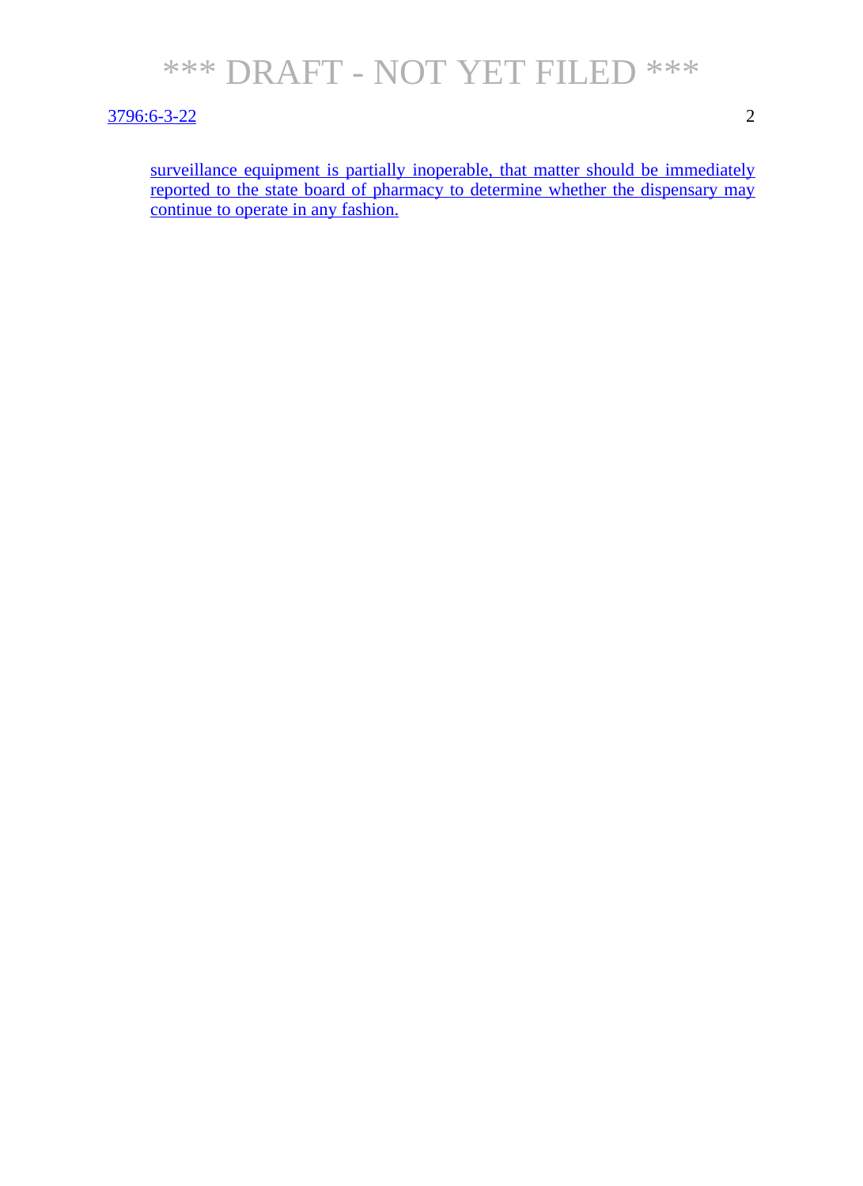surveillance equipment is partially inoperable, that matter should be immediately reported to the state board of pharmacy to determine whether the dispensary may continue to operate in any fashion.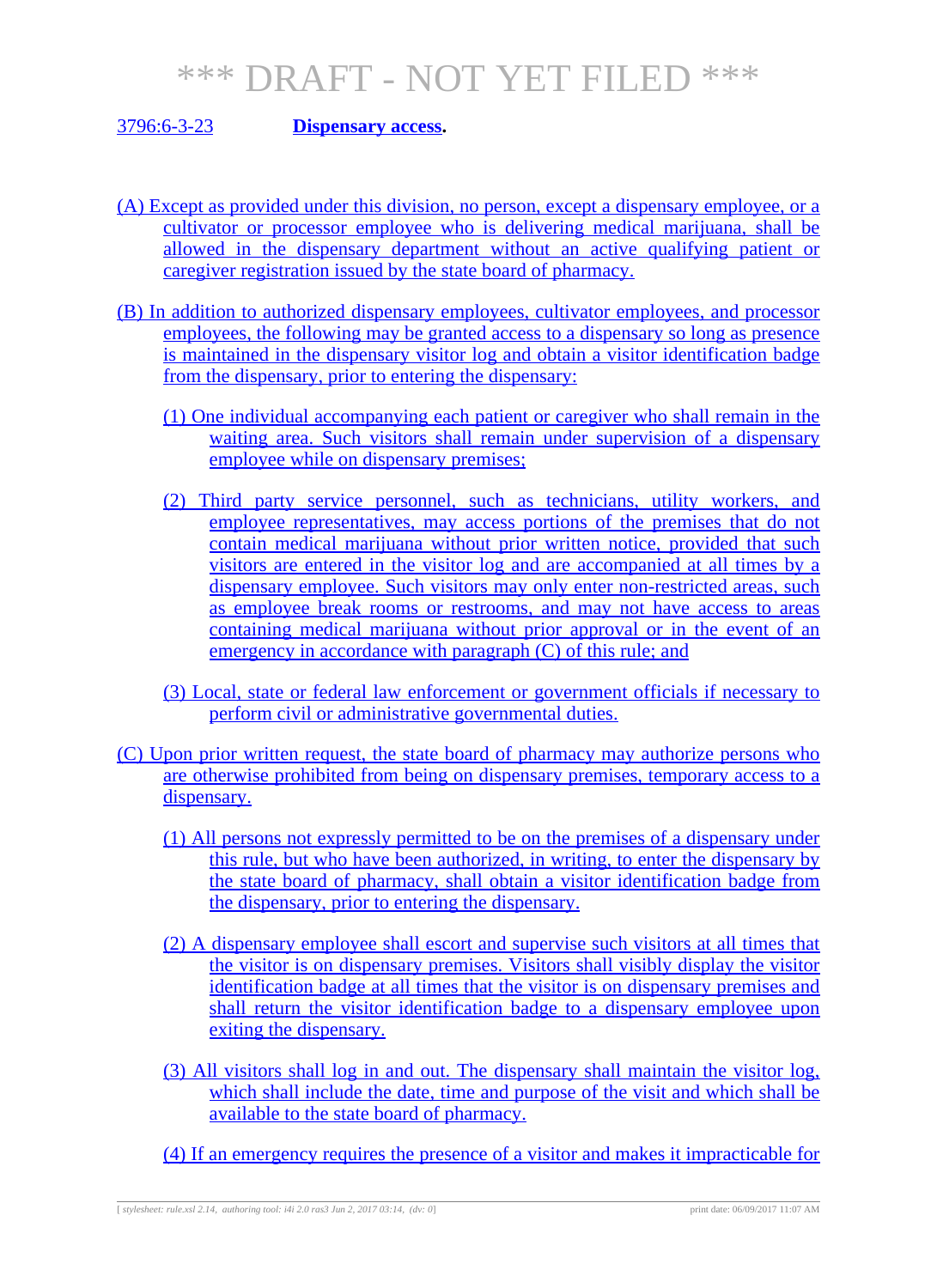# *** DRAFT - NOT YET FILED ***

3796:6-3-23 **Dispensary access.**

(A) Except as provided under this division, no person, except a dispensary employee, or a cultivator or processor employee who is delivering medical marijuana, shall be allowed in the dispensary department without an active qualifying patient or caregiver registration issued by the state board of pharmacy.

(B) In addition to authorized dispensary employees, cultivator employees, and processor employees, the following may be granted access to a dispensary so long as presence is maintained in the dispensary visitor log and obtain a visitor identification badge from the dispensary, prior to entering the dispensary:

(1) One individual accompanying each patient or caregiver who shall remain in the waiting area. Such visitors shall remain under supervision of a dispensary employee while on dispensary premises;

(2) Third party service personnel, such as technicians, utility workers, and employee representatives, may access portions of the premises that do not contain medical marijuana without prior written notice, provided that such visitors are entered in the visitor log and are accompanied at all times by a dispensary employee. Such visitors may only enter non-restricted areas, such as employee break rooms or restrooms, and may not have access to areas containing medical marijuana without prior approval or in the event of an emergency in accordance with paragraph (C) of this rule; and

(3) Local, state or federal law enforcement or government officials if necessary to perform civil or administrative governmental duties.

(C) Upon prior written request, the state board of pharmacy may authorize persons who are otherwise prohibited from being on dispensary premises, temporary access to a dispensary.

(1) All persons not expressly permitted to be on the premises of a dispensary under this rule, but who have been authorized, in writing, to enter the dispensary by the state board of pharmacy, shall obtain a visitor identification badge from the dispensary, prior to entering the dispensary.

(2) A dispensary employee shall escort and supervise such visitors at all times that the visitor is on dispensary premises. Visitors shall visibly display the visitor identification badge at all times that the visitor is on dispensary premises and shall return the visitor identification badge to a dispensary employee upon exiting the dispensary.

(3) All visitors shall log in and out. The dispensary shall maintain the visitor log, which shall include the date, time and purpose of the visit and which shall be available to the state board of pharmacy.

(4) If an emergency requires the presence of a visitor and makes it impracticable for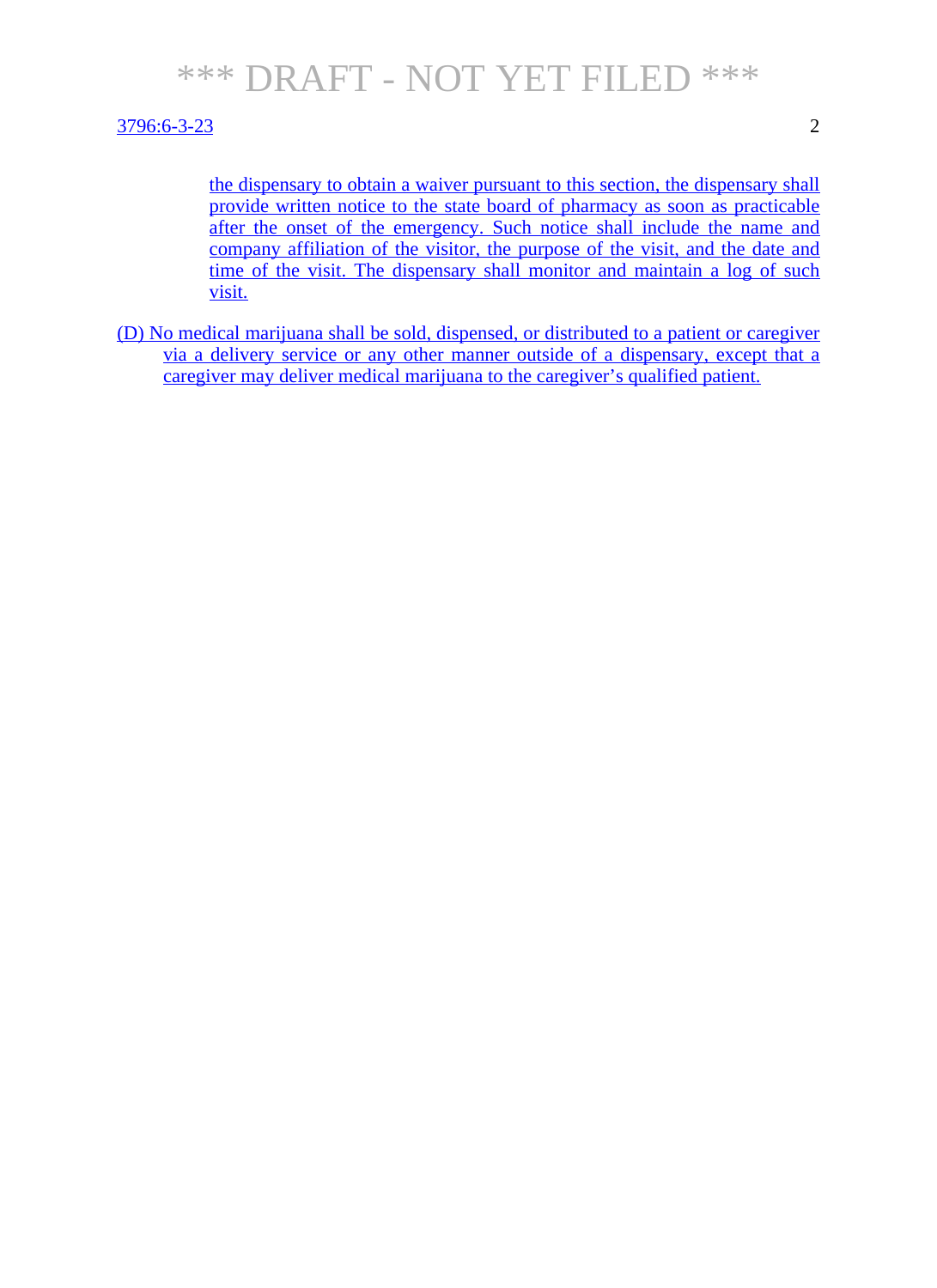the dispensary to obtain a waiver pursuant to this section, the dispensary shall provide written notice to the state board of pharmacy as soon as practicable after the onset of the emergency. Such notice shall include the name and company affiliation of the visitor, the purpose of the visit, and the date and time of the visit. The dispensary shall monitor and maintain a log of such visit.

(D) No medical marijuana shall be sold, dispensed, or distributed to a patient or caregiver via a delivery service or any other manner outside of a dispensary, except that a caregiver may deliver medical marijuana to the caregiver's qualified patient.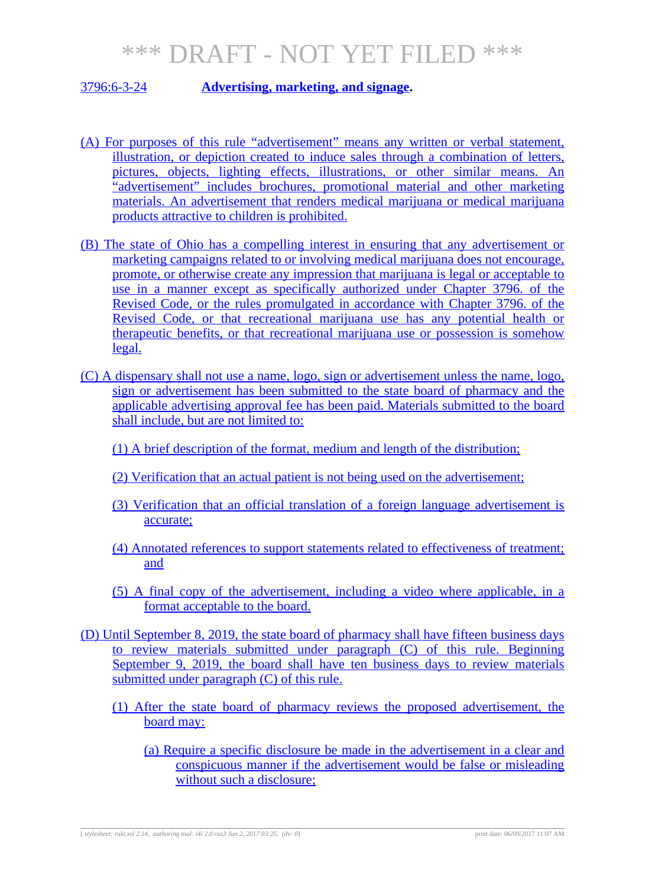# *** DRAFT - NOT YET FILED ***

## 3796:6-3-24 **Advertising, marketing, and signage.**

(A) For purposes of this rule "advertisement" means any written or verbal statement, illustration, or depiction created to induce sales through a combination of letters, pictures, objects, lighting effects, illustrations, or other similar means. An "advertisement" includes brochures, promotional material and other marketing materials. An advertisement that renders medical marijuana or medical marijuana products attractive to children is prohibited.

(B) The state of Ohio has a compelling interest in ensuring that any advertisement or marketing campaigns related to or involving medical marijuana does not encourage, promote, or otherwise create any impression that marijuana is legal or acceptable to use in a manner except as specifically authorized under Chapter 3796. of the Revised Code, or the rules promulgated in accordance with Chapter 3796. of the Revised Code, or that recreational marijuana use has any potential health or therapeutic benefits, or that recreational marijuana use or possession is somehow legal.

(C) A dispensary shall not use a name, logo, sign or advertisement unless the name, logo, sign or advertisement has been submitted to the state board of pharmacy and the applicable advertising approval fee has been paid. Materials submitted to the board shall include, but are not limited to:

(1) A brief description of the format, medium and length of the distribution;

(2) Verification that an actual patient is not being used on the advertisement;

(3) Verification that an official translation of a foreign language advertisement is accurate;

(4) Annotated references to support statements related to effectiveness of treatment; and

(5) A final copy of the advertisement, including a video where applicable, in a format acceptable to the board.

(D) Until September 8, 2019, the state board of pharmacy shall have fifteen business days to review materials submitted under paragraph (C) of this rule. Beginning September 9, 2019, the board shall have ten business days to review materials submitted under paragraph (C) of this rule.

(1) After the state board of pharmacy reviews the proposed advertisement, the board may:

(a) Require a specific disclosure be made in the advertisement in a clear and conspicuous manner if the advertisement would be false or misleading without such a disclosure;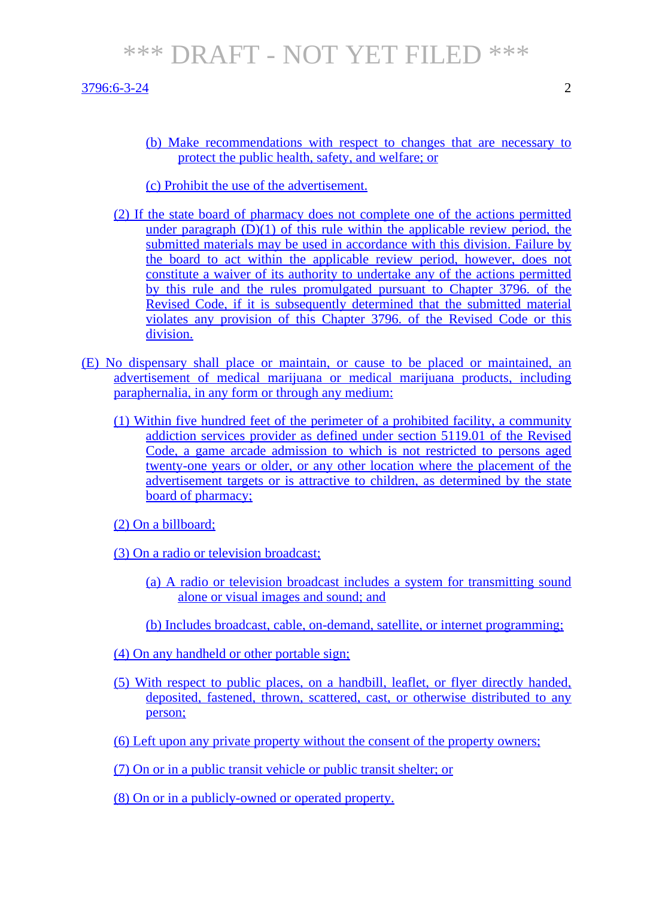(b) Make recommendations with respect to changes that are necessary to protect the public health, safety, and welfare; or

(c) Prohibit the use of the advertisement.

(2) If the state board of pharmacy does not complete one of the actions permitted under paragraph (D)(1) of this rule within the applicable review period, the submitted materials may be used in accordance with this division. Failure by the board to act within the applicable review period, however, does not constitute a waiver of its authority to undertake any of the actions permitted by this rule and the rules promulgated pursuant to Chapter 3796. of the Revised Code, if it is subsequently determined that the submitted material violates any provision of this Chapter 3796. of the Revised Code or this division.

(E) No dispensary shall place or maintain, or cause to be placed or maintained, an advertisement of medical marijuana or medical marijuana products, including paraphernalia, in any form or through any medium:

(1) Within five hundred feet of the perimeter of a prohibited facility, a community addiction services provider as defined under section 5119.01 of the Revised Code, a game arcade admission to which is not restricted to persons aged twenty-one years or older, or any other location where the placement of the advertisement targets or is attractive to children, as determined by the state board of pharmacy;

(2) On a billboard;

(3) On a radio or television broadcast;

(a) A radio or television broadcast includes a system for transmitting sound alone or visual images and sound; and

(b) Includes broadcast, cable, on-demand, satellite, or internet programming;

(4) On any handheld or other portable sign;

(5) With respect to public places, on a handbill, leaflet, or flyer directly handed, deposited, fastened, thrown, scattered, cast, or otherwise distributed to any person;

(6) Left upon any private property without the consent of the property owners;

(7) On or in a public transit vehicle or public transit shelter; or

(8) On or in a publicly-owned or operated property.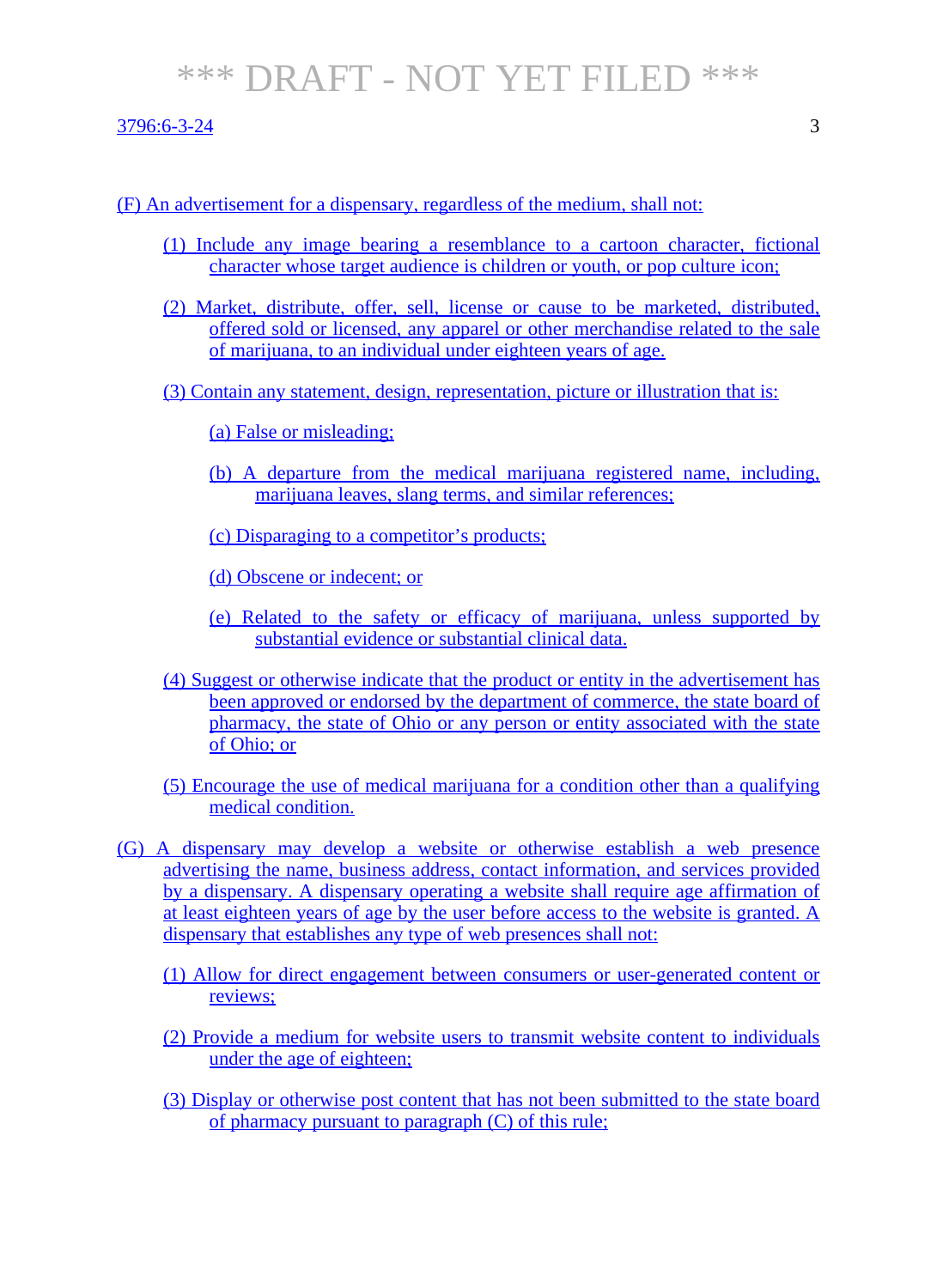(F) An advertisement for a dispensary, regardless of the medium, shall not:

(1) Include any image bearing a resemblance to a cartoon character, fictional character whose target audience is children or youth, or pop culture icon;

(2) Market, distribute, offer, sell, license or cause to be marketed, distributed, offered sold or licensed, any apparel or other merchandise related to the sale of marijuana, to an individual under eighteen years of age.

(3) Contain any statement, design, representation, picture or illustration that is:

(a) False or misleading;

(b) A departure from the medical marijuana registered name, including, marijuana leaves, slang terms, and similar references;

(c) Disparaging to a competitor's products;

(d) Obscene or indecent; or

(e) Related to the safety or efficacy of marijuana, unless supported by substantial evidence or substantial clinical data.

(4) Suggest or otherwise indicate that the product or entity in the advertisement has been approved or endorsed by the department of commerce, the state board of pharmacy, the state of Ohio or any person or entity associated with the state of Ohio; or

(5) Encourage the use of medical marijuana for a condition other than a qualifying medical condition.

(G) A dispensary may develop a website or otherwise establish a web presence advertising the name, business address, contact information, and services provided by a dispensary. A dispensary operating a website shall require age affirmation of at least eighteen years of age by the user before access to the website is granted. A dispensary that establishes any type of web presences shall not:

(1) Allow for direct engagement between consumers or user-generated content or reviews;

(2) Provide a medium for website users to transmit website content to individuals under the age of eighteen;

(3) Display or otherwise post content that has not been submitted to the state board of pharmacy pursuant to paragraph (C) of this rule;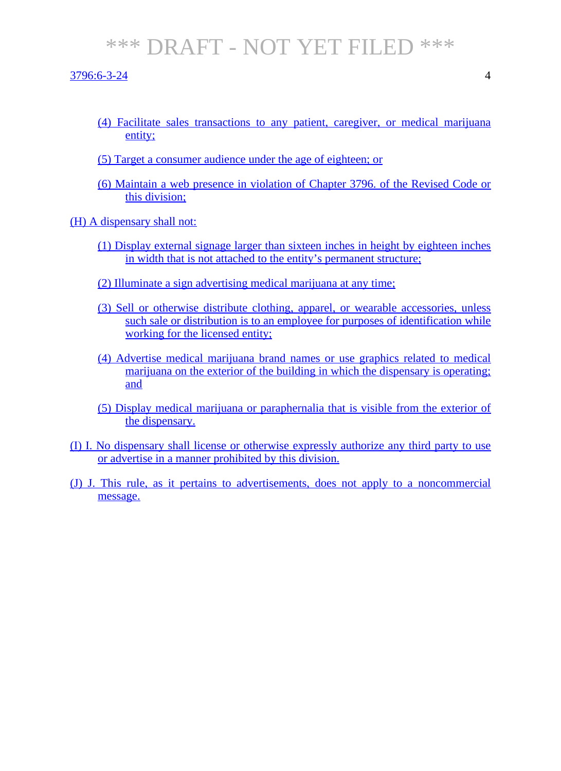(4) Facilitate sales transactions to any patient, caregiver, or medical marijuana entity;

(5) Target a consumer audience under the age of eighteen; or

(6) Maintain a web presence in violation of Chapter 3796. of the Revised Code or this division;

(H) A dispensary shall not:

(1) Display external signage larger than sixteen inches in height by eighteen inches in width that is not attached to the entity's permanent structure;

(2) Illuminate a sign advertising medical marijuana at any time;

(3) Sell or otherwise distribute clothing, apparel, or wearable accessories, unless such sale or distribution is to an employee for purposes of identification while working for the licensed entity;

(4) Advertise medical marijuana brand names or use graphics related to medical marijuana on the exterior of the building in which the dispensary is operating; and

(5) Display medical marijuana or paraphernalia that is visible from the exterior of the dispensary.

(I) I. No dispensary shall license or otherwise expressly authorize any third party to use or advertise in a manner prohibited by this division.

(J) J. This rule, as it pertains to advertisements, does not apply to a noncommercial message.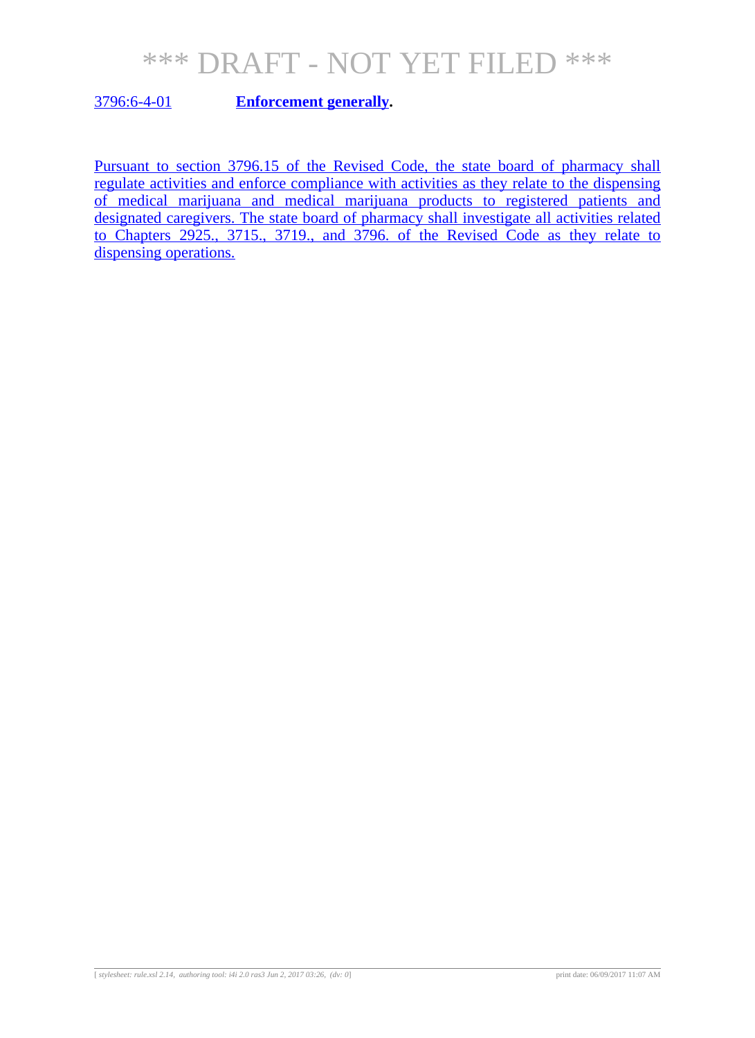*** DRAFT - NOT YET FILED ***

3796:6-4-01 **Enforcement generally.**

Pursuant to section 3796.15 of the Revised Code, the state board of pharmacy shall regulate activities and enforce compliance with activities as they relate to the dispensing of medical marijuana and medical marijuana products to registered patients and designated caregivers. The state board of pharmacy shall investigate all activities related to Chapters 2925., 3715., 3719., and 3796. of the Revised Code as they relate to dispensing operations.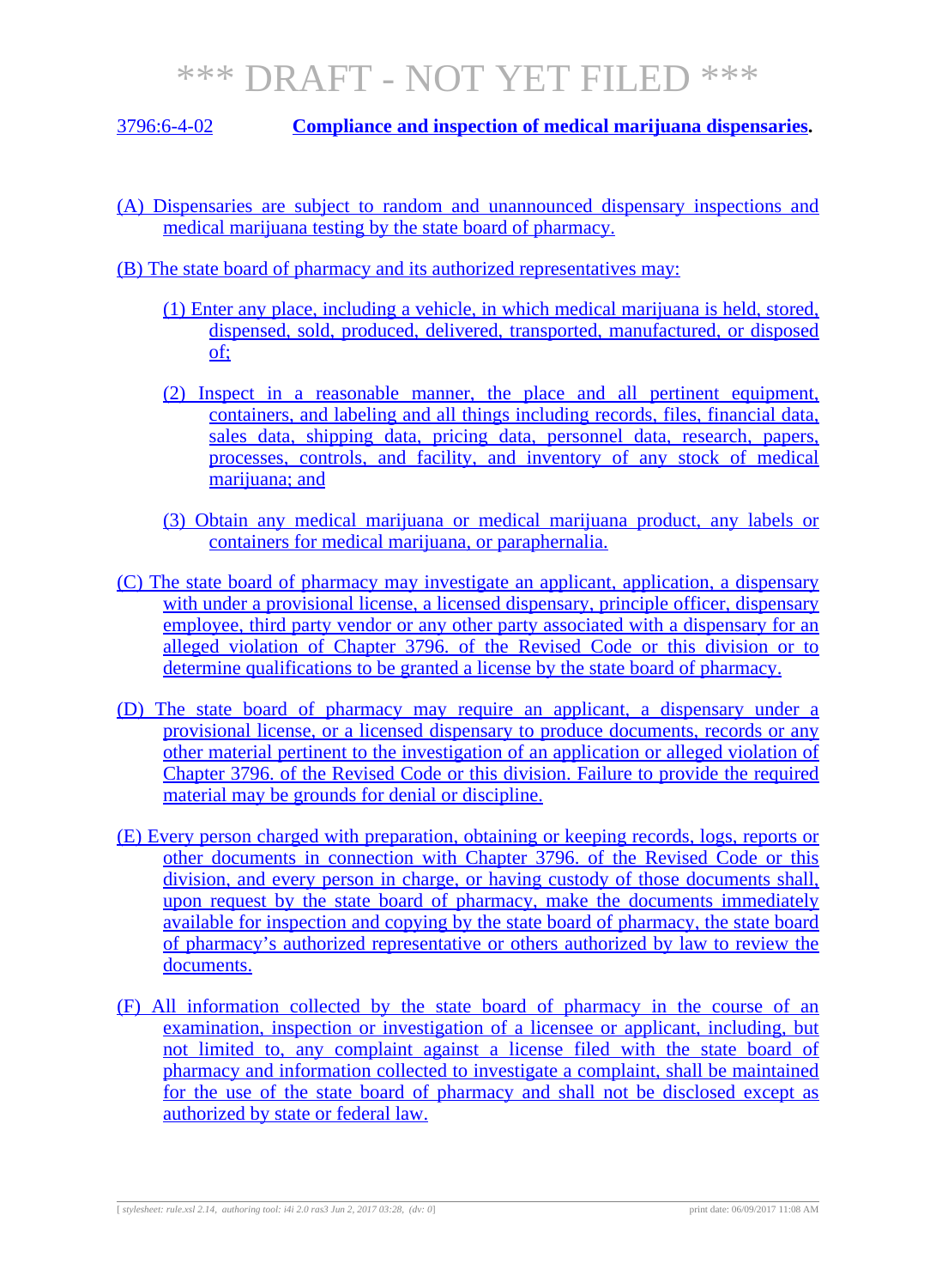*** DRAFT - NOT YET FILED ***

## 3796:6-4-02 **Compliance and inspection of medical marijuana dispensaries.**

(A) Dispensaries are subject to random and unannounced dispensary inspections and medical marijuana testing by the state board of pharmacy.

(B) The state board of pharmacy and its authorized representatives may:

(1) Enter any place, including a vehicle, in which medical marijuana is held, stored, dispensed, sold, produced, delivered, transported, manufactured, or disposed of;

(2) Inspect in a reasonable manner, the place and all pertinent equipment, containers, and labeling and all things including records, files, financial data, sales data, shipping data, pricing data, personnel data, research, papers, processes, controls, and facility, and inventory of any stock of medical marijuana; and

(3) Obtain any medical marijuana or medical marijuana product, any labels or containers for medical marijuana, or paraphernalia.

(C) The state board of pharmacy may investigate an applicant, application, a dispensary with under a provisional license, a licensed dispensary, principle officer, dispensary employee, third party vendor or any other party associated with a dispensary for an alleged violation of Chapter 3796. of the Revised Code or this division or to determine qualifications to be granted a license by the state board of pharmacy.

(D) The state board of pharmacy may require an applicant, a dispensary under a provisional license, or a licensed dispensary to produce documents, records or any other material pertinent to the investigation of an application or alleged violation of Chapter 3796. of the Revised Code or this division. Failure to provide the required material may be grounds for denial or discipline.

(E) Every person charged with preparation, obtaining or keeping records, logs, reports or other documents in connection with Chapter 3796. of the Revised Code or this division, and every person in charge, or having custody of those documents shall, upon request by the state board of pharmacy, make the documents immediately available for inspection and copying by the state board of pharmacy, the state board of pharmacy's authorized representative or others authorized by law to review the documents.

(F) All information collected by the state board of pharmacy in the course of an examination, inspection or investigation of a licensee or applicant, including, but not limited to, any complaint against a license filed with the state board of pharmacy and information collected to investigate a complaint, shall be maintained for the use of the state board of pharmacy and shall not be disclosed except as authorized by state or federal law.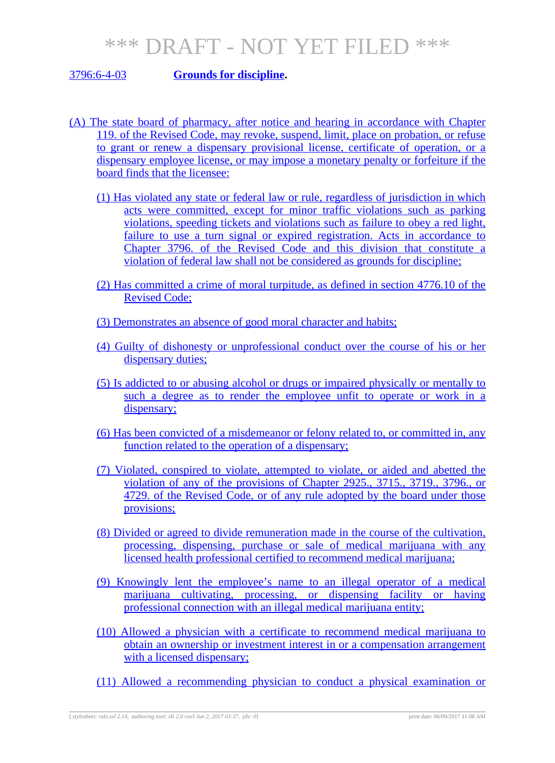# *** DRAFT - NOT YET FILED ***

3796:6-4-03 **Grounds for discipline.**

(A) The state board of pharmacy, after notice and hearing in accordance with Chapter 119. of the Revised Code, may revoke, suspend, limit, place on probation, or refuse to grant or renew a dispensary provisional license, certificate of operation, or a dispensary employee license, or may impose a monetary penalty or forfeiture if the board finds that the licensee:

(1) Has violated any state or federal law or rule, regardless of jurisdiction in which acts were committed, except for minor traffic violations such as parking violations, speeding tickets and violations such as failure to obey a red light, failure to use a turn signal or expired registration. Acts in accordance to Chapter 3796. of the Revised Code and this division that constitute a violation of federal law shall not be considered as grounds for discipline;

(2) Has committed a crime of moral turpitude, as defined in section 4776.10 of the Revised Code;

(3) Demonstrates an absence of good moral character and habits;

(4) Guilty of dishonesty or unprofessional conduct over the course of his or her dispensary duties;

(5) Is addicted to or abusing alcohol or drugs or impaired physically or mentally to such a degree as to render the employee unfit to operate or work in a dispensary;

(6) Has been convicted of a misdemeanor or felony related to, or committed in, any function related to the operation of a dispensary;

(7) Violated, conspired to violate, attempted to violate, or aided and abetted the violation of any of the provisions of Chapter 2925., 3715., 3719., 3796., or 4729. of the Revised Code, or of any rule adopted by the board under those provisions;

(8) Divided or agreed to divide remuneration made in the course of the cultivation, processing, dispensing, purchase or sale of medical marijuana with any licensed health professional certified to recommend medical marijuana;

(9) Knowingly lent the employee's name to an illegal operator of a medical marijuana cultivating, processing, or dispensing facility or having professional connection with an illegal medical marijuana entity;

(10) Allowed a physician with a certificate to recommend medical marijuana to obtain an ownership or investment interest in or a compensation arrangement with a licensed dispensary;

(11) Allowed a recommending physician to conduct a physical examination or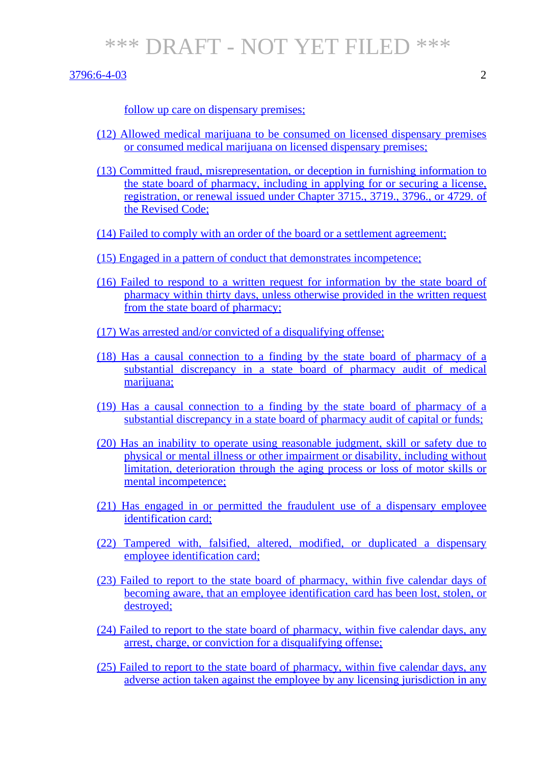follow up care on dispensary premises;

(12) Allowed medical marijuana to be consumed on licensed dispensary premises or consumed medical marijuana on licensed dispensary premises;

(13) Committed fraud, misrepresentation, or deception in furnishing information to the state board of pharmacy, including in applying for or securing a license, registration, or renewal issued under Chapter 3715., 3719., 3796., or 4729. of the Revised Code;

(14) Failed to comply with an order of the board or a settlement agreement;

(15) Engaged in a pattern of conduct that demonstrates incompetence;

(16) Failed to respond to a written request for information by the state board of pharmacy within thirty days, unless otherwise provided in the written request from the state board of pharmacy;

(17) Was arrested and/or convicted of a disqualifying offense;

(18) Has a causal connection to a finding by the state board of pharmacy of a substantial discrepancy in a state board of pharmacy audit of medical marijuana;

(19) Has a causal connection to a finding by the state board of pharmacy of a substantial discrepancy in a state board of pharmacy audit of capital or funds;

(20) Has an inability to operate using reasonable judgment, skill or safety due to physical or mental illness or other impairment or disability, including without limitation, deterioration through the aging process or loss of motor skills or mental incompetence;

(21) Has engaged in or permitted the fraudulent use of a dispensary employee identification card;

(22) Tampered with, falsified, altered, modified, or duplicated a dispensary employee identification card;

(23) Failed to report to the state board of pharmacy, within five calendar days of becoming aware, that an employee identification card has been lost, stolen, or destroyed;

(24) Failed to report to the state board of pharmacy, within five calendar days, any arrest, charge, or conviction for a disqualifying offense;

(25) Failed to report to the state board of pharmacy, within five calendar days, any adverse action taken against the employee by any licensing jurisdiction in any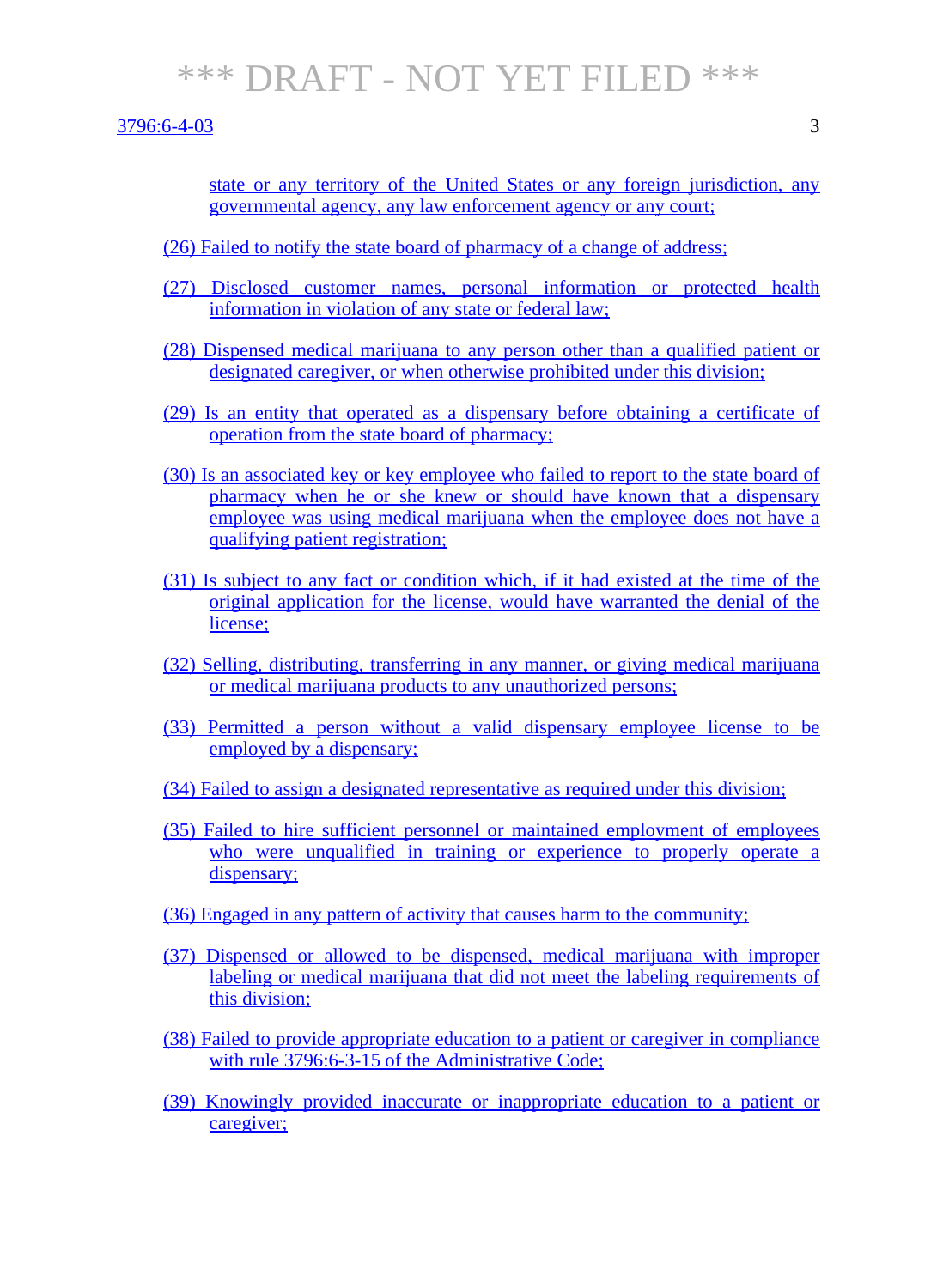state or any territory of the United States or any foreign jurisdiction, any governmental agency, any law enforcement agency or any court;

(26) Failed to notify the state board of pharmacy of a change of address;

(27) Disclosed customer names, personal information or protected health information in violation of any state or federal law;

(28) Dispensed medical marijuana to any person other than a qualified patient or designated caregiver, or when otherwise prohibited under this division;

(29) Is an entity that operated as a dispensary before obtaining a certificate of operation from the state board of pharmacy;

(30) Is an associated key or key employee who failed to report to the state board of pharmacy when he or she knew or should have known that a dispensary employee was using medical marijuana when the employee does not have a qualifying patient registration;

(31) Is subject to any fact or condition which, if it had existed at the time of the original application for the license, would have warranted the denial of the license;

(32) Selling, distributing, transferring in any manner, or giving medical marijuana or medical marijuana products to any unauthorized persons;

(33) Permitted a person without a valid dispensary employee license to be employed by a dispensary;

(34) Failed to assign a designated representative as required under this division;

(35) Failed to hire sufficient personnel or maintained employment of employees who were unqualified in training or experience to properly operate a dispensary;

(36) Engaged in any pattern of activity that causes harm to the community;

(37) Dispensed or allowed to be dispensed, medical marijuana with improper labeling or medical marijuana that did not meet the labeling requirements of this division;

(38) Failed to provide appropriate education to a patient or caregiver in compliance with rule 3796:6-3-15 of the Administrative Code;

(39) Knowingly provided inaccurate or inappropriate education to a patient or caregiver;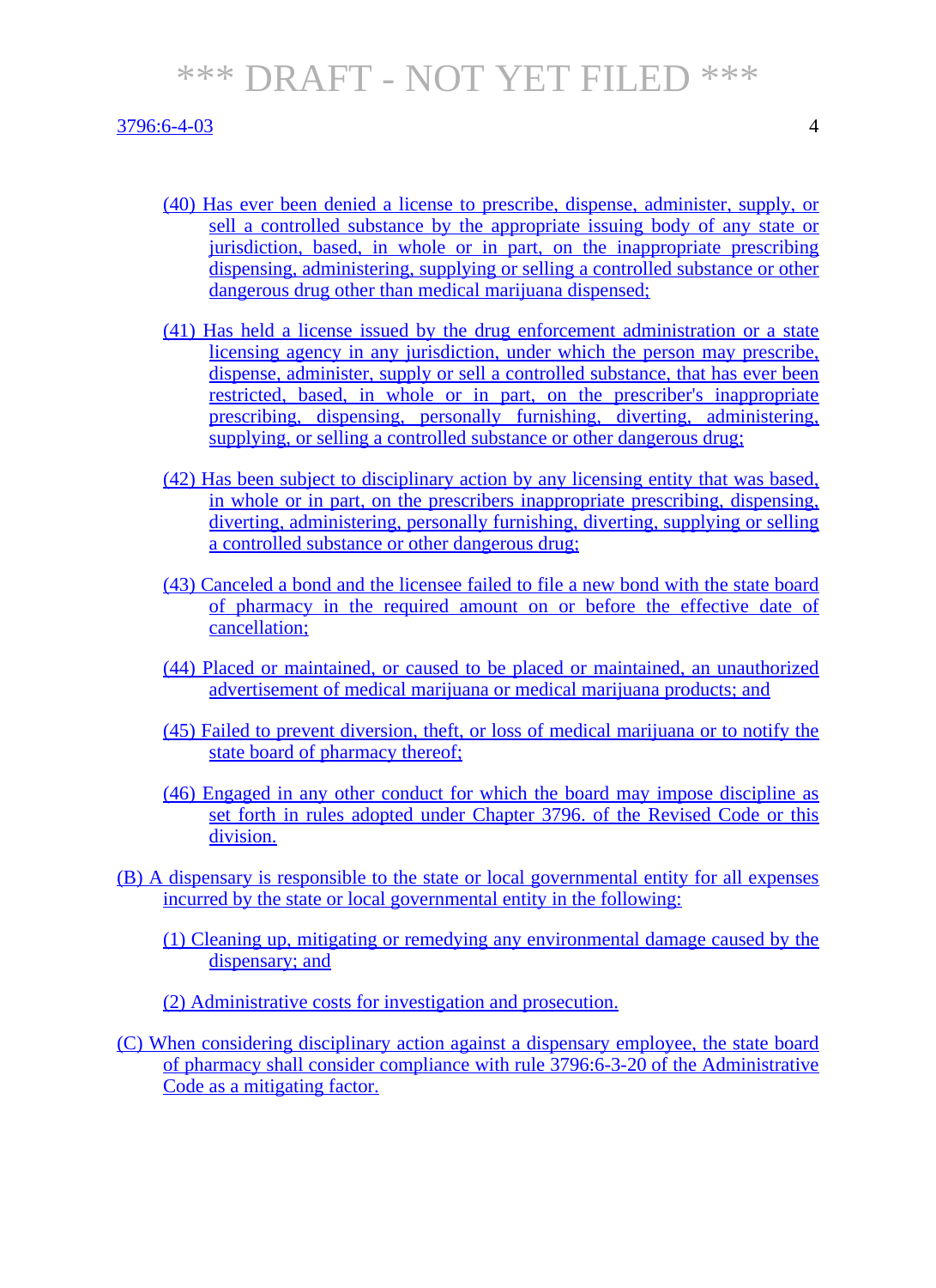(40) Has ever been denied a license to prescribe, dispense, administer, supply, or sell a controlled substance by the appropriate issuing body of any state or jurisdiction, based, in whole or in part, on the inappropriate prescribing dispensing, administering, supplying or selling a controlled substance or other dangerous drug other than medical marijuana dispensed;

(41) Has held a license issued by the drug enforcement administration or a state licensing agency in any jurisdiction, under which the person may prescribe, dispense, administer, supply or sell a controlled substance, that has ever been restricted, based, in whole or in part, on the prescriber's inappropriate prescribing, dispensing, personally furnishing, diverting, administering, supplying, or selling a controlled substance or other dangerous drug;

(42) Has been subject to disciplinary action by any licensing entity that was based, in whole or in part, on the prescribers inappropriate prescribing, dispensing, diverting, administering, personally furnishing, diverting, supplying or selling a controlled substance or other dangerous drug;

(43) Canceled a bond and the licensee failed to file a new bond with the state board of pharmacy in the required amount on or before the effective date of cancellation;

(44) Placed or maintained, or caused to be placed or maintained, an unauthorized advertisement of medical marijuana or medical marijuana products; and

(45) Failed to prevent diversion, theft, or loss of medical marijuana or to notify the state board of pharmacy thereof;

(46) Engaged in any other conduct for which the board may impose discipline as set forth in rules adopted under Chapter 3796. of the Revised Code or this division.

(B) A dispensary is responsible to the state or local governmental entity for all expenses incurred by the state or local governmental entity in the following:

(1) Cleaning up, mitigating or remedying any environmental damage caused by the dispensary; and

(2) Administrative costs for investigation and prosecution.

(C) When considering disciplinary action against a dispensary employee, the state board of pharmacy shall consider compliance with rule 3796:6-3-20 of the Administrative Code as a mitigating factor.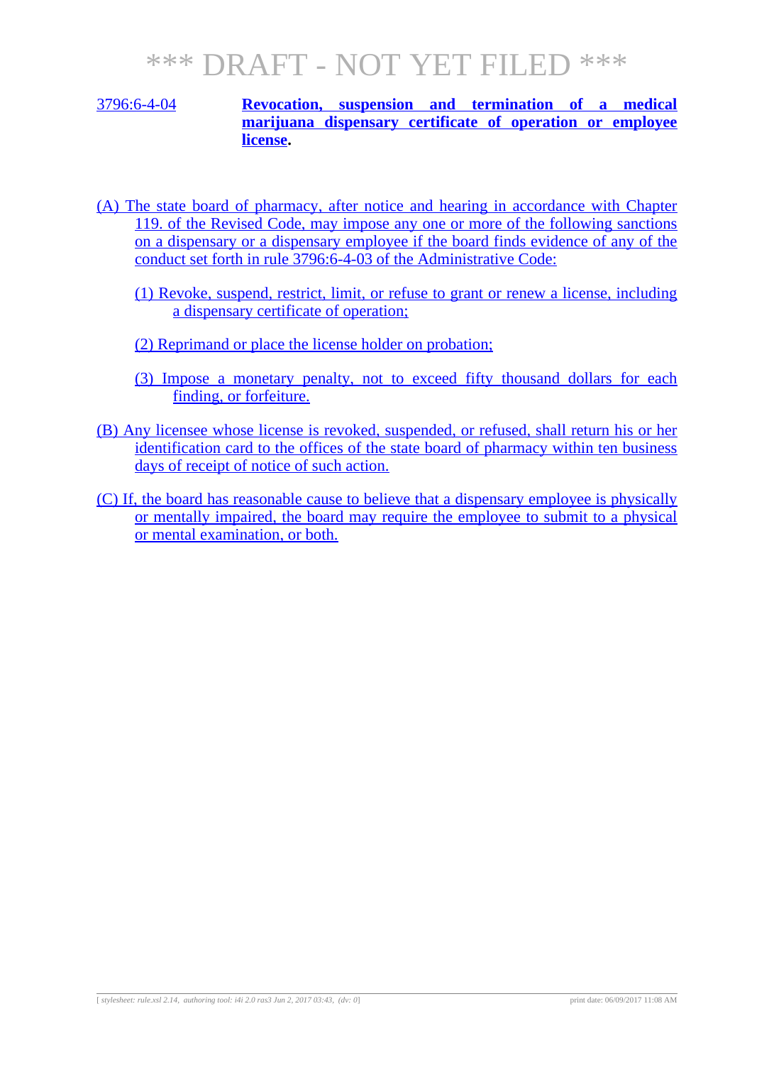*** DRAFT - NOT YET FILED ***

**3796:6-4-04 Revocation, suspension and termination of a medical marijuana dispensary certificate of operation or employee license.**

(A) The state board of pharmacy, after notice and hearing in accordance with Chapter 119. of the Revised Code, may impose any one or more of the following sanctions on a dispensary or a dispensary employee if the board finds evidence of any of the conduct set forth in rule 3796:6-4-03 of the Administrative Code:

(1) Revoke, suspend, restrict, limit, or refuse to grant or renew a license, including a dispensary certificate of operation;

(2) Reprimand or place the license holder on probation;

(3) Impose a monetary penalty, not to exceed fifty thousand dollars for each finding, or forfeiture.

(B) Any licensee whose license is revoked, suspended, or refused, shall return his or her identification card to the offices of the state board of pharmacy within ten business days of receipt of notice of such action.

(C) If, the board has reasonable cause to believe that a dispensary employee is physically or mentally impaired, the board may require the employee to submit to a physical or mental examination, or both.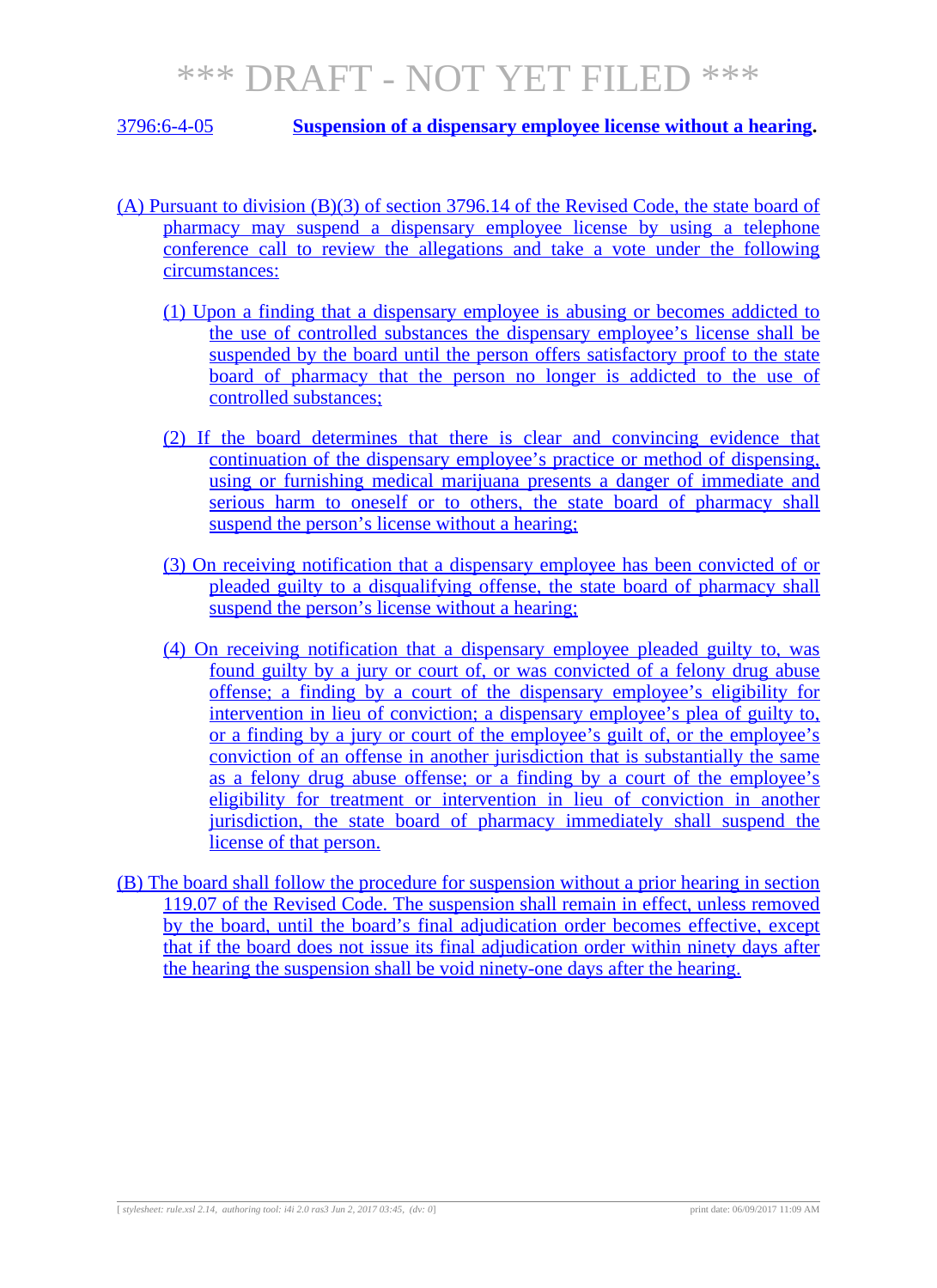*** DRAFT - NOT YET FILED ***

3796:6-4-05 **Suspension of a dispensary employee license without a hearing.**

(A) Pursuant to division (B)(3) of section 3796.14 of the Revised Code, the state board of pharmacy may suspend a dispensary employee license by using a telephone conference call to review the allegations and take a vote under the following circumstances:

(1) Upon a finding that a dispensary employee is abusing or becomes addicted to the use of controlled substances the dispensary employee's license shall be suspended by the board until the person offers satisfactory proof to the state board of pharmacy that the person no longer is addicted to the use of controlled substances;

(2) If the board determines that there is clear and convincing evidence that continuation of the dispensary employee's practice or method of dispensing, using or furnishing medical marijuana presents a danger of immediate and serious harm to oneself or to others, the state board of pharmacy shall suspend the person's license without a hearing;

(3) On receiving notification that a dispensary employee has been convicted of or pleaded guilty to a disqualifying offense, the state board of pharmacy shall suspend the person's license without a hearing;

(4) On receiving notification that a dispensary employee pleaded guilty to, was found guilty by a jury or court of, or was convicted of a felony drug abuse offense; a finding by a court of the dispensary employee's eligibility for intervention in lieu of conviction; a dispensary employee's plea of guilty to, or a finding by a jury or court of the employee's guilt of, or the employee's conviction of an offense in another jurisdiction that is substantially the same as a felony drug abuse offense; or a finding by a court of the employee's eligibility for treatment or intervention in lieu of conviction in another jurisdiction, the state board of pharmacy immediately shall suspend the license of that person.

(B) The board shall follow the procedure for suspension without a prior hearing in section 119.07 of the Revised Code. The suspension shall remain in effect, unless removed by the board, until the board's final adjudication order becomes effective, except that if the board does not issue its final adjudication order within ninety days after the hearing the suspension shall be void ninety-one days after the hearing.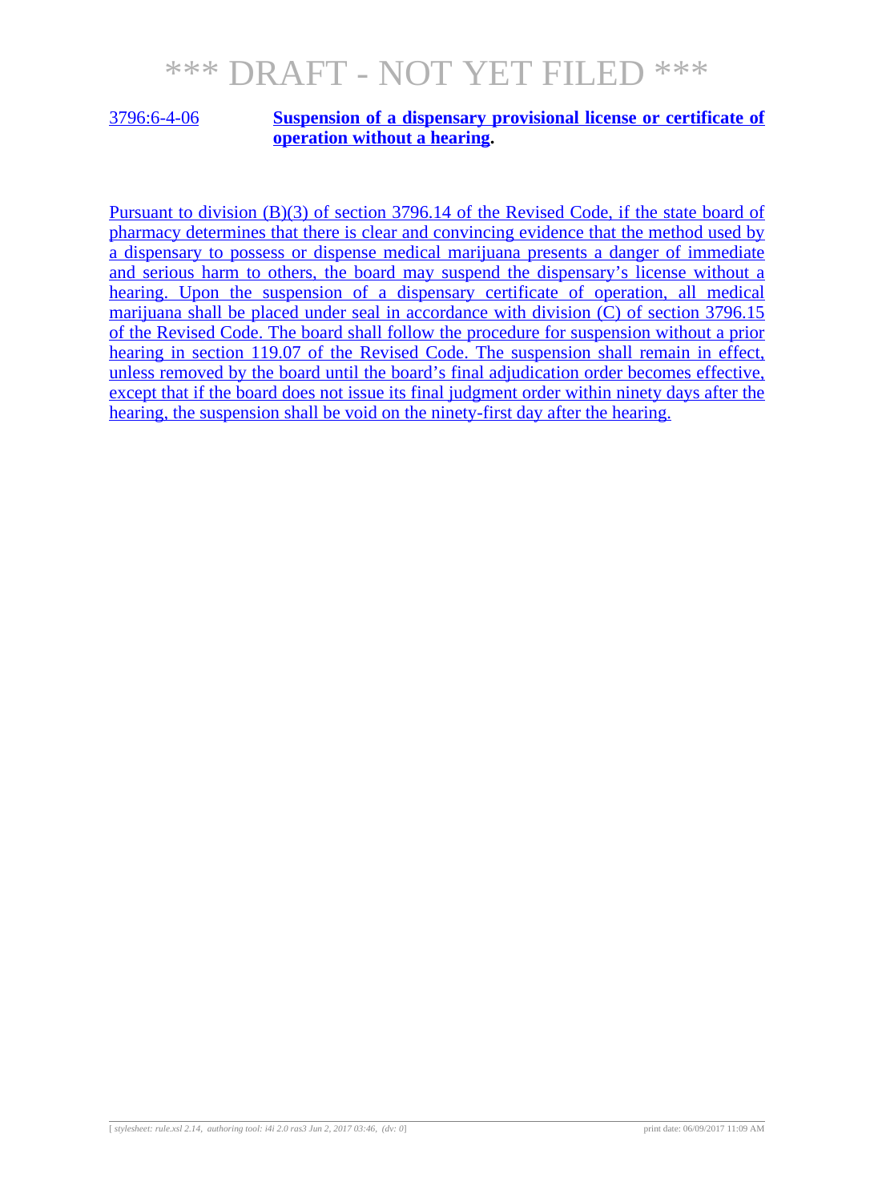# *** DRAFT - NOT YET FILED ***

**3796:6-4-06 Suspension of a dispensary provisional license or certificate of operation without a hearing.**

Pursuant to division (B)(3) of section 3796.14 of the Revised Code, if the state board of pharmacy determines that there is clear and convincing evidence that the method used by a dispensary to possess or dispense medical marijuana presents a danger of immediate and serious harm to others, the board may suspend the dispensary's license without a hearing. Upon the suspension of a dispensary certificate of operation, all medical marijuana shall be placed under seal in accordance with division (C) of section 3796.15 of the Revised Code. The board shall follow the procedure for suspension without a prior hearing in section 119.07 of the Revised Code. The suspension shall remain in effect, unless removed by the board until the board's final adjudication order becomes effective, except that if the board does not issue its final judgment order within ninety days after the hearing, the suspension shall be void on the ninety-first day after the hearing.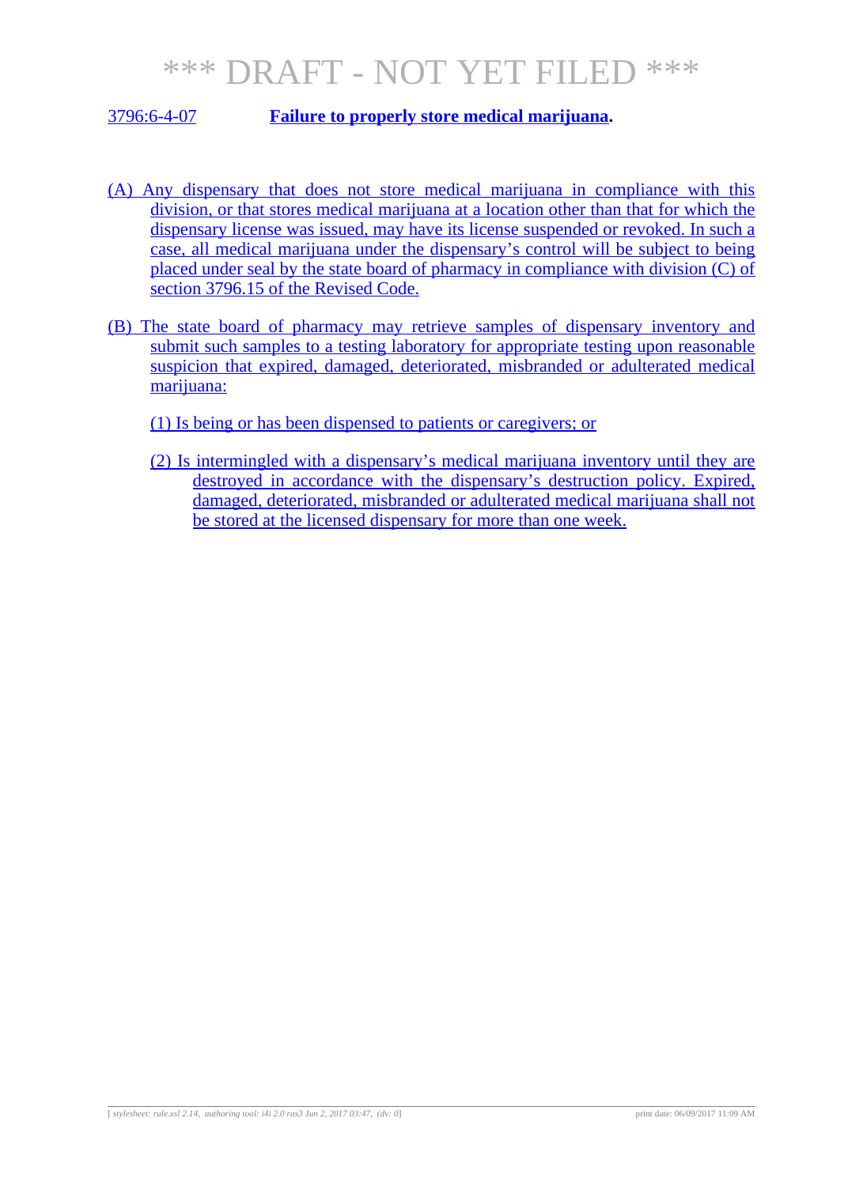*** DRAFT - NOT YET FILED ***

3796:6-4-07 **Failure to properly store medical marijuana.**

(A) Any dispensary that does not store medical marijuana in compliance with this division, or that stores medical marijuana at a location other than that for which the dispensary license was issued, may have its license suspended or revoked. In such a case, all medical marijuana under the dispensary's control will be subject to being placed under seal by the state board of pharmacy in compliance with division (C) of section 3796.15 of the Revised Code.

(B) The state board of pharmacy may retrieve samples of dispensary inventory and submit such samples to a testing laboratory for appropriate testing upon reasonable suspicion that expired, damaged, deteriorated, misbranded or adulterated medical marijuana:

(1) Is being or has been dispensed to patients or caregivers; or

(2) Is intermingled with a dispensary's medical marijuana inventory until they are destroyed in accordance with the dispensary's destruction policy. Expired, damaged, deteriorated, misbranded or adulterated medical marijuana shall not be stored at the licensed dispensary for more than one week.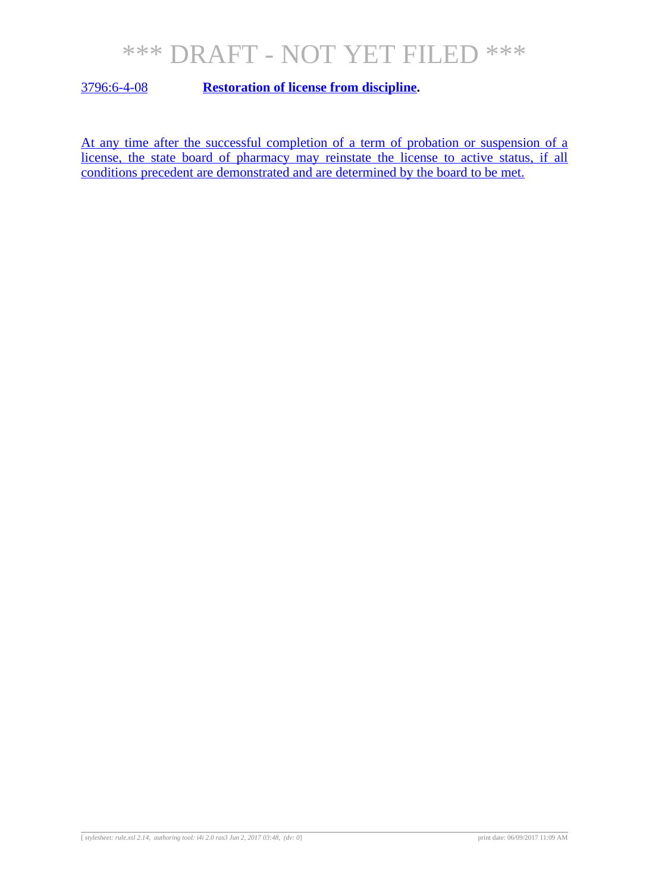\*\*\* DRAFT - NOT YET FILED \*\*\*

3796:6-4-08 **Restoration of license from discipline.**

At any time after the successful completion of a term of probation or suspension of a license, the state board of pharmacy may reinstate the license to active status, if all conditions precedent are demonstrated and are determined by the board to be met.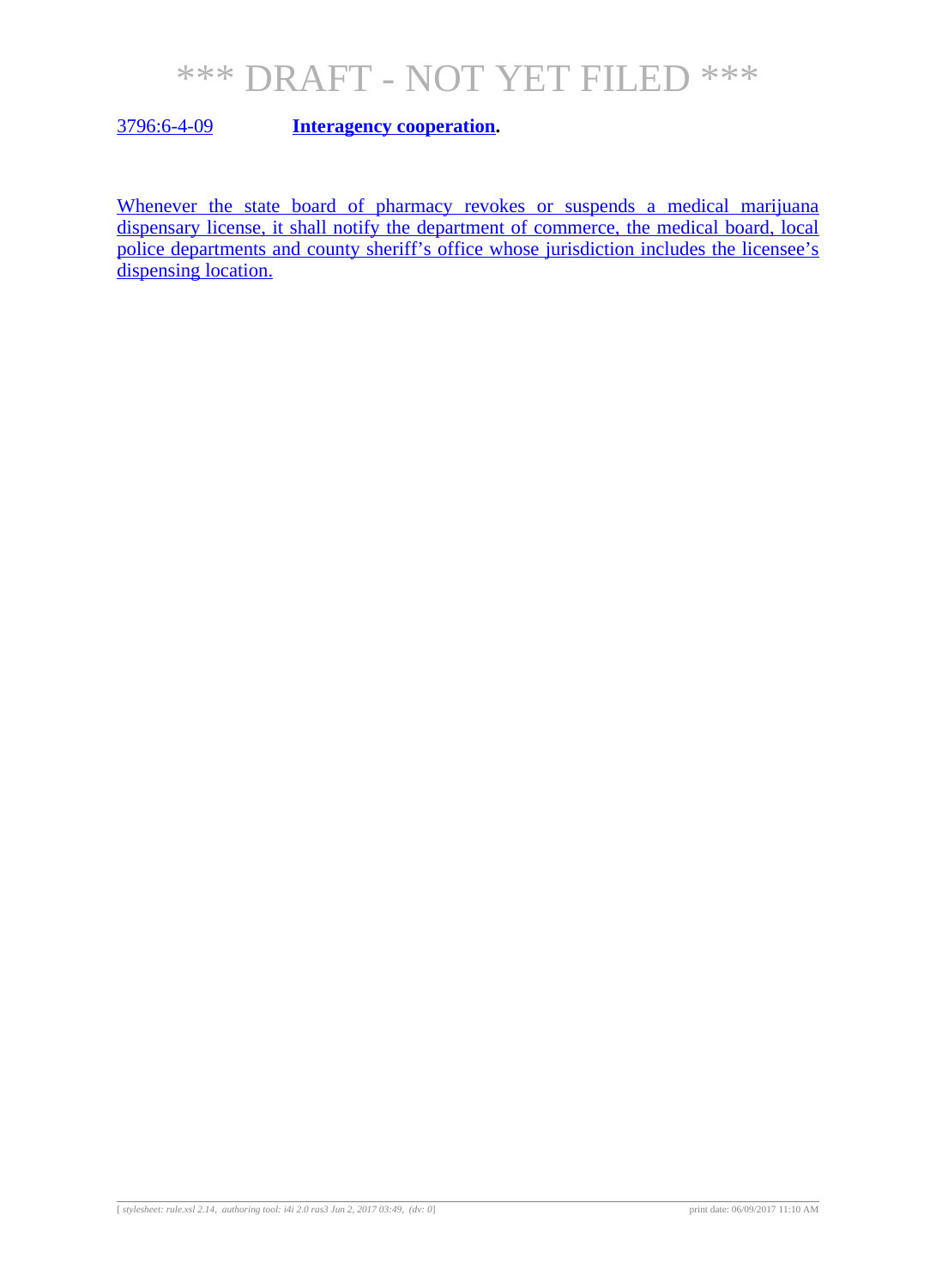*** DRAFT - NOT YET FILED ***

3796:6-4-09 **Interagency cooperation.**

Whenever the state board of pharmacy revokes or suspends a medical marijuana dispensary license, it shall notify the department of commerce, the medical board, local police departments and county sheriff's office whose jurisdiction includes the licensee's dispensing location.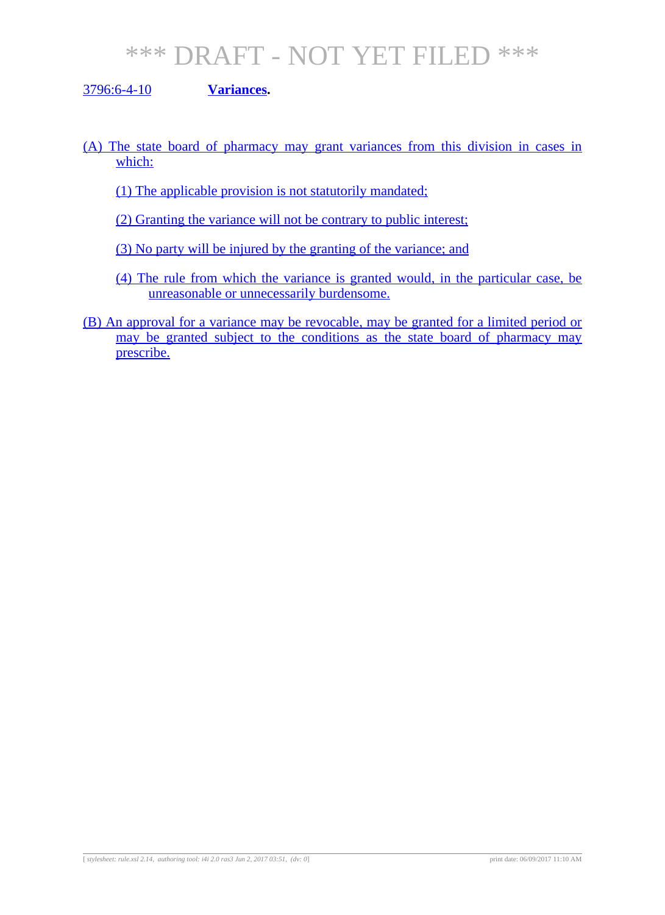# *** DRAFT - NOT YET FILED ***

**3796:6-4-10 Variances.**

(A) The state board of pharmacy may grant variances from this division in cases in which:

(1) The applicable provision is not statutorily mandated;

(2) Granting the variance will not be contrary to public interest;

(3) No party will be injured by the granting of the variance; and

(4) The rule from which the variance is granted would, in the particular case, be unreasonable or unnecessarily burdensome.

(B) An approval for a variance may be revocable, may be granted for a limited period or may be granted subject to the conditions as the state board of pharmacy may prescribe.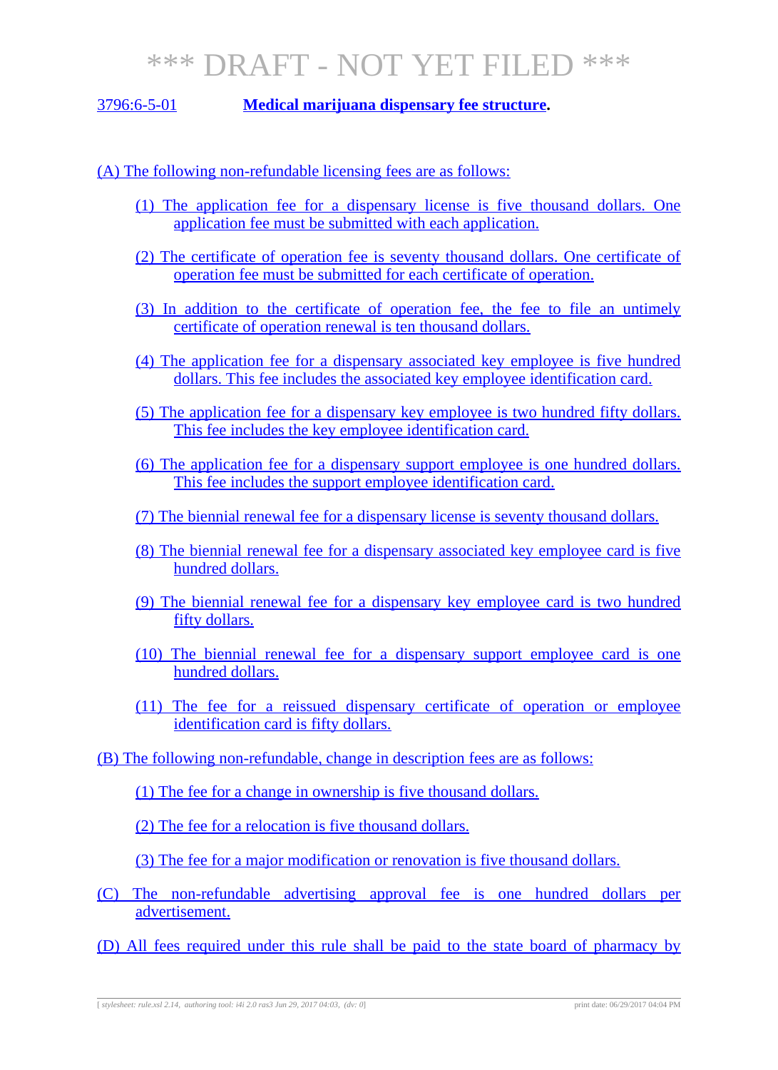# *** DRAFT - NOT YET FILED ***

3796:6-5-01 **Medical marijuana dispensary fee structure.**

(A) The following non-refundable licensing fees are as follows:

(1) The application fee for a dispensary license is five thousand dollars. One application fee must be submitted with each application.

(2) The certificate of operation fee is seventy thousand dollars. One certificate of operation fee must be submitted for each certificate of operation.

(3) In addition to the certificate of operation fee, the fee to file an untimely certificate of operation renewal is ten thousand dollars.

(4) The application fee for a dispensary associated key employee is five hundred dollars. This fee includes the associated key employee identification card.

(5) The application fee for a dispensary key employee is two hundred fifty dollars. This fee includes the key employee identification card.

(6) The application fee for a dispensary support employee is one hundred dollars. This fee includes the support employee identification card.

(7) The biennial renewal fee for a dispensary license is seventy thousand dollars.

(8) The biennial renewal fee for a dispensary associated key employee card is five hundred dollars.

(9) The biennial renewal fee for a dispensary key employee card is two hundred fifty dollars.

(10) The biennial renewal fee for a dispensary support employee card is one hundred dollars.

(11) The fee for a reissued dispensary certificate of operation or employee identification card is fifty dollars.

(B) The following non-refundable, change in description fees are as follows:

(1) The fee for a change in ownership is five thousand dollars.

(2) The fee for a relocation is five thousand dollars.

(3) The fee for a major modification or renovation is five thousand dollars.

(C) The non-refundable advertising approval fee is one hundred dollars per advertisement.

(D) All fees required under this rule shall be paid to the state board of pharmacy by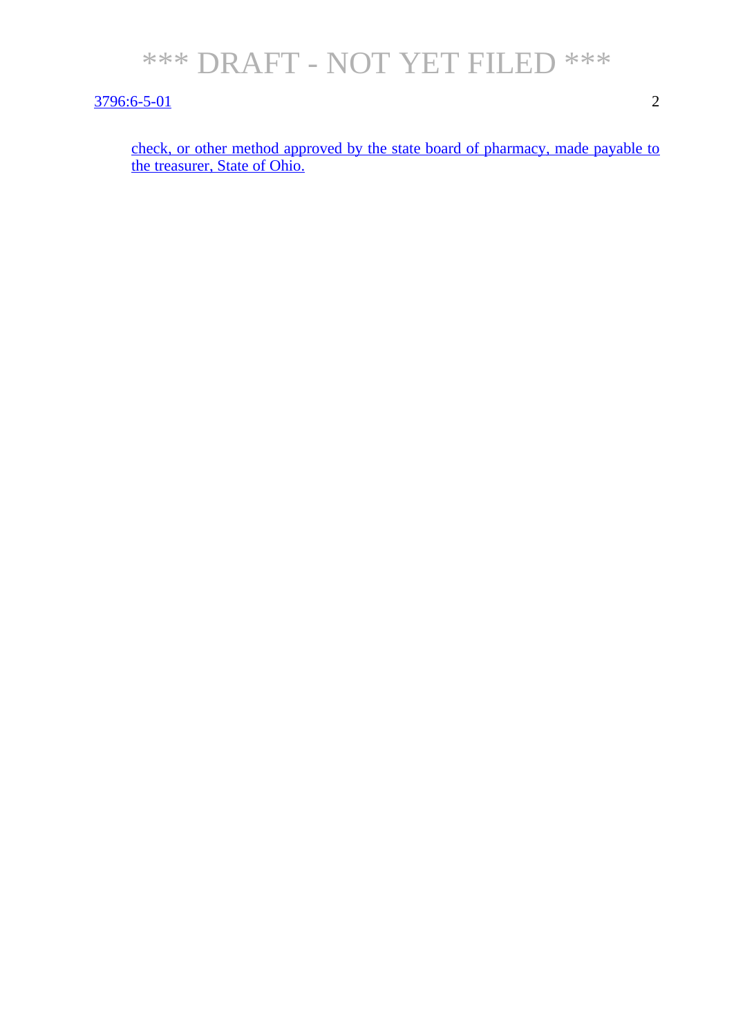check, or other method approved by the state board of pharmacy, made payable to the treasurer, State of Ohio.